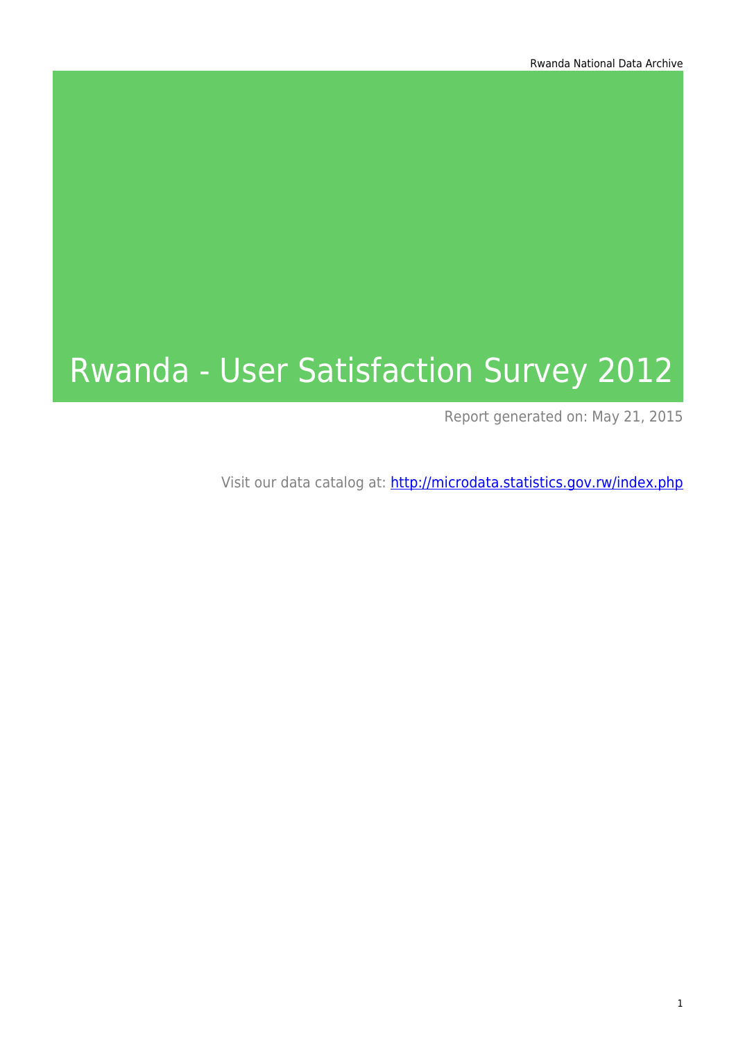# Rwanda - User Satisfaction Survey 2012

Report generated on: May 21, 2015

Visit our data catalog at: http://microdata.statistics.gov.rw/index.php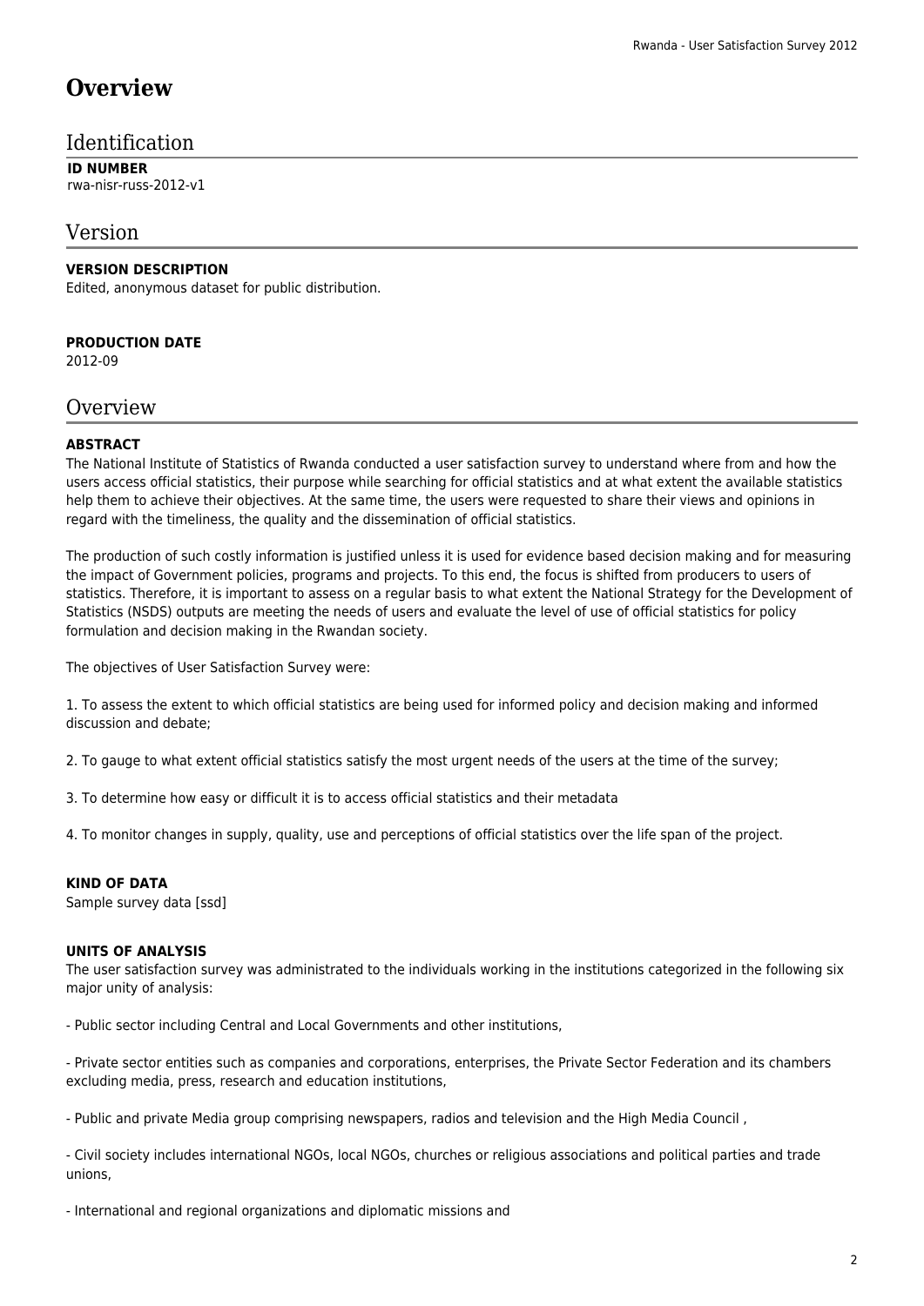# Overview

## Identification

**ID NUMBER**
rwa-nisr-russ-2012-v1

## Version

**VERSION DESCRIPTION**
Edited, anonymous dataset for public distribution.

**PRODUCTION DATE**
2012-09

## Overview

**ABSTRACT**
The National Institute of Statistics of Rwanda conducted a user satisfaction survey to understand where from and how the users access official statistics, their purpose while searching for official statistics and at what extent the available statistics help them to achieve their objectives. At the same time, the users were requested to share their views and opinions in regard with the timeliness, the quality and the dissemination of official statistics.

The production of such costly information is justified unless it is used for evidence based decision making and for measuring the impact of Government policies, programs and projects. To this end, the focus is shifted from producers to users of statistics. Therefore, it is important to assess on a regular basis to what extent the National Strategy for the Development of Statistics (NSDS) outputs are meeting the needs of users and evaluate the level of use of official statistics for policy formulation and decision making in the Rwandan society.

The objectives of User Satisfaction Survey were:

1. To assess the extent to which official statistics are being used for informed policy and decision making and informed discussion and debate;

2. To gauge to what extent official statistics satisfy the most urgent needs of the users at the time of the survey;

3. To determine how easy or difficult it is to access official statistics and their metadata

4. To monitor changes in supply, quality, use and perceptions of official statistics over the life span of the project.

**KIND OF DATA**
Sample survey data [ssd]

**UNITS OF ANALYSIS**
The user satisfaction survey was administrated to the individuals working in the institutions categorized in the following six major unity of analysis:

- Public sector including Central and Local Governments and other institutions,

- Private sector entities such as companies and corporations, enterprises, the Private Sector Federation and its chambers excluding media, press, research and education institutions,

- Public and private Media group comprising newspapers, radios and television and the High Media Council ,

- Civil society includes international NGOs, local NGOs, churches or religious associations and political parties and trade unions,

- International and regional organizations and diplomatic missions and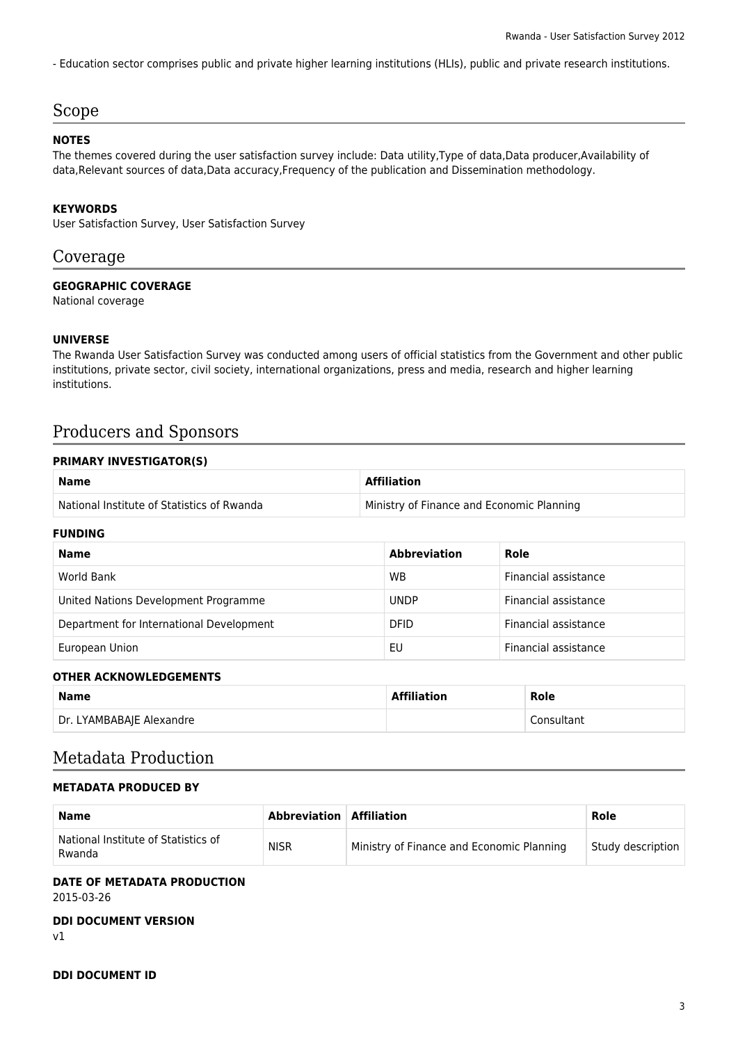- Education sector comprises public and private higher learning institutions (HLIs), public and private research institutions.

# Scope

### NOTES

The themes covered during the user satisfaction survey include: Data utility,Type of data,Data producer,Availability of data,Relevant sources of data,Data accuracy,Frequency of the publication and Dissemination methodology.

### KEYWORDS

User Satisfaction Survey, User Satisfaction Survey

# Coverage

### GEOGRAPHIC COVERAGE

National coverage

### UNIVERSE

The Rwanda User Satisfaction Survey was conducted among users of official statistics from the Government and other public institutions, private sector, civil society, international organizations, press and media, research and higher learning institutions.

# Producers and Sponsors

### PRIMARY INVESTIGATOR(S)

| Name | Affiliation |
|---|---|
| National Institute of Statistics of Rwanda | Ministry of Finance and Economic Planning |

### FUNDING

| Name | Abbreviation | Role |
|---|---|---|
| World Bank | WB | Financial assistance |
| United Nations Development Programme | UNDP | Financial assistance |
| Department for International Development | DFID | Financial assistance |
| European Union | EU | Financial assistance |

### OTHER ACKNOWLEDGEMENTS

| Name | Affiliation | Role |
|---|---|---|
| Dr. LYAMBABAJE Alexandre | | Consultant |

# Metadata Production

### METADATA PRODUCED BY

| Name | Abbreviation | Affiliation | Role |
|---|---|---|---|
| National Institute of Statistics of Rwanda | NISR | Ministry of Finance and Economic Planning | Study description |

### DATE OF METADATA PRODUCTION

2015-03-26

### DDI DOCUMENT VERSION

v1

### DDI DOCUMENT ID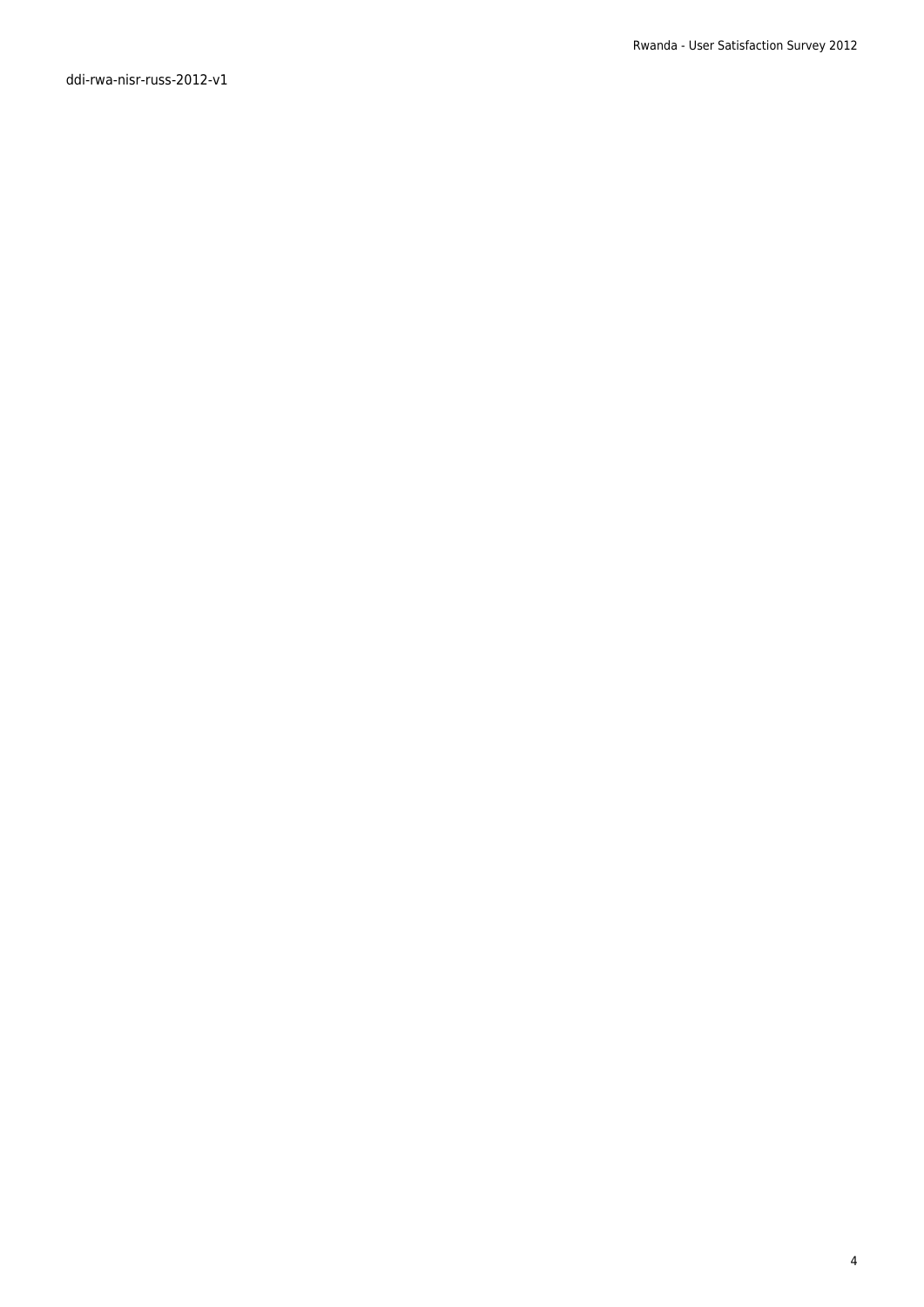ddi-rwa-nisr-russ-2012-v1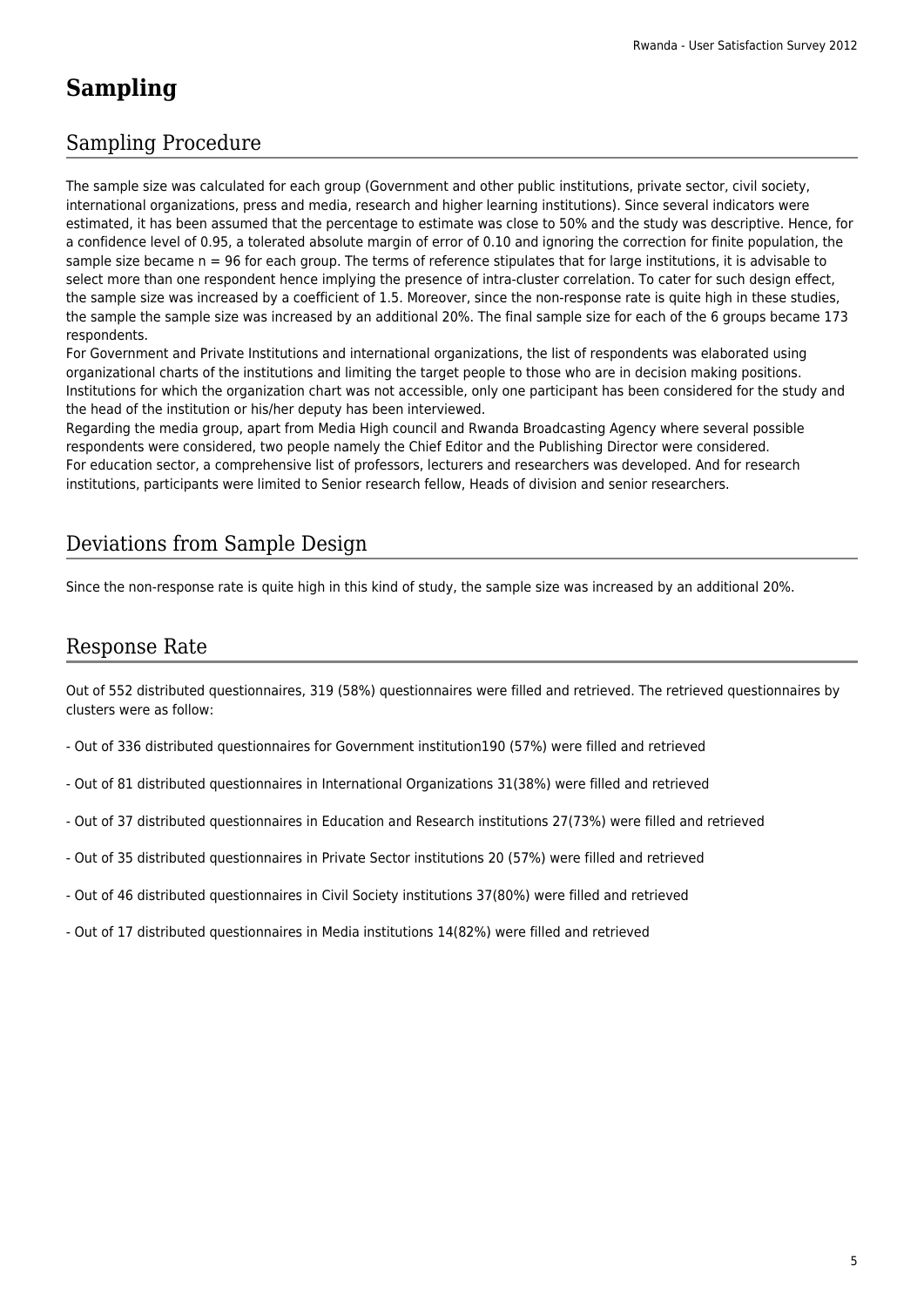# Sampling

## Sampling Procedure

The sample size was calculated for each group (Government and other public institutions, private sector, civil society, international organizations, press and media, research and higher learning institutions). Since several indicators were estimated, it has been assumed that the percentage to estimate was close to 50% and the study was descriptive. Hence, for a confidence level of 0.95, a tolerated absolute margin of error of 0.10 and ignoring the correction for finite population, the sample size became n = 96 for each group. The terms of reference stipulates that for large institutions, it is advisable to select more than one respondent hence implying the presence of intra-cluster correlation. To cater for such design effect, the sample size was increased by a coefficient of 1.5. Moreover, since the non-response rate is quite high in these studies, the sample the sample size was increased by an additional 20%. The final sample size for each of the 6 groups became 173 respondents.
For Government and Private Institutions and international organizations, the list of respondents was elaborated using organizational charts of the institutions and limiting the target people to those who are in decision making positions. Institutions for which the organization chart was not accessible, only one participant has been considered for the study and the head of the institution or his/her deputy has been interviewed.
Regarding the media group, apart from Media High council and Rwanda Broadcasting Agency where several possible respondents were considered, two people namely the Chief Editor and the Publishing Director were considered.
For education sector, a comprehensive list of professors, lecturers and researchers was developed. And for research institutions, participants were limited to Senior research fellow, Heads of division and senior researchers.

## Deviations from Sample Design

Since the non-response rate is quite high in this kind of study, the sample size was increased by an additional 20%.

## Response Rate

Out of 552 distributed questionnaires, 319 (58%) questionnaires were filled and retrieved. The retrieved questionnaires by clusters were as follow:

- Out of 336 distributed questionnaires for Government institution190 (57%) were filled and retrieved

- Out of 81 distributed questionnaires in International Organizations 31(38%) were filled and retrieved

- Out of 37 distributed questionnaires in Education and Research institutions 27(73%) were filled and retrieved

- Out of 35 distributed questionnaires in Private Sector institutions 20 (57%) were filled and retrieved

- Out of 46 distributed questionnaires in Civil Society institutions 37(80%) were filled and retrieved

- Out of 17 distributed questionnaires in Media institutions 14(82%) were filled and retrieved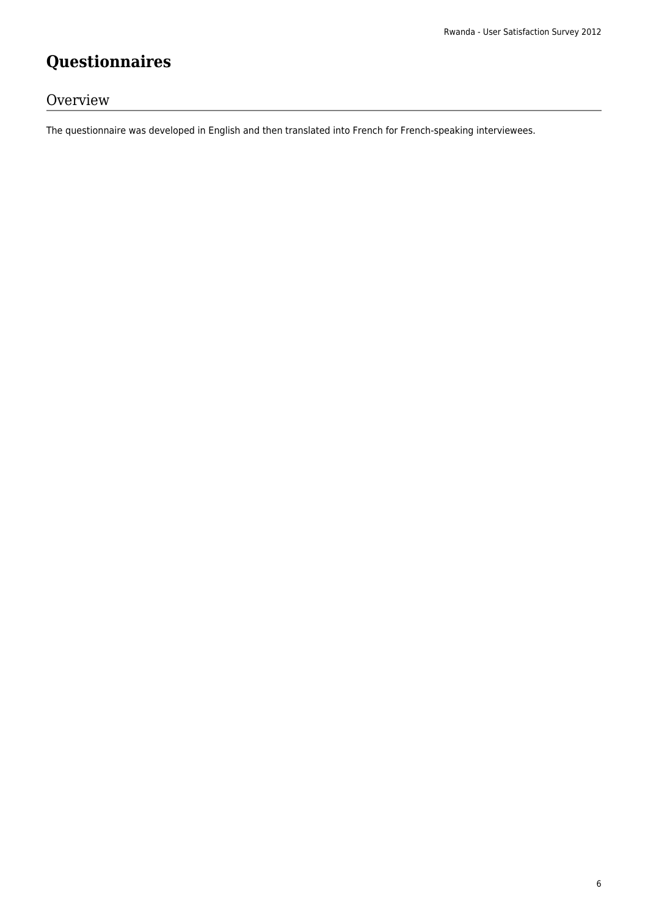# Questionnaires

## Overview

The questionnaire was developed in English and then translated into French for French-speaking interviewees.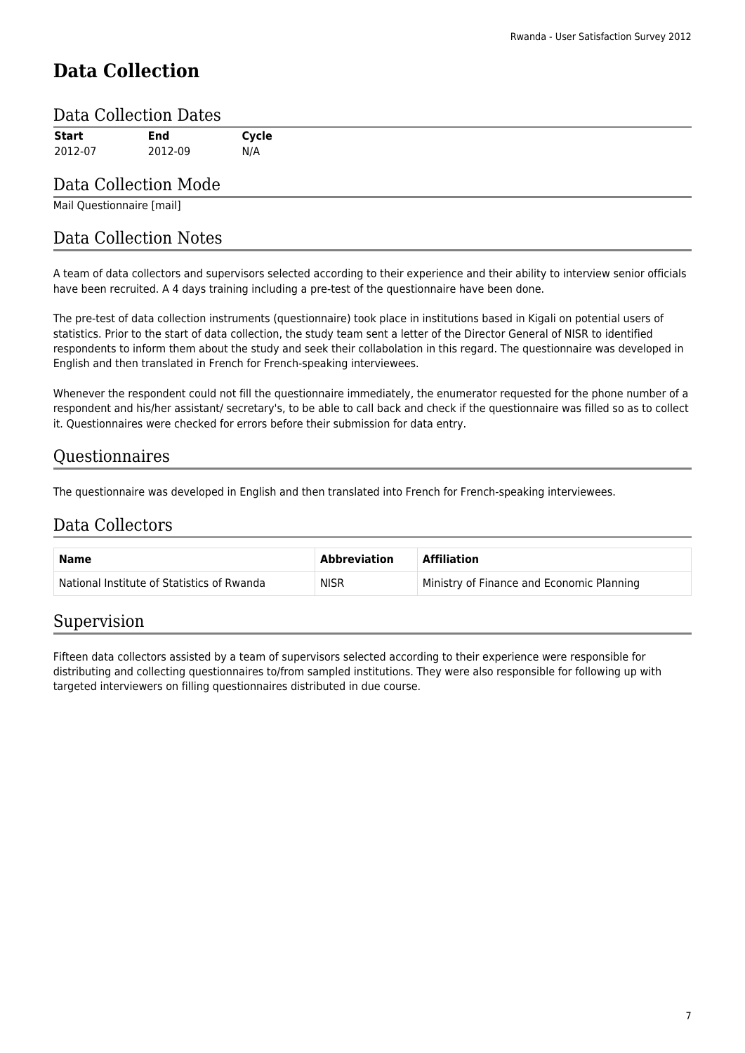# Data Collection

## Data Collection Dates

| Start | End | Cycle |
|---|---|---|
| 2012-07 | 2012-09 | N/A |

## Data Collection Mode

Mail Questionnaire [mail]

## Data Collection Notes

A team of data collectors and supervisors selected according to their experience and their ability to interview senior officials have been recruited. A 4 days training including a pre-test of the questionnaire have been done.

The pre-test of data collection instruments (questionnaire) took place in institutions based in Kigali on potential users of statistics. Prior to the start of data collection, the study team sent a letter of the Director General of NISR to identified respondents to inform them about the study and seek their collabolation in this regard. The questionnaire was developed in English and then translated in French for French-speaking interviewees.

Whenever the respondent could not fill the questionnaire immediately, the enumerator requested for the phone number of a respondent and his/her assistant/ secretary's, to be able to call back and check if the questionnaire was filled so as to collect it. Questionnaires were checked for errors before their submission for data entry.

## Questionnaires

The questionnaire was developed in English and then translated into French for French-speaking interviewees.

## Data Collectors

| Name | Abbreviation | Affiliation |
|---|---|---|
| National Institute of Statistics of Rwanda | NISR | Ministry of Finance and Economic Planning |

## Supervision

Fifteen data collectors assisted by a team of supervisors selected according to their experience were responsible for distributing and collecting questionnaires to/from sampled institutions. They were also responsible for following up with targeted interviewers on filling questionnaires distributed in due course.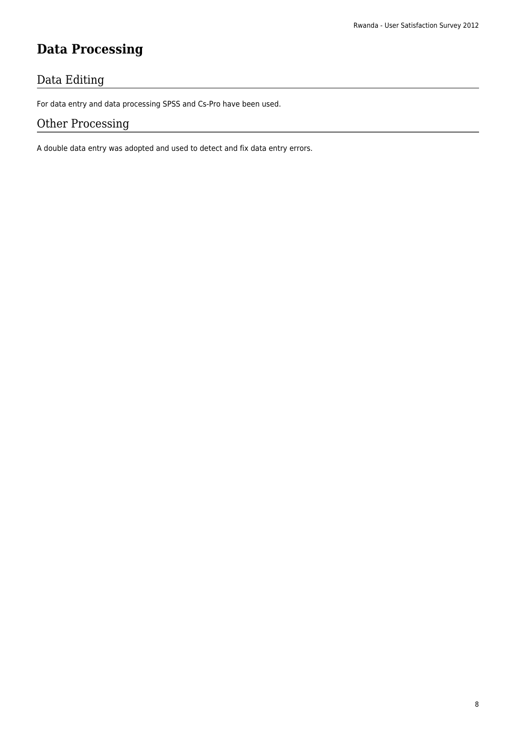# Data Processing

## Data Editing

For data entry and data processing SPSS and Cs-Pro have been used.

## Other Processing

A double data entry was adopted and used to detect and fix data entry errors.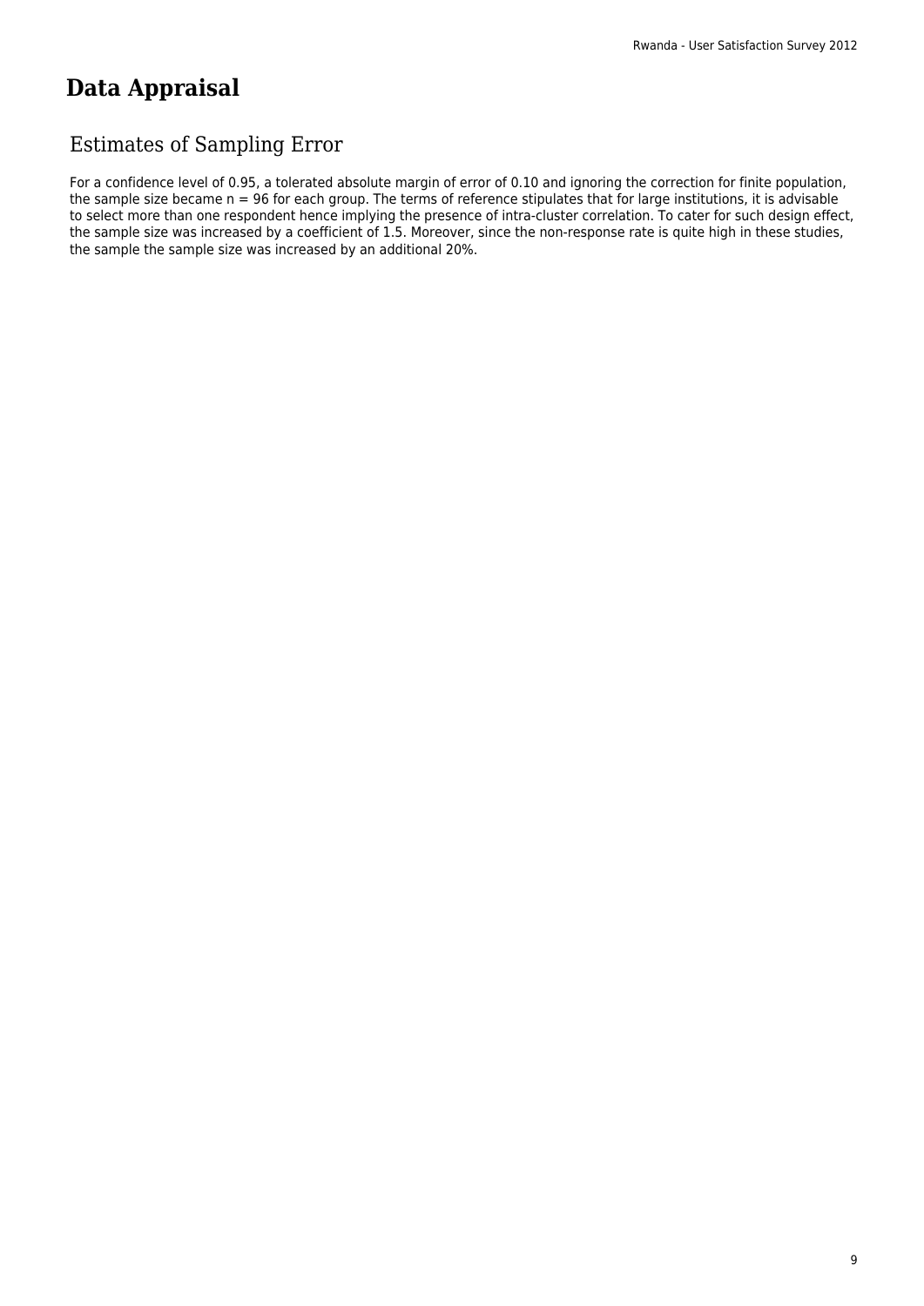# Data Appraisal

## Estimates of Sampling Error

For a confidence level of 0.95, a tolerated absolute margin of error of 0.10 and ignoring the correction for finite population, the sample size became n = 96 for each group. The terms of reference stipulates that for large institutions, it is advisable to select more than one respondent hence implying the presence of intra-cluster correlation. To cater for such design effect, the sample size was increased by a coefficient of 1.5. Moreover, since the non-response rate is quite high in these studies, the sample the sample size was increased by an additional 20%.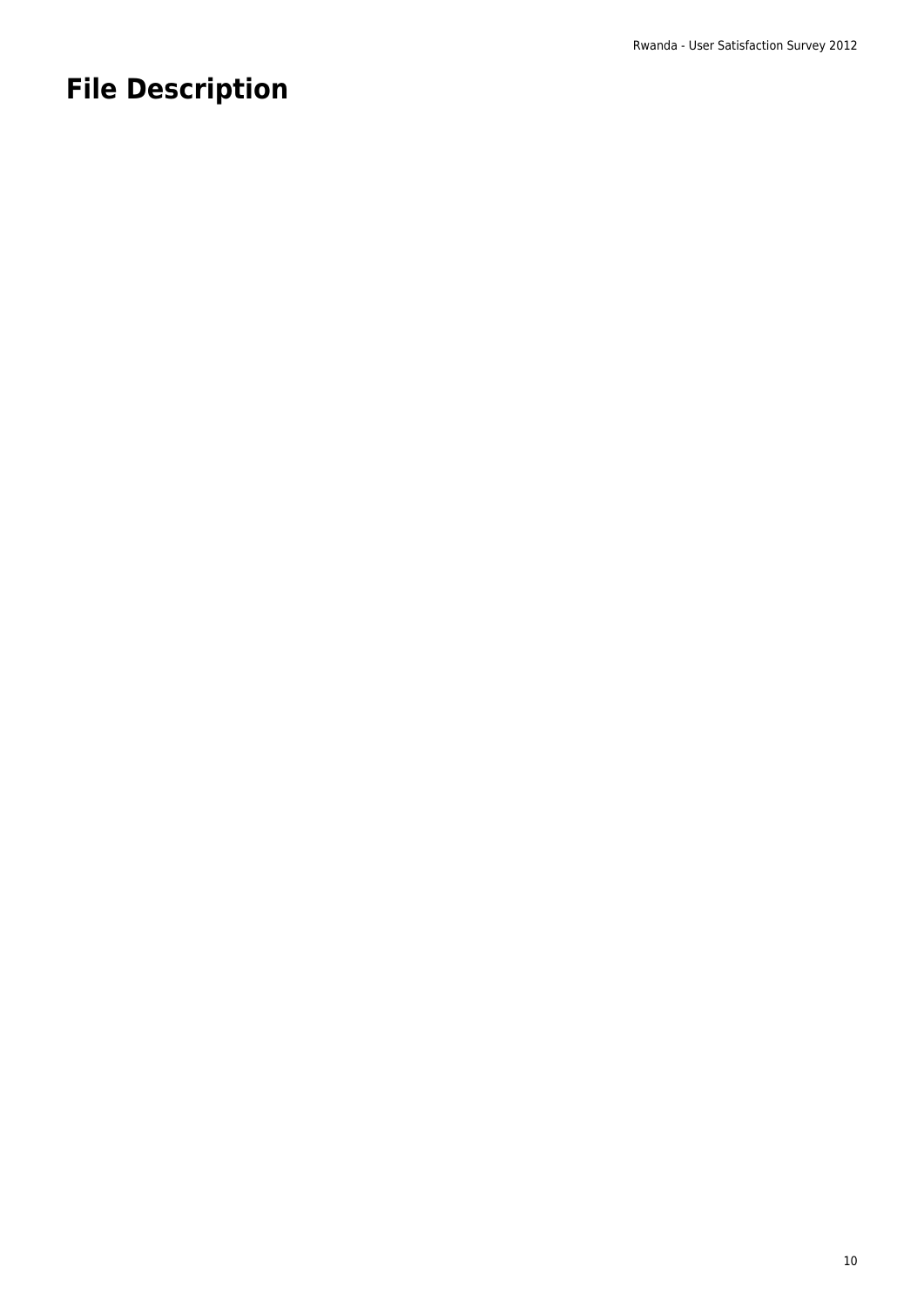# File Description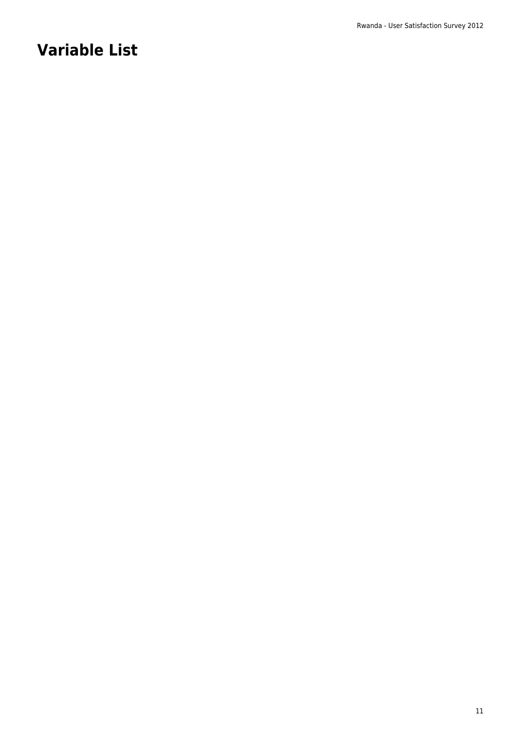# Variable List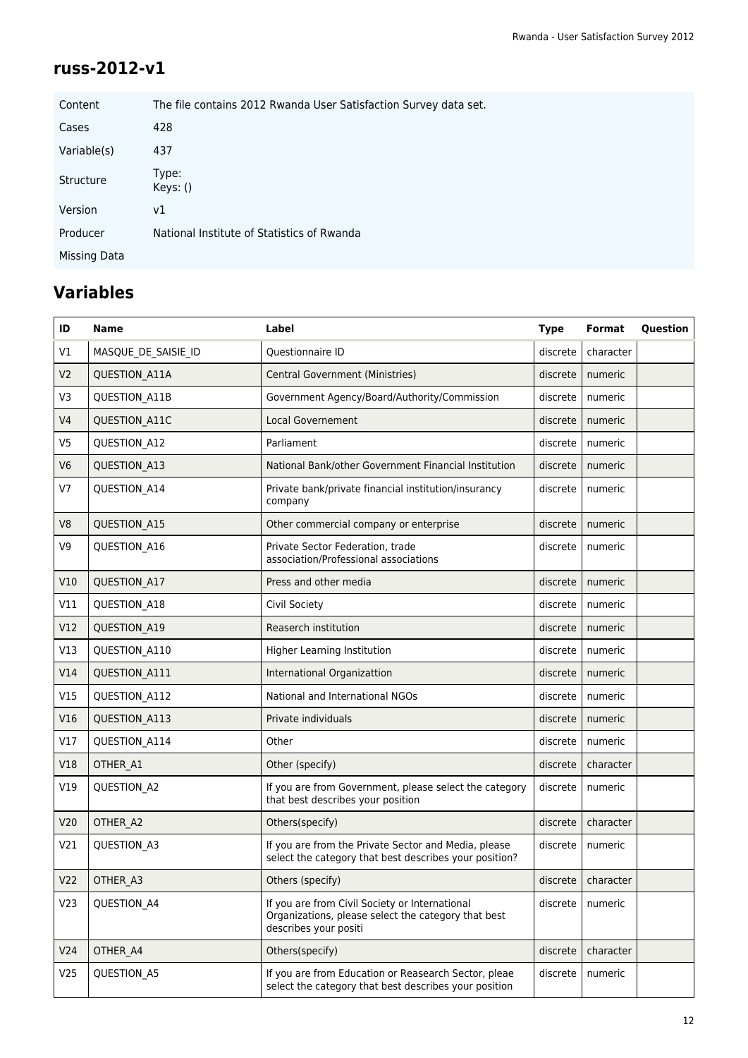## russ-2012-v1

| | |
|---|---|
| Content | The file contains 2012 Rwanda User Satisfaction Survey data set. |
| Cases | 428 |
| Variable(s) | 437 |
| Structure | Type:<br>Keys: () |
| Version | v1 |
| Producer | National Institute of Statistics of Rwanda |
| Missing Data | |

## Variables

| ID | Name | Label | Type | Format | Question |
|---|---|---|---|---|---|
| V1 | MASQUE_DE_SAISIE_ID | Questionnaire ID | discrete | character | |
| V2 | QUESTION_A11A | Central Government (Ministries) | discrete | numeric | |
| V3 | QUESTION_A11B | Government Agency/Board/Authority/Commission | discrete | numeric | |
| V4 | QUESTION_A11C | Local Governement | discrete | numeric | |
| V5 | QUESTION_A12 | Parliament | discrete | numeric | |
| V6 | QUESTION_A13 | National Bank/other Government Financial Institution | discrete | numeric | |
| V7 | QUESTION_A14 | Private bank/private financial institution/insurancy company | discrete | numeric | |
| V8 | QUESTION_A15 | Other commercial company or enterprise | discrete | numeric | |
| V9 | QUESTION_A16 | Private Sector Federation, trade association/Professional associations | discrete | numeric | |
| V10 | QUESTION_A17 | Press and other media | discrete | numeric | |
| V11 | QUESTION_A18 | Civil Society | discrete | numeric | |
| V12 | QUESTION_A19 | Reaserch institution | discrete | numeric | |
| V13 | QUESTION_A110 | Higher Learning Institution | discrete | numeric | |
| V14 | QUESTION_A111 | International Organizattion | discrete | numeric | |
| V15 | QUESTION_A112 | National and International NGOs | discrete | numeric | |
| V16 | QUESTION_A113 | Private individuals | discrete | numeric | |
| V17 | QUESTION_A114 | Other | discrete | numeric | |
| V18 | OTHER_A1 | Other (specify) | discrete | character | |
| V19 | QUESTION_A2 | If you are from Government, please select the category that best describes your position | discrete | numeric | |
| V20 | OTHER_A2 | Others(specify) | discrete | character | |
| V21 | QUESTION_A3 | If you are from the Private Sector and Media, please select the category that best describes your position? | discrete | numeric | |
| V22 | OTHER_A3 | Others (specify) | discrete | character | |
| V23 | QUESTION_A4 | If you are from Civil Society or International Organizations, please select the category that best describes your positi | discrete | numeric | |
| V24 | OTHER_A4 | Others(specify) | discrete | character | |
| V25 | QUESTION_A5 | If you are from Education or Reasearch Sector, pleae select the category that best describes your position | discrete | numeric | |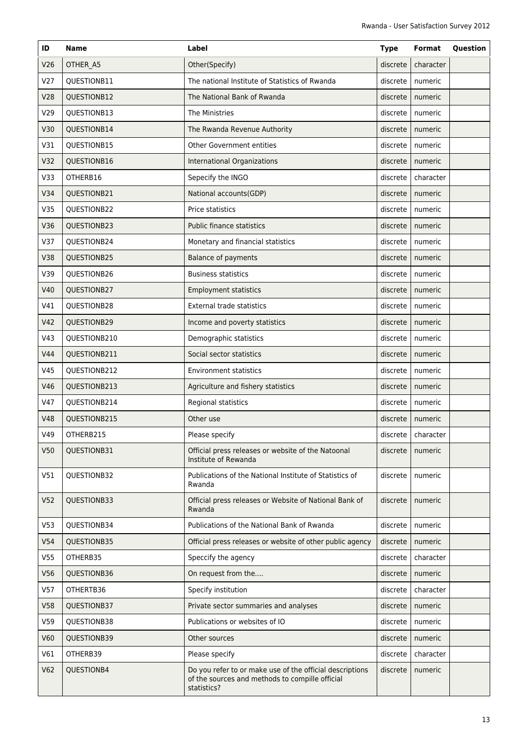| ID | Name | Label | Type | Format | Question |
| --- | --- | --- | --- | --- | --- |
| V26 | OTHER_A5 | Other(Specify) | discrete | character | |
| V27 | QUESTIONB11 | The national Institute of Statistics of Rwanda | discrete | numeric | |
| V28 | QUESTIONB12 | The National Bank of Rwanda | discrete | numeric | |
| V29 | QUESTIONB13 | The Ministries | discrete | numeric | |
| V30 | QUESTIONB14 | The Rwanda Revenue Authority | discrete | numeric | |
| V31 | QUESTIONB15 | Other Government entities | discrete | numeric | |
| V32 | QUESTIONB16 | International Organizations | discrete | numeric | |
| V33 | OTHERB16 | Sepecify the INGO | discrete | character | |
| V34 | QUESTIONB21 | National accounts(GDP) | discrete | numeric | |
| V35 | QUESTIONB22 | Price statistics | discrete | numeric | |
| V36 | QUESTIONB23 | Public finance statistics | discrete | numeric | |
| V37 | QUESTIONB24 | Monetary and financial statistics | discrete | numeric | |
| V38 | QUESTIONB25 | Balance of payments | discrete | numeric | |
| V39 | QUESTIONB26 | Business statistics | discrete | numeric | |
| V40 | QUESTIONB27 | Employment statistics | discrete | numeric | |
| V41 | QUESTIONB28 | External trade statistics | discrete | numeric | |
| V42 | QUESTIONB29 | Income and poverty statistics | discrete | numeric | |
| V43 | QUESTIONB210 | Demographic statistics | discrete | numeric | |
| V44 | QUESTIONB211 | Social sector statistics | discrete | numeric | |
| V45 | QUESTIONB212 | Environment statistics | discrete | numeric | |
| V46 | QUESTIONB213 | Agriculture and fishery statistics | discrete | numeric | |
| V47 | QUESTIONB214 | Regional statistics | discrete | numeric | |
| V48 | QUESTIONB215 | Other use | discrete | numeric | |
| V49 | OTHERB215 | Please specify | discrete | character | |
| V50 | QUESTIONB31 | Official press releases or website of the Natoonal Institute of Rewanda | discrete | numeric | |
| V51 | QUESTIONB32 | Publications of the National Institute of Statistics of Rwanda | discrete | numeric | |
| V52 | QUESTIONB33 | Official press releases or Website of National Bank of Rwanda | discrete | numeric | |
| V53 | QUESTIONB34 | Publications of the National Bank of Rwanda | discrete | numeric | |
| V54 | QUESTIONB35 | Official press releases or website of other public agency | discrete | numeric | |
| V55 | OTHERB35 | Speccify the agency | discrete | character | |
| V56 | QUESTIONB36 | On request from the.... | discrete | numeric | |
| V57 | OTHERTB36 | Specify institution | discrete | character | |
| V58 | QUESTIONB37 | Private sector summaries and analyses | discrete | numeric | |
| V59 | QUESTIONB38 | Publications or websites of IO | discrete | numeric | |
| V60 | QUESTIONB39 | Other sources | discrete | numeric | |
| V61 | OTHERB39 | Please specify | discrete | character | |
| V62 | QUESTIONB4 | Do you refer to or make use of the official descriptions of the sources and methods to compille official statistics? | discrete | numeric | |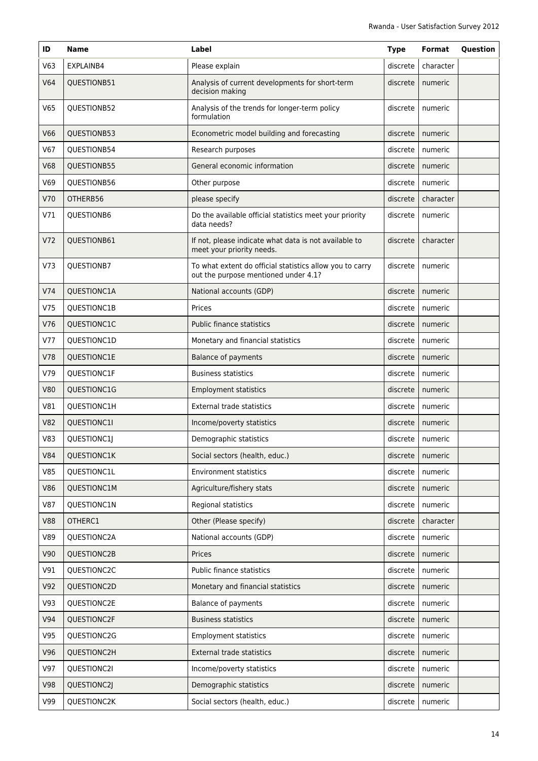| ID | Name | Label | Type | Format | Question |
| --- | --- | --- | --- | --- | --- |
| V63 | EXPLAINB4 | Please explain | discrete | character | |
| V64 | QUESTIONB51 | Analysis of current developments for short-term decision making | discrete | numeric | |
| V65 | QUESTIONB52 | Analysis of the trends for longer-term policy formulation | discrete | numeric | |
| V66 | QUESTIONB53 | Econometric model building and forecasting | discrete | numeric | |
| V67 | QUESTIONB54 | Research purposes | discrete | numeric | |
| V68 | QUESTIONB55 | General economic information | discrete | numeric | |
| V69 | QUESTIONB56 | Other purpose | discrete | numeric | |
| V70 | OTHERB56 | please specify | discrete | character | |
| V71 | QUESTIONB6 | Do the available official statistics meet your priority data needs? | discrete | numeric | |
| V72 | QUESTIONB61 | If not, please indicate what data is not available to meet your priority needs. | discrete | character | |
| V73 | QUESTIONB7 | To what extent do official statistics allow you to carry out the purpose mentioned under 4.1? | discrete | numeric | |
| V74 | QUESTIONC1A | National accounts (GDP) | discrete | numeric | |
| V75 | QUESTIONC1B | Prices | discrete | numeric | |
| V76 | QUESTIONC1C | Public finance statistics | discrete | numeric | |
| V77 | QUESTIONC1D | Monetary and financial statistics | discrete | numeric | |
| V78 | QUESTIONC1E | Balance of payments | discrete | numeric | |
| V79 | QUESTIONC1F | Business statistics | discrete | numeric | |
| V80 | QUESTIONC1G | Employment statistics | discrete | numeric | |
| V81 | QUESTIONC1H | External trade statistics | discrete | numeric | |
| V82 | QUESTIONC1I | Income/poverty statistics | discrete | numeric | |
| V83 | QUESTIONC1J | Demographic statistics | discrete | numeric | |
| V84 | QUESTIONC1K | Social sectors (health, educ.) | discrete | numeric | |
| V85 | QUESTIONC1L | Environment statistics | discrete | numeric | |
| V86 | QUESTIONC1M | Agriculture/fishery stats | discrete | numeric | |
| V87 | QUESTIONC1N | Regional statistics | discrete | numeric | |
| V88 | OTHERC1 | Other (Please specify) | discrete | character | |
| V89 | QUESTIONC2A | National accounts (GDP) | discrete | numeric | |
| V90 | QUESTIONC2B | Prices | discrete | numeric | |
| V91 | QUESTIONC2C | Public finance statistics | discrete | numeric | |
| V92 | QUESTIONC2D | Monetary and financial statistics | discrete | numeric | |
| V93 | QUESTIONC2E | Balance of payments | discrete | numeric | |
| V94 | QUESTIONC2F | Business statistics | discrete | numeric | |
| V95 | QUESTIONC2G | Employment statistics | discrete | numeric | |
| V96 | QUESTIONC2H | External trade statistics | discrete | numeric | |
| V97 | QUESTIONC2I | Income/poverty statistics | discrete | numeric | |
| V98 | QUESTIONC2J | Demographic statistics | discrete | numeric | |
| V99 | QUESTIONC2K | Social sectors (health, educ.) | discrete | numeric | |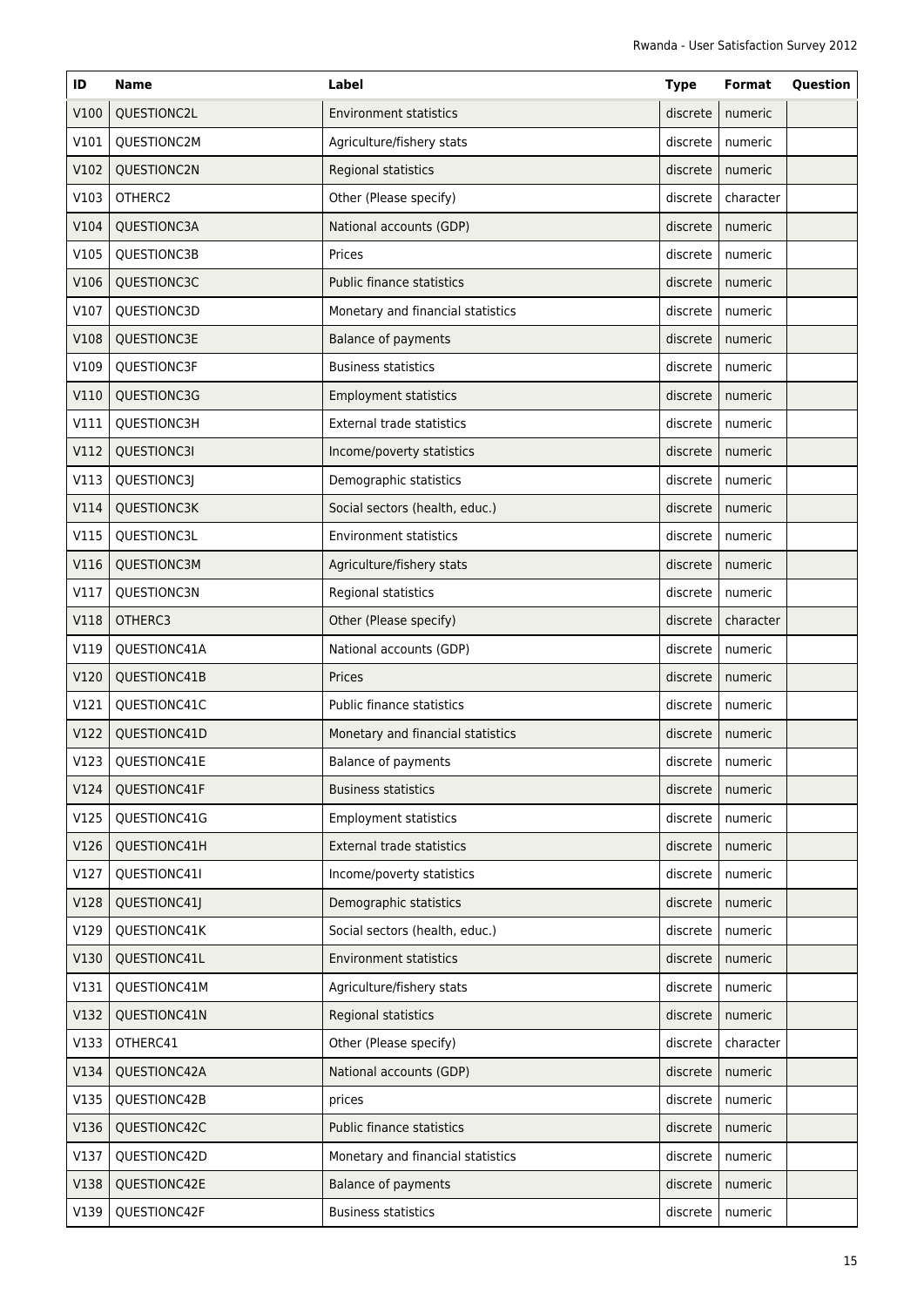| ID | Name | Label | Type | Format | Question |
| --- | --- | --- | --- | --- | --- |
| V100 | QUESTIONC2L | Environment statistics | discrete | numeric | |
| V101 | QUESTIONC2M | Agriculture/fishery stats | discrete | numeric | |
| V102 | QUESTIONC2N | Regional statistics | discrete | numeric | |
| V103 | OTHERC2 | Other (Please specify) | discrete | character | |
| V104 | QUESTIONC3A | National accounts (GDP) | discrete | numeric | |
| V105 | QUESTIONC3B | Prices | discrete | numeric | |
| V106 | QUESTIONC3C | Public finance statistics | discrete | numeric | |
| V107 | QUESTIONC3D | Monetary and financial statistics | discrete | numeric | |
| V108 | QUESTIONC3E | Balance of payments | discrete | numeric | |
| V109 | QUESTIONC3F | Business statistics | discrete | numeric | |
| V110 | QUESTIONC3G | Employment statistics | discrete | numeric | |
| V111 | QUESTIONC3H | External trade statistics | discrete | numeric | |
| V112 | QUESTIONC3I | Income/poverty statistics | discrete | numeric | |
| V113 | QUESTIONC3J | Demographic statistics | discrete | numeric | |
| V114 | QUESTIONC3K | Social sectors (health, educ.) | discrete | numeric | |
| V115 | QUESTIONC3L | Environment statistics | discrete | numeric | |
| V116 | QUESTIONC3M | Agriculture/fishery stats | discrete | numeric | |
| V117 | QUESTIONC3N | Regional statistics | discrete | numeric | |
| V118 | OTHERC3 | Other (Please specify) | discrete | character | |
| V119 | QUESTIONC41A | National accounts (GDP) | discrete | numeric | |
| V120 | QUESTIONC41B | Prices | discrete | numeric | |
| V121 | QUESTIONC41C | Public finance statistics | discrete | numeric | |
| V122 | QUESTIONC41D | Monetary and financial statistics | discrete | numeric | |
| V123 | QUESTIONC41E | Balance of payments | discrete | numeric | |
| V124 | QUESTIONC41F | Business statistics | discrete | numeric | |
| V125 | QUESTIONC41G | Employment statistics | discrete | numeric | |
| V126 | QUESTIONC41H | External trade statistics | discrete | numeric | |
| V127 | QUESTIONC41I | Income/poverty statistics | discrete | numeric | |
| V128 | QUESTIONC41J | Demographic statistics | discrete | numeric | |
| V129 | QUESTIONC41K | Social sectors (health, educ.) | discrete | numeric | |
| V130 | QUESTIONC41L | Environment statistics | discrete | numeric | |
| V131 | QUESTIONC41M | Agriculture/fishery stats | discrete | numeric | |
| V132 | QUESTIONC41N | Regional statistics | discrete | numeric | |
| V133 | OTHERC41 | Other (Please specify) | discrete | character | |
| V134 | QUESTIONC42A | National accounts (GDP) | discrete | numeric | |
| V135 | QUESTIONC42B | prices | discrete | numeric | |
| V136 | QUESTIONC42C | Public finance statistics | discrete | numeric | |
| V137 | QUESTIONC42D | Monetary and financial statistics | discrete | numeric | |
| V138 | QUESTIONC42E | Balance of payments | discrete | numeric | |
| V139 | QUESTIONC42F | Business statistics | discrete | numeric | |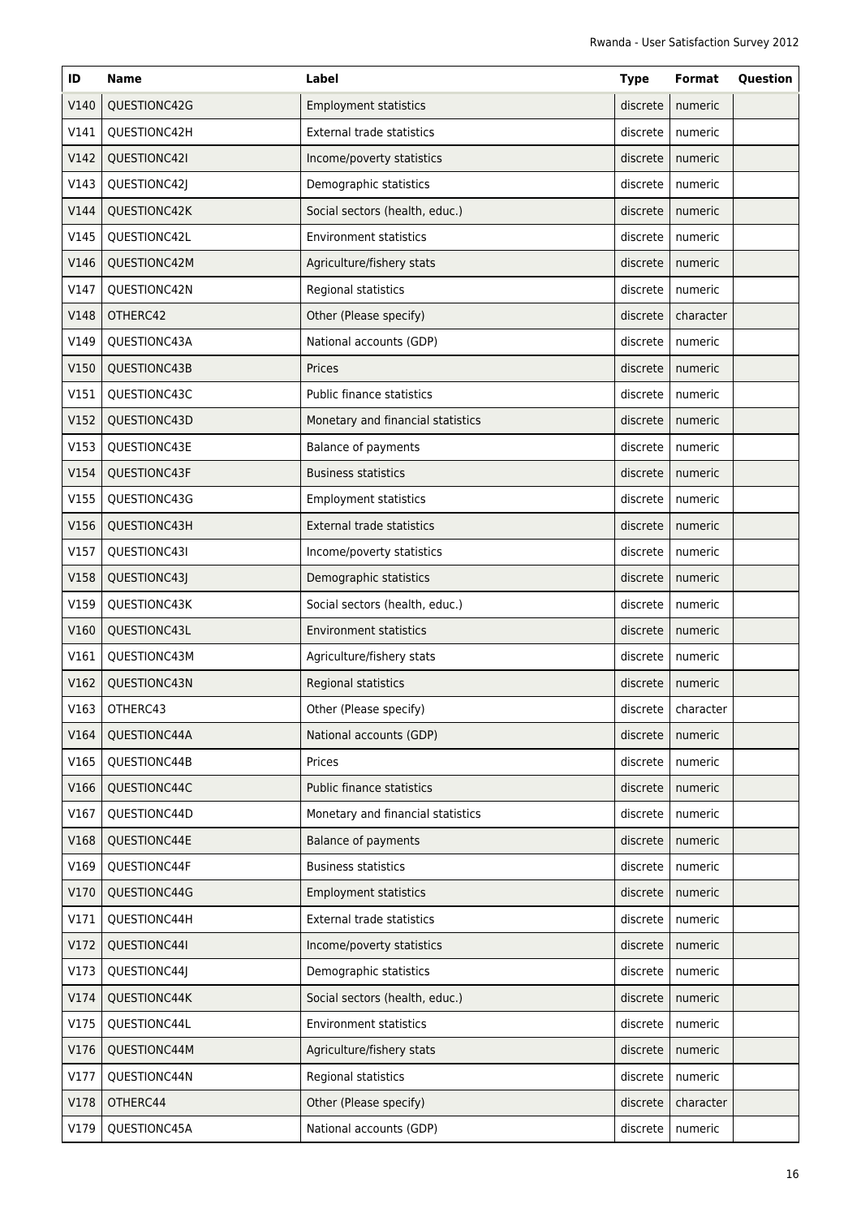| ID | Name | Label | Type | Format | Question |
|---|---|---|---|---|---|
| V140 | QUESTIONC42G | Employment statistics | discrete | numeric | |
| V141 | QUESTIONC42H | External trade statistics | discrete | numeric | |
| V142 | QUESTIONC42I | Income/poverty statistics | discrete | numeric | |
| V143 | QUESTIONC42J | Demographic statistics | discrete | numeric | |
| V144 | QUESTIONC42K | Social sectors (health, educ.) | discrete | numeric | |
| V145 | QUESTIONC42L | Environment statistics | discrete | numeric | |
| V146 | QUESTIONC42M | Agriculture/fishery stats | discrete | numeric | |
| V147 | QUESTIONC42N | Regional statistics | discrete | numeric | |
| V148 | OTHERC42 | Other (Please specify) | discrete | character | |
| V149 | QUESTIONC43A | National accounts (GDP) | discrete | numeric | |
| V150 | QUESTIONC43B | Prices | discrete | numeric | |
| V151 | QUESTIONC43C | Public finance statistics | discrete | numeric | |
| V152 | QUESTIONC43D | Monetary and financial statistics | discrete | numeric | |
| V153 | QUESTIONC43E | Balance of payments | discrete | numeric | |
| V154 | QUESTIONC43F | Business statistics | discrete | numeric | |
| V155 | QUESTIONC43G | Employment statistics | discrete | numeric | |
| V156 | QUESTIONC43H | External trade statistics | discrete | numeric | |
| V157 | QUESTIONC43I | Income/poverty statistics | discrete | numeric | |
| V158 | QUESTIONC43J | Demographic statistics | discrete | numeric | |
| V159 | QUESTIONC43K | Social sectors (health, educ.) | discrete | numeric | |
| V160 | QUESTIONC43L | Environment statistics | discrete | numeric | |
| V161 | QUESTIONC43M | Agriculture/fishery stats | discrete | numeric | |
| V162 | QUESTIONC43N | Regional statistics | discrete | numeric | |
| V163 | OTHERC43 | Other (Please specify) | discrete | character | |
| V164 | QUESTIONC44A | National accounts (GDP) | discrete | numeric | |
| V165 | QUESTIONC44B | Prices | discrete | numeric | |
| V166 | QUESTIONC44C | Public finance statistics | discrete | numeric | |
| V167 | QUESTIONC44D | Monetary and financial statistics | discrete | numeric | |
| V168 | QUESTIONC44E | Balance of payments | discrete | numeric | |
| V169 | QUESTIONC44F | Business statistics | discrete | numeric | |
| V170 | QUESTIONC44G | Employment statistics | discrete | numeric | |
| V171 | QUESTIONC44H | External trade statistics | discrete | numeric | |
| V172 | QUESTIONC44I | Income/poverty statistics | discrete | numeric | |
| V173 | QUESTIONC44J | Demographic statistics | discrete | numeric | |
| V174 | QUESTIONC44K | Social sectors (health, educ.) | discrete | numeric | |
| V175 | QUESTIONC44L | Environment statistics | discrete | numeric | |
| V176 | QUESTIONC44M | Agriculture/fishery stats | discrete | numeric | |
| V177 | QUESTIONC44N | Regional statistics | discrete | numeric | |
| V178 | OTHERC44 | Other (Please specify) | discrete | character | |
| V179 | QUESTIONC45A | National accounts (GDP) | discrete | numeric | |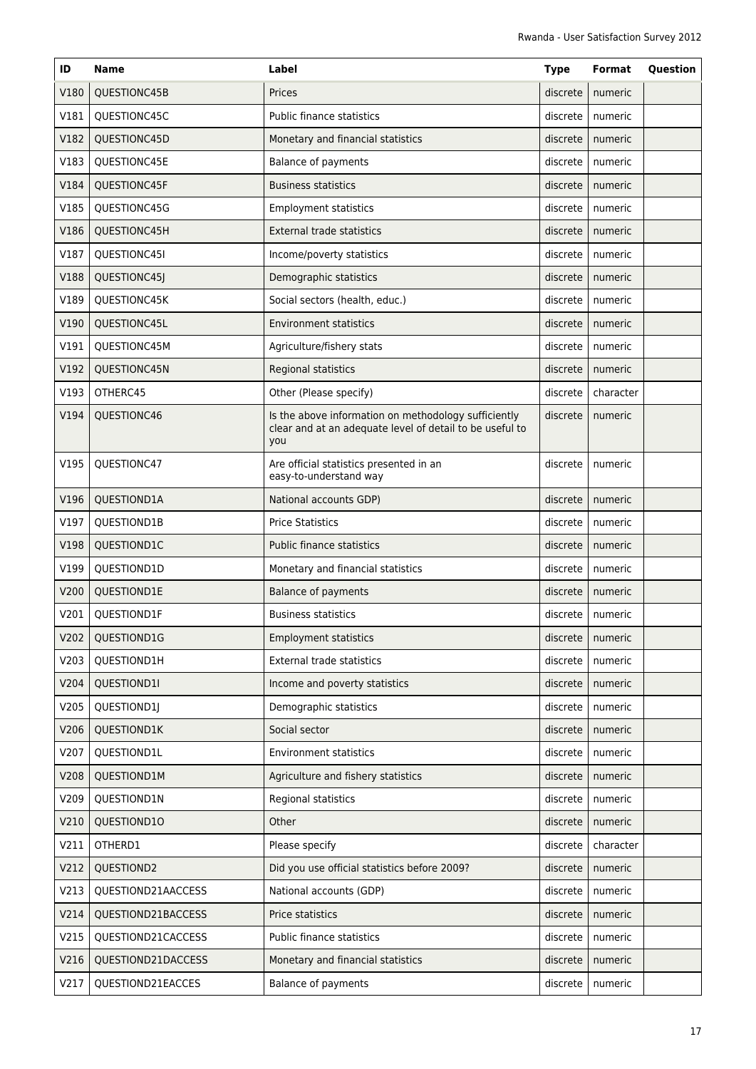| ID | Name | Label | Type | Format | Question |
|---|---|---|---|---|---|
| V180 | QUESTIONC45B | Prices | discrete | numeric | |
| V181 | QUESTIONC45C | Public finance statistics | discrete | numeric | |
| V182 | QUESTIONC45D | Monetary and financial statistics | discrete | numeric | |
| V183 | QUESTIONC45E | Balance of payments | discrete | numeric | |
| V184 | QUESTIONC45F | Business statistics | discrete | numeric | |
| V185 | QUESTIONC45G | Employment statistics | discrete | numeric | |
| V186 | QUESTIONC45H | External trade statistics | discrete | numeric | |
| V187 | QUESTIONC45I | Income/poverty statistics | discrete | numeric | |
| V188 | QUESTIONC45J | Demographic statistics | discrete | numeric | |
| V189 | QUESTIONC45K | Social sectors (health, educ.) | discrete | numeric | |
| V190 | QUESTIONC45L | Environment statistics | discrete | numeric | |
| V191 | QUESTIONC45M | Agriculture/fishery stats | discrete | numeric | |
| V192 | QUESTIONC45N | Regional statistics | discrete | numeric | |
| V193 | OTHERC45 | Other (Please specify) | discrete | character | |
| V194 | QUESTIONC46 | Is the above information on methodology sufficiently clear and at an adequate level of detail to be useful to you | discrete | numeric | |
| V195 | QUESTIONC47 | Are official statistics presented in an easy-to-understand way | discrete | numeric | |
| V196 | QUESTIOND1A | National accounts GDP) | discrete | numeric | |
| V197 | QUESTIOND1B | Price Statistics | discrete | numeric | |
| V198 | QUESTIOND1C | Public finance statistics | discrete | numeric | |
| V199 | QUESTIOND1D | Monetary and financial statistics | discrete | numeric | |
| V200 | QUESTIOND1E | Balance of payments | discrete | numeric | |
| V201 | QUESTIOND1F | Business statistics | discrete | numeric | |
| V202 | QUESTIOND1G | Employment statistics | discrete | numeric | |
| V203 | QUESTIOND1H | External trade statistics | discrete | numeric | |
| V204 | QUESTIOND1I | Income and poverty statistics | discrete | numeric | |
| V205 | QUESTIOND1J | Demographic statistics | discrete | numeric | |
| V206 | QUESTIOND1K | Social sector | discrete | numeric | |
| V207 | QUESTIOND1L | Environment statistics | discrete | numeric | |
| V208 | QUESTIOND1M | Agriculture and fishery statistics | discrete | numeric | |
| V209 | QUESTIOND1N | Regional statistics | discrete | numeric | |
| V210 | QUESTIOND1O | Other | discrete | numeric | |
| V211 | OTHERD1 | Please specify | discrete | character | |
| V212 | QUESTIOND2 | Did you use official statistics before 2009? | discrete | numeric | |
| V213 | QUESTIOND21AACCESS | National accounts (GDP) | discrete | numeric | |
| V214 | QUESTIOND21BACCESS | Price statistics | discrete | numeric | |
| V215 | QUESTIOND21CACCESS | Public finance statistics | discrete | numeric | |
| V216 | QUESTIOND21DACCESS | Monetary and financial statistics | discrete | numeric | |
| V217 | QUESTIOND21EACCES | Balance of payments | discrete | numeric | |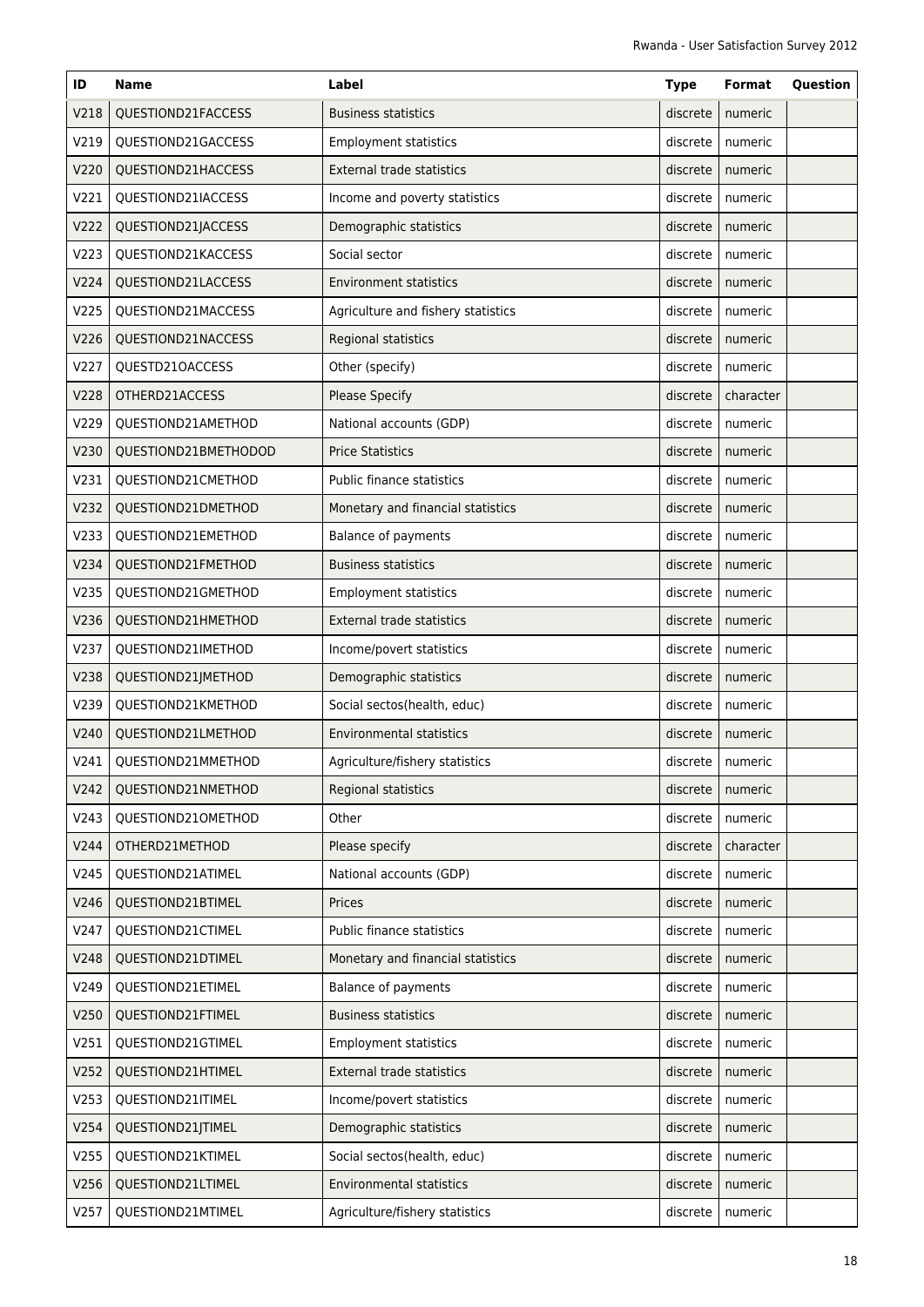| ID | Name | Label | Type | Format | Question |
|---|---|---|---|---|---|
| V218 | QUESTIOND21FACCESS | Business statistics | discrete | numeric | |
| V219 | QUESTIOND21GACCESS | Employment statistics | discrete | numeric | |
| V220 | QUESTIOND21HACCESS | External trade statistics | discrete | numeric | |
| V221 | QUESTIOND21IACCESS | Income and poverty statistics | discrete | numeric | |
| V222 | QUESTIOND21JACCESS | Demographic statistics | discrete | numeric | |
| V223 | QUESTIOND21KACCESS | Social sector | discrete | numeric | |
| V224 | QUESTIOND21LACCESS | Environment statistics | discrete | numeric | |
| V225 | QUESTIOND21MACCESS | Agriculture and fishery statistics | discrete | numeric | |
| V226 | QUESTIOND21NACCESS | Regional statistics | discrete | numeric | |
| V227 | QUESTD21OACCESS | Other (specify) | discrete | numeric | |
| V228 | OTHERD21ACCESS | Please Specify | discrete | character | |
| V229 | QUESTIOND21AMETHOD | National accounts (GDP) | discrete | numeric | |
| V230 | QUESTIOND21BMETHODOD | Price Statistics | discrete | numeric | |
| V231 | QUESTIOND21CMETHOD | Public finance statistics | discrete | numeric | |
| V232 | QUESTIOND21DMETHOD | Monetary and financial statistics | discrete | numeric | |
| V233 | QUESTIOND21EMETHOD | Balance of payments | discrete | numeric | |
| V234 | QUESTIOND21FMETHOD | Business statistics | discrete | numeric | |
| V235 | QUESTIOND21GMETHOD | Employment statistics | discrete | numeric | |
| V236 | QUESTIOND21HMETHOD | External trade statistics | discrete | numeric | |
| V237 | QUESTIOND21IMETHOD | Income/povert statistics | discrete | numeric | |
| V238 | QUESTIOND21JMETHOD | Demographic statistics | discrete | numeric | |
| V239 | QUESTIOND21KMETHOD | Social sectos(health, educ) | discrete | numeric | |
| V240 | QUESTIOND21LMETHOD | Environmental statistics | discrete | numeric | |
| V241 | QUESTIOND21MMETHOD | Agriculture/fishery statistics | discrete | numeric | |
| V242 | QUESTIOND21NMETHOD | Regional statistics | discrete | numeric | |
| V243 | QUESTIOND21OMETHOD | Other | discrete | numeric | |
| V244 | OTHERD21METHOD | Please specify | discrete | character | |
| V245 | QUESTIOND21ATIMEL | National accounts (GDP) | discrete | numeric | |
| V246 | QUESTIOND21BTIMEL | Prices | discrete | numeric | |
| V247 | QUESTIOND21CTIMEL | Public finance statistics | discrete | numeric | |
| V248 | QUESTIOND21DTIMEL | Monetary and financial statistics | discrete | numeric | |
| V249 | QUESTIOND21ETIMEL | Balance of payments | discrete | numeric | |
| V250 | QUESTIOND21FTIMEL | Business statistics | discrete | numeric | |
| V251 | QUESTIOND21GTIMEL | Employment statistics | discrete | numeric | |
| V252 | QUESTIOND21HTIMEL | External trade statistics | discrete | numeric | |
| V253 | QUESTIOND21ITIMEL | Income/povert statistics | discrete | numeric | |
| V254 | QUESTIOND21JTIMEL | Demographic statistics | discrete | numeric | |
| V255 | QUESTIOND21KTIMEL | Social sectos(health, educ) | discrete | numeric | |
| V256 | QUESTIOND21LTIMEL | Environmental statistics | discrete | numeric | |
| V257 | QUESTIOND21MTIMEL | Agriculture/fishery statistics | discrete | numeric | |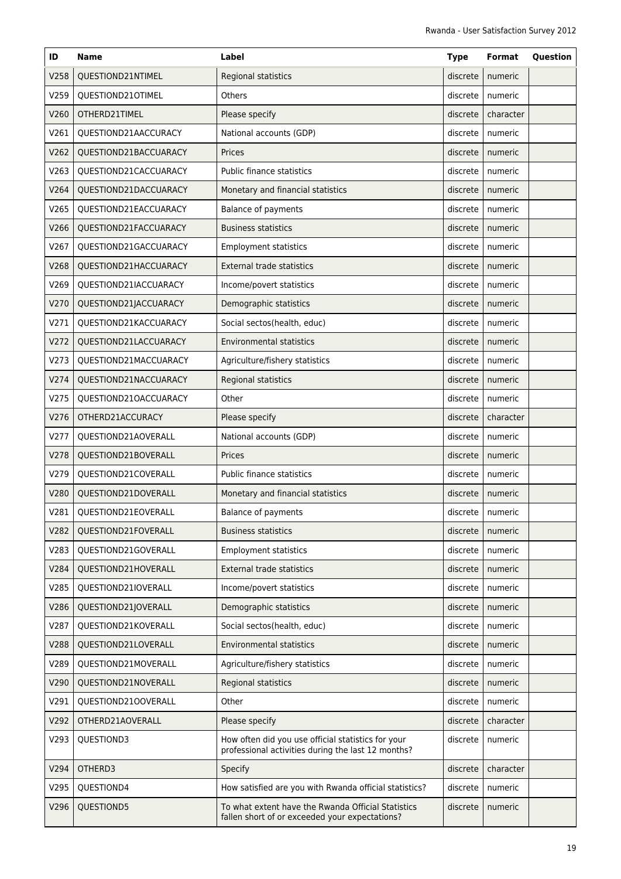| ID | Name | Label | Type | Format | Question |
|---|---|---|---|---|---|
| V258 | QUESTIOND21NTIMEL | Regional statistics | discrete | numeric | |
| V259 | QUESTIOND21OTIMEL | Others | discrete | numeric | |
| V260 | OTHERD21TIMEL | Please specify | discrete | character | |
| V261 | QUESTIOND21AACCURACY | National accounts (GDP) | discrete | numeric | |
| V262 | QUESTIOND21BACCUARACY | Prices | discrete | numeric | |
| V263 | QUESTIOND21CACCUARACY | Public finance statistics | discrete | numeric | |
| V264 | QUESTIOND21DACCUARACY | Monetary and financial statistics | discrete | numeric | |
| V265 | QUESTIOND21EACCUARACY | Balance of payments | discrete | numeric | |
| V266 | QUESTIOND21FACCUARACY | Business statistics | discrete | numeric | |
| V267 | QUESTIOND21GACCUARACY | Employment statistics | discrete | numeric | |
| V268 | QUESTIOND21HACCUARACY | External trade statistics | discrete | numeric | |
| V269 | QUESTIOND21IACCUARACY | Income/povert statistics | discrete | numeric | |
| V270 | QUESTIOND21JACCUARACY | Demographic statistics | discrete | numeric | |
| V271 | QUESTIOND21KACCUARACY | Social sectos(health, educ) | discrete | numeric | |
| V272 | QUESTIOND21LACCUARACY | Environmental statistics | discrete | numeric | |
| V273 | QUESTIOND21MACCUARACY | Agriculture/fishery statistics | discrete | numeric | |
| V274 | QUESTIOND21NACCUARACY | Regional statistics | discrete | numeric | |
| V275 | QUESTIOND21OACCUARACY | Other | discrete | numeric | |
| V276 | OTHERD21ACCURACY | Please specify | discrete | character | |
| V277 | QUESTIOND21AOVERALL | National accounts (GDP) | discrete | numeric | |
| V278 | QUESTIOND21BOVERALL | Prices | discrete | numeric | |
| V279 | QUESTIOND21COVERALL | Public finance statistics | discrete | numeric | |
| V280 | QUESTIOND21DOVERALL | Monetary and financial statistics | discrete | numeric | |
| V281 | QUESTIOND21EOVERALL | Balance of payments | discrete | numeric | |
| V282 | QUESTIOND21FOVERALL | Business statistics | discrete | numeric | |
| V283 | QUESTIOND21GOVERALL | Employment statistics | discrete | numeric | |
| V284 | QUESTIOND21HOVERALL | External trade statistics | discrete | numeric | |
| V285 | QUESTIOND21IOVERALL | Income/povert statistics | discrete | numeric | |
| V286 | QUESTIOND21JOVERALL | Demographic statistics | discrete | numeric | |
| V287 | QUESTIOND21KOVERALL | Social sectos(health, educ) | discrete | numeric | |
| V288 | QUESTIOND21LOVERALL | Environmental statistics | discrete | numeric | |
| V289 | QUESTIOND21MOVERALL | Agriculture/fishery statistics | discrete | numeric | |
| V290 | QUESTIOND21NOVERALL | Regional statistics | discrete | numeric | |
| V291 | QUESTIOND21OOVERALL | Other | discrete | numeric | |
| V292 | OTHERD21AOVERALL | Please specify | discrete | character | |
| V293 | QUESTIOND3 | How often did you use official statistics for your professional activities during the last 12 months? | discrete | numeric | |
| V294 | OTHERD3 | Specify | discrete | character | |
| V295 | QUESTIOND4 | How satisfied are you with Rwanda official statistics? | discrete | numeric | |
| V296 | QUESTIOND5 | To what extent have the Rwanda Official Statistics fallen short of or exceeded your expectations? | discrete | numeric | |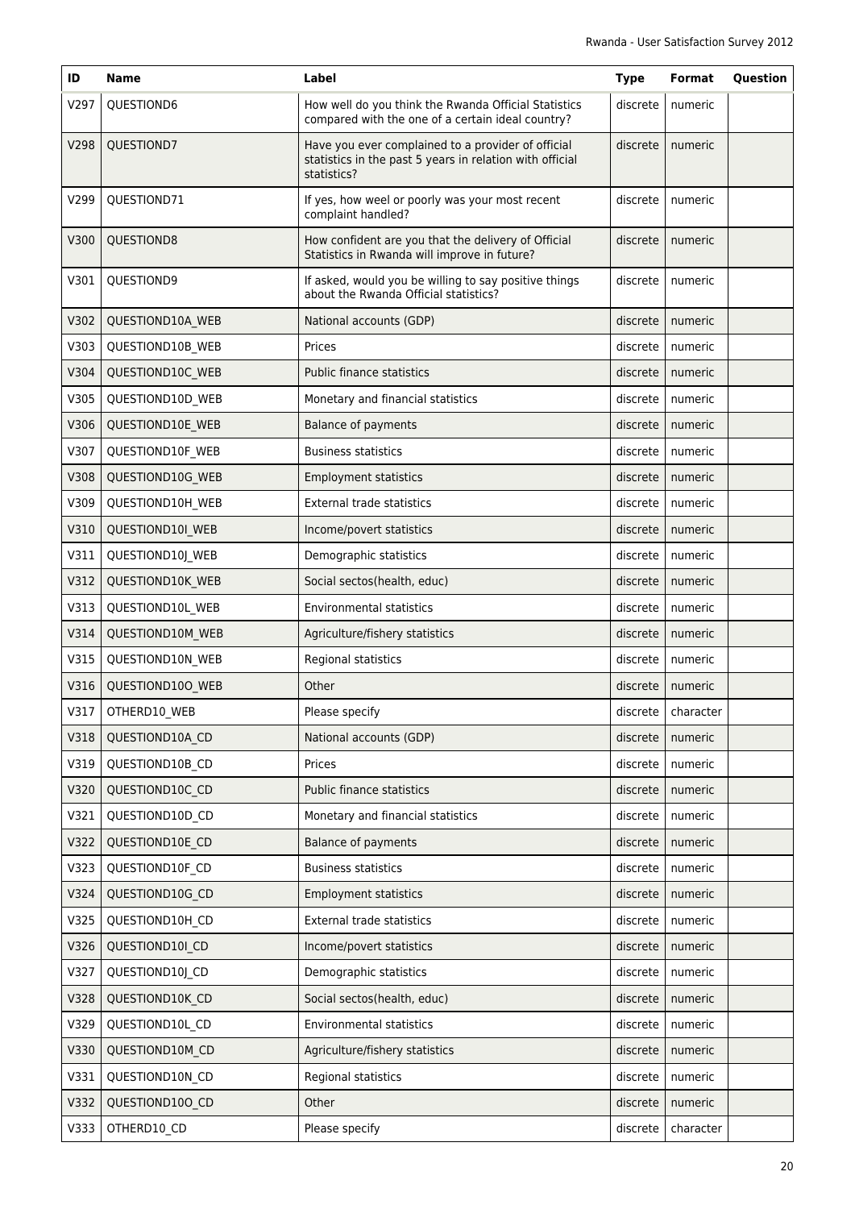| ID | Name | Label | Type | Format | Question |
|---|---|---|---|---|---|
| V297 | QUESTIOND6 | How well do you think the Rwanda Official Statistics compared with the one of a certain ideal country? | discrete | numeric | |
| V298 | QUESTIOND7 | Have you ever complained to a provider of official statistics in the past 5 years in relation with official statistics? | discrete | numeric | |
| V299 | QUESTIOND71 | If yes, how weel or poorly was your most recent complaint handled? | discrete | numeric | |
| V300 | QUESTIOND8 | How confident are you that the delivery of Official Statistics in Rwanda will improve in future? | discrete | numeric | |
| V301 | QUESTIOND9 | If asked, would you be willing to say positive things about the Rwanda Official statistics? | discrete | numeric | |
| V302 | QUESTIOND10A_WEB | National accounts (GDP) | discrete | numeric | |
| V303 | QUESTIOND10B_WEB | Prices | discrete | numeric | |
| V304 | QUESTIOND10C_WEB | Public finance statistics | discrete | numeric | |
| V305 | QUESTIOND10D_WEB | Monetary and financial statistics | discrete | numeric | |
| V306 | QUESTIOND10E_WEB | Balance of payments | discrete | numeric | |
| V307 | QUESTIOND10F_WEB | Business statistics | discrete | numeric | |
| V308 | QUESTIOND10G_WEB | Employment statistics | discrete | numeric | |
| V309 | QUESTIOND10H_WEB | External trade statistics | discrete | numeric | |
| V310 | QUESTIOND10I_WEB | Income/povert statistics | discrete | numeric | |
| V311 | QUESTIOND10J_WEB | Demographic statistics | discrete | numeric | |
| V312 | QUESTIOND10K_WEB | Social sectos(health, educ) | discrete | numeric | |
| V313 | QUESTIOND10L_WEB | Environmental statistics | discrete | numeric | |
| V314 | QUESTIOND10M_WEB | Agriculture/fishery statistics | discrete | numeric | |
| V315 | QUESTIOND10N_WEB | Regional statistics | discrete | numeric | |
| V316 | QUESTIOND10O_WEB | Other | discrete | numeric | |
| V317 | OTHERD10_WEB | Please specify | discrete | character | |
| V318 | QUESTIOND10A_CD | National accounts (GDP) | discrete | numeric | |
| V319 | QUESTIOND10B_CD | Prices | discrete | numeric | |
| V320 | QUESTIOND10C_CD | Public finance statistics | discrete | numeric | |
| V321 | QUESTIOND10D_CD | Monetary and financial statistics | discrete | numeric | |
| V322 | QUESTIOND10E_CD | Balance of payments | discrete | numeric | |
| V323 | QUESTIOND10F_CD | Business statistics | discrete | numeric | |
| V324 | QUESTIOND10G_CD | Employment statistics | discrete | numeric | |
| V325 | QUESTIOND10H_CD | External trade statistics | discrete | numeric | |
| V326 | QUESTIOND10I_CD | Income/povert statistics | discrete | numeric | |
| V327 | QUESTIOND10J_CD | Demographic statistics | discrete | numeric | |
| V328 | QUESTIOND10K_CD | Social sectos(health, educ) | discrete | numeric | |
| V329 | QUESTIOND10L_CD | Environmental statistics | discrete | numeric | |
| V330 | QUESTIOND10M_CD | Agriculture/fishery statistics | discrete | numeric | |
| V331 | QUESTIOND10N_CD | Regional statistics | discrete | numeric | |
| V332 | QUESTIOND10O_CD | Other | discrete | numeric | |
| V333 | OTHERD10_CD | Please specify | discrete | character | |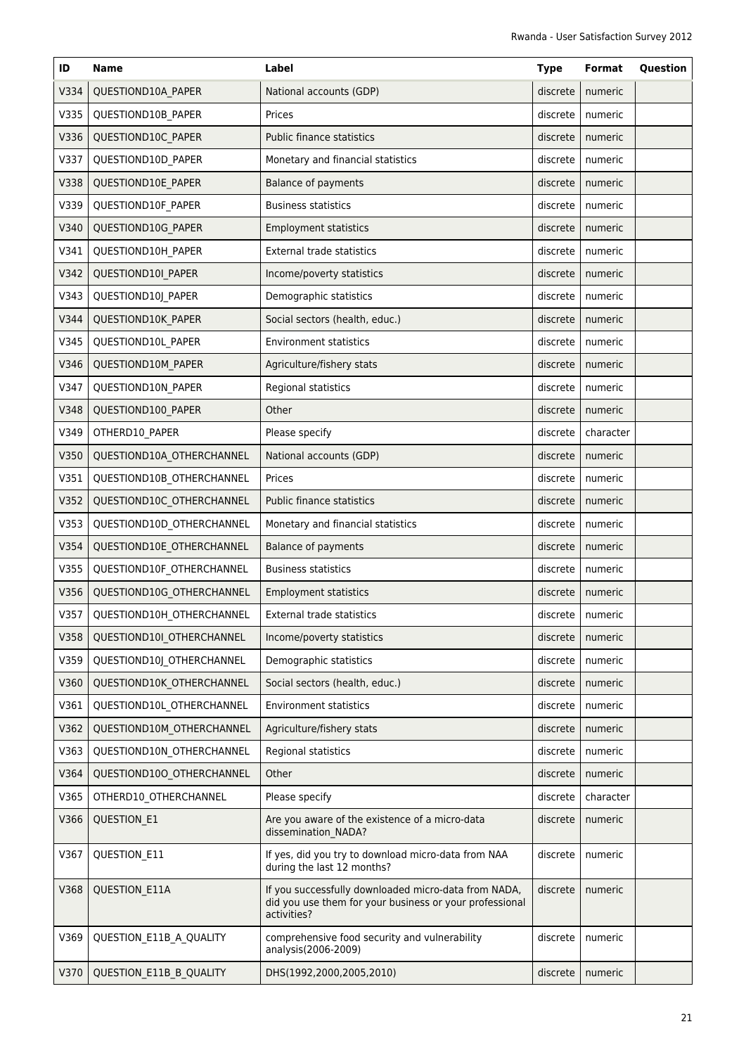| ID | Name | Label | Type | Format | Question |
|---|---|---|---|---|---|
| V334 | QUESTIOND10A_PAPER | National accounts (GDP) | discrete | numeric | |
| V335 | QUESTIOND10B_PAPER | Prices | discrete | numeric | |
| V336 | QUESTIOND10C_PAPER | Public finance statistics | discrete | numeric | |
| V337 | QUESTIOND10D_PAPER | Monetary and financial statistics | discrete | numeric | |
| V338 | QUESTIOND10E_PAPER | Balance of payments | discrete | numeric | |
| V339 | QUESTIOND10F_PAPER | Business statistics | discrete | numeric | |
| V340 | QUESTIOND10G_PAPER | Employment statistics | discrete | numeric | |
| V341 | QUESTIOND10H_PAPER | External trade statistics | discrete | numeric | |
| V342 | QUESTIOND10I_PAPER | Income/poverty statistics | discrete | numeric | |
| V343 | QUESTIOND10J_PAPER | Demographic statistics | discrete | numeric | |
| V344 | QUESTIOND10K_PAPER | Social sectors (health, educ.) | discrete | numeric | |
| V345 | QUESTIOND10L_PAPER | Environment statistics | discrete | numeric | |
| V346 | QUESTIOND10M_PAPER | Agriculture/fishery stats | discrete | numeric | |
| V347 | QUESTIOND10N_PAPER | Regional statistics | discrete | numeric | |
| V348 | QUESTIOND10O_PAPER | Other | discrete | numeric | |
| V349 | OTHERD10_PAPER | Please specify | discrete | character | |
| V350 | QUESTIOND10A_OTHERCHANNEL | National accounts (GDP) | discrete | numeric | |
| V351 | QUESTIOND10B_OTHERCHANNEL | Prices | discrete | numeric | |
| V352 | QUESTIOND10C_OTHERCHANNEL | Public finance statistics | discrete | numeric | |
| V353 | QUESTIOND10D_OTHERCHANNEL | Monetary and financial statistics | discrete | numeric | |
| V354 | QUESTIOND10E_OTHERCHANNEL | Balance of payments | discrete | numeric | |
| V355 | QUESTIOND10F_OTHERCHANNEL | Business statistics | discrete | numeric | |
| V356 | QUESTIOND10G_OTHERCHANNEL | Employment statistics | discrete | numeric | |
| V357 | QUESTIOND10H_OTHERCHANNEL | External trade statistics | discrete | numeric | |
| V358 | QUESTIOND10I_OTHERCHANNEL | Income/poverty statistics | discrete | numeric | |
| V359 | QUESTIOND10J_OTHERCHANNEL | Demographic statistics | discrete | numeric | |
| V360 | QUESTIOND10K_OTHERCHANNEL | Social sectors (health, educ.) | discrete | numeric | |
| V361 | QUESTIOND10L_OTHERCHANNEL | Environment statistics | discrete | numeric | |
| V362 | QUESTIOND10M_OTHERCHANNEL | Agriculture/fishery stats | discrete | numeric | |
| V363 | QUESTIOND10N_OTHERCHANNEL | Regional statistics | discrete | numeric | |
| V364 | QUESTIOND10O_OTHERCHANNEL | Other | discrete | numeric | |
| V365 | OTHERD10_OTHERCHANNEL | Please specify | discrete | character | |
| V366 | QUESTION_E1 | Are you aware of the existence of a micro-data dissemination_NADA? | discrete | numeric | |
| V367 | QUESTION_E11 | If yes, did you try to download micro-data from NAA during the last 12 months? | discrete | numeric | |
| V368 | QUESTION_E11A | If you successfully downloaded micro-data from NADA, did you use them for your business or your professional activities? | discrete | numeric | |
| V369 | QUESTION_E11B_A_QUALITY | comprehensive food security and vulnerability analysis(2006-2009) | discrete | numeric | |
| V370 | QUESTION_E11B_B_QUALITY | DHS(1992,2000,2005,2010) | discrete | numeric | |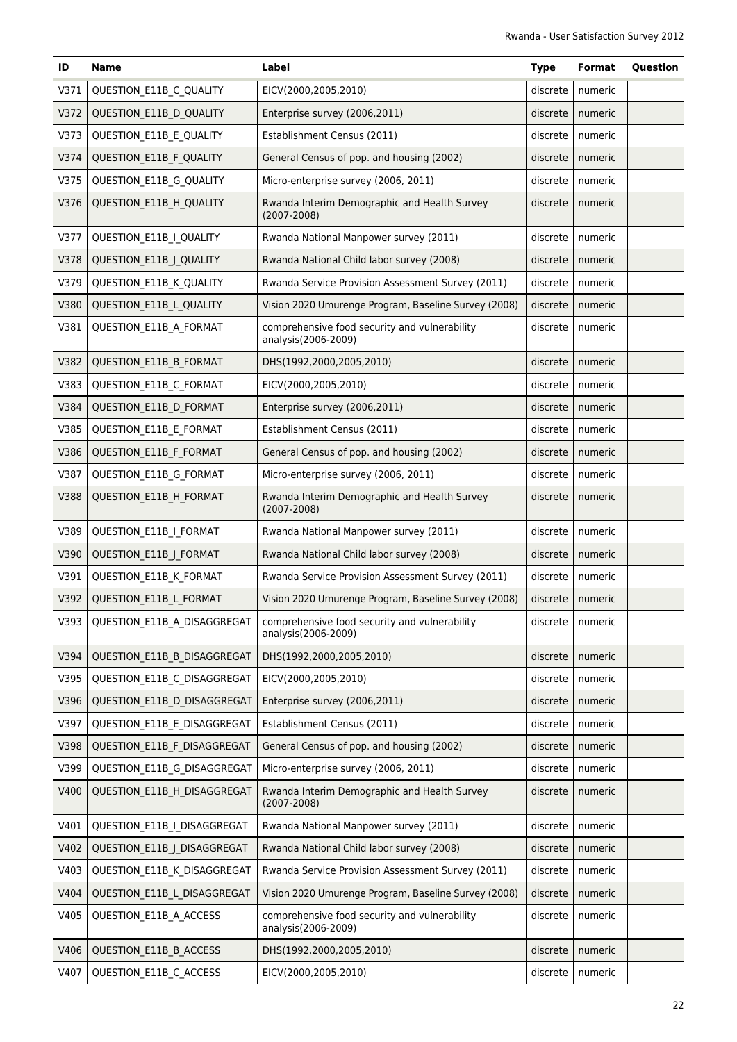| ID | Name | Label | Type | Format | Question |
|---|---|---|---|---|---|
| V371 | QUESTION_E11B_C_QUALITY | EICV(2000,2005,2010) | discrete | numeric | |
| V372 | QUESTION_E11B_D_QUALITY | Enterprise survey (2006,2011) | discrete | numeric | |
| V373 | QUESTION_E11B_E_QUALITY | Establishment Census (2011) | discrete | numeric | |
| V374 | QUESTION_E11B_F_QUALITY | General Census of pop. and housing (2002) | discrete | numeric | |
| V375 | QUESTION_E11B_G_QUALITY | Micro-enterprise survey (2006, 2011) | discrete | numeric | |
| V376 | QUESTION_E11B_H_QUALITY | Rwanda Interim Demographic and Health Survey (2007-2008) | discrete | numeric | |
| V377 | QUESTION_E11B_I_QUALITY | Rwanda National Manpower survey (2011) | discrete | numeric | |
| V378 | QUESTION_E11B_J_QUALITY | Rwanda National Child labor survey (2008) | discrete | numeric | |
| V379 | QUESTION_E11B_K_QUALITY | Rwanda Service Provision Assessment Survey (2011) | discrete | numeric | |
| V380 | QUESTION_E11B_L_QUALITY | Vision 2020 Umurenge Program, Baseline Survey (2008) | discrete | numeric | |
| V381 | QUESTION_E11B_A_FORMAT | comprehensive food security and vulnerability analysis(2006-2009) | discrete | numeric | |
| V382 | QUESTION_E11B_B_FORMAT | DHS(1992,2000,2005,2010) | discrete | numeric | |
| V383 | QUESTION_E11B_C_FORMAT | EICV(2000,2005,2010) | discrete | numeric | |
| V384 | QUESTION_E11B_D_FORMAT | Enterprise survey (2006,2011) | discrete | numeric | |
| V385 | QUESTION_E11B_E_FORMAT | Establishment Census (2011) | discrete | numeric | |
| V386 | QUESTION_E11B_F_FORMAT | General Census of pop. and housing (2002) | discrete | numeric | |
| V387 | QUESTION_E11B_G_FORMAT | Micro-enterprise survey (2006, 2011) | discrete | numeric | |
| V388 | QUESTION_E11B_H_FORMAT | Rwanda Interim Demographic and Health Survey (2007-2008) | discrete | numeric | |
| V389 | QUESTION_E11B_I_FORMAT | Rwanda National Manpower survey (2011) | discrete | numeric | |
| V390 | QUESTION_E11B_J_FORMAT | Rwanda National Child labor survey (2008) | discrete | numeric | |
| V391 | QUESTION_E11B_K_FORMAT | Rwanda Service Provision Assessment Survey (2011) | discrete | numeric | |
| V392 | QUESTION_E11B_L_FORMAT | Vision 2020 Umurenge Program, Baseline Survey (2008) | discrete | numeric | |
| V393 | QUESTION_E11B_A_DISAGGREGAT | comprehensive food security and vulnerability analysis(2006-2009) | discrete | numeric | |
| V394 | QUESTION_E11B_B_DISAGGREGAT | DHS(1992,2000,2005,2010) | discrete | numeric | |
| V395 | QUESTION_E11B_C_DISAGGREGAT | EICV(2000,2005,2010) | discrete | numeric | |
| V396 | QUESTION_E11B_D_DISAGGREGAT | Enterprise survey (2006,2011) | discrete | numeric | |
| V397 | QUESTION_E11B_E_DISAGGREGAT | Establishment Census (2011) | discrete | numeric | |
| V398 | QUESTION_E11B_F_DISAGGREGAT | General Census of pop. and housing (2002) | discrete | numeric | |
| V399 | QUESTION_E11B_G_DISAGGREGAT | Micro-enterprise survey (2006, 2011) | discrete | numeric | |
| V400 | QUESTION_E11B_H_DISAGGREGAT | Rwanda Interim Demographic and Health Survey (2007-2008) | discrete | numeric | |
| V401 | QUESTION_E11B_I_DISAGGREGAT | Rwanda National Manpower survey (2011) | discrete | numeric | |
| V402 | QUESTION_E11B_J_DISAGGREGAT | Rwanda National Child labor survey (2008) | discrete | numeric | |
| V403 | QUESTION_E11B_K_DISAGGREGAT | Rwanda Service Provision Assessment Survey (2011) | discrete | numeric | |
| V404 | QUESTION_E11B_L_DISAGGREGAT | Vision 2020 Umurenge Program, Baseline Survey (2008) | discrete | numeric | |
| V405 | QUESTION_E11B_A_ACCESS | comprehensive food security and vulnerability analysis(2006-2009) | discrete | numeric | |
| V406 | QUESTION_E11B_B_ACCESS | DHS(1992,2000,2005,2010) | discrete | numeric | |
| V407 | QUESTION_E11B_C_ACCESS | EICV(2000,2005,2010) | discrete | numeric | |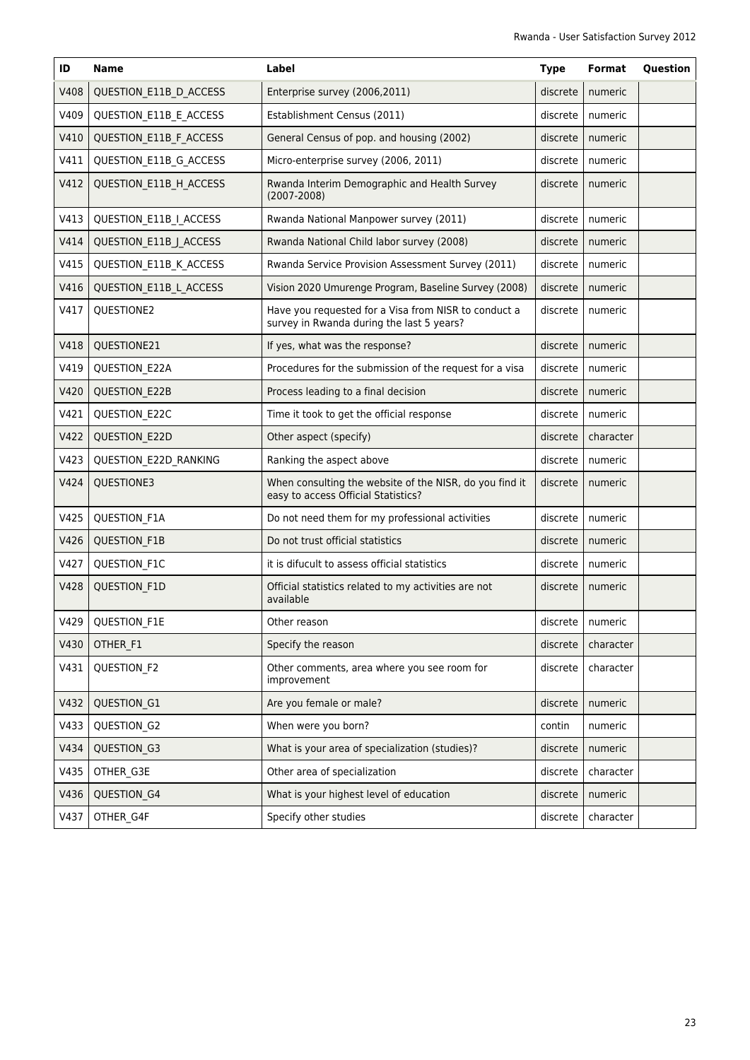| ID | Name | Label | Type | Format | Question |
|---|---|---|---|---|---|
| V408 | QUESTION_E11B_D_ACCESS | Enterprise survey (2006,2011) | discrete | numeric | |
| V409 | QUESTION_E11B_E_ACCESS | Establishment Census (2011) | discrete | numeric | |
| V410 | QUESTION_E11B_F_ACCESS | General Census of pop. and housing (2002) | discrete | numeric | |
| V411 | QUESTION_E11B_G_ACCESS | Micro-enterprise survey (2006, 2011) | discrete | numeric | |
| V412 | QUESTION_E11B_H_ACCESS | Rwanda Interim Demographic and Health Survey (2007-2008) | discrete | numeric | |
| V413 | QUESTION_E11B_I_ACCESS | Rwanda National Manpower survey (2011) | discrete | numeric | |
| V414 | QUESTION_E11B_J_ACCESS | Rwanda National Child labor survey (2008) | discrete | numeric | |
| V415 | QUESTION_E11B_K_ACCESS | Rwanda Service Provision Assessment Survey (2011) | discrete | numeric | |
| V416 | QUESTION_E11B_L_ACCESS | Vision 2020 Umurenge Program, Baseline Survey (2008) | discrete | numeric | |
| V417 | QUESTIONE2 | Have you requested for a Visa from NISR to conduct a survey in Rwanda during the last 5 years? | discrete | numeric | |
| V418 | QUESTIONE21 | If yes, what was the response? | discrete | numeric | |
| V419 | QUESTION_E22A | Procedures for the submission of the request for a visa | discrete | numeric | |
| V420 | QUESTION_E22B | Process leading to a final decision | discrete | numeric | |
| V421 | QUESTION_E22C | Time it took to get the official response | discrete | numeric | |
| V422 | QUESTION_E22D | Other aspect (specify) | discrete | character | |
| V423 | QUESTION_E22D_RANKING | Ranking the aspect above | discrete | numeric | |
| V424 | QUESTIONE3 | When consulting the website of the NISR, do you find it easy to access Official Statistics? | discrete | numeric | |
| V425 | QUESTION_F1A | Do not need them for my professional activities | discrete | numeric | |
| V426 | QUESTION_F1B | Do not trust official statistics | discrete | numeric | |
| V427 | QUESTION_F1C | it is difucult to assess official statistics | discrete | numeric | |
| V428 | QUESTION_F1D | Official statistics related to my activities are not available | discrete | numeric | |
| V429 | QUESTION_F1E | Other reason | discrete | numeric | |
| V430 | OTHER_F1 | Specify the reason | discrete | character | |
| V431 | QUESTION_F2 | Other comments, area where you see room for improvement | discrete | character | |
| V432 | QUESTION_G1 | Are you female or male? | discrete | numeric | |
| V433 | QUESTION_G2 | When were you born? | contin | numeric | |
| V434 | QUESTION_G3 | What is your area of specialization (studies)? | discrete | numeric | |
| V435 | OTHER_G3E | Other area of specialization | discrete | character | |
| V436 | QUESTION_G4 | What is your highest level of education | discrete | numeric | |
| V437 | OTHER_G4F | Specify other studies | discrete | character | |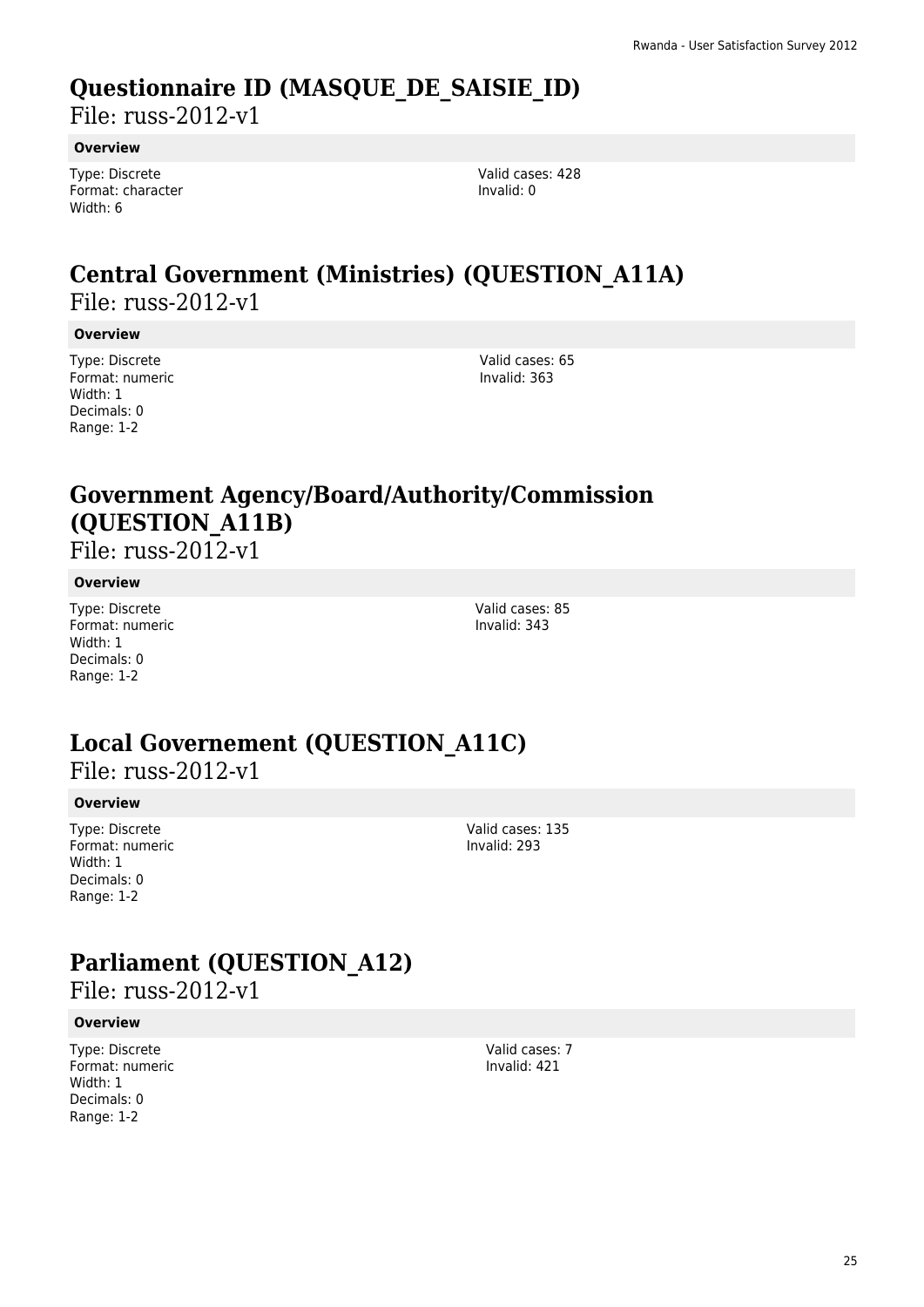# Questionnaire ID (MASQUE_DE_SAISIE_ID)

File: russ-2012-v1

**Overview**

Type: Discrete
Format: character
Width: 6

Valid cases: 428
Invalid: 0

# Central Government (Ministries) (QUESTION_A11A)

File: russ-2012-v1

**Overview**

Type: Discrete
Format: numeric
Width: 1
Decimals: 0
Range: 1-2

Valid cases: 65
Invalid: 363

# Government Agency/Board/Authority/Commission (QUESTION_A11B)

File: russ-2012-v1

**Overview**

Type: Discrete
Format: numeric
Width: 1
Decimals: 0
Range: 1-2

Valid cases: 85
Invalid: 343

# Local Governement (QUESTION_A11C)

File: russ-2012-v1

**Overview**

Type: Discrete
Format: numeric
Width: 1
Decimals: 0
Range: 1-2

Valid cases: 135
Invalid: 293

# Parliament (QUESTION_A12)

File: russ-2012-v1

**Overview**

Type: Discrete
Format: numeric
Width: 1
Decimals: 0
Range: 1-2

Valid cases: 7
Invalid: 421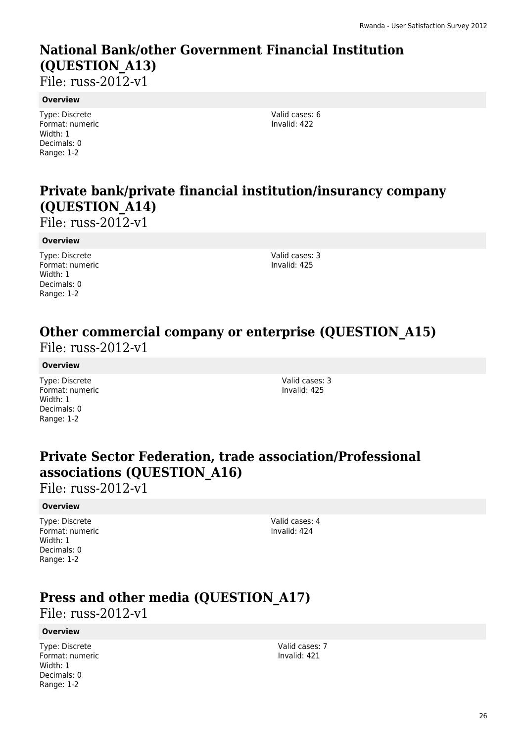# National Bank/other Government Financial Institution (QUESTION_A13)

File: russ-2012-v1

**Overview**

Type: Discrete
Format: numeric
Width: 1
Decimals: 0
Range: 1-2

Valid cases: 6
Invalid: 422

# Private bank/private financial institution/insurancy company (QUESTION_A14)

File: russ-2012-v1

**Overview**

Type: Discrete
Format: numeric
Width: 1
Decimals: 0
Range: 1-2

Valid cases: 3
Invalid: 425

# Other commercial company or enterprise (QUESTION_A15)

File: russ-2012-v1

**Overview**

Type: Discrete
Format: numeric
Width: 1
Decimals: 0
Range: 1-2

Valid cases: 3
Invalid: 425

# Private Sector Federation, trade association/Professional associations (QUESTION_A16)

File: russ-2012-v1

**Overview**

Type: Discrete
Format: numeric
Width: 1
Decimals: 0
Range: 1-2

Valid cases: 4
Invalid: 424

# Press and other media (QUESTION_A17)

File: russ-2012-v1

**Overview**

Type: Discrete
Format: numeric
Width: 1
Decimals: 0
Range: 1-2

Valid cases: 7
Invalid: 421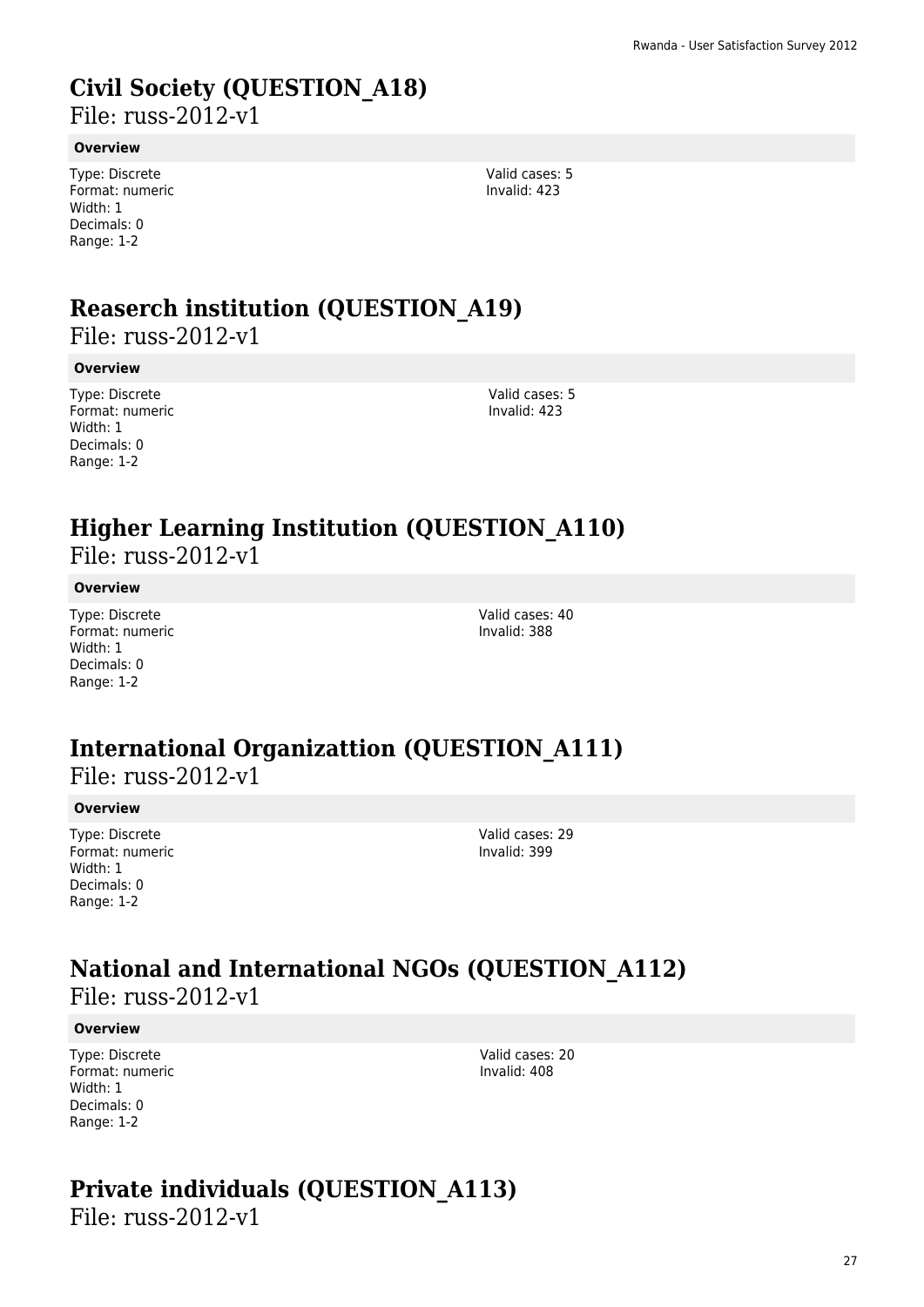# Civil Society (QUESTION_A18)

File: russ-2012-v1

**Overview**

Type: Discrete
Format: numeric
Width: 1
Decimals: 0
Range: 1-2

Valid cases: 5
Invalid: 423

# Reaserch institution (QUESTION_A19)

File: russ-2012-v1

**Overview**

Type: Discrete
Format: numeric
Width: 1
Decimals: 0
Range: 1-2

Valid cases: 5
Invalid: 423

# Higher Learning Institution (QUESTION_A110)

File: russ-2012-v1

**Overview**

Type: Discrete
Format: numeric
Width: 1
Decimals: 0
Range: 1-2

Valid cases: 40
Invalid: 388

# International Organizattion (QUESTION_A111)

File: russ-2012-v1

**Overview**

Type: Discrete
Format: numeric
Width: 1
Decimals: 0
Range: 1-2

Valid cases: 29
Invalid: 399

# National and International NGOs (QUESTION_A112)

File: russ-2012-v1

**Overview**

Type: Discrete
Format: numeric
Width: 1
Decimals: 0
Range: 1-2

Valid cases: 20
Invalid: 408

# Private individuals (QUESTION_A113)

File: russ-2012-v1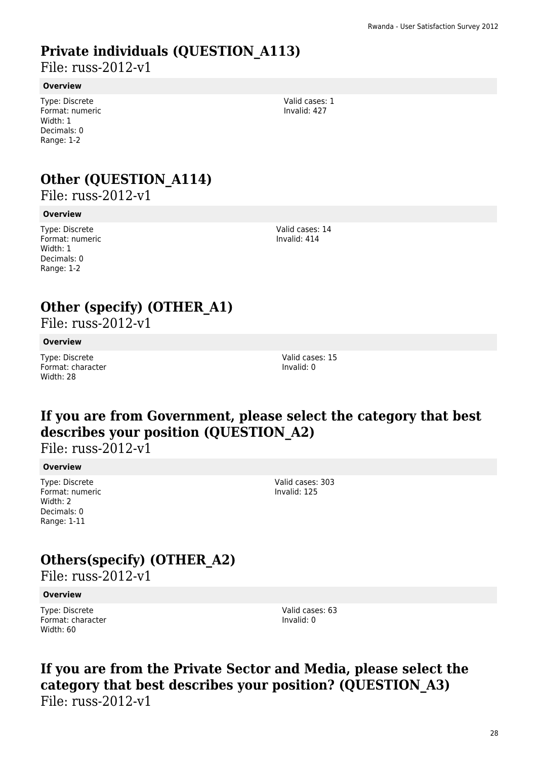# Private individuals (QUESTION_A113)

File: russ-2012-v1

**Overview**

Type: Discrete
Format: numeric
Width: 1
Decimals: 0
Range: 1-2

Valid cases: 1
Invalid: 427

# Other (QUESTION_A114)

File: russ-2012-v1

**Overview**

Type: Discrete
Format: numeric
Width: 1
Decimals: 0
Range: 1-2

Valid cases: 14
Invalid: 414

# Other (specify) (OTHER_A1)

File: russ-2012-v1

**Overview**

Type: Discrete
Format: character
Width: 28

Valid cases: 15
Invalid: 0

# If you are from Government, please select the category that best describes your position (QUESTION_A2)

File: russ-2012-v1

**Overview**

Type: Discrete
Format: numeric
Width: 2
Decimals: 0
Range: 1-11

Valid cases: 303
Invalid: 125

# Others(specify) (OTHER_A2)

File: russ-2012-v1

**Overview**

Type: Discrete
Format: character
Width: 60

Valid cases: 63
Invalid: 0

# If you are from the Private Sector and Media, please select the category that best describes your position? (QUESTION_A3)

File: russ-2012-v1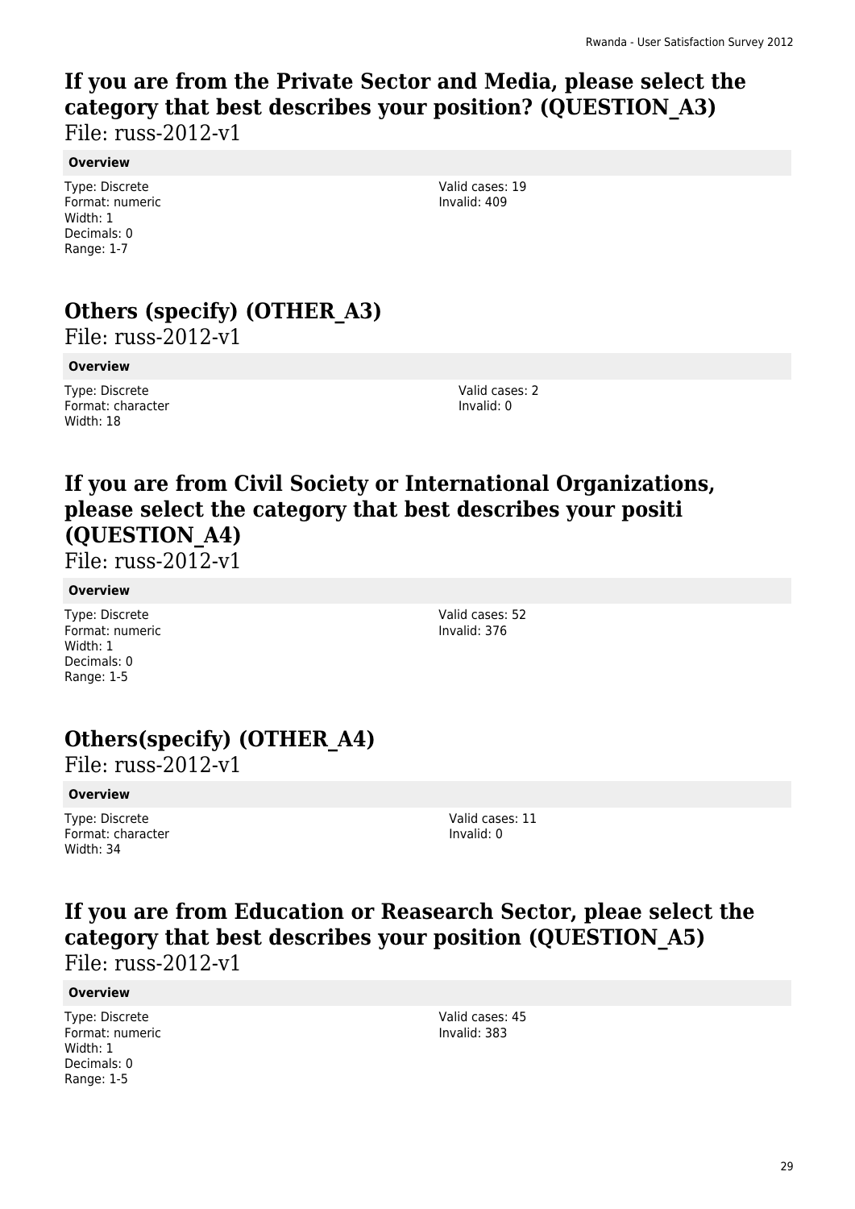## If you are from the Private Sector and Media, please select the category that best describes your position? (QUESTION_A3)

File: russ-2012-v1

**Overview**

Type: Discrete
Format: numeric
Width: 1
Decimals: 0
Range: 1-7

Valid cases: 19
Invalid: 409

## Others (specify) (OTHER_A3)

File: russ-2012-v1

**Overview**

Type: Discrete
Format: character
Width: 18

Valid cases: 2
Invalid: 0

## If you are from Civil Society or International Organizations, please select the category that best describes your positi (QUESTION_A4)

File: russ-2012-v1

**Overview**

Type: Discrete
Format: numeric
Width: 1
Decimals: 0
Range: 1-5

Valid cases: 52
Invalid: 376

## Others(specify) (OTHER_A4)

File: russ-2012-v1

**Overview**

Type: Discrete
Format: character
Width: 34

Valid cases: 11
Invalid: 0

## If you are from Education or Reasearch Sector, pleae select the category that best describes your position (QUESTION_A5)

File: russ-2012-v1

**Overview**

Type: Discrete
Format: numeric
Width: 1
Decimals: 0
Range: 1-5

Valid cases: 45
Invalid: 383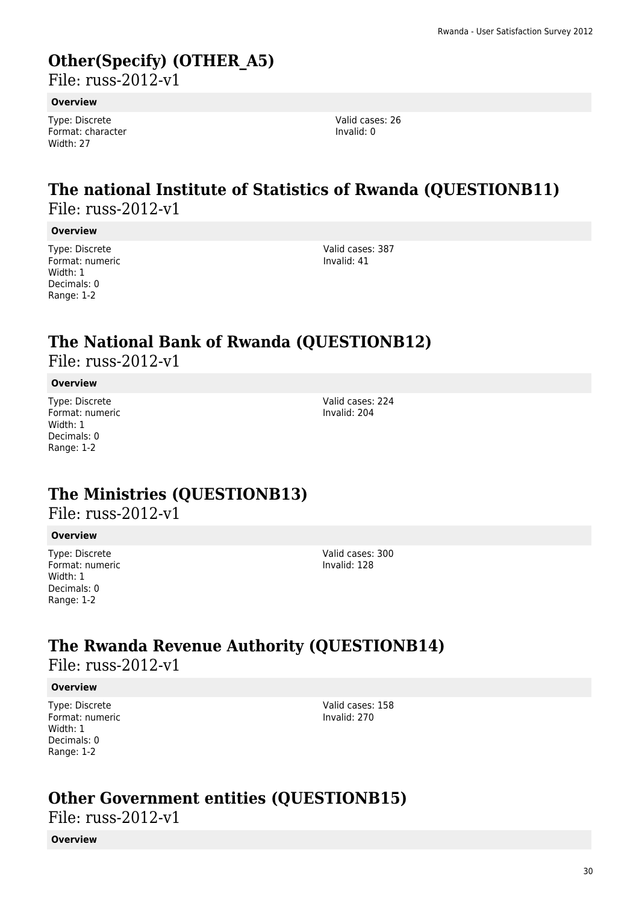# Other(Specify) (OTHER_A5)

File: russ-2012-v1

**Overview**

Type: Discrete
Format: character
Width: 27

Valid cases: 26
Invalid: 0

# The national Institute of Statistics of Rwanda (QUESTIONB11)

File: russ-2012-v1

**Overview**

Type: Discrete
Format: numeric
Width: 1
Decimals: 0
Range: 1-2

Valid cases: 387
Invalid: 41

# The National Bank of Rwanda (QUESTIONB12)

File: russ-2012-v1

**Overview**

Type: Discrete
Format: numeric
Width: 1
Decimals: 0
Range: 1-2

Valid cases: 224
Invalid: 204

# The Ministries (QUESTIONB13)

File: russ-2012-v1

**Overview**

Type: Discrete
Format: numeric
Width: 1
Decimals: 0
Range: 1-2

Valid cases: 300
Invalid: 128

# The Rwanda Revenue Authority (QUESTIONB14)

File: russ-2012-v1

**Overview**

Type: Discrete
Format: numeric
Width: 1
Decimals: 0
Range: 1-2

Valid cases: 158
Invalid: 270

# Other Government entities (QUESTIONB15)

File: russ-2012-v1

**Overview**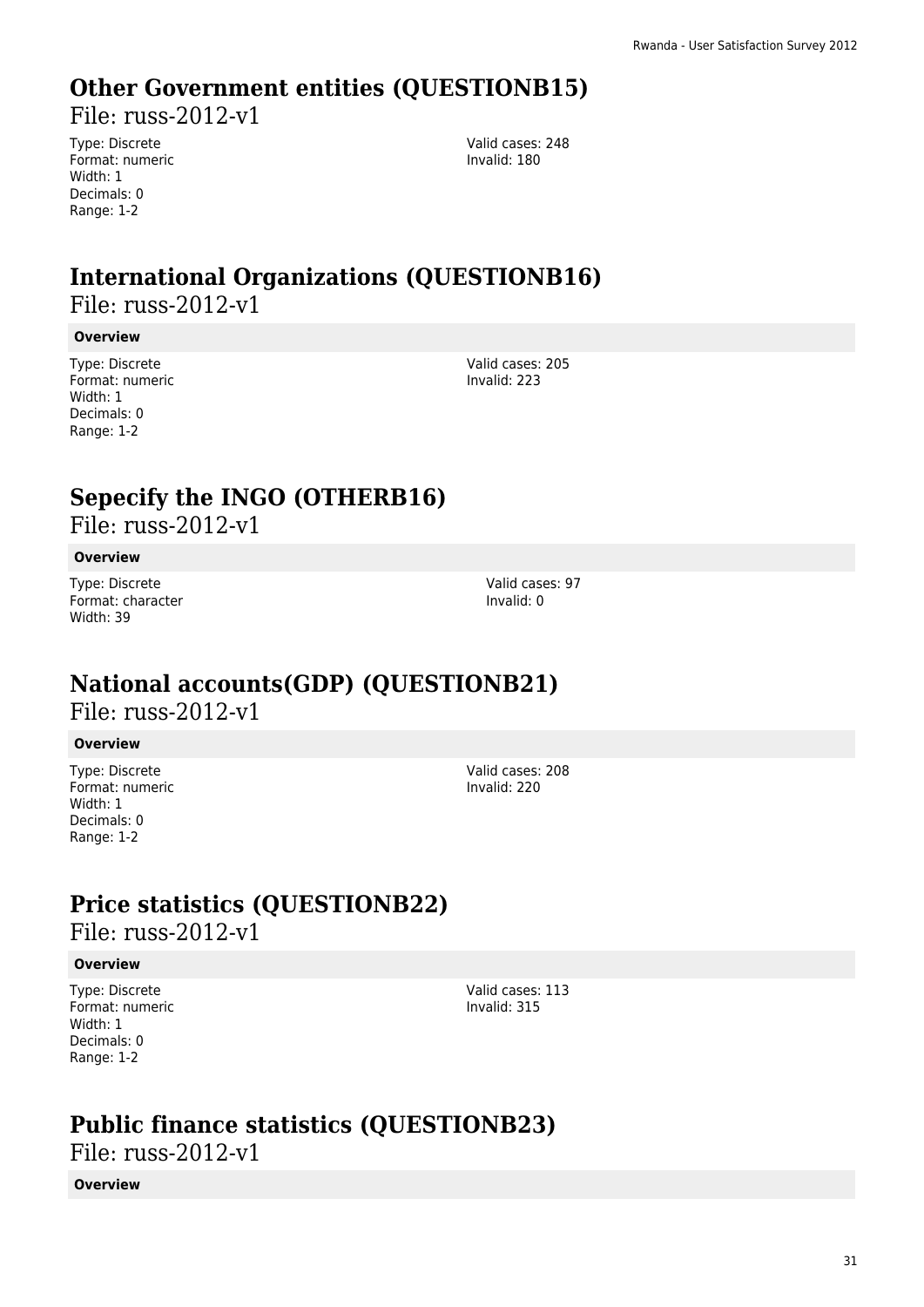## Other Government entities (QUESTIONB15)

File: russ-2012-v1

Type: Discrete
Format: numeric
Width: 1
Decimals: 0
Range: 1-2

Valid cases: 248
Invalid: 180

## International Organizations (QUESTIONB16)

File: russ-2012-v1

**Overview**

Type: Discrete
Format: numeric
Width: 1
Decimals: 0
Range: 1-2

Valid cases: 205
Invalid: 223

## Sepecify the INGO (OTHERB16)

File: russ-2012-v1

**Overview**

Type: Discrete
Format: character
Width: 39

Valid cases: 97
Invalid: 0

## National accounts(GDP) (QUESTIONB21)

File: russ-2012-v1

**Overview**

Type: Discrete
Format: numeric
Width: 1
Decimals: 0
Range: 1-2

Valid cases: 208
Invalid: 220

## Price statistics (QUESTIONB22)

File: russ-2012-v1

**Overview**

Type: Discrete
Format: numeric
Width: 1
Decimals: 0
Range: 1-2

Valid cases: 113
Invalid: 315

## Public finance statistics (QUESTIONB23)

File: russ-2012-v1

**Overview**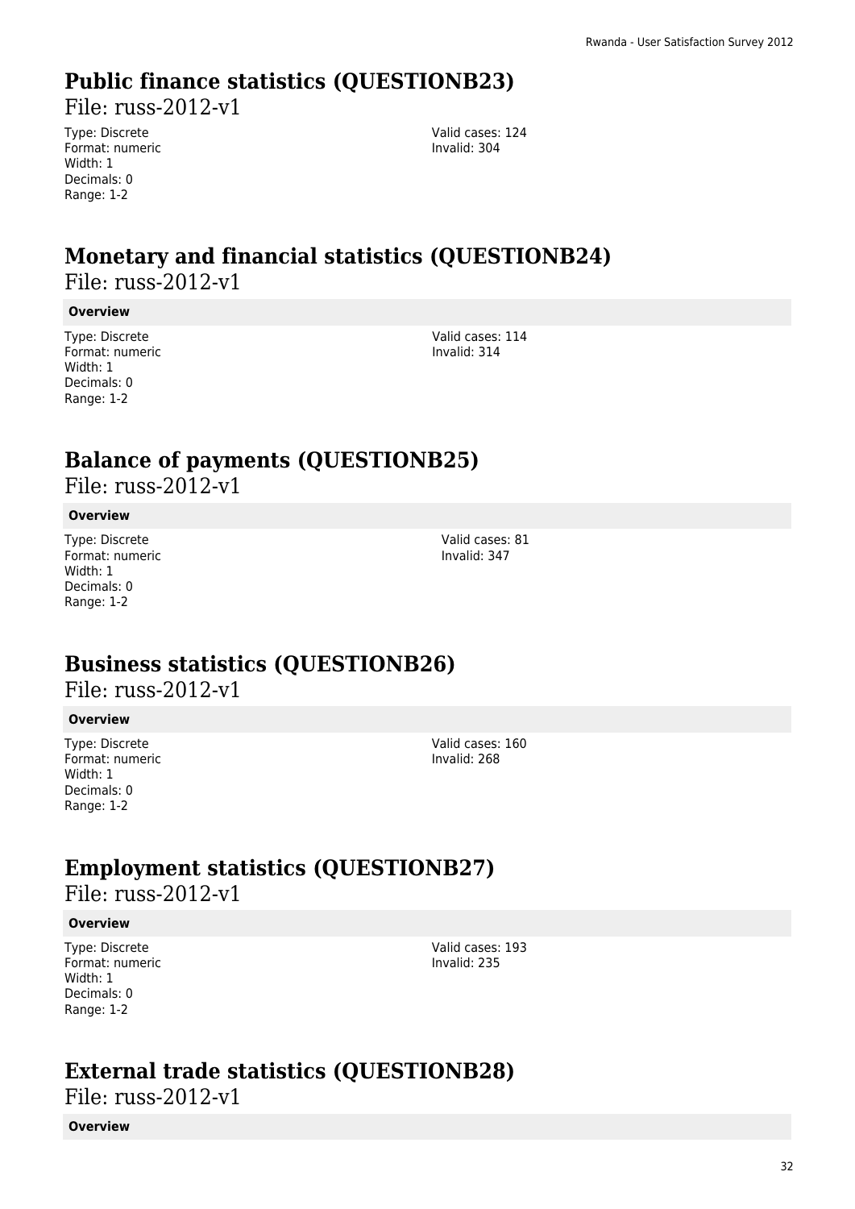## Public finance statistics (QUESTIONB23)

File: russ-2012-v1

Type: Discrete
Format: numeric
Width: 1
Decimals: 0
Range: 1-2

Valid cases: 124
Invalid: 304

## Monetary and financial statistics (QUESTIONB24)

File: russ-2012-v1

**Overview**

Type: Discrete
Format: numeric
Width: 1
Decimals: 0
Range: 1-2

Valid cases: 114
Invalid: 314

## Balance of payments (QUESTIONB25)

File: russ-2012-v1

**Overview**

Type: Discrete
Format: numeric
Width: 1
Decimals: 0
Range: 1-2

Valid cases: 81
Invalid: 347

## Business statistics (QUESTIONB26)

File: russ-2012-v1

**Overview**

Type: Discrete
Format: numeric
Width: 1
Decimals: 0
Range: 1-2

Valid cases: 160
Invalid: 268

## Employment statistics (QUESTIONB27)

File: russ-2012-v1

**Overview**

Type: Discrete
Format: numeric
Width: 1
Decimals: 0
Range: 1-2

Valid cases: 193
Invalid: 235

## External trade statistics (QUESTIONB28)

File: russ-2012-v1

**Overview**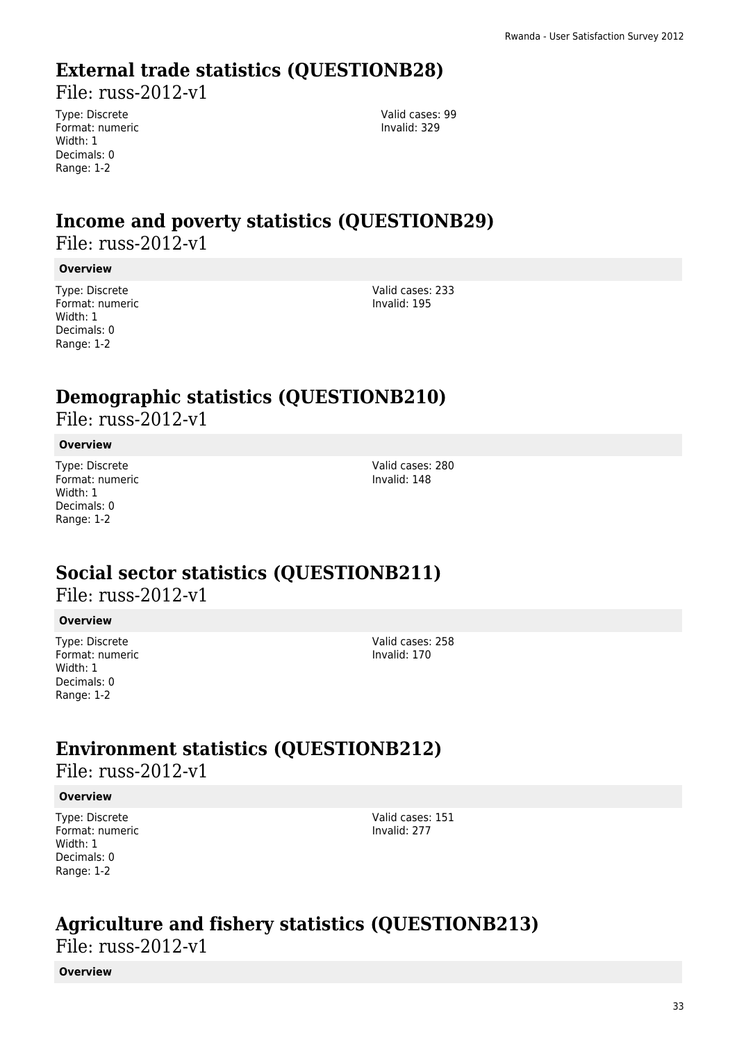## External trade statistics (QUESTIONB28)

File: russ-2012-v1

Type: Discrete
Format: numeric
Width: 1
Decimals: 0
Range: 1-2

Valid cases: 99
Invalid: 329

## Income and poverty statistics (QUESTIONB29)

File: russ-2012-v1

**Overview**

Type: Discrete
Format: numeric
Width: 1
Decimals: 0
Range: 1-2

Valid cases: 233
Invalid: 195

## Demographic statistics (QUESTIONB210)

File: russ-2012-v1

**Overview**

Type: Discrete
Format: numeric
Width: 1
Decimals: 0
Range: 1-2

Valid cases: 280
Invalid: 148

## Social sector statistics (QUESTIONB211)

File: russ-2012-v1

**Overview**

Type: Discrete
Format: numeric
Width: 1
Decimals: 0
Range: 1-2

Valid cases: 258
Invalid: 170

## Environment statistics (QUESTIONB212)

File: russ-2012-v1

**Overview**

Type: Discrete
Format: numeric
Width: 1
Decimals: 0
Range: 1-2

Valid cases: 151
Invalid: 277

## Agriculture and fishery statistics (QUESTIONB213)

File: russ-2012-v1

**Overview**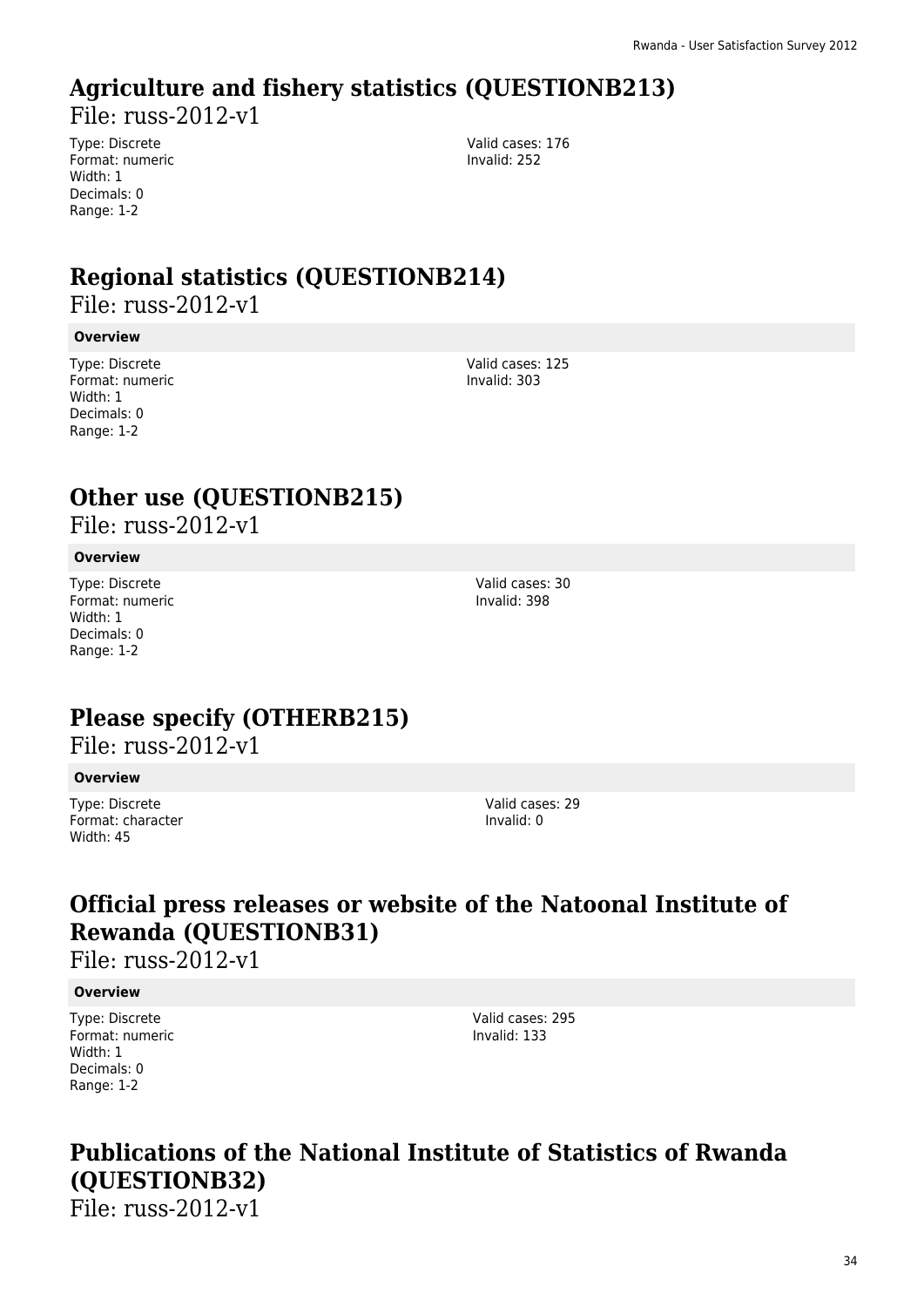## Agriculture and fishery statistics (QUESTIONB213)

File: russ-2012-v1

Type: Discrete
Format: numeric
Width: 1
Decimals: 0
Range: 1-2

Valid cases: 176
Invalid: 252

## Regional statistics (QUESTIONB214)

File: russ-2012-v1

**Overview**

Type: Discrete
Format: numeric
Width: 1
Decimals: 0
Range: 1-2

Valid cases: 125
Invalid: 303

## Other use (QUESTIONB215)

File: russ-2012-v1

**Overview**

Type: Discrete
Format: numeric
Width: 1
Decimals: 0
Range: 1-2

Valid cases: 30
Invalid: 398

## Please specify (OTHERB215)

File: russ-2012-v1

**Overview**

Type: Discrete
Format: character
Width: 45

Valid cases: 29
Invalid: 0

## Official press releases or website of the Natoonal Institute of Rewanda (QUESTIONB31)

File: russ-2012-v1

**Overview**

Type: Discrete
Format: numeric
Width: 1
Decimals: 0
Range: 1-2

Valid cases: 295
Invalid: 133

## Publications of the National Institute of Statistics of Rwanda (QUESTIONB32)

File: russ-2012-v1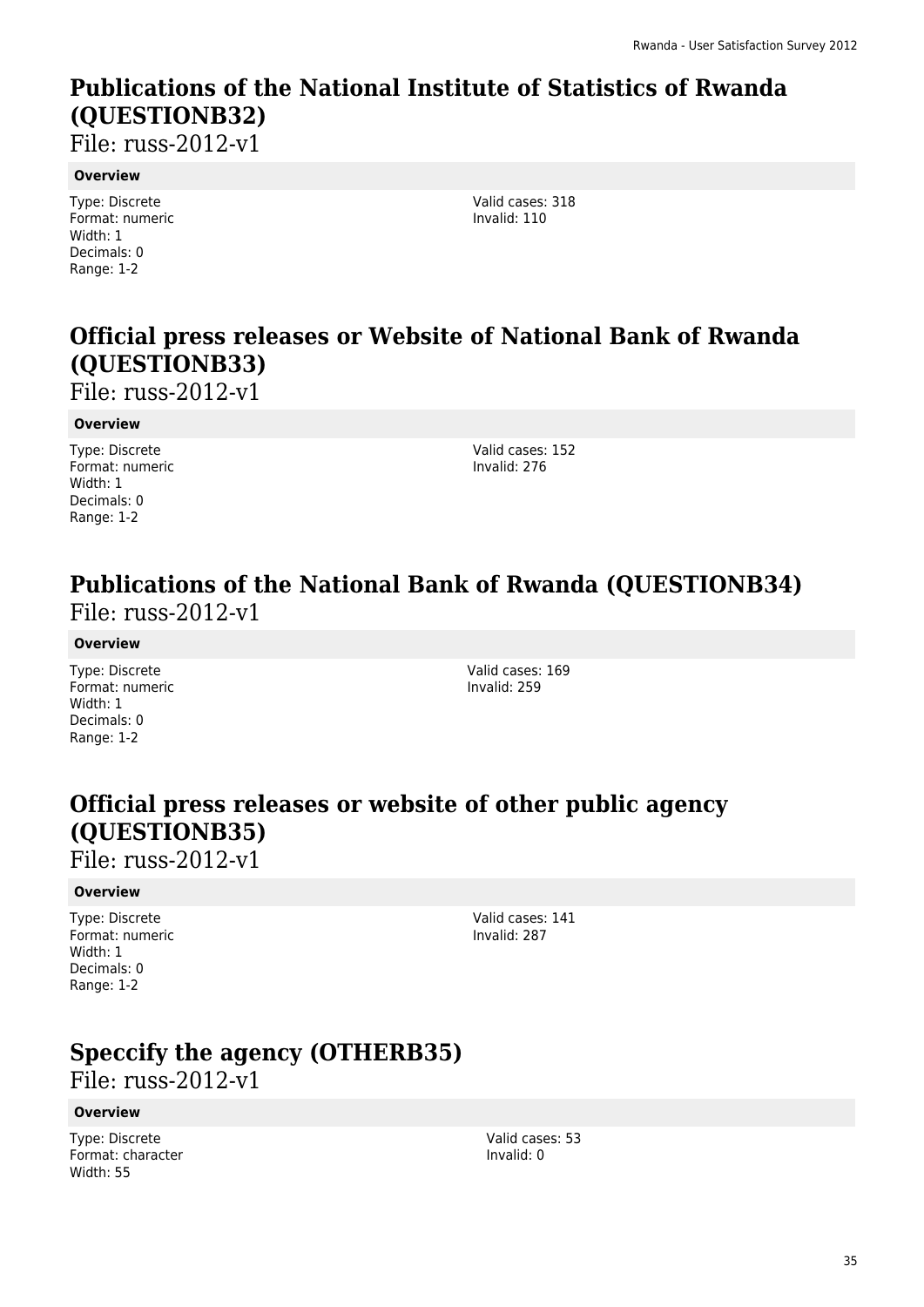# Publications of the National Institute of Statistics of Rwanda (QUESTIONB32)

File: russ-2012-v1

**Overview**

Type: Discrete
Format: numeric
Width: 1
Decimals: 0
Range: 1-2

Valid cases: 318
Invalid: 110

# Official press releases or Website of National Bank of Rwanda (QUESTIONB33)

File: russ-2012-v1

**Overview**

Type: Discrete
Format: numeric
Width: 1
Decimals: 0
Range: 1-2

Valid cases: 152
Invalid: 276

# Publications of the National Bank of Rwanda (QUESTIONB34)

File: russ-2012-v1

**Overview**

Type: Discrete
Format: numeric
Width: 1
Decimals: 0
Range: 1-2

Valid cases: 169
Invalid: 259

# Official press releases or website of other public agency (QUESTIONB35)

File: russ-2012-v1

**Overview**

Type: Discrete
Format: numeric
Width: 1
Decimals: 0
Range: 1-2

Valid cases: 141
Invalid: 287

# Speccify the agency (OTHERB35)

File: russ-2012-v1

**Overview**

Type: Discrete
Format: character
Width: 55

Valid cases: 53
Invalid: 0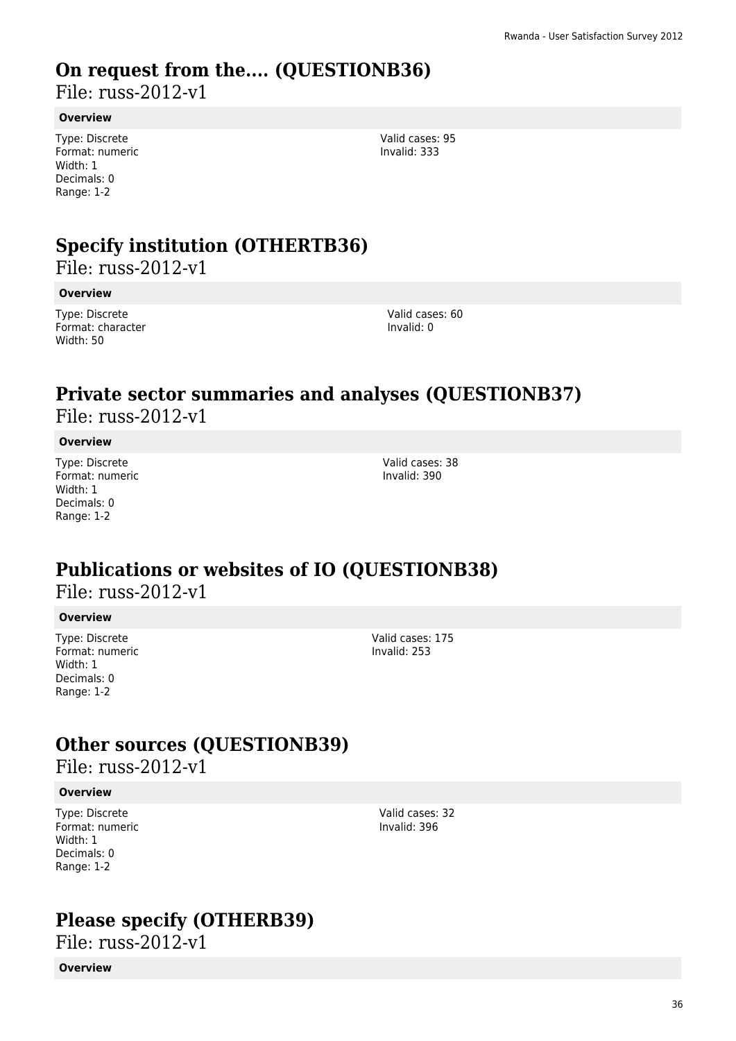# On request from the.... (QUESTIONB36)

File: russ-2012-v1

**Overview**

Type: Discrete
Format: numeric
Width: 1
Decimals: 0
Range: 1-2

Valid cases: 95
Invalid: 333

# Specify institution (OTHERTB36)

File: russ-2012-v1

**Overview**

Type: Discrete
Format: character
Width: 50

Valid cases: 60
Invalid: 0

# Private sector summaries and analyses (QUESTIONB37)

File: russ-2012-v1

**Overview**

Type: Discrete
Format: numeric
Width: 1
Decimals: 0
Range: 1-2

Valid cases: 38
Invalid: 390

# Publications or websites of IO (QUESTIONB38)

File: russ-2012-v1

**Overview**

Type: Discrete
Format: numeric
Width: 1
Decimals: 0
Range: 1-2

Valid cases: 175
Invalid: 253

# Other sources (QUESTIONB39)

File: russ-2012-v1

**Overview**

Type: Discrete
Format: numeric
Width: 1
Decimals: 0
Range: 1-2

Valid cases: 32
Invalid: 396

# Please specify (OTHERB39)

File: russ-2012-v1

**Overview**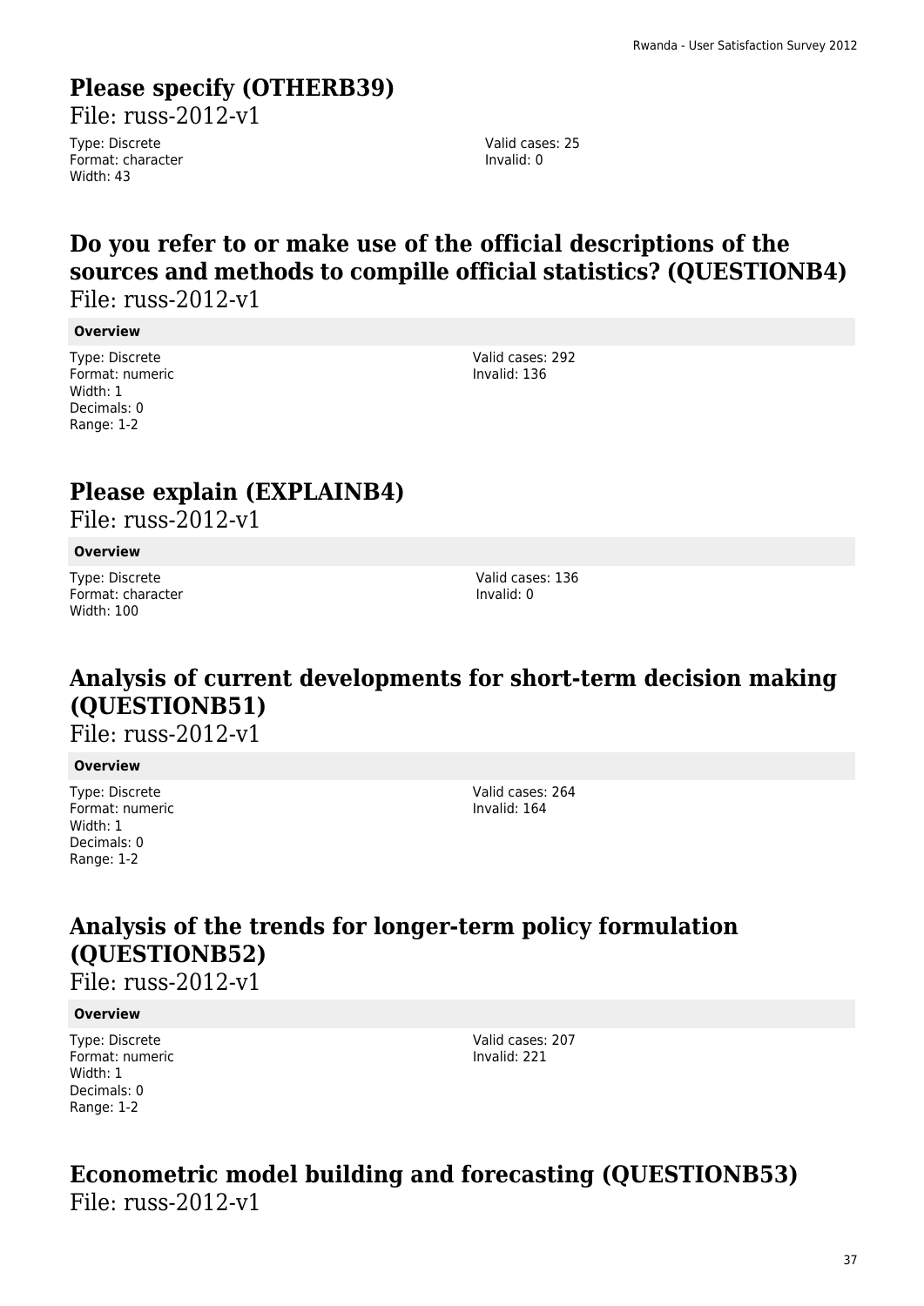## Please specify (OTHERB39)

File: russ-2012-v1

Type: Discrete
Format: character
Width: 43

Valid cases: 25
Invalid: 0

## Do you refer to or make use of the official descriptions of the sources and methods to compille official statistics? (QUESTIONB4)

File: russ-2012-v1

**Overview**

Type: Discrete
Format: numeric
Width: 1
Decimals: 0
Range: 1-2

Valid cases: 292
Invalid: 136

## Please explain (EXPLAINB4)

File: russ-2012-v1

**Overview**

Type: Discrete
Format: character
Width: 100

Valid cases: 136
Invalid: 0

## Analysis of current developments for short-term decision making (QUESTIONB51)

File: russ-2012-v1

**Overview**

Type: Discrete
Format: numeric
Width: 1
Decimals: 0
Range: 1-2

Valid cases: 264
Invalid: 164

## Analysis of the trends for longer-term policy formulation (QUESTIONB52)

File: russ-2012-v1

**Overview**

Type: Discrete
Format: numeric
Width: 1
Decimals: 0
Range: 1-2

Valid cases: 207
Invalid: 221

## Econometric model building and forecasting (QUESTIONB53)

File: russ-2012-v1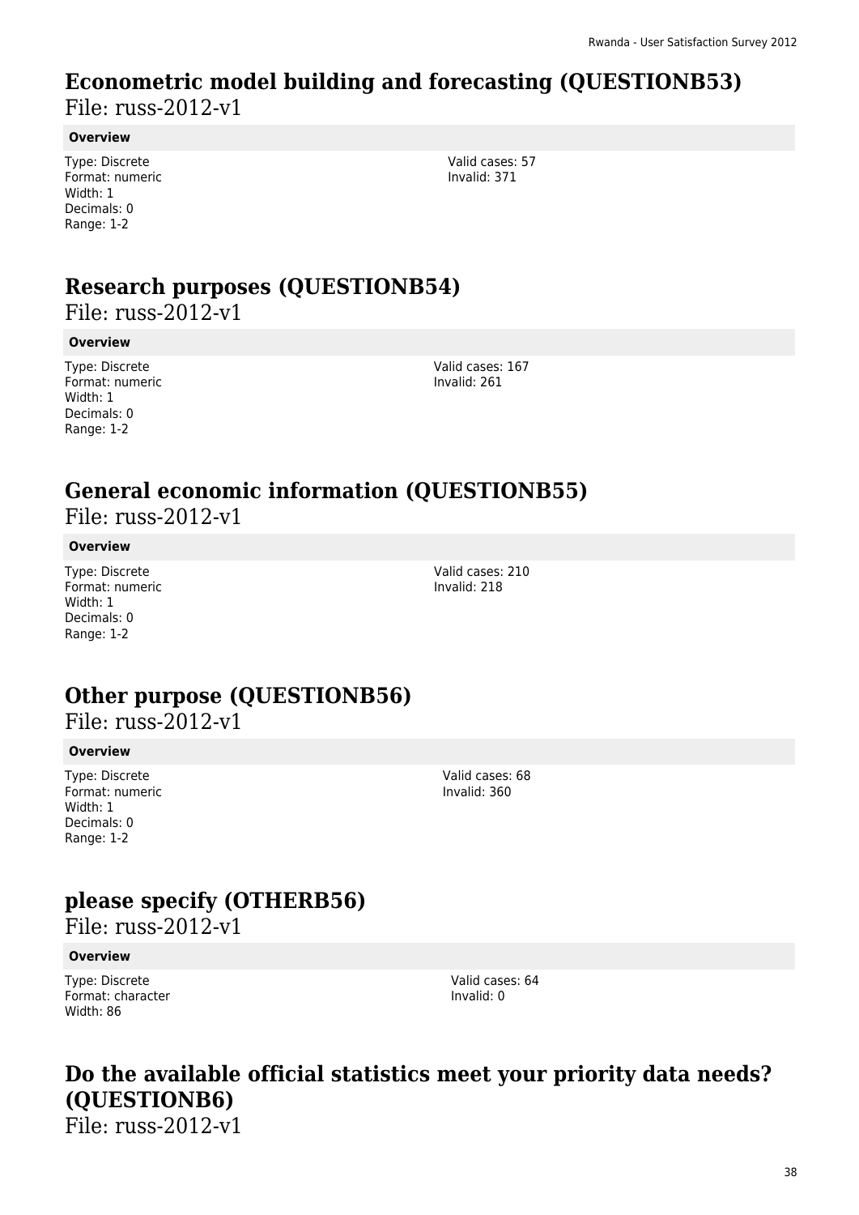## Econometric model building and forecasting (QUESTIONB53)

File: russ-2012-v1

**Overview**

Type: Discrete
Format: numeric
Width: 1
Decimals: 0
Range: 1-2

Valid cases: 57
Invalid: 371

## Research purposes (QUESTIONB54)

File: russ-2012-v1

**Overview**

Type: Discrete
Format: numeric
Width: 1
Decimals: 0
Range: 1-2

Valid cases: 167
Invalid: 261

## General economic information (QUESTIONB55)

File: russ-2012-v1

**Overview**

Type: Discrete
Format: numeric
Width: 1
Decimals: 0
Range: 1-2

Valid cases: 210
Invalid: 218

## Other purpose (QUESTIONB56)

File: russ-2012-v1

**Overview**

Type: Discrete
Format: numeric
Width: 1
Decimals: 0
Range: 1-2

Valid cases: 68
Invalid: 360

## please specify (OTHERB56)

File: russ-2012-v1

**Overview**

Type: Discrete
Format: character
Width: 86

Valid cases: 64
Invalid: 0

## Do the available official statistics meet your priority data needs? (QUESTIONB6)

File: russ-2012-v1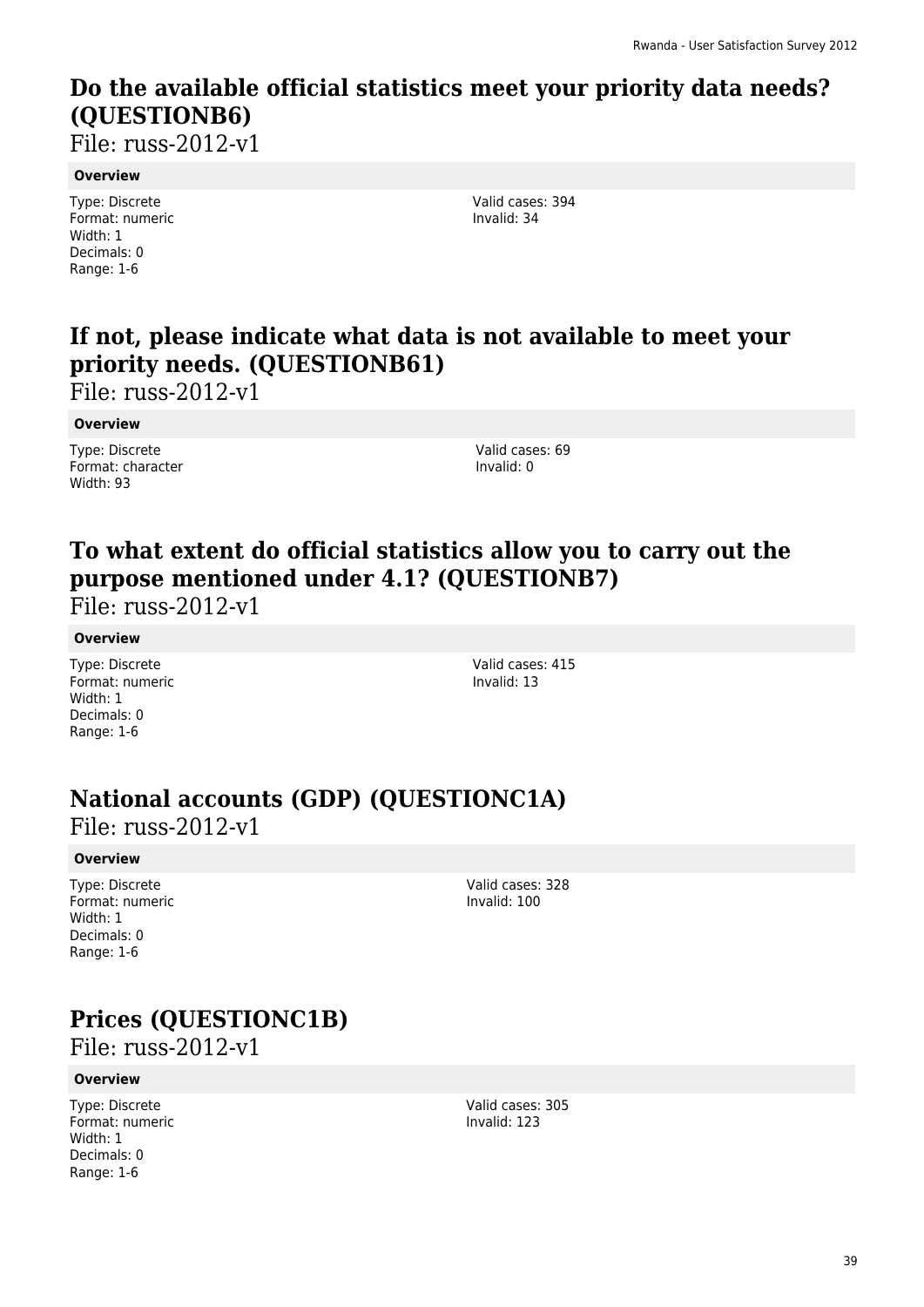## Do the available official statistics meet your priority data needs? (QUESTIONB6)

File: russ-2012-v1

**Overview**

Type: Discrete
Format: numeric
Width: 1
Decimals: 0
Range: 1-6

Valid cases: 394
Invalid: 34

## If not, please indicate what data is not available to meet your priority needs. (QUESTIONB61)

File: russ-2012-v1

**Overview**

Type: Discrete
Format: character
Width: 93

Valid cases: 69
Invalid: 0

## To what extent do official statistics allow you to carry out the purpose mentioned under 4.1? (QUESTIONB7)

File: russ-2012-v1

**Overview**

Type: Discrete
Format: numeric
Width: 1
Decimals: 0
Range: 1-6

Valid cases: 415
Invalid: 13

## National accounts (GDP) (QUESTIONC1A)

File: russ-2012-v1

**Overview**

Type: Discrete
Format: numeric
Width: 1
Decimals: 0
Range: 1-6

Valid cases: 328
Invalid: 100

## Prices (QUESTIONC1B)

File: russ-2012-v1

**Overview**

Type: Discrete
Format: numeric
Width: 1
Decimals: 0
Range: 1-6

Valid cases: 305
Invalid: 123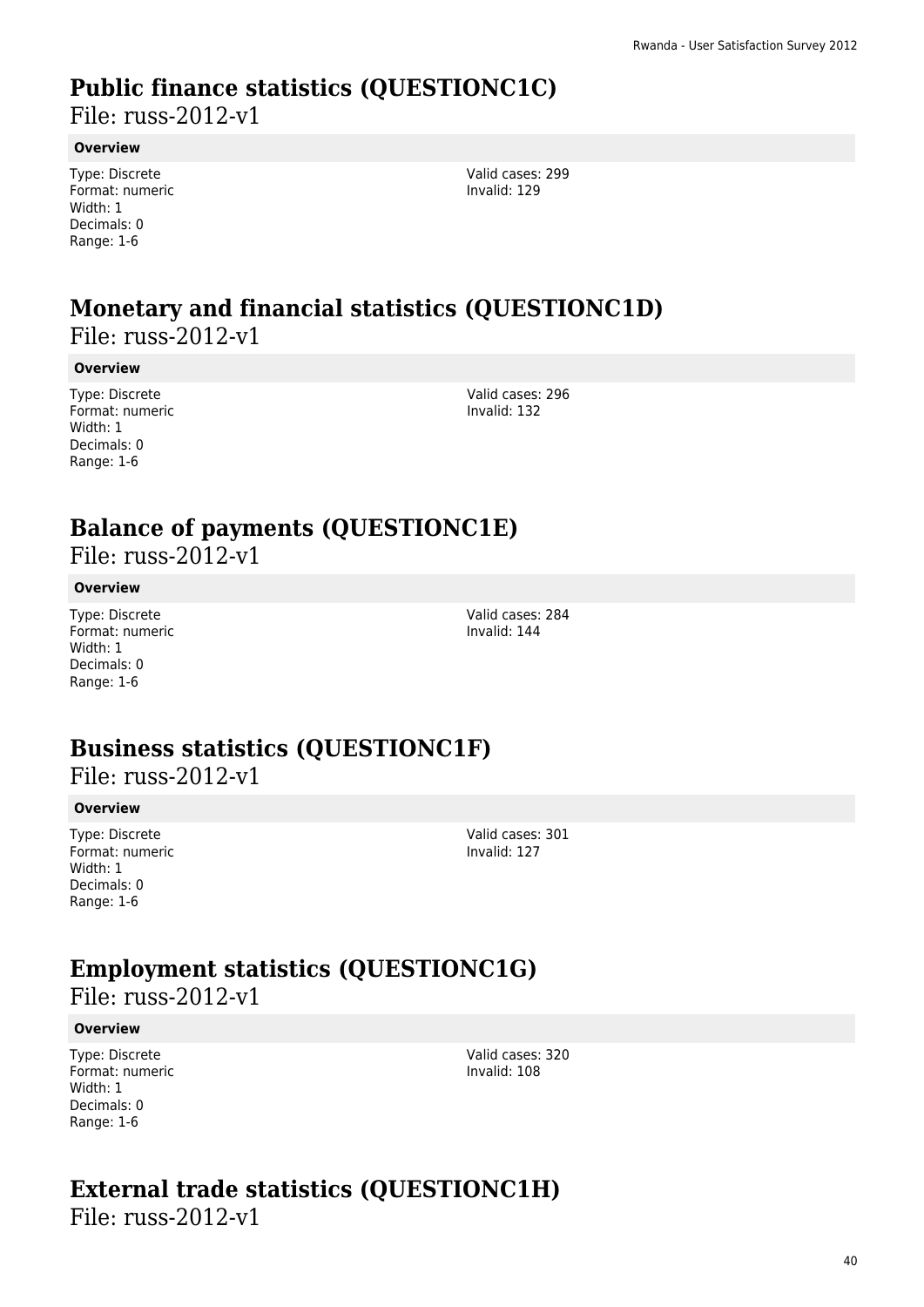# Public finance statistics (QUESTIONC1C)

File: russ-2012-v1

**Overview**

Type: Discrete
Format: numeric
Width: 1
Decimals: 0
Range: 1-6

Valid cases: 299
Invalid: 129

# Monetary and financial statistics (QUESTIONC1D)

File: russ-2012-v1

**Overview**

Type: Discrete
Format: numeric
Width: 1
Decimals: 0
Range: 1-6

Valid cases: 296
Invalid: 132

# Balance of payments (QUESTIONC1E)

File: russ-2012-v1

**Overview**

Type: Discrete
Format: numeric
Width: 1
Decimals: 0
Range: 1-6

Valid cases: 284
Invalid: 144

# Business statistics (QUESTIONC1F)

File: russ-2012-v1

**Overview**

Type: Discrete
Format: numeric
Width: 1
Decimals: 0
Range: 1-6

Valid cases: 301
Invalid: 127

# Employment statistics (QUESTIONC1G)

File: russ-2012-v1

**Overview**

Type: Discrete
Format: numeric
Width: 1
Decimals: 0
Range: 1-6

Valid cases: 320
Invalid: 108

# External trade statistics (QUESTIONC1H)

File: russ-2012-v1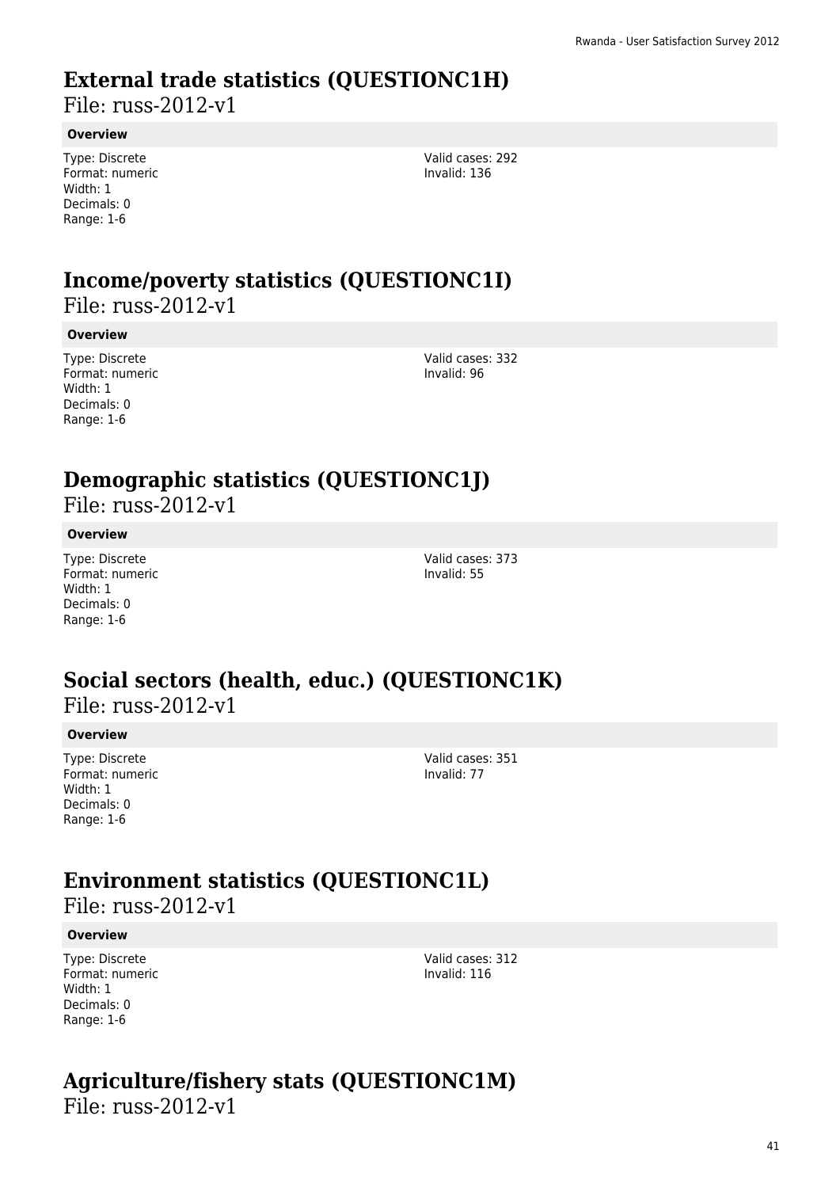## External trade statistics (QUESTIONC1H)

File: russ-2012-v1

**Overview**

Type: Discrete
Format: numeric
Width: 1
Decimals: 0
Range: 1-6

Valid cases: 292
Invalid: 136

## Income/poverty statistics (QUESTIONC1I)

File: russ-2012-v1

**Overview**

Type: Discrete
Format: numeric
Width: 1
Decimals: 0
Range: 1-6

Valid cases: 332
Invalid: 96

## Demographic statistics (QUESTIONC1J)

File: russ-2012-v1

**Overview**

Type: Discrete
Format: numeric
Width: 1
Decimals: 0
Range: 1-6

Valid cases: 373
Invalid: 55

## Social sectors (health, educ.) (QUESTIONC1K)

File: russ-2012-v1

**Overview**

Type: Discrete
Format: numeric
Width: 1
Decimals: 0
Range: 1-6

Valid cases: 351
Invalid: 77

## Environment statistics (QUESTIONC1L)

File: russ-2012-v1

**Overview**

Type: Discrete
Format: numeric
Width: 1
Decimals: 0
Range: 1-6

Valid cases: 312
Invalid: 116

## Agriculture/fishery stats (QUESTIONC1M)

File: russ-2012-v1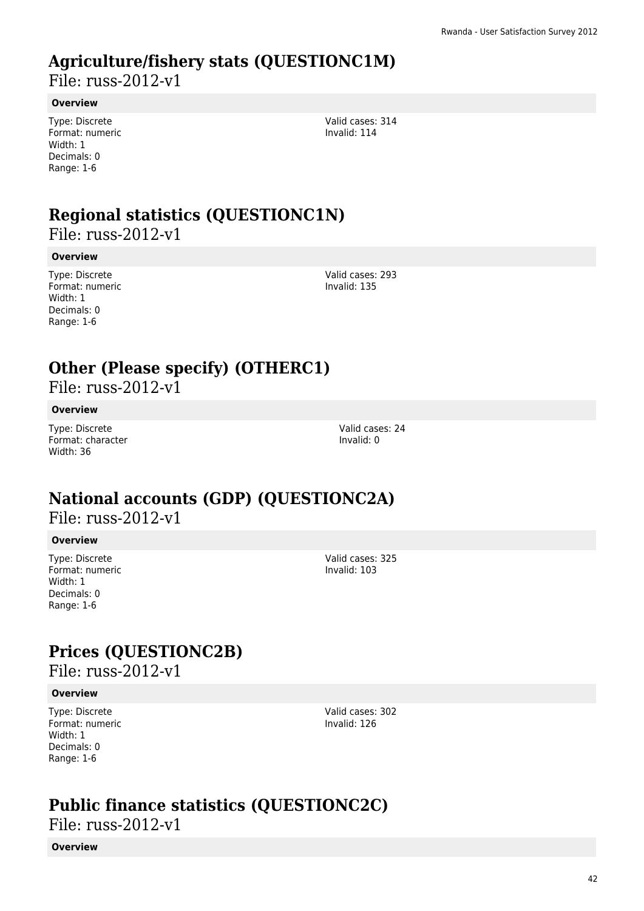# Agriculture/fishery stats (QUESTIONC1M)

File: russ-2012-v1

**Overview**

Type: Discrete
Format: numeric
Width: 1
Decimals: 0
Range: 1-6

Valid cases: 314
Invalid: 114

# Regional statistics (QUESTIONC1N)

File: russ-2012-v1

**Overview**

Type: Discrete
Format: numeric
Width: 1
Decimals: 0
Range: 1-6

Valid cases: 293
Invalid: 135

# Other (Please specify) (OTHERC1)

File: russ-2012-v1

**Overview**

Type: Discrete
Format: character
Width: 36

Valid cases: 24
Invalid: 0

# National accounts (GDP) (QUESTIONC2A)

File: russ-2012-v1

**Overview**

Type: Discrete
Format: numeric
Width: 1
Decimals: 0
Range: 1-6

Valid cases: 325
Invalid: 103

# Prices (QUESTIONC2B)

File: russ-2012-v1

**Overview**

Type: Discrete
Format: numeric
Width: 1
Decimals: 0
Range: 1-6

Valid cases: 302
Invalid: 126

# Public finance statistics (QUESTIONC2C)

File: russ-2012-v1

**Overview**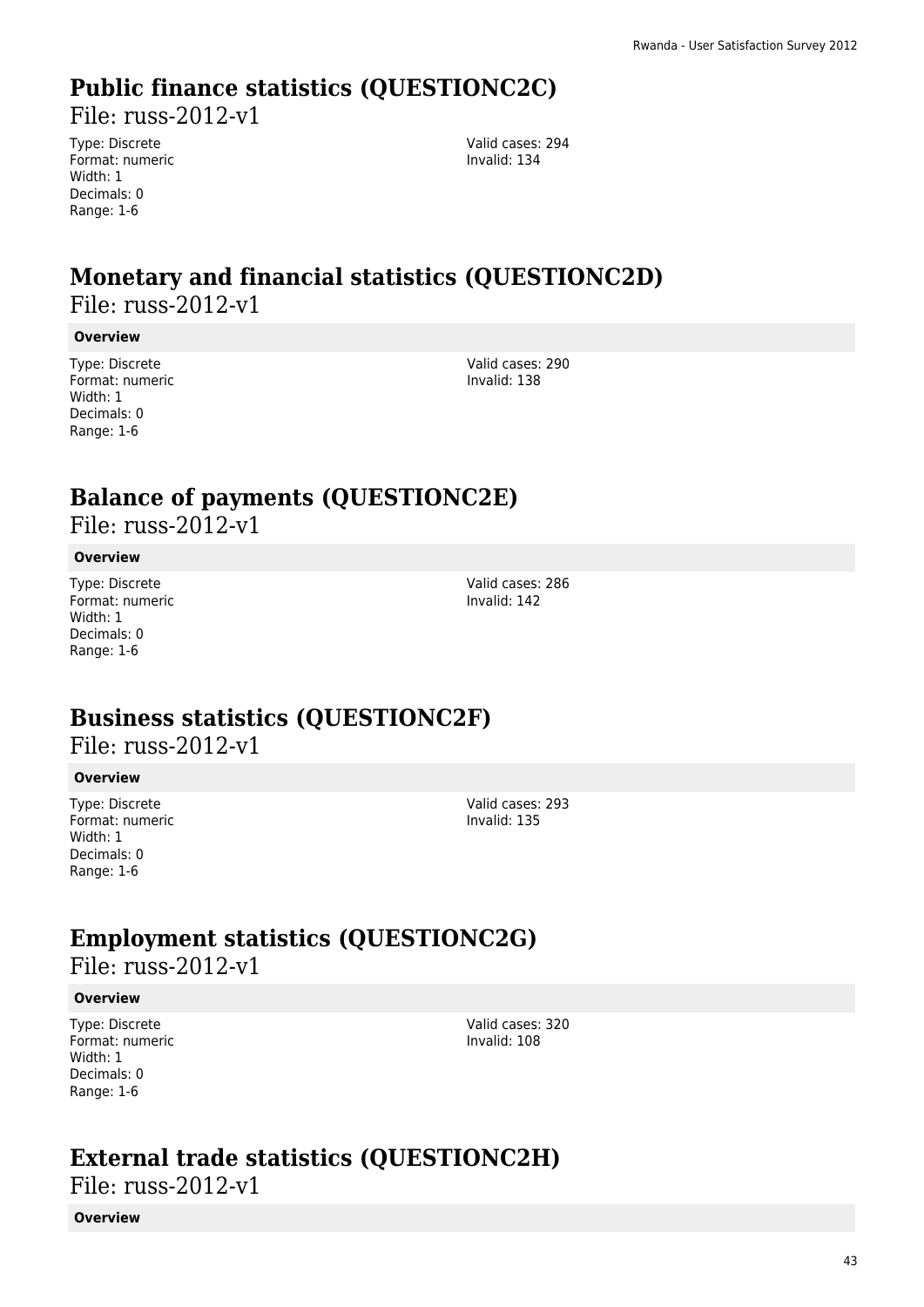## Public finance statistics (QUESTIONC2C)

File: russ-2012-v1

Type: Discrete
Format: numeric
Width: 1
Decimals: 0
Range: 1-6

Valid cases: 294
Invalid: 134

## Monetary and financial statistics (QUESTIONC2D)

File: russ-2012-v1

**Overview**

Type: Discrete
Format: numeric
Width: 1
Decimals: 0
Range: 1-6

Valid cases: 290
Invalid: 138

## Balance of payments (QUESTIONC2E)

File: russ-2012-v1

**Overview**

Type: Discrete
Format: numeric
Width: 1
Decimals: 0
Range: 1-6

Valid cases: 286
Invalid: 142

## Business statistics (QUESTIONC2F)

File: russ-2012-v1

**Overview**

Type: Discrete
Format: numeric
Width: 1
Decimals: 0
Range: 1-6

Valid cases: 293
Invalid: 135

## Employment statistics (QUESTIONC2G)

File: russ-2012-v1

**Overview**

Type: Discrete
Format: numeric
Width: 1
Decimals: 0
Range: 1-6

Valid cases: 320
Invalid: 108

## External trade statistics (QUESTIONC2H)

File: russ-2012-v1

**Overview**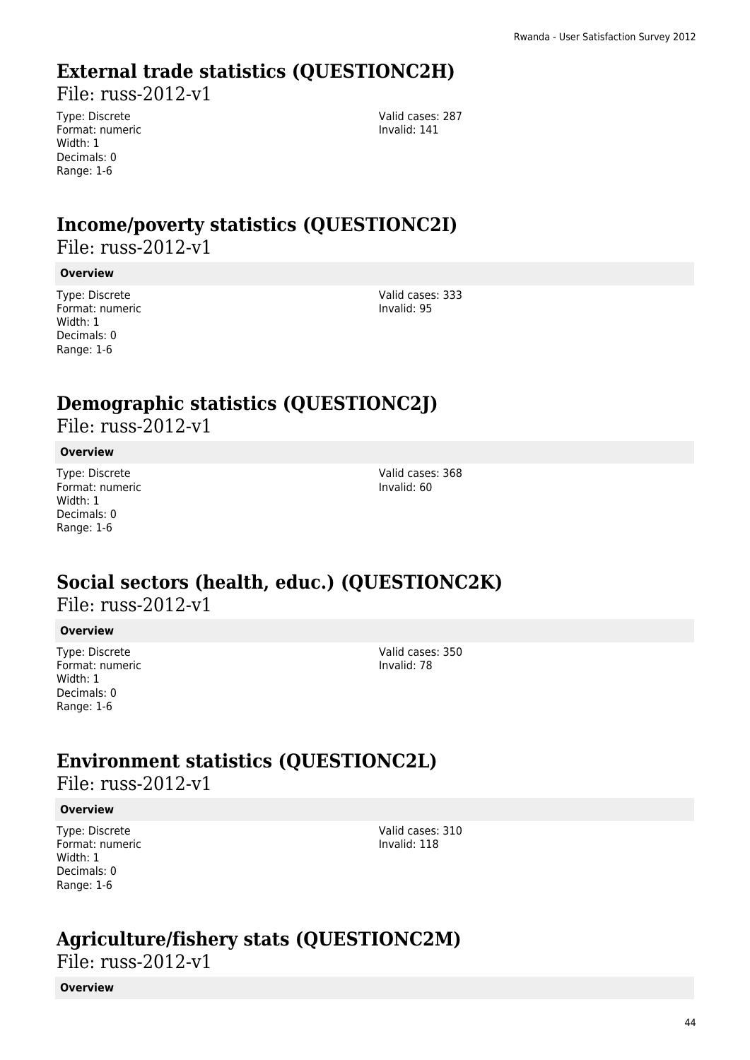## External trade statistics (QUESTIONC2H)

File: russ-2012-v1

Type: Discrete
Format: numeric
Width: 1
Decimals: 0
Range: 1-6

Valid cases: 287
Invalid: 141

## Income/poverty statistics (QUESTIONC2I)

File: russ-2012-v1

**Overview**

Type: Discrete
Format: numeric
Width: 1
Decimals: 0
Range: 1-6

Valid cases: 333
Invalid: 95

## Demographic statistics (QUESTIONC2J)

File: russ-2012-v1

**Overview**

Type: Discrete
Format: numeric
Width: 1
Decimals: 0
Range: 1-6

Valid cases: 368
Invalid: 60

## Social sectors (health, educ.) (QUESTIONC2K)

File: russ-2012-v1

**Overview**

Type: Discrete
Format: numeric
Width: 1
Decimals: 0
Range: 1-6

Valid cases: 350
Invalid: 78

## Environment statistics (QUESTIONC2L)

File: russ-2012-v1

**Overview**

Type: Discrete
Format: numeric
Width: 1
Decimals: 0
Range: 1-6

Valid cases: 310
Invalid: 118

## Agriculture/fishery stats (QUESTIONC2M)

File: russ-2012-v1

**Overview**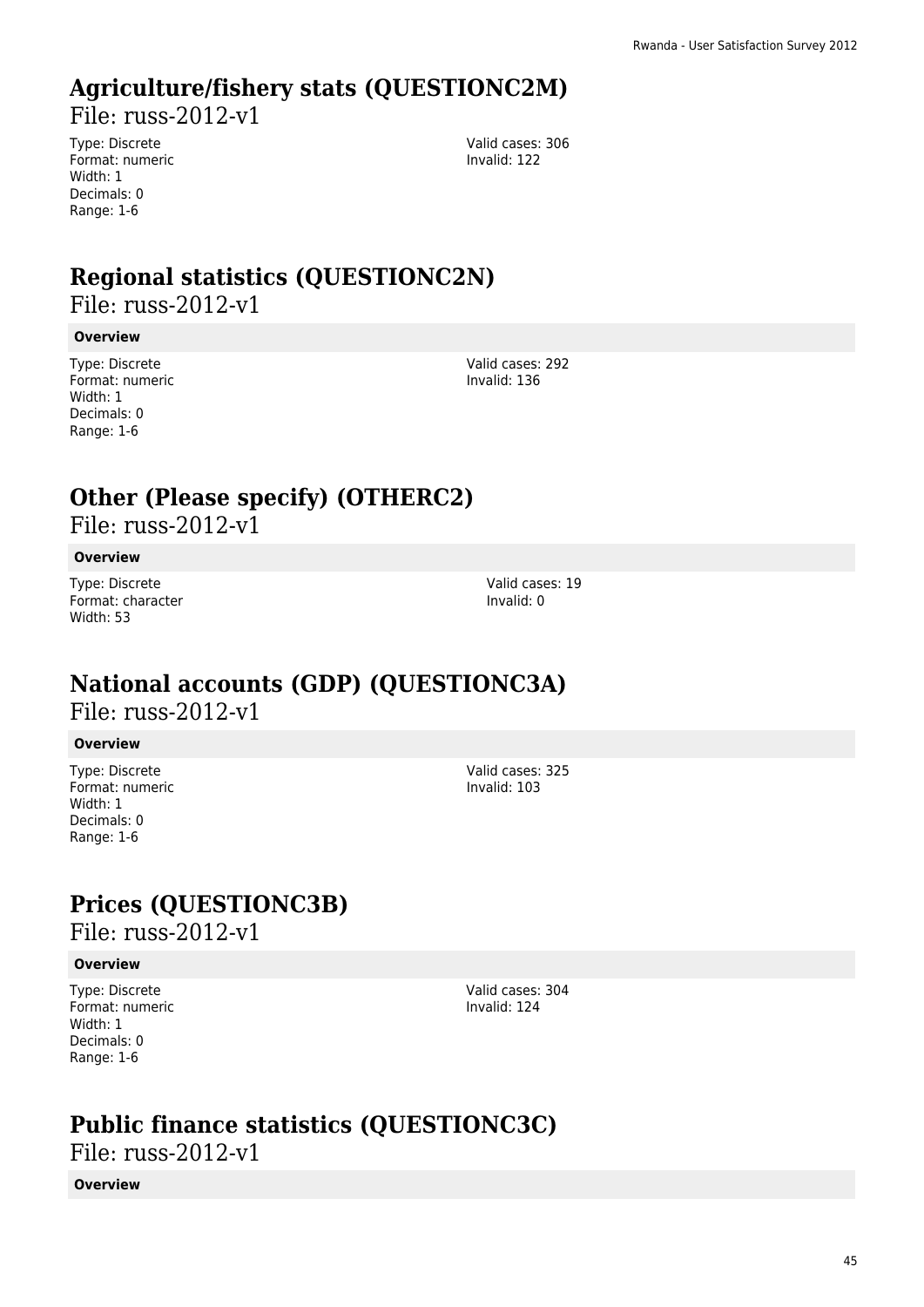## Agriculture/fishery stats (QUESTIONC2M)

File: russ-2012-v1

Type: Discrete
Format: numeric
Width: 1
Decimals: 0
Range: 1-6

Valid cases: 306
Invalid: 122

## Regional statistics (QUESTIONC2N)

File: russ-2012-v1

**Overview**

Type: Discrete
Format: numeric
Width: 1
Decimals: 0
Range: 1-6

Valid cases: 292
Invalid: 136

## Other (Please specify) (OTHERC2)

File: russ-2012-v1

**Overview**

Type: Discrete
Format: character
Width: 53

Valid cases: 19
Invalid: 0

## National accounts (GDP) (QUESTIONC3A)

File: russ-2012-v1

**Overview**

Type: Discrete
Format: numeric
Width: 1
Decimals: 0
Range: 1-6

Valid cases: 325
Invalid: 103

## Prices (QUESTIONC3B)

File: russ-2012-v1

**Overview**

Type: Discrete
Format: numeric
Width: 1
Decimals: 0
Range: 1-6

Valid cases: 304
Invalid: 124

## Public finance statistics (QUESTIONC3C)

File: russ-2012-v1

**Overview**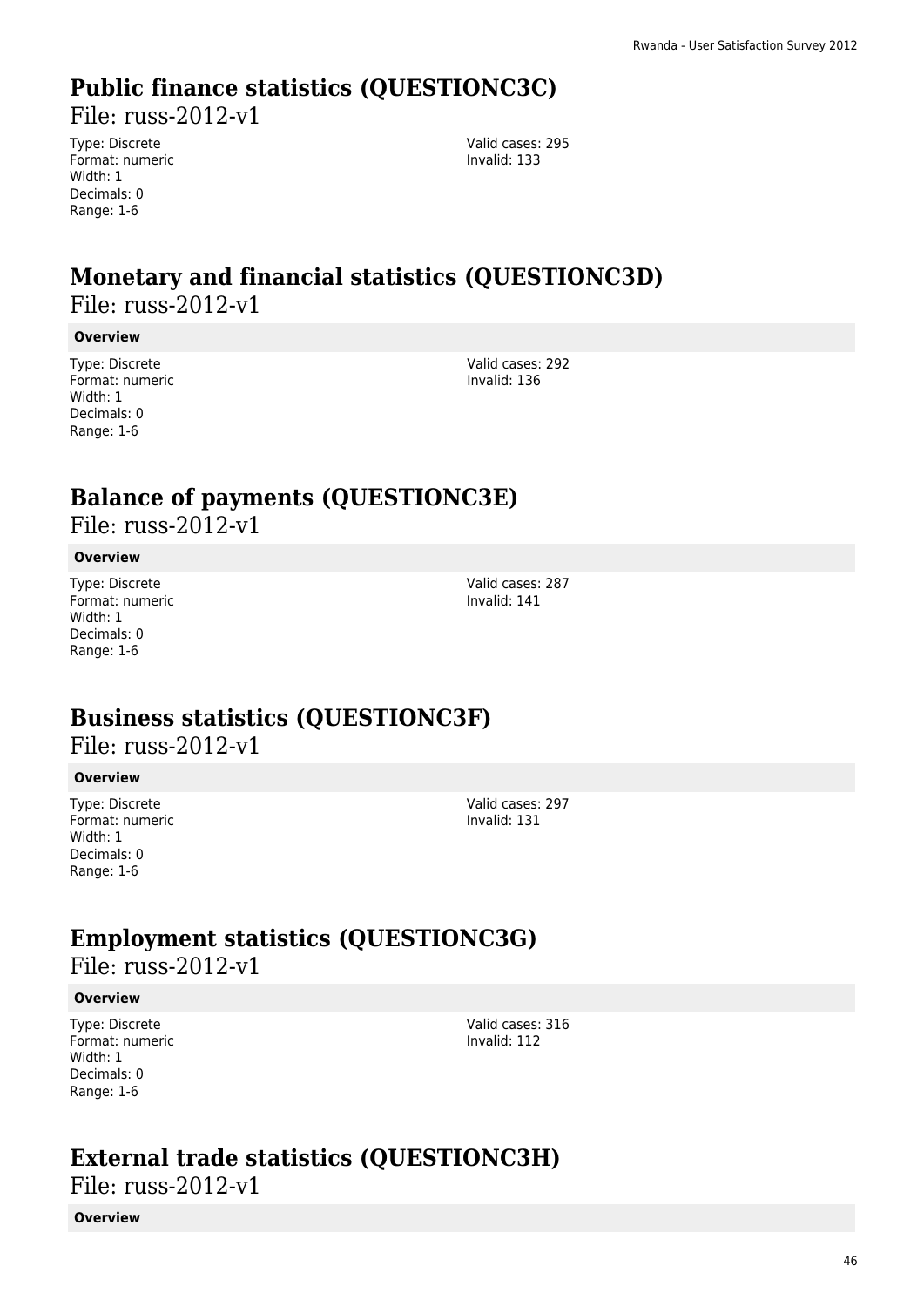## Public finance statistics (QUESTIONC3C)

File: russ-2012-v1

Type: Discrete
Format: numeric
Width: 1
Decimals: 0
Range: 1-6

Valid cases: 295
Invalid: 133

## Monetary and financial statistics (QUESTIONC3D)

File: russ-2012-v1

**Overview**

Type: Discrete
Format: numeric
Width: 1
Decimals: 0
Range: 1-6

Valid cases: 292
Invalid: 136

## Balance of payments (QUESTIONC3E)

File: russ-2012-v1

**Overview**

Type: Discrete
Format: numeric
Width: 1
Decimals: 0
Range: 1-6

Valid cases: 287
Invalid: 141

## Business statistics (QUESTIONC3F)

File: russ-2012-v1

**Overview**

Type: Discrete
Format: numeric
Width: 1
Decimals: 0
Range: 1-6

Valid cases: 297
Invalid: 131

## Employment statistics (QUESTIONC3G)

File: russ-2012-v1

**Overview**

Type: Discrete
Format: numeric
Width: 1
Decimals: 0
Range: 1-6

Valid cases: 316
Invalid: 112

## External trade statistics (QUESTIONC3H)

File: russ-2012-v1

**Overview**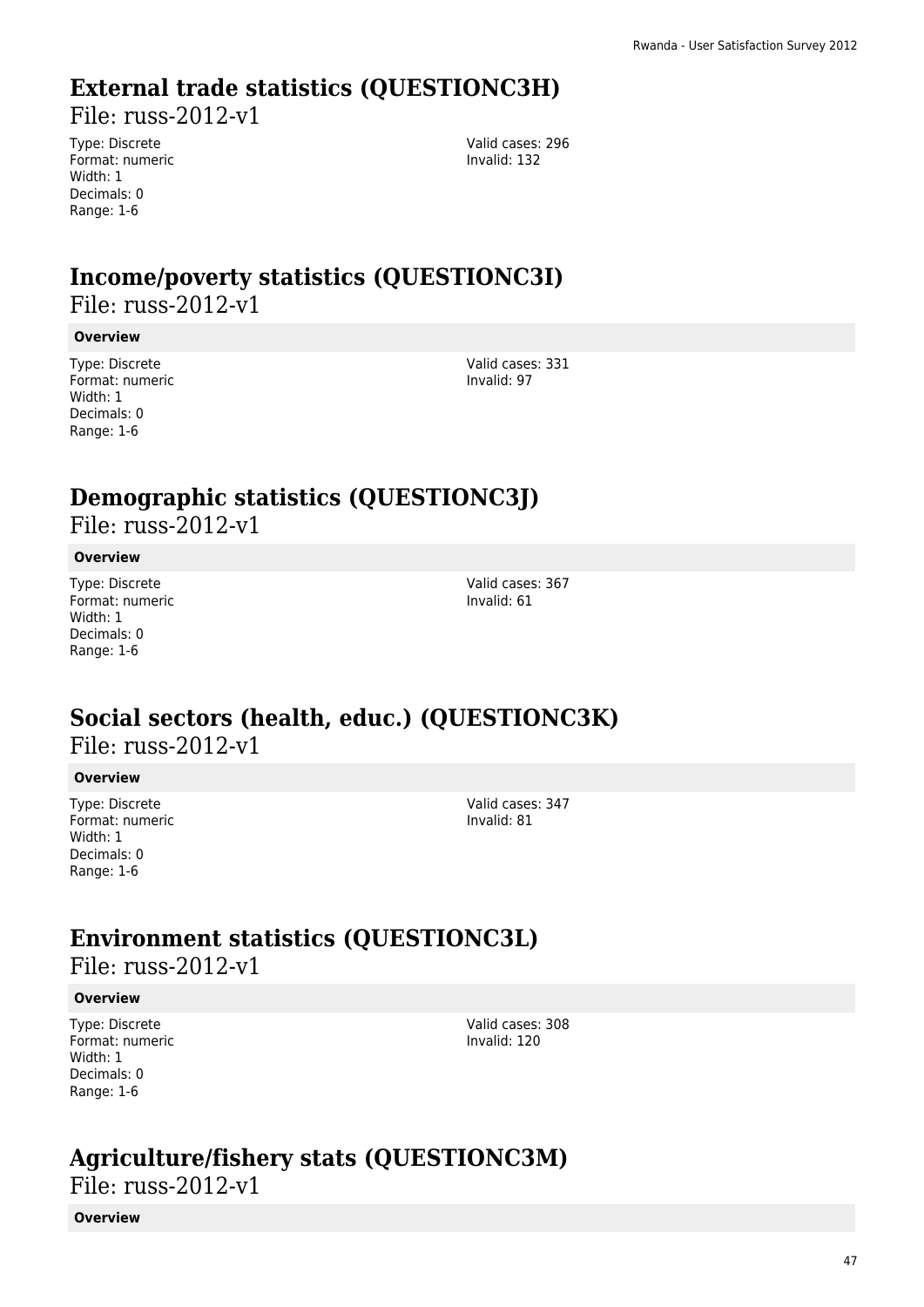## External trade statistics (QUESTIONC3H)

File: russ-2012-v1

Type: Discrete
Format: numeric
Width: 1
Decimals: 0
Range: 1-6

Valid cases: 296
Invalid: 132

## Income/poverty statistics (QUESTIONC3I)

File: russ-2012-v1

**Overview**

Type: Discrete
Format: numeric
Width: 1
Decimals: 0
Range: 1-6

Valid cases: 331
Invalid: 97

## Demographic statistics (QUESTIONC3J)

File: russ-2012-v1

**Overview**

Type: Discrete
Format: numeric
Width: 1
Decimals: 0
Range: 1-6

Valid cases: 367
Invalid: 61

## Social sectors (health, educ.) (QUESTIONC3K)

File: russ-2012-v1

**Overview**

Type: Discrete
Format: numeric
Width: 1
Decimals: 0
Range: 1-6

Valid cases: 347
Invalid: 81

## Environment statistics (QUESTIONC3L)

File: russ-2012-v1

**Overview**

Type: Discrete
Format: numeric
Width: 1
Decimals: 0
Range: 1-6

Valid cases: 308
Invalid: 120

## Agriculture/fishery stats (QUESTIONC3M)

File: russ-2012-v1

**Overview**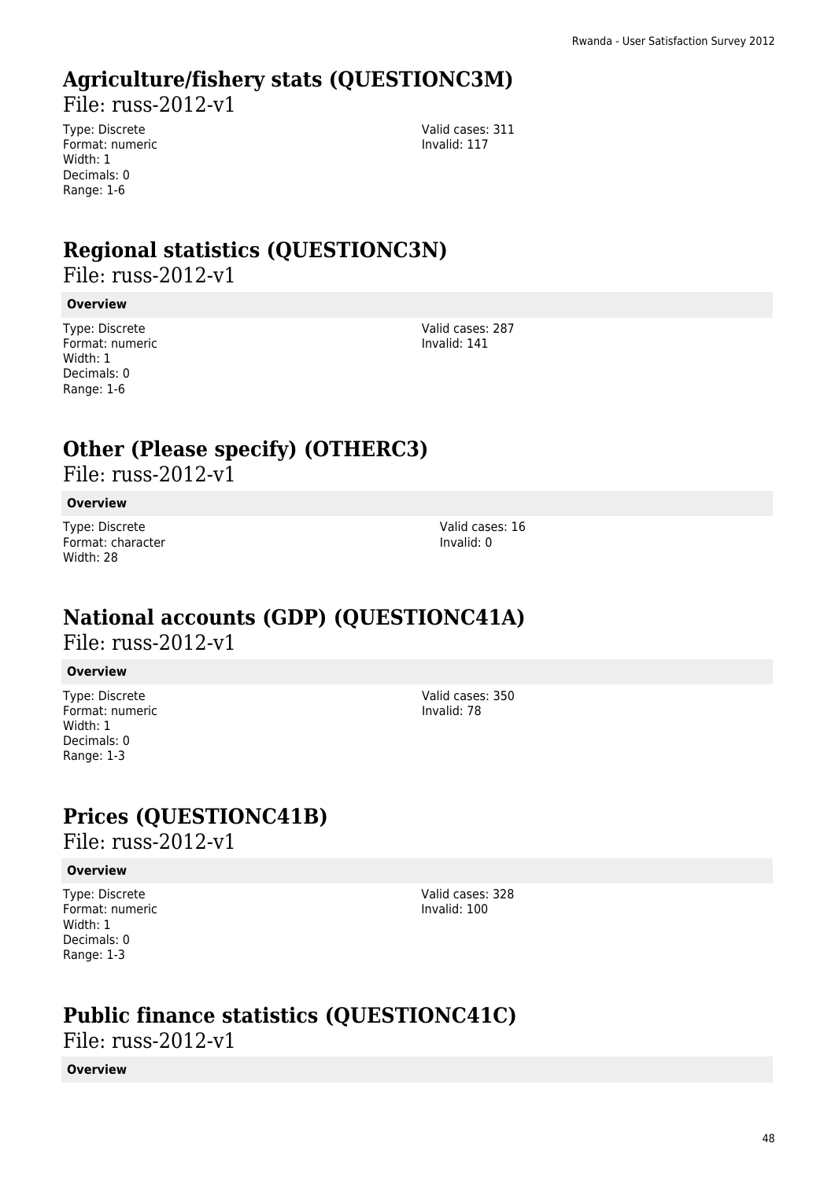## Agriculture/fishery stats (QUESTIONC3M)

File: russ-2012-v1

Type: Discrete
Format: numeric
Width: 1
Decimals: 0
Range: 1-6

Valid cases: 311
Invalid: 117

## Regional statistics (QUESTIONC3N)

File: russ-2012-v1

**Overview**

Type: Discrete
Format: numeric
Width: 1
Decimals: 0
Range: 1-6

Valid cases: 287
Invalid: 141

## Other (Please specify) (OTHERC3)

File: russ-2012-v1

**Overview**

Type: Discrete
Format: character
Width: 28

Valid cases: 16
Invalid: 0

## National accounts (GDP) (QUESTIONC41A)

File: russ-2012-v1

**Overview**

Type: Discrete
Format: numeric
Width: 1
Decimals: 0
Range: 1-3

Valid cases: 350
Invalid: 78

## Prices (QUESTIONC41B)

File: russ-2012-v1

**Overview**

Type: Discrete
Format: numeric
Width: 1
Decimals: 0
Range: 1-3

Valid cases: 328
Invalid: 100

## Public finance statistics (QUESTIONC41C)

File: russ-2012-v1

**Overview**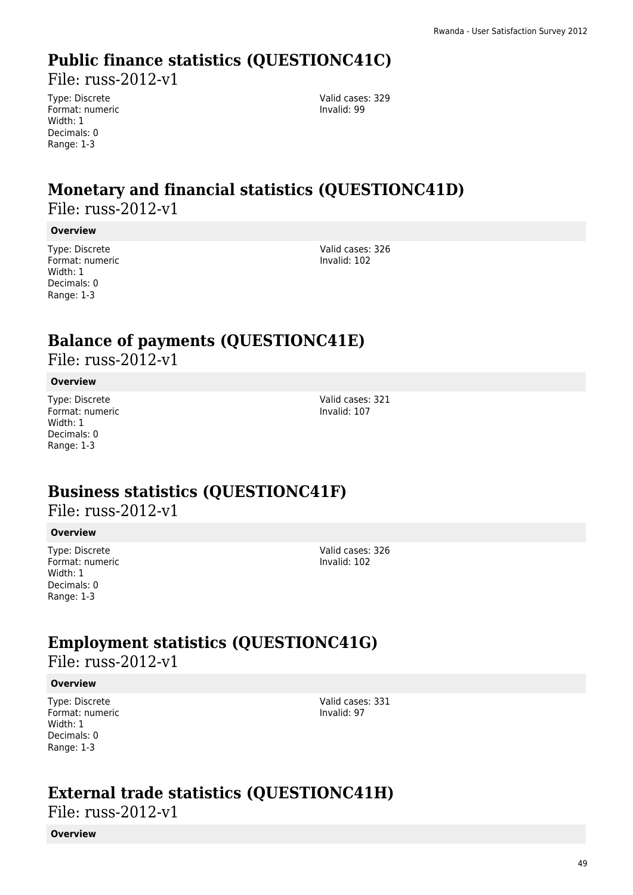## Public finance statistics (QUESTIONC41C)

File: russ-2012-v1

Type: Discrete
Format: numeric
Width: 1
Decimals: 0
Range: 1-3

Valid cases: 329
Invalid: 99

## Monetary and financial statistics (QUESTIONC41D)

File: russ-2012-v1

**Overview**

Type: Discrete
Format: numeric
Width: 1
Decimals: 0
Range: 1-3

Valid cases: 326
Invalid: 102

## Balance of payments (QUESTIONC41E)

File: russ-2012-v1

**Overview**

Type: Discrete
Format: numeric
Width: 1
Decimals: 0
Range: 1-3

Valid cases: 321
Invalid: 107

## Business statistics (QUESTIONC41F)

File: russ-2012-v1

**Overview**

Type: Discrete
Format: numeric
Width: 1
Decimals: 0
Range: 1-3

Valid cases: 326
Invalid: 102

## Employment statistics (QUESTIONC41G)

File: russ-2012-v1

**Overview**

Type: Discrete
Format: numeric
Width: 1
Decimals: 0
Range: 1-3

Valid cases: 331
Invalid: 97

## External trade statistics (QUESTIONC41H)

File: russ-2012-v1

**Overview**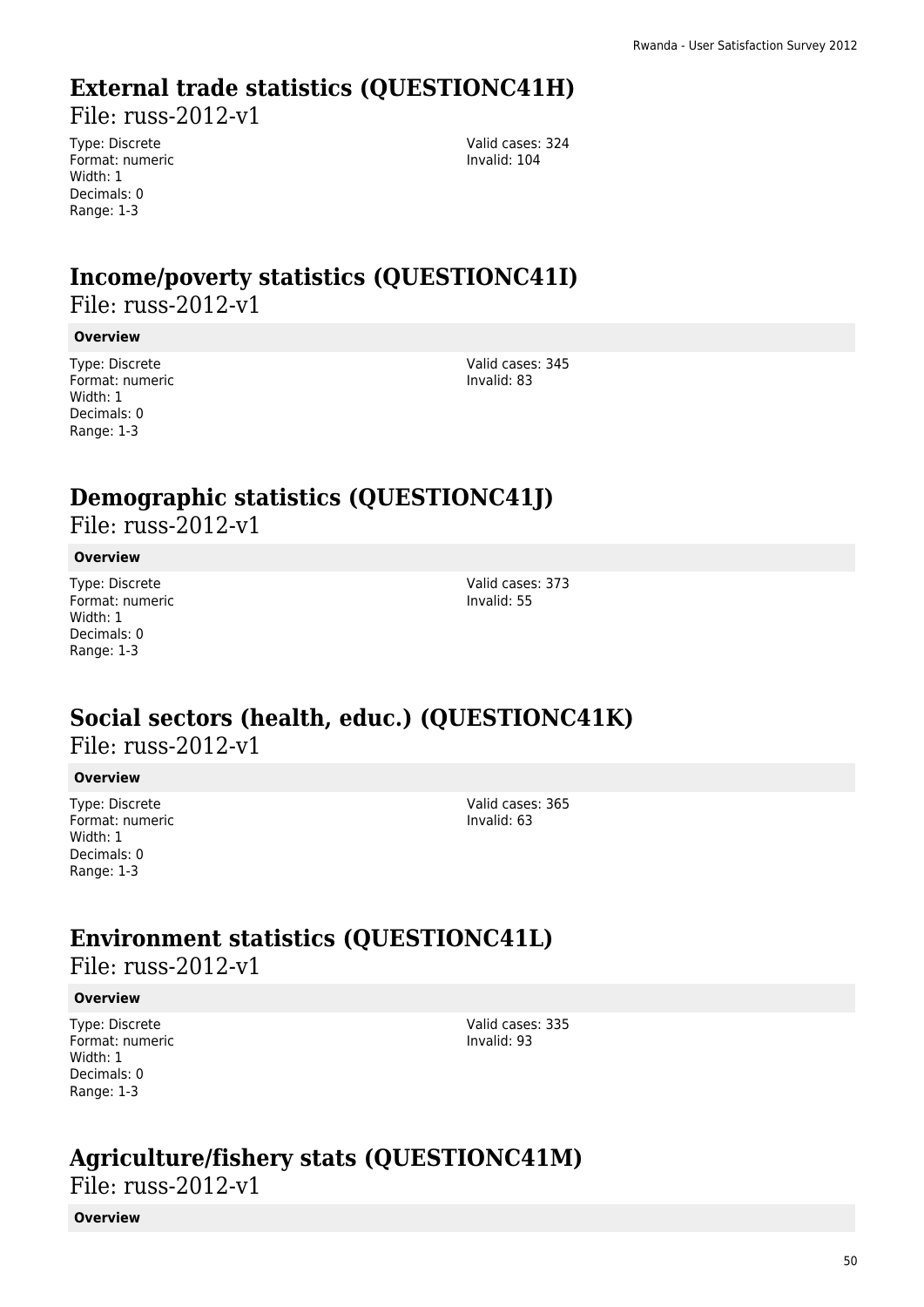## External trade statistics (QUESTIONC41H)

File: russ-2012-v1

Type: Discrete
Format: numeric
Width: 1
Decimals: 0
Range: 1-3

Valid cases: 324
Invalid: 104

## Income/poverty statistics (QUESTIONC41I)

File: russ-2012-v1

**Overview**

Type: Discrete
Format: numeric
Width: 1
Decimals: 0
Range: 1-3

Valid cases: 345
Invalid: 83

## Demographic statistics (QUESTIONC41J)

File: russ-2012-v1

**Overview**

Type: Discrete
Format: numeric
Width: 1
Decimals: 0
Range: 1-3

Valid cases: 373
Invalid: 55

## Social sectors (health, educ.) (QUESTIONC41K)

File: russ-2012-v1

**Overview**

Type: Discrete
Format: numeric
Width: 1
Decimals: 0
Range: 1-3

Valid cases: 365
Invalid: 63

## Environment statistics (QUESTIONC41L)

File: russ-2012-v1

**Overview**

Type: Discrete
Format: numeric
Width: 1
Decimals: 0
Range: 1-3

Valid cases: 335
Invalid: 93

## Agriculture/fishery stats (QUESTIONC41M)

File: russ-2012-v1

**Overview**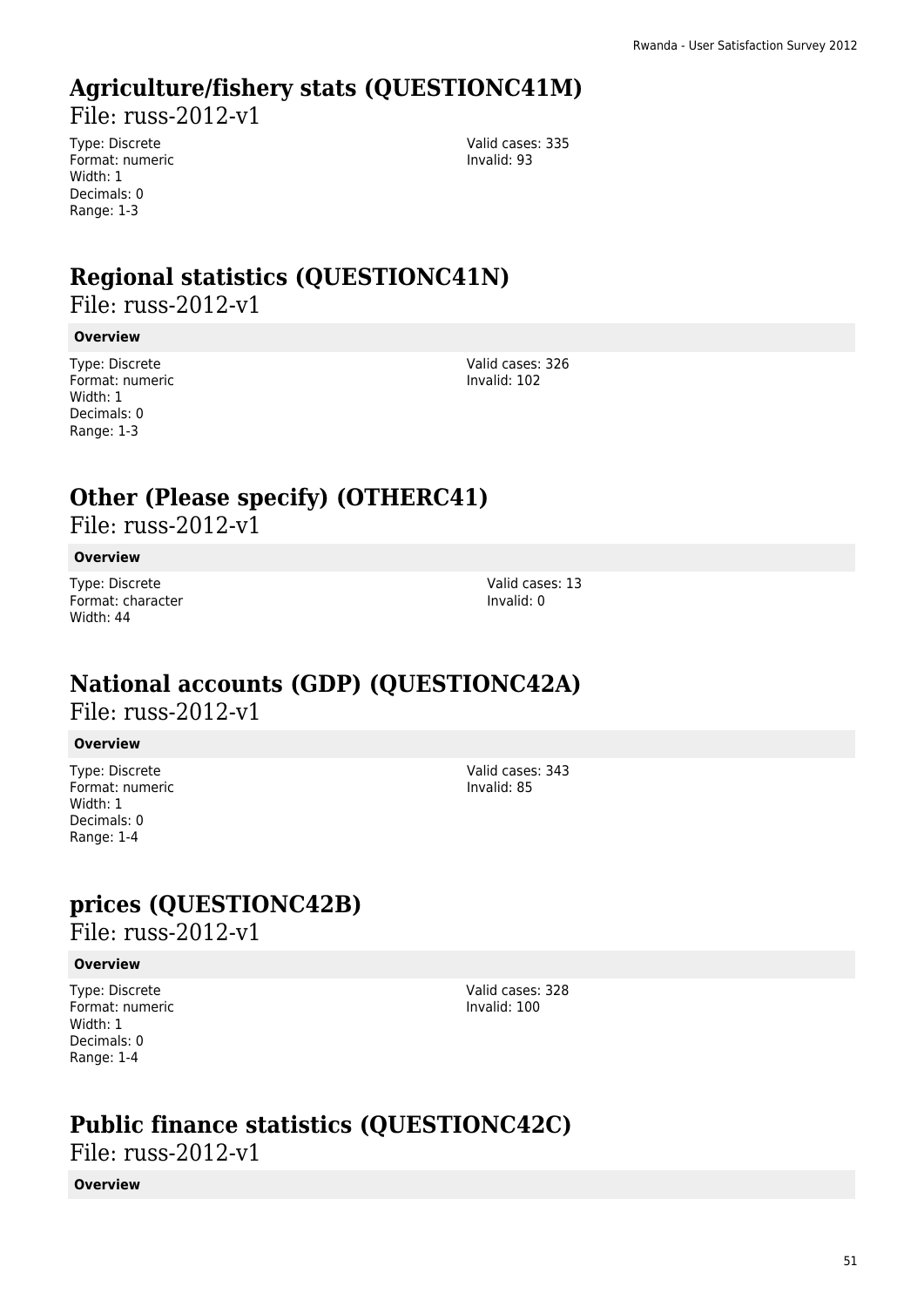## Agriculture/fishery stats (QUESTIONC41M)

File: russ-2012-v1

Type: Discrete
Format: numeric
Width: 1
Decimals: 0
Range: 1-3

Valid cases: 335
Invalid: 93

## Regional statistics (QUESTIONC41N)

File: russ-2012-v1

**Overview**

Type: Discrete
Format: numeric
Width: 1
Decimals: 0
Range: 1-3

Valid cases: 326
Invalid: 102

## Other (Please specify) (OTHERC41)

File: russ-2012-v1

**Overview**

Type: Discrete
Format: character
Width: 44

Valid cases: 13
Invalid: 0

## National accounts (GDP) (QUESTIONC42A)

File: russ-2012-v1

**Overview**

Type: Discrete
Format: numeric
Width: 1
Decimals: 0
Range: 1-4

Valid cases: 343
Invalid: 85

## prices (QUESTIONC42B)

File: russ-2012-v1

**Overview**

Type: Discrete
Format: numeric
Width: 1
Decimals: 0
Range: 1-4

Valid cases: 328
Invalid: 100

## Public finance statistics (QUESTIONC42C)

File: russ-2012-v1

**Overview**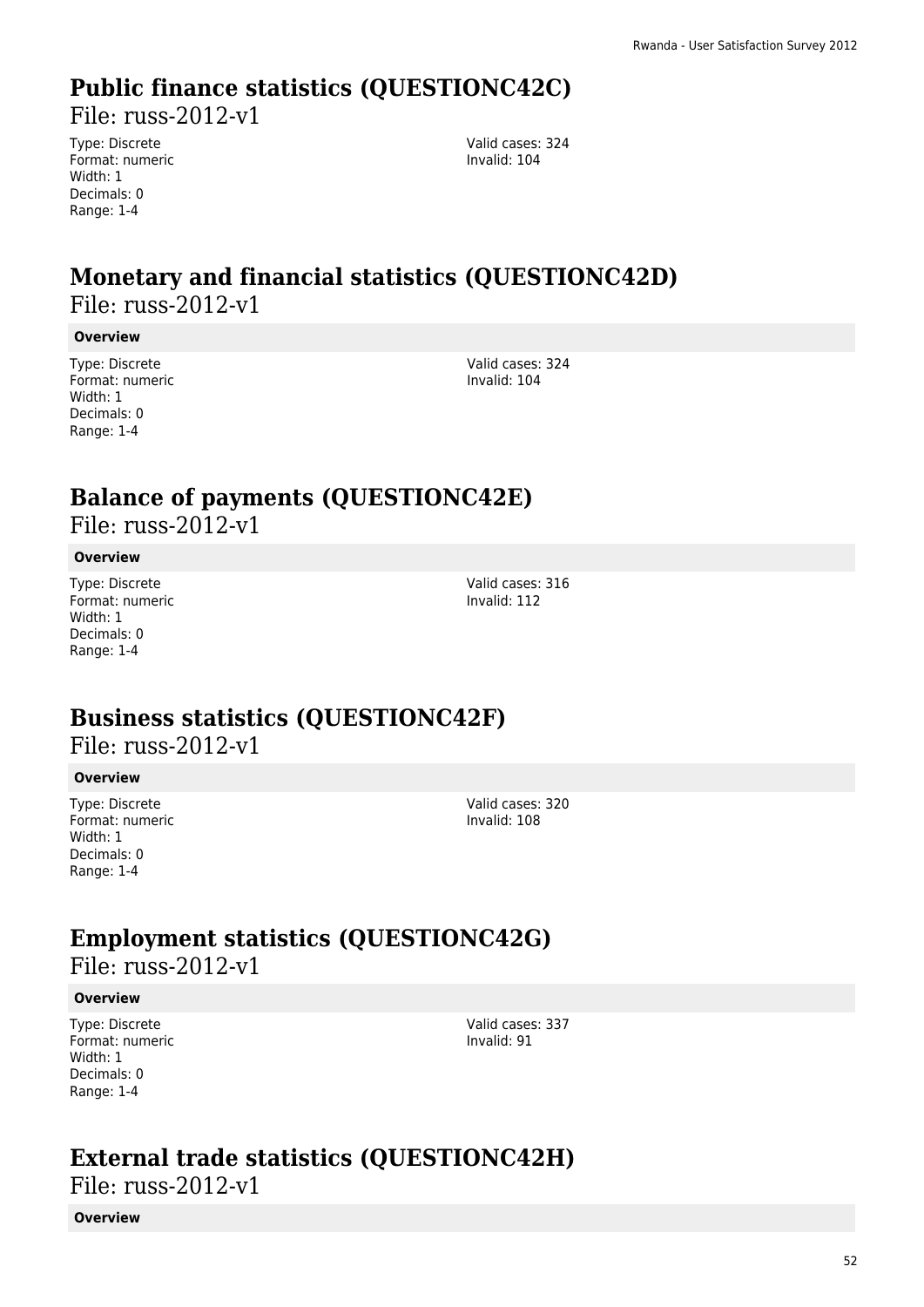# Public finance statistics (QUESTIONC42C)

File: russ-2012-v1

Type: Discrete
Format: numeric
Width: 1
Decimals: 0
Range: 1-4

Valid cases: 324
Invalid: 104

# Monetary and financial statistics (QUESTIONC42D)

File: russ-2012-v1

**Overview**

Type: Discrete
Format: numeric
Width: 1
Decimals: 0
Range: 1-4

Valid cases: 324
Invalid: 104

# Balance of payments (QUESTIONC42E)

File: russ-2012-v1

**Overview**

Type: Discrete
Format: numeric
Width: 1
Decimals: 0
Range: 1-4

Valid cases: 316
Invalid: 112

# Business statistics (QUESTIONC42F)

File: russ-2012-v1

**Overview**

Type: Discrete
Format: numeric
Width: 1
Decimals: 0
Range: 1-4

Valid cases: 320
Invalid: 108

# Employment statistics (QUESTIONC42G)

File: russ-2012-v1

**Overview**

Type: Discrete
Format: numeric
Width: 1
Decimals: 0
Range: 1-4

Valid cases: 337
Invalid: 91

# External trade statistics (QUESTIONC42H)

File: russ-2012-v1

**Overview**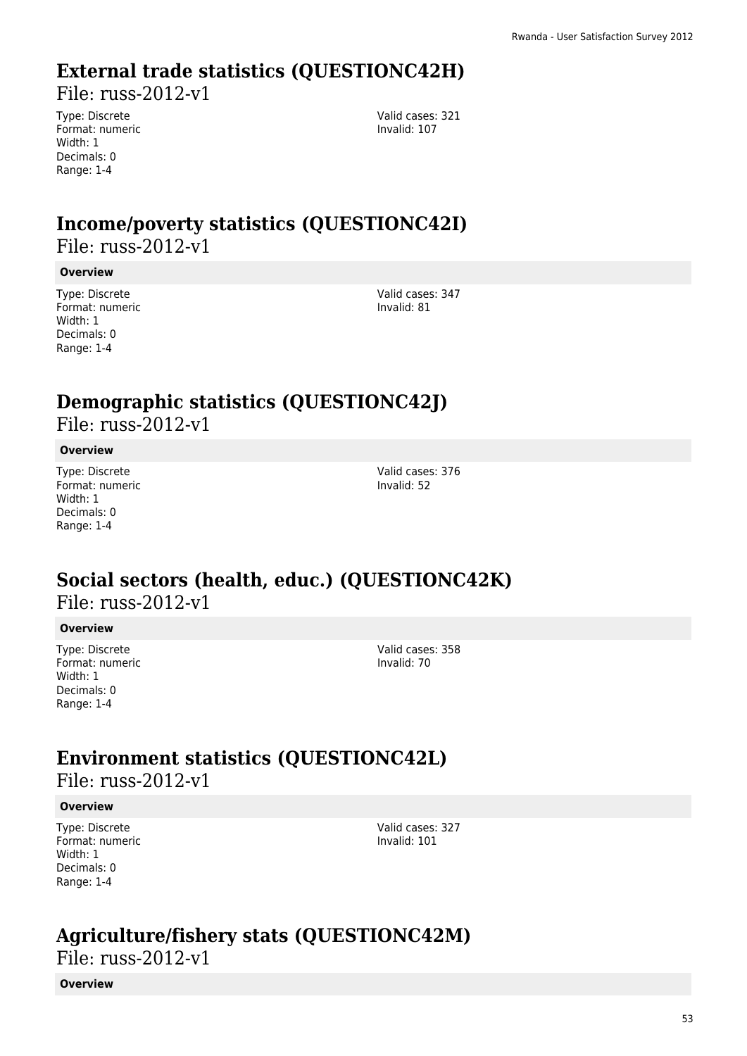## External trade statistics (QUESTIONC42H)

File: russ-2012-v1

Type: Discrete
Format: numeric
Width: 1
Decimals: 0
Range: 1-4

Valid cases: 321
Invalid: 107

## Income/poverty statistics (QUESTIONC42I)

File: russ-2012-v1

**Overview**

Type: Discrete
Format: numeric
Width: 1
Decimals: 0
Range: 1-4

Valid cases: 347
Invalid: 81

## Demographic statistics (QUESTIONC42J)

File: russ-2012-v1

**Overview**

Type: Discrete
Format: numeric
Width: 1
Decimals: 0
Range: 1-4

Valid cases: 376
Invalid: 52

## Social sectors (health, educ.) (QUESTIONC42K)

File: russ-2012-v1

**Overview**

Type: Discrete
Format: numeric
Width: 1
Decimals: 0
Range: 1-4

Valid cases: 358
Invalid: 70

## Environment statistics (QUESTIONC42L)

File: russ-2012-v1

**Overview**

Type: Discrete
Format: numeric
Width: 1
Decimals: 0
Range: 1-4

Valid cases: 327
Invalid: 101

## Agriculture/fishery stats (QUESTIONC42M)

File: russ-2012-v1

**Overview**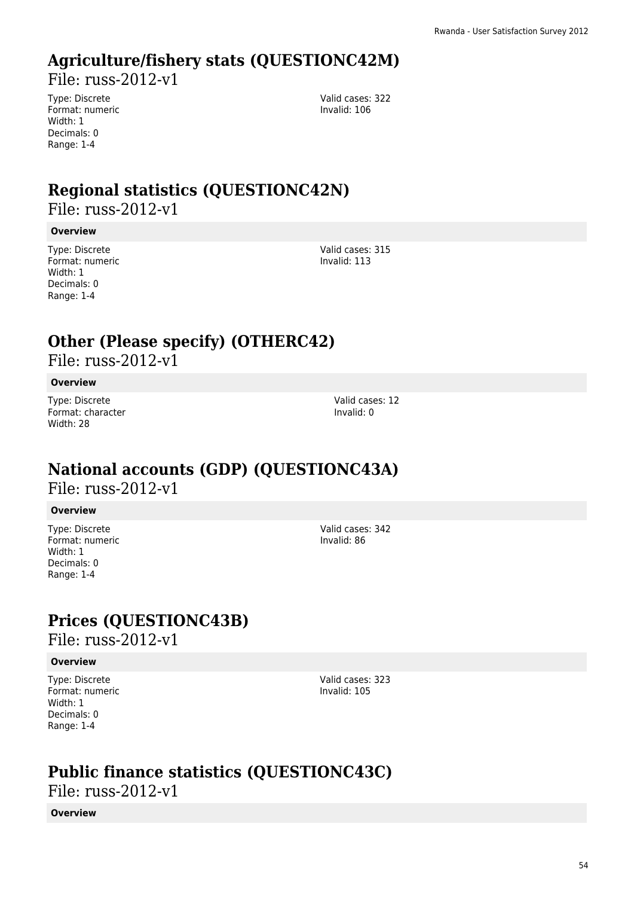# Agriculture/fishery stats (QUESTIONC42M)

File: russ-2012-v1

Type: Discrete
Format: numeric
Width: 1
Decimals: 0
Range: 1-4

Valid cases: 322
Invalid: 106

# Regional statistics (QUESTIONC42N)

File: russ-2012-v1

**Overview**

Type: Discrete
Format: numeric
Width: 1
Decimals: 0
Range: 1-4

Valid cases: 315
Invalid: 113

# Other (Please specify) (OTHERC42)

File: russ-2012-v1

**Overview**

Type: Discrete
Format: character
Width: 28

Valid cases: 12
Invalid: 0

# National accounts (GDP) (QUESTIONC43A)

File: russ-2012-v1

**Overview**

Type: Discrete
Format: numeric
Width: 1
Decimals: 0
Range: 1-4

Valid cases: 342
Invalid: 86

# Prices (QUESTIONC43B)

File: russ-2012-v1

**Overview**

Type: Discrete
Format: numeric
Width: 1
Decimals: 0
Range: 1-4

Valid cases: 323
Invalid: 105

# Public finance statistics (QUESTIONC43C)

File: russ-2012-v1

**Overview**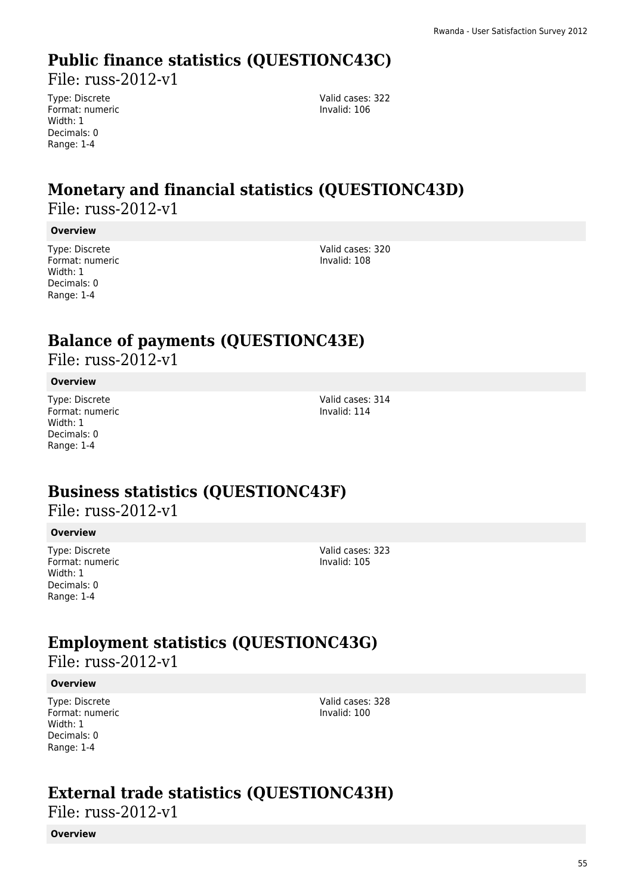## Public finance statistics (QUESTIONC43C)

File: russ-2012-v1

Type: Discrete
Format: numeric
Width: 1
Decimals: 0
Range: 1-4

Valid cases: 322
Invalid: 106

## Monetary and financial statistics (QUESTIONC43D)

File: russ-2012-v1

**Overview**

Type: Discrete
Format: numeric
Width: 1
Decimals: 0
Range: 1-4

Valid cases: 320
Invalid: 108

## Balance of payments (QUESTIONC43E)

File: russ-2012-v1

**Overview**

Type: Discrete
Format: numeric
Width: 1
Decimals: 0
Range: 1-4

Valid cases: 314
Invalid: 114

## Business statistics (QUESTIONC43F)

File: russ-2012-v1

**Overview**

Type: Discrete
Format: numeric
Width: 1
Decimals: 0
Range: 1-4

Valid cases: 323
Invalid: 105

## Employment statistics (QUESTIONC43G)

File: russ-2012-v1

**Overview**

Type: Discrete
Format: numeric
Width: 1
Decimals: 0
Range: 1-4

Valid cases: 328
Invalid: 100

## External trade statistics (QUESTIONC43H)

File: russ-2012-v1

**Overview**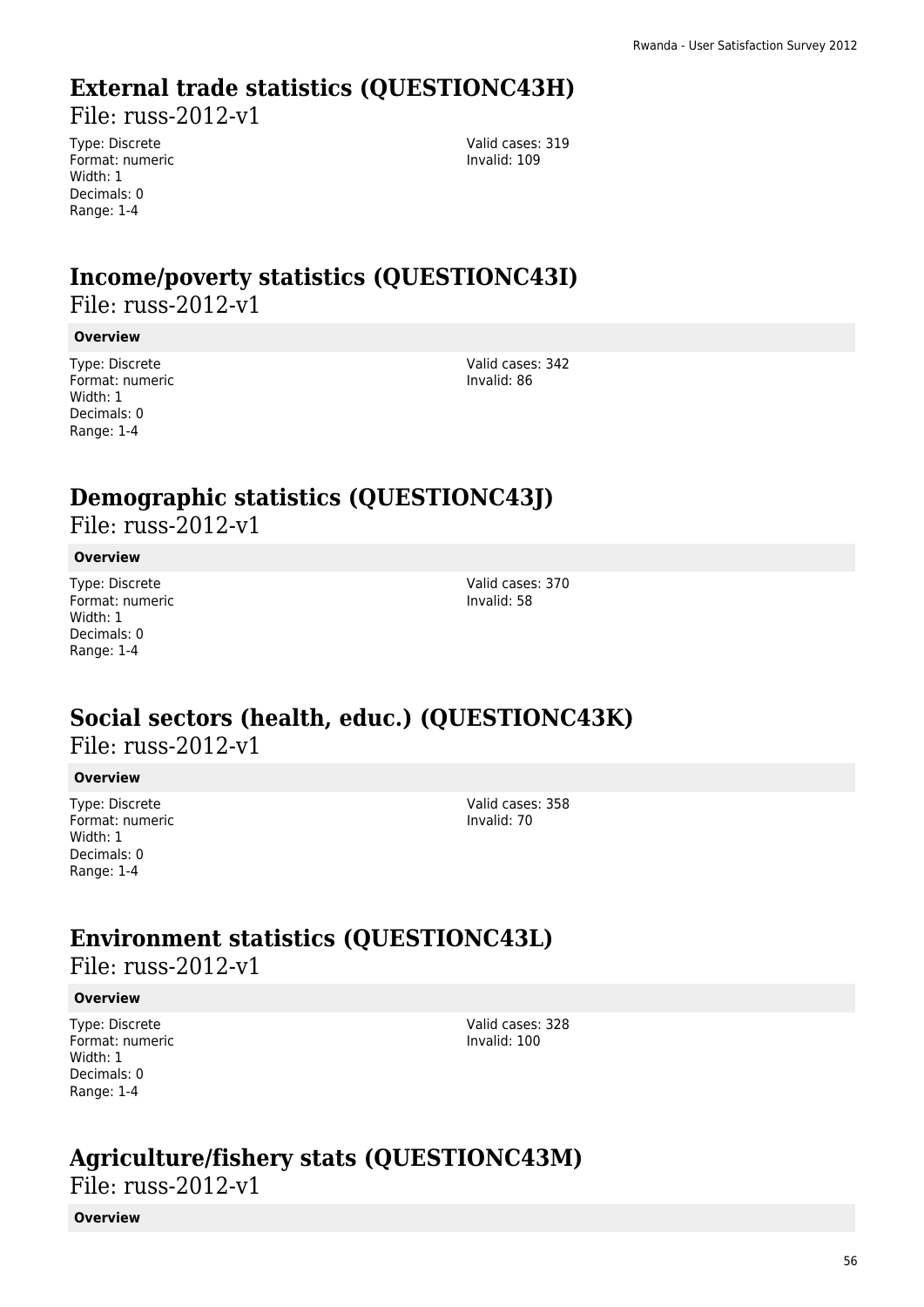## External trade statistics (QUESTIONC43H)

File: russ-2012-v1

Type: Discrete
Format: numeric
Width: 1
Decimals: 0
Range: 1-4

Valid cases: 319
Invalid: 109

## Income/poverty statistics (QUESTIONC43I)

File: russ-2012-v1

**Overview**

Type: Discrete
Format: numeric
Width: 1
Decimals: 0
Range: 1-4

Valid cases: 342
Invalid: 86

## Demographic statistics (QUESTIONC43J)

File: russ-2012-v1

**Overview**

Type: Discrete
Format: numeric
Width: 1
Decimals: 0
Range: 1-4

Valid cases: 370
Invalid: 58

## Social sectors (health, educ.) (QUESTIONC43K)

File: russ-2012-v1

**Overview**

Type: Discrete
Format: numeric
Width: 1
Decimals: 0
Range: 1-4

Valid cases: 358
Invalid: 70

## Environment statistics (QUESTIONC43L)

File: russ-2012-v1

**Overview**

Type: Discrete
Format: numeric
Width: 1
Decimals: 0
Range: 1-4

Valid cases: 328
Invalid: 100

## Agriculture/fishery stats (QUESTIONC43M)

File: russ-2012-v1

**Overview**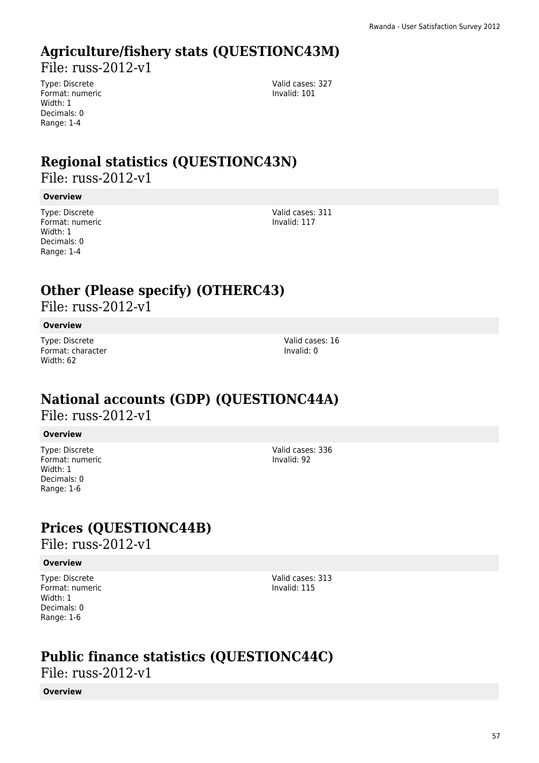## Agriculture/fishery stats (QUESTIONC43M)

File: russ-2012-v1

Type: Discrete
Format: numeric
Width: 1
Decimals: 0
Range: 1-4

Valid cases: 327
Invalid: 101

## Regional statistics (QUESTIONC43N)

File: russ-2012-v1

**Overview**

Type: Discrete
Format: numeric
Width: 1
Decimals: 0
Range: 1-4

Valid cases: 311
Invalid: 117

## Other (Please specify) (OTHERC43)

File: russ-2012-v1

**Overview**

Type: Discrete
Format: character
Width: 62

Valid cases: 16
Invalid: 0

## National accounts (GDP) (QUESTIONC44A)

File: russ-2012-v1

**Overview**

Type: Discrete
Format: numeric
Width: 1
Decimals: 0
Range: 1-6

Valid cases: 336
Invalid: 92

## Prices (QUESTIONC44B)

File: russ-2012-v1

**Overview**

Type: Discrete
Format: numeric
Width: 1
Decimals: 0
Range: 1-6

Valid cases: 313
Invalid: 115

## Public finance statistics (QUESTIONC44C)

File: russ-2012-v1

**Overview**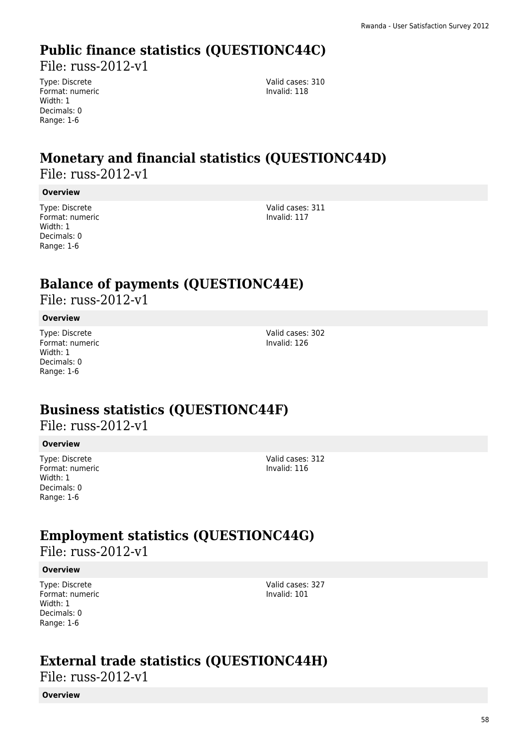## Public finance statistics (QUESTIONC44C)

File: russ-2012-v1

Type: Discrete
Format: numeric
Width: 1
Decimals: 0
Range: 1-6

Valid cases: 310
Invalid: 118

## Monetary and financial statistics (QUESTIONC44D)

File: russ-2012-v1

**Overview**

Type: Discrete
Format: numeric
Width: 1
Decimals: 0
Range: 1-6

Valid cases: 311
Invalid: 117

## Balance of payments (QUESTIONC44E)

File: russ-2012-v1

**Overview**

Type: Discrete
Format: numeric
Width: 1
Decimals: 0
Range: 1-6

Valid cases: 302
Invalid: 126

## Business statistics (QUESTIONC44F)

File: russ-2012-v1

**Overview**

Type: Discrete
Format: numeric
Width: 1
Decimals: 0
Range: 1-6

Valid cases: 312
Invalid: 116

## Employment statistics (QUESTIONC44G)

File: russ-2012-v1

**Overview**

Type: Discrete
Format: numeric
Width: 1
Decimals: 0
Range: 1-6

Valid cases: 327
Invalid: 101

## External trade statistics (QUESTIONC44H)

File: russ-2012-v1

**Overview**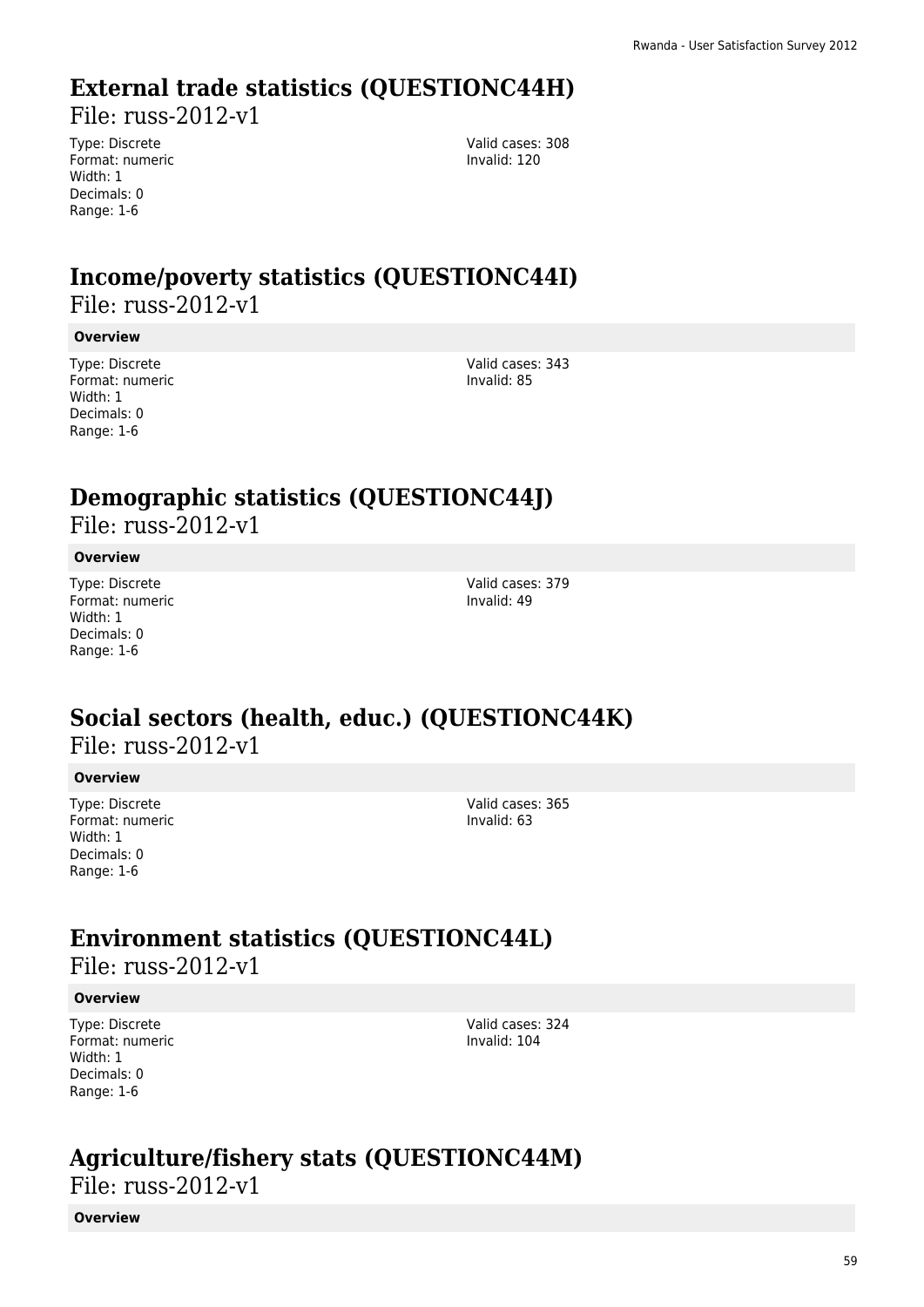# External trade statistics (QUESTIONC44H)

File: russ-2012-v1

Type: Discrete
Format: numeric
Width: 1
Decimals: 0
Range: 1-6

Valid cases: 308
Invalid: 120

# Income/poverty statistics (QUESTIONC44I)

File: russ-2012-v1

**Overview**

Type: Discrete
Format: numeric
Width: 1
Decimals: 0
Range: 1-6

Valid cases: 343
Invalid: 85

# Demographic statistics (QUESTIONC44J)

File: russ-2012-v1

**Overview**

Type: Discrete
Format: numeric
Width: 1
Decimals: 0
Range: 1-6

Valid cases: 379
Invalid: 49

# Social sectors (health, educ.) (QUESTIONC44K)

File: russ-2012-v1

**Overview**

Type: Discrete
Format: numeric
Width: 1
Decimals: 0
Range: 1-6

Valid cases: 365
Invalid: 63

# Environment statistics (QUESTIONC44L)

File: russ-2012-v1

**Overview**

Type: Discrete
Format: numeric
Width: 1
Decimals: 0
Range: 1-6

Valid cases: 324
Invalid: 104

# Agriculture/fishery stats (QUESTIONC44M)

File: russ-2012-v1

**Overview**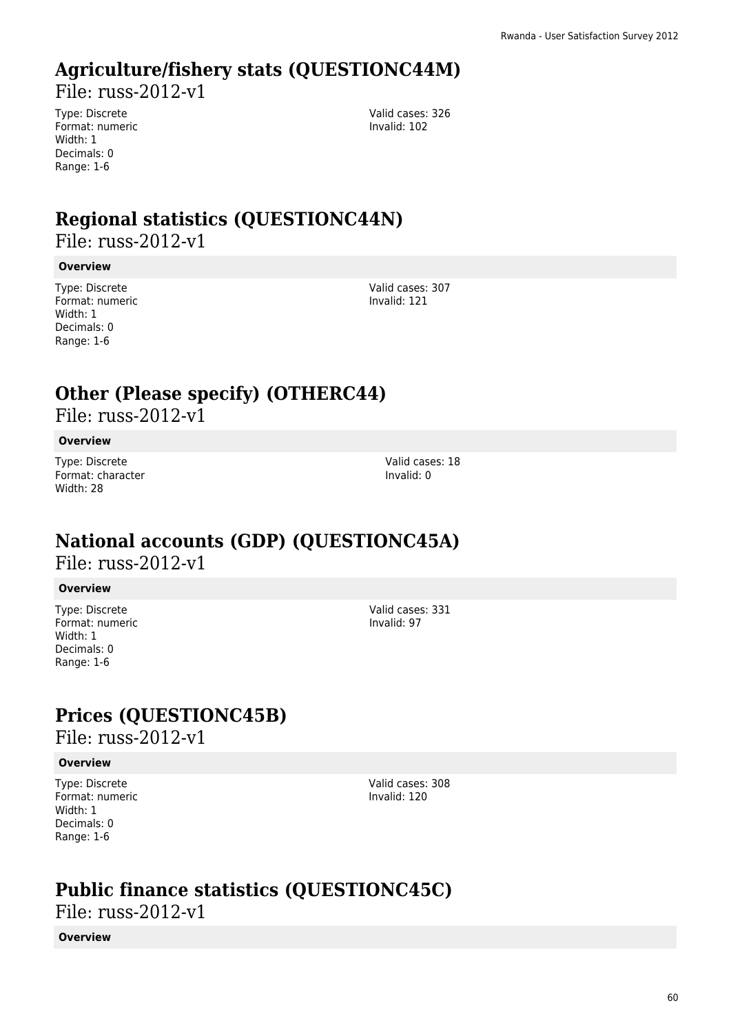## Agriculture/fishery stats (QUESTIONC44M)

File: russ-2012-v1

Type: Discrete
Format: numeric
Width: 1
Decimals: 0
Range: 1-6

Valid cases: 326
Invalid: 102

## Regional statistics (QUESTIONC44N)

File: russ-2012-v1

**Overview**

Type: Discrete
Format: numeric
Width: 1
Decimals: 0
Range: 1-6

Valid cases: 307
Invalid: 121

## Other (Please specify) (OTHERC44)

File: russ-2012-v1

**Overview**

Type: Discrete
Format: character
Width: 28

Valid cases: 18
Invalid: 0

## National accounts (GDP) (QUESTIONC45A)

File: russ-2012-v1

**Overview**

Type: Discrete
Format: numeric
Width: 1
Decimals: 0
Range: 1-6

Valid cases: 331
Invalid: 97

## Prices (QUESTIONC45B)

File: russ-2012-v1

**Overview**

Type: Discrete
Format: numeric
Width: 1
Decimals: 0
Range: 1-6

Valid cases: 308
Invalid: 120

## Public finance statistics (QUESTIONC45C)

File: russ-2012-v1

**Overview**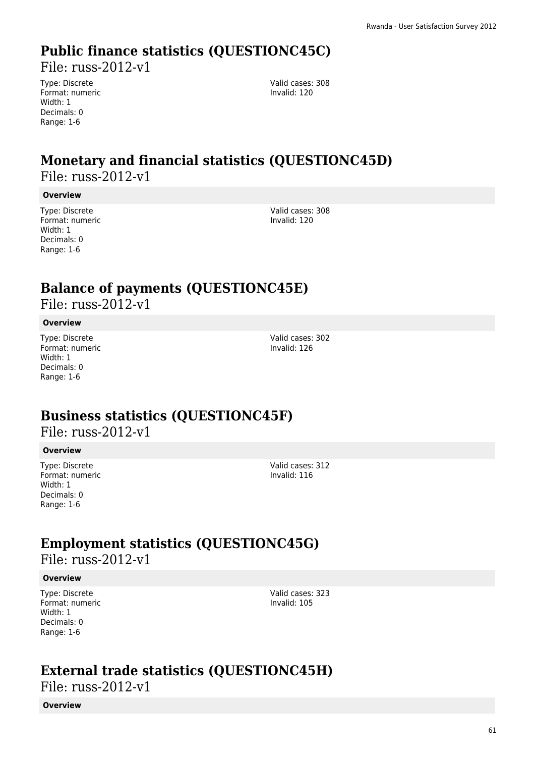## Public finance statistics (QUESTIONC45C)

File: russ-2012-v1

Type: Discrete
Format: numeric
Width: 1
Decimals: 0
Range: 1-6

Valid cases: 308
Invalid: 120

## Monetary and financial statistics (QUESTIONC45D)

File: russ-2012-v1

**Overview**

Type: Discrete
Format: numeric
Width: 1
Decimals: 0
Range: 1-6

Valid cases: 308
Invalid: 120

## Balance of payments (QUESTIONC45E)

File: russ-2012-v1

**Overview**

Type: Discrete
Format: numeric
Width: 1
Decimals: 0
Range: 1-6

Valid cases: 302
Invalid: 126

## Business statistics (QUESTIONC45F)

File: russ-2012-v1

**Overview**

Type: Discrete
Format: numeric
Width: 1
Decimals: 0
Range: 1-6

Valid cases: 312
Invalid: 116

## Employment statistics (QUESTIONC45G)

File: russ-2012-v1

**Overview**

Type: Discrete
Format: numeric
Width: 1
Decimals: 0
Range: 1-6

Valid cases: 323
Invalid: 105

## External trade statistics (QUESTIONC45H)

File: russ-2012-v1

**Overview**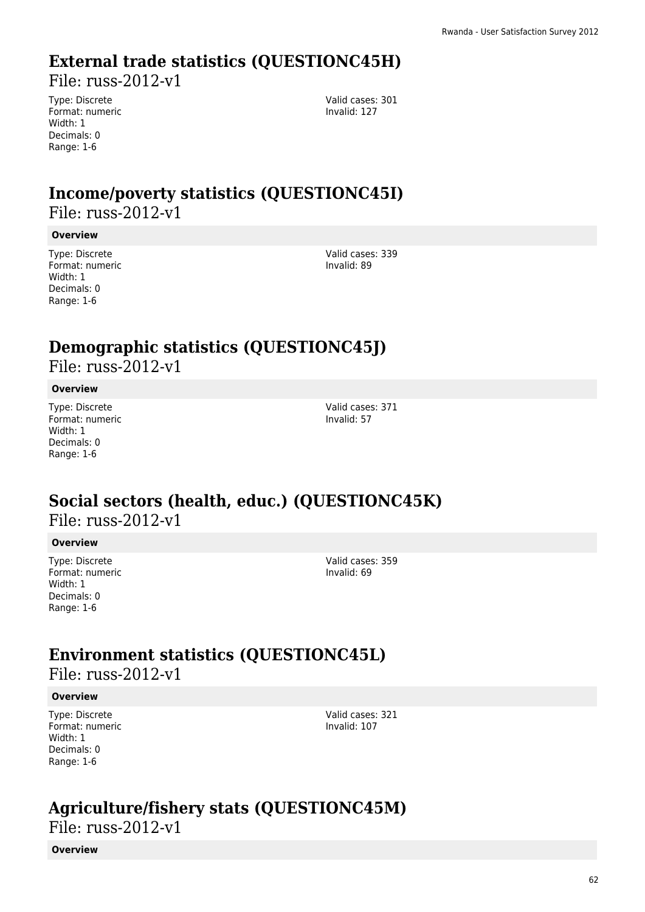# External trade statistics (QUESTIONC45H)

File: russ-2012-v1

Type: Discrete
Format: numeric
Width: 1
Decimals: 0
Range: 1-6

Valid cases: 301
Invalid: 127

# Income/poverty statistics (QUESTIONC45I)

File: russ-2012-v1

**Overview**

Type: Discrete
Format: numeric
Width: 1
Decimals: 0
Range: 1-6

Valid cases: 339
Invalid: 89

# Demographic statistics (QUESTIONC45J)

File: russ-2012-v1

**Overview**

Type: Discrete
Format: numeric
Width: 1
Decimals: 0
Range: 1-6

Valid cases: 371
Invalid: 57

# Social sectors (health, educ.) (QUESTIONC45K)

File: russ-2012-v1

**Overview**

Type: Discrete
Format: numeric
Width: 1
Decimals: 0
Range: 1-6

Valid cases: 359
Invalid: 69

# Environment statistics (QUESTIONC45L)

File: russ-2012-v1

**Overview**

Type: Discrete
Format: numeric
Width: 1
Decimals: 0
Range: 1-6

Valid cases: 321
Invalid: 107

# Agriculture/fishery stats (QUESTIONC45M)

File: russ-2012-v1

**Overview**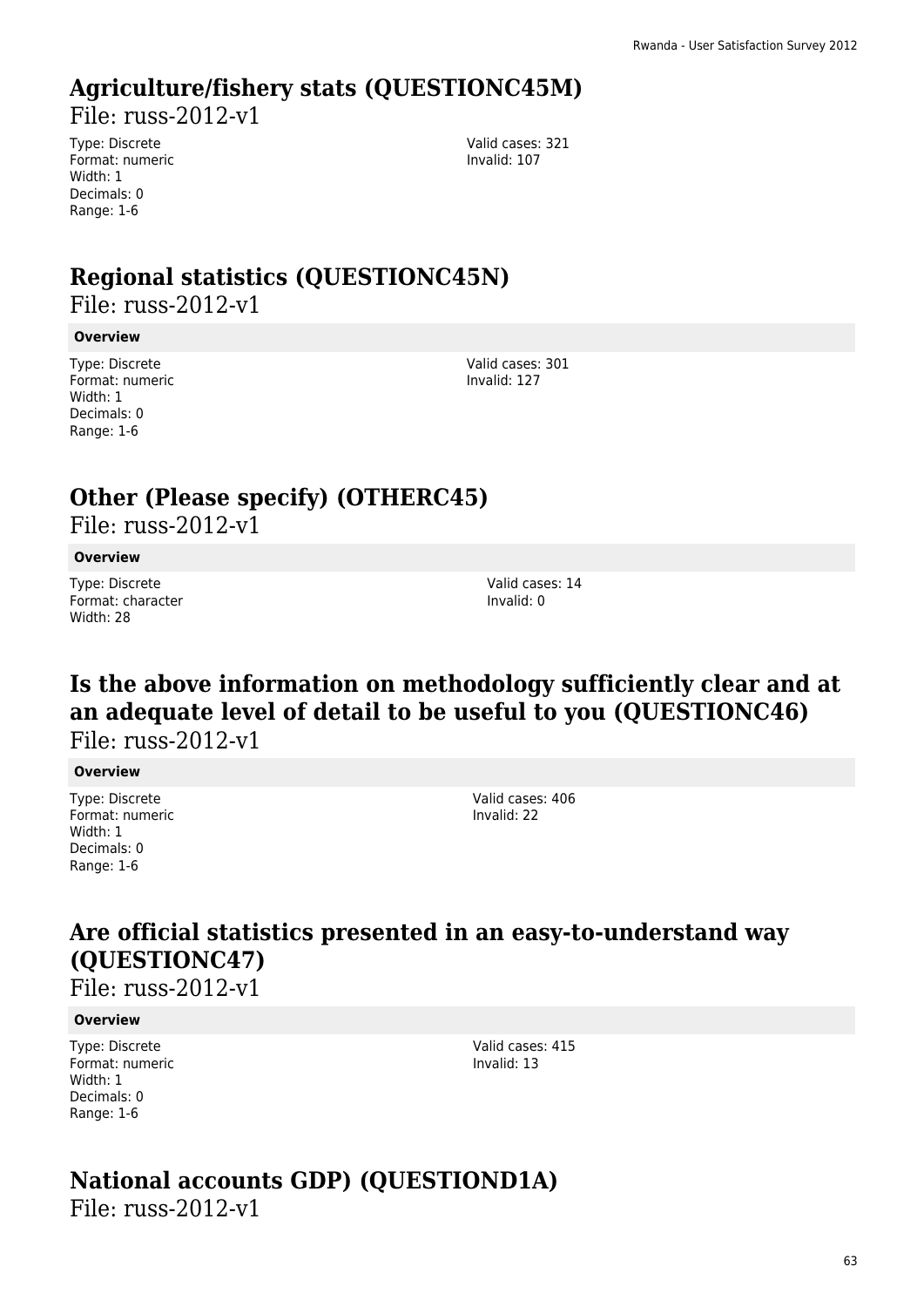## Agriculture/fishery stats (QUESTIONC45M)

File: russ-2012-v1

Type: Discrete
Format: numeric
Width: 1
Decimals: 0
Range: 1-6

Valid cases: 321
Invalid: 107

## Regional statistics (QUESTIONC45N)

File: russ-2012-v1

**Overview**

Type: Discrete
Format: numeric
Width: 1
Decimals: 0
Range: 1-6

Valid cases: 301
Invalid: 127

## Other (Please specify) (OTHERC45)

File: russ-2012-v1

**Overview**

Type: Discrete
Format: character
Width: 28

Valid cases: 14
Invalid: 0

## Is the above information on methodology sufficiently clear and at an adequate level of detail to be useful to you (QUESTIONC46)

File: russ-2012-v1

**Overview**

Type: Discrete
Format: numeric
Width: 1
Decimals: 0
Range: 1-6

Valid cases: 406
Invalid: 22

## Are official statistics presented in an easy-to-understand way (QUESTIONC47)

File: russ-2012-v1

**Overview**

Type: Discrete
Format: numeric
Width: 1
Decimals: 0
Range: 1-6

Valid cases: 415
Invalid: 13

## National accounts GDP) (QUESTIOND1A)

File: russ-2012-v1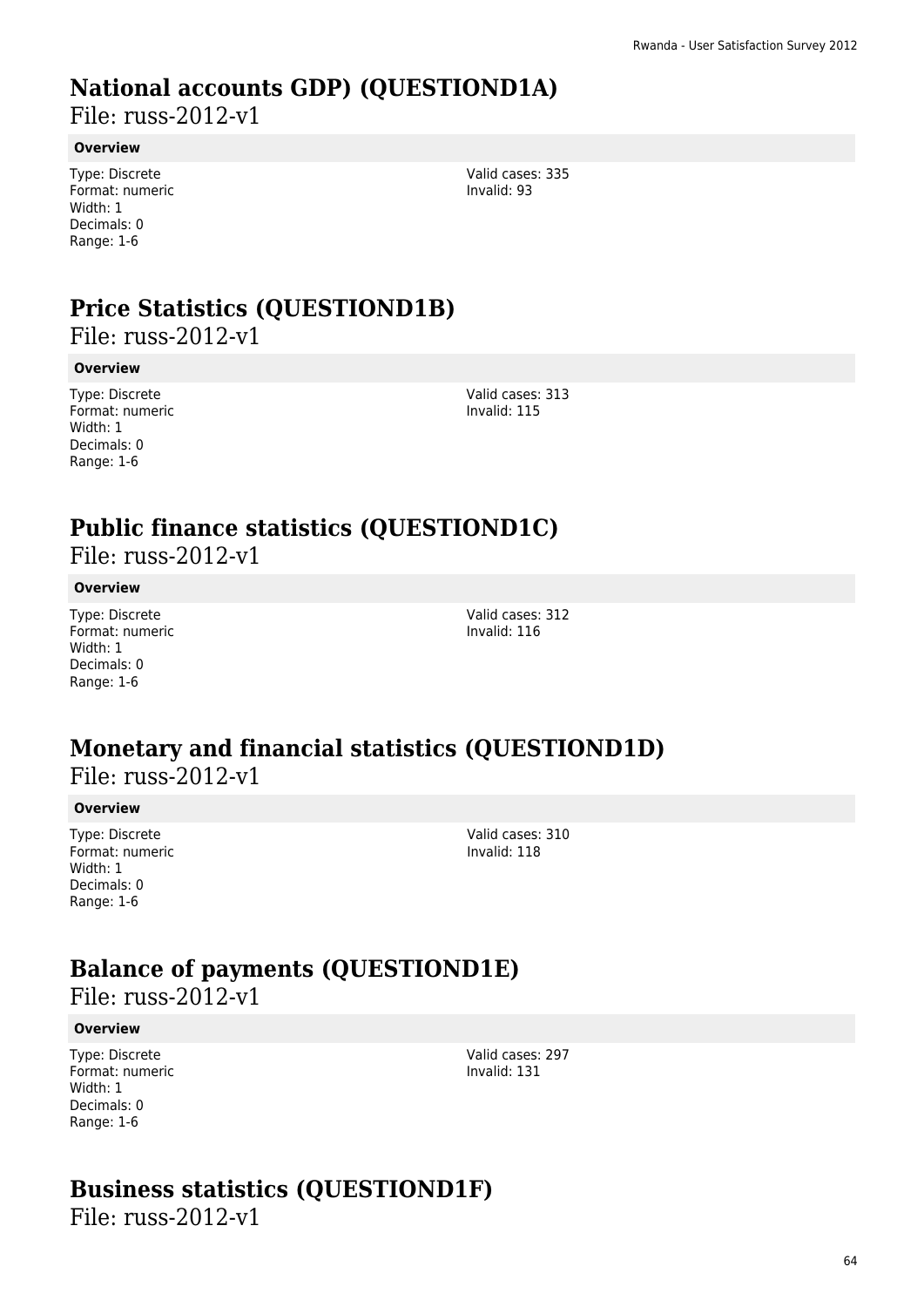## National accounts GDP) (QUESTIOND1A)

File: russ-2012-v1

**Overview**

Type: Discrete
Format: numeric
Width: 1
Decimals: 0
Range: 1-6

Valid cases: 335
Invalid: 93

## Price Statistics (QUESTIOND1B)

File: russ-2012-v1

**Overview**

Type: Discrete
Format: numeric
Width: 1
Decimals: 0
Range: 1-6

Valid cases: 313
Invalid: 115

## Public finance statistics (QUESTIOND1C)

File: russ-2012-v1

**Overview**

Type: Discrete
Format: numeric
Width: 1
Decimals: 0
Range: 1-6

Valid cases: 312
Invalid: 116

## Monetary and financial statistics (QUESTIOND1D)

File: russ-2012-v1

**Overview**

Type: Discrete
Format: numeric
Width: 1
Decimals: 0
Range: 1-6

Valid cases: 310
Invalid: 118

## Balance of payments (QUESTIOND1E)

File: russ-2012-v1

**Overview**

Type: Discrete
Format: numeric
Width: 1
Decimals: 0
Range: 1-6

Valid cases: 297
Invalid: 131

## Business statistics (QUESTIOND1F)

File: russ-2012-v1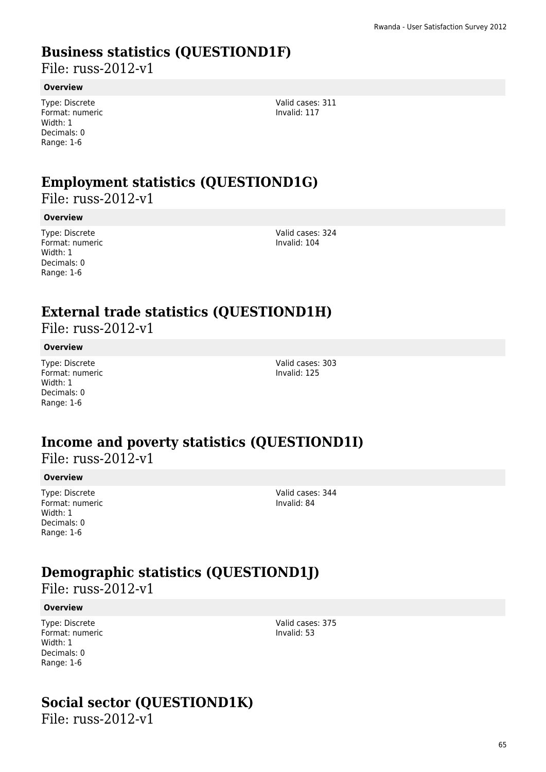## Business statistics (QUESTIOND1F)

File: russ-2012-v1

**Overview**

Type: Discrete
Format: numeric
Width: 1
Decimals: 0
Range: 1-6

Valid cases: 311
Invalid: 117

## Employment statistics (QUESTIOND1G)

File: russ-2012-v1

**Overview**

Type: Discrete
Format: numeric
Width: 1
Decimals: 0
Range: 1-6

Valid cases: 324
Invalid: 104

## External trade statistics (QUESTIOND1H)

File: russ-2012-v1

**Overview**

Type: Discrete
Format: numeric
Width: 1
Decimals: 0
Range: 1-6

Valid cases: 303
Invalid: 125

## Income and poverty statistics (QUESTIOND1I)

File: russ-2012-v1

**Overview**

Type: Discrete
Format: numeric
Width: 1
Decimals: 0
Range: 1-6

Valid cases: 344
Invalid: 84

## Demographic statistics (QUESTIOND1J)

File: russ-2012-v1

**Overview**

Type: Discrete
Format: numeric
Width: 1
Decimals: 0
Range: 1-6

Valid cases: 375
Invalid: 53

## Social sector (QUESTIOND1K)

File: russ-2012-v1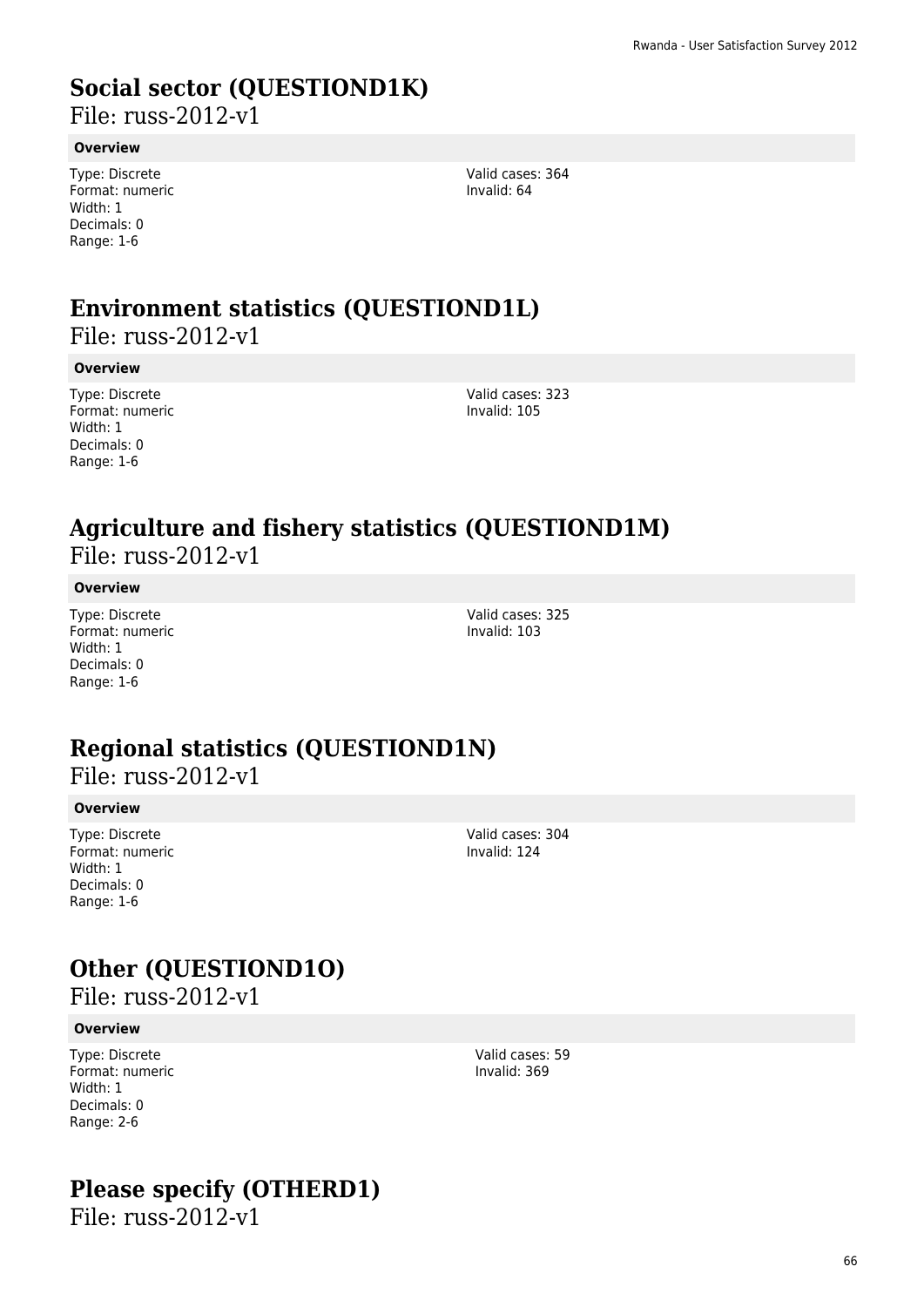# Social sector (QUESTIOND1K)

File: russ-2012-v1

**Overview**

Type: Discrete
Format: numeric
Width: 1
Decimals: 0
Range: 1-6

Valid cases: 364
Invalid: 64

# Environment statistics (QUESTIOND1L)

File: russ-2012-v1

**Overview**

Type: Discrete
Format: numeric
Width: 1
Decimals: 0
Range: 1-6

Valid cases: 323
Invalid: 105

# Agriculture and fishery statistics (QUESTIOND1M)

File: russ-2012-v1

**Overview**

Type: Discrete
Format: numeric
Width: 1
Decimals: 0
Range: 1-6

Valid cases: 325
Invalid: 103

# Regional statistics (QUESTIOND1N)

File: russ-2012-v1

**Overview**

Type: Discrete
Format: numeric
Width: 1
Decimals: 0
Range: 1-6

Valid cases: 304
Invalid: 124

# Other (QUESTIOND1O)

File: russ-2012-v1

**Overview**

Type: Discrete
Format: numeric
Width: 1
Decimals: 0
Range: 2-6

Valid cases: 59
Invalid: 369

# Please specify (OTHERD1)

File: russ-2012-v1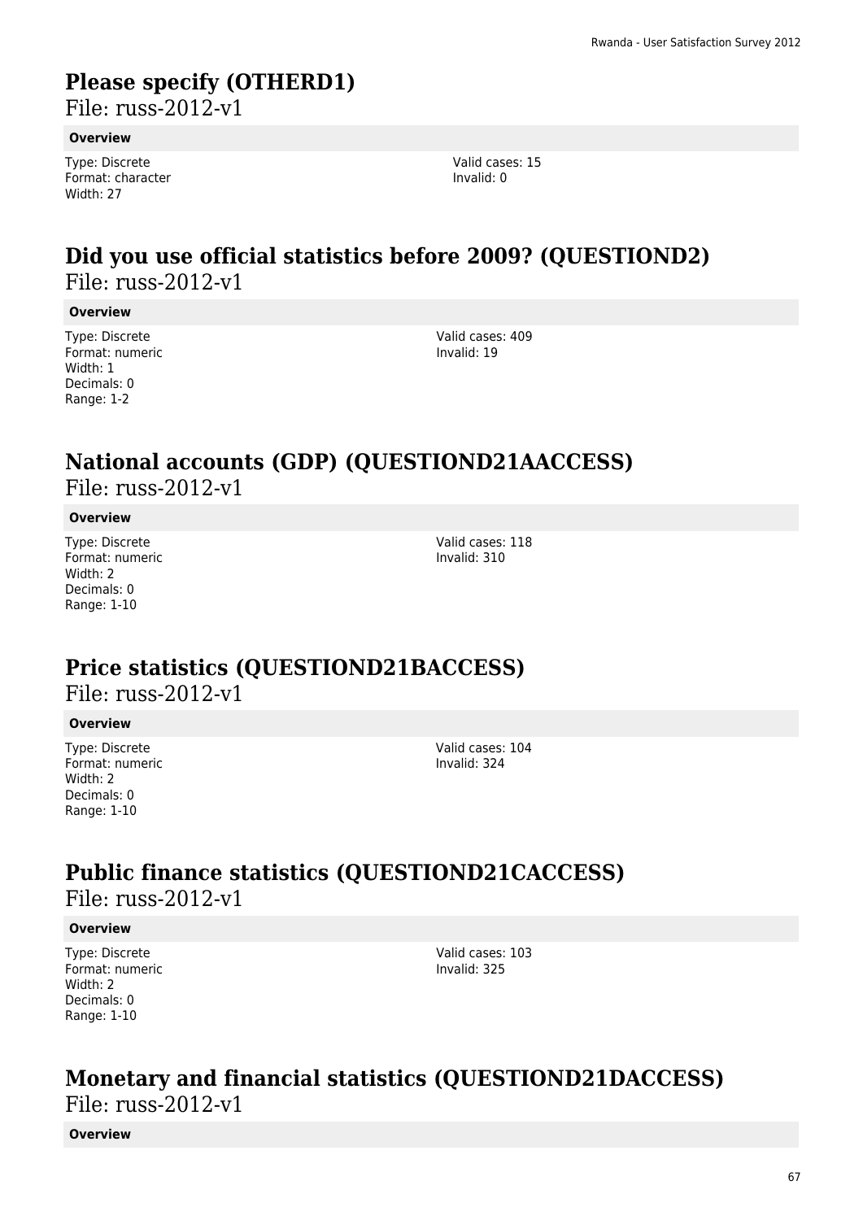## Please specify (OTHERD1)

File: russ-2012-v1

**Overview**

Type: Discrete
Format: character
Width: 27

Valid cases: 15
Invalid: 0

## Did you use official statistics before 2009? (QUESTIOND2)

File: russ-2012-v1

**Overview**

Type: Discrete
Format: numeric
Width: 1
Decimals: 0
Range: 1-2

Valid cases: 409
Invalid: 19

## National accounts (GDP) (QUESTIOND21AACCESS)

File: russ-2012-v1

**Overview**

Type: Discrete
Format: numeric
Width: 2
Decimals: 0
Range: 1-10

Valid cases: 118
Invalid: 310

## Price statistics (QUESTIOND21BACCESS)

File: russ-2012-v1

**Overview**

Type: Discrete
Format: numeric
Width: 2
Decimals: 0
Range: 1-10

Valid cases: 104
Invalid: 324

## Public finance statistics (QUESTIOND21CACCESS)

File: russ-2012-v1

**Overview**

Type: Discrete
Format: numeric
Width: 2
Decimals: 0
Range: 1-10

Valid cases: 103
Invalid: 325

## Monetary and financial statistics (QUESTIOND21DACCESS)

File: russ-2012-v1

**Overview**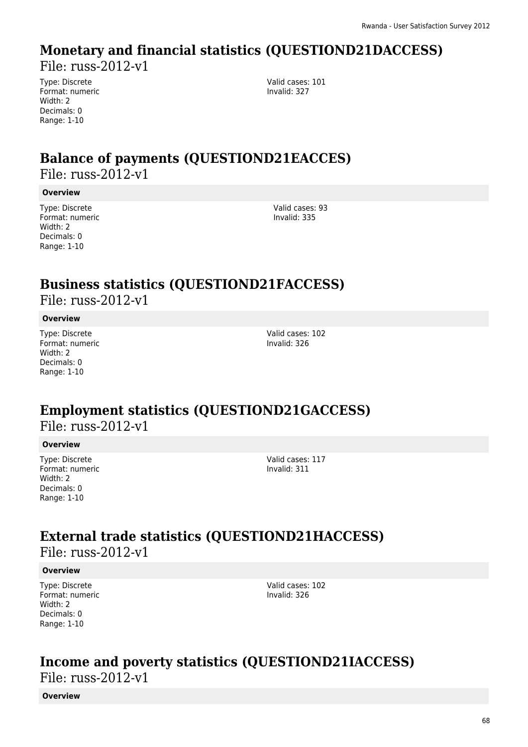# Monetary and financial statistics (QUESTIOND21DACCESS)

File: russ-2012-v1

Type: Discrete
Format: numeric
Width: 2
Decimals: 0
Range: 1-10

Valid cases: 101
Invalid: 327

# Balance of payments (QUESTIOND21EACCES)

File: russ-2012-v1

**Overview**

Type: Discrete
Format: numeric
Width: 2
Decimals: 0
Range: 1-10

Valid cases: 93
Invalid: 335

# Business statistics (QUESTIOND21FACCESS)

File: russ-2012-v1

**Overview**

Type: Discrete
Format: numeric
Width: 2
Decimals: 0
Range: 1-10

Valid cases: 102
Invalid: 326

# Employment statistics (QUESTIOND21GACCESS)

File: russ-2012-v1

**Overview**

Type: Discrete
Format: numeric
Width: 2
Decimals: 0
Range: 1-10

Valid cases: 117
Invalid: 311

# External trade statistics (QUESTIOND21HACCESS)

File: russ-2012-v1

**Overview**

Type: Discrete
Format: numeric
Width: 2
Decimals: 0
Range: 1-10

Valid cases: 102
Invalid: 326

# Income and poverty statistics (QUESTIOND21IACCESS)

File: russ-2012-v1

**Overview**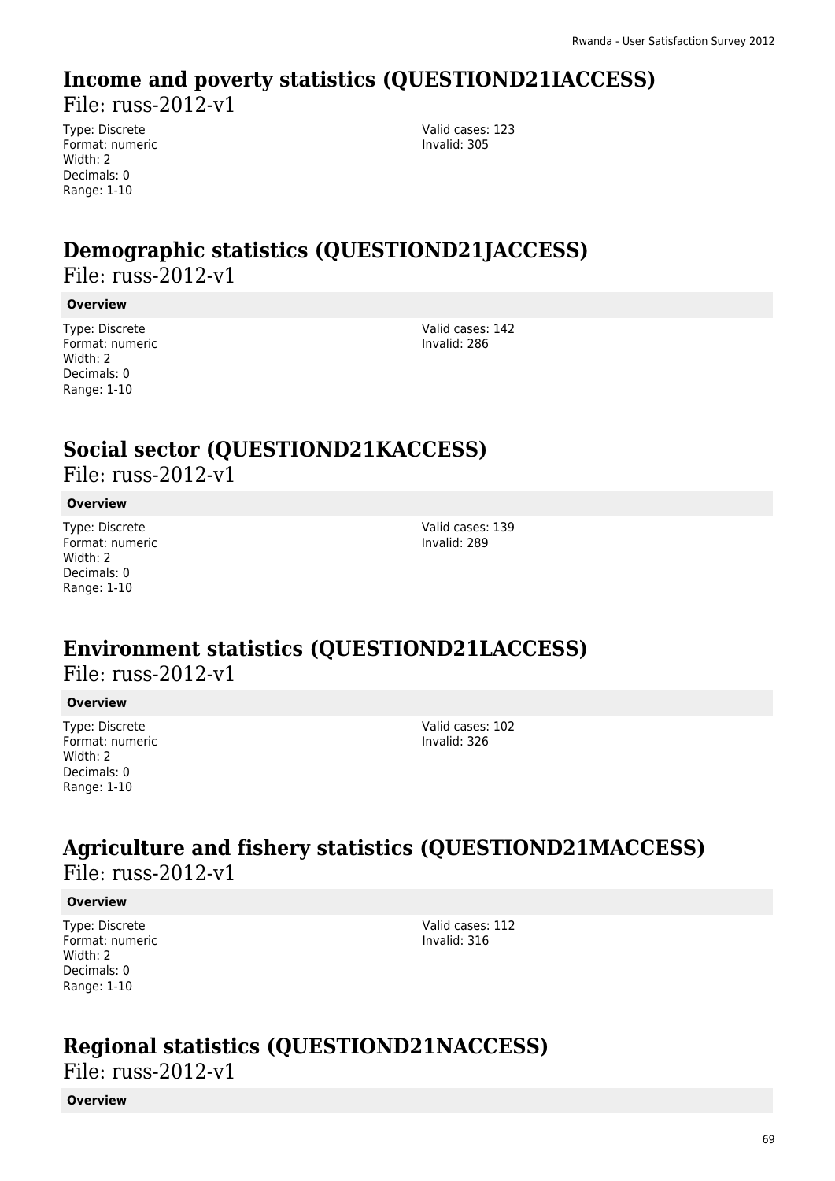## Income and poverty statistics (QUESTIOND21IACCESS)

File: russ-2012-v1

Type: Discrete
Format: numeric
Width: 2
Decimals: 0
Range: 1-10

Valid cases: 123
Invalid: 305

## Demographic statistics (QUESTIOND21JACCESS)

File: russ-2012-v1

**Overview**

Type: Discrete
Format: numeric
Width: 2
Decimals: 0
Range: 1-10

Valid cases: 142
Invalid: 286

## Social sector (QUESTIOND21KACCESS)

File: russ-2012-v1

**Overview**

Type: Discrete
Format: numeric
Width: 2
Decimals: 0
Range: 1-10

Valid cases: 139
Invalid: 289

## Environment statistics (QUESTIOND21LACCESS)

File: russ-2012-v1

**Overview**

Type: Discrete
Format: numeric
Width: 2
Decimals: 0
Range: 1-10

Valid cases: 102
Invalid: 326

## Agriculture and fishery statistics (QUESTIOND21MACCESS)

File: russ-2012-v1

**Overview**

Type: Discrete
Format: numeric
Width: 2
Decimals: 0
Range: 1-10

Valid cases: 112
Invalid: 316

## Regional statistics (QUESTIOND21NACCESS)

File: russ-2012-v1

**Overview**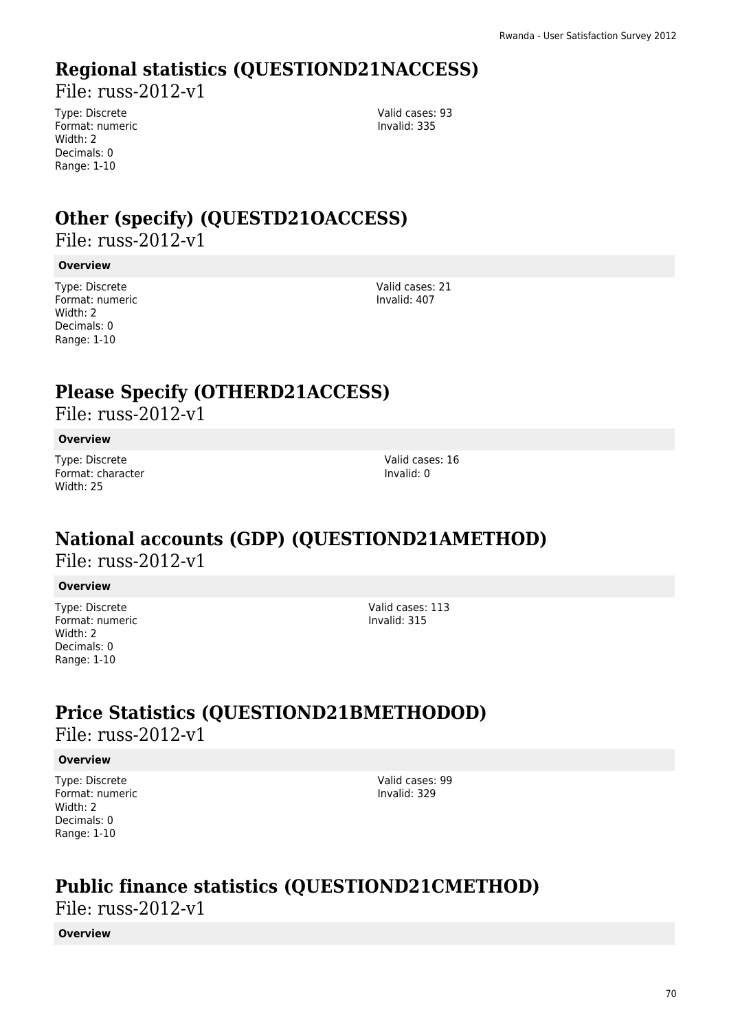## Regional statistics (QUESTIOND21NACCESS)

File: russ-2012-v1

Type: Discrete
Format: numeric
Width: 2
Decimals: 0
Range: 1-10

Valid cases: 93
Invalid: 335

## Other (specify) (QUESTD21OACCESS)

File: russ-2012-v1

**Overview**

Type: Discrete
Format: numeric
Width: 2
Decimals: 0
Range: 1-10

Valid cases: 21
Invalid: 407

## Please Specify (OTHERD21ACCESS)

File: russ-2012-v1

**Overview**

Type: Discrete
Format: character
Width: 25

Valid cases: 16
Invalid: 0

## National accounts (GDP) (QUESTIOND21AMETHOD)

File: russ-2012-v1

**Overview**

Type: Discrete
Format: numeric
Width: 2
Decimals: 0
Range: 1-10

Valid cases: 113
Invalid: 315

## Price Statistics (QUESTIOND21BMETHODOD)

File: russ-2012-v1

**Overview**

Type: Discrete
Format: numeric
Width: 2
Decimals: 0
Range: 1-10

Valid cases: 99
Invalid: 329

## Public finance statistics (QUESTIOND21CMETHOD)

File: russ-2012-v1

**Overview**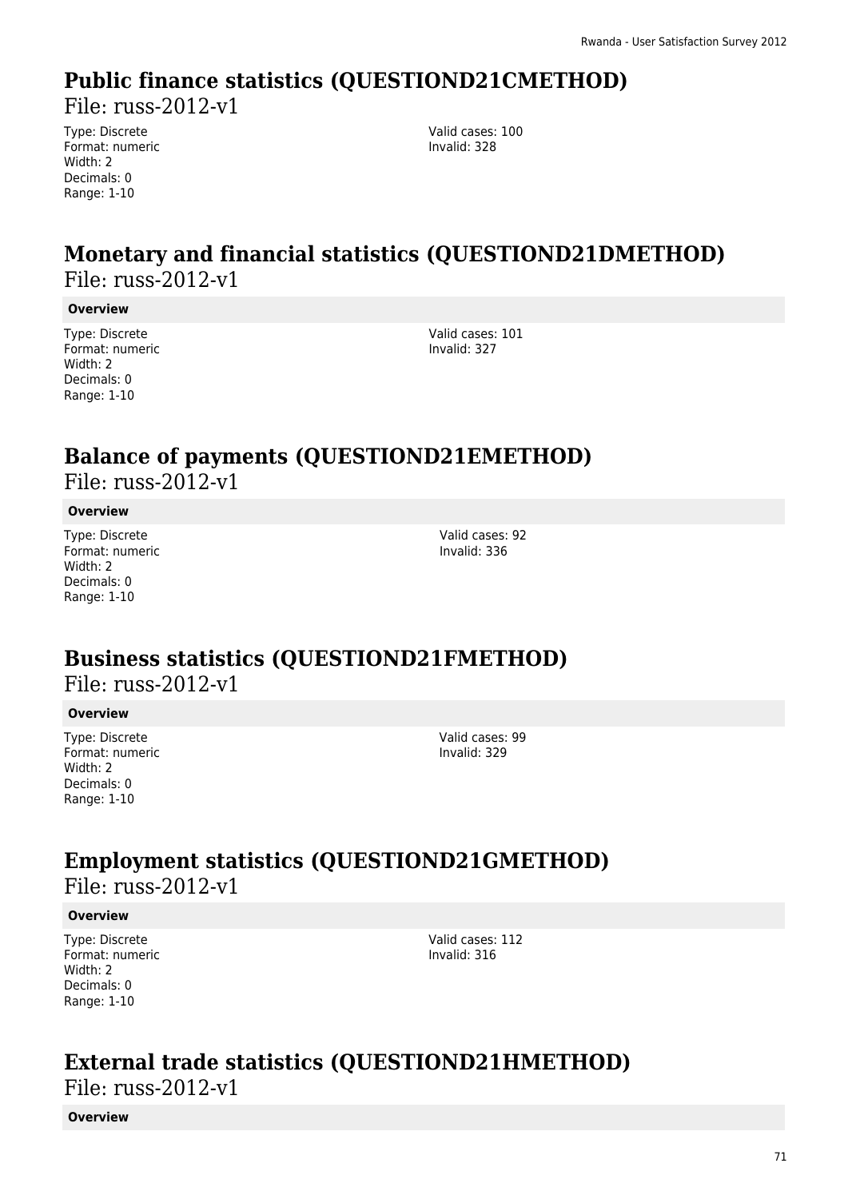## Public finance statistics (QUESTIOND21CMETHOD)

File: russ-2012-v1

Type: Discrete
Format: numeric
Width: 2
Decimals: 0
Range: 1-10

Valid cases: 100
Invalid: 328

## Monetary and financial statistics (QUESTIOND21DMETHOD)

File: russ-2012-v1

**Overview**

Type: Discrete
Format: numeric
Width: 2
Decimals: 0
Range: 1-10

Valid cases: 101
Invalid: 327

## Balance of payments (QUESTIOND21EMETHOD)

File: russ-2012-v1

**Overview**

Type: Discrete
Format: numeric
Width: 2
Decimals: 0
Range: 1-10

Valid cases: 92
Invalid: 336

## Business statistics (QUESTIOND21FMETHOD)

File: russ-2012-v1

**Overview**

Type: Discrete
Format: numeric
Width: 2
Decimals: 0
Range: 1-10

Valid cases: 99
Invalid: 329

## Employment statistics (QUESTIOND21GMETHOD)

File: russ-2012-v1

**Overview**

Type: Discrete
Format: numeric
Width: 2
Decimals: 0
Range: 1-10

Valid cases: 112
Invalid: 316

## External trade statistics (QUESTIOND21HMETHOD)

File: russ-2012-v1

**Overview**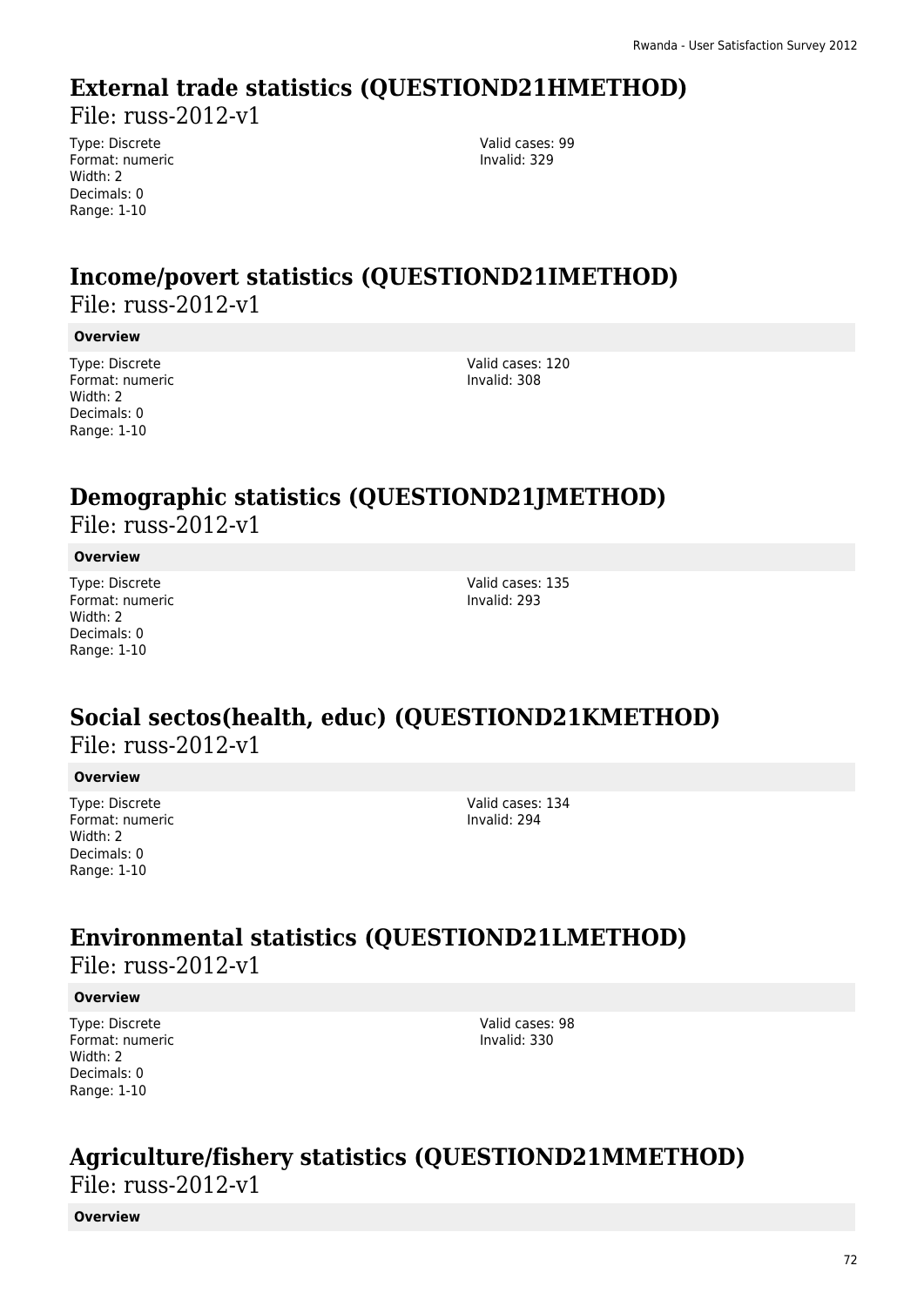## External trade statistics (QUESTIOND21HMETHOD)

File: russ-2012-v1

Type: Discrete
Format: numeric
Width: 2
Decimals: 0
Range: 1-10

Valid cases: 99
Invalid: 329

## Income/povert statistics (QUESTIOND21IMETHOD)

File: russ-2012-v1

**Overview**

Type: Discrete
Format: numeric
Width: 2
Decimals: 0
Range: 1-10

Valid cases: 120
Invalid: 308

## Demographic statistics (QUESTIOND21JMETHOD)

File: russ-2012-v1

**Overview**

Type: Discrete
Format: numeric
Width: 2
Decimals: 0
Range: 1-10

Valid cases: 135
Invalid: 293

## Social sectos(health, educ) (QUESTIOND21KMETHOD)

File: russ-2012-v1

**Overview**

Type: Discrete
Format: numeric
Width: 2
Decimals: 0
Range: 1-10

Valid cases: 134
Invalid: 294

## Environmental statistics (QUESTIOND21LMETHOD)

File: russ-2012-v1

**Overview**

Type: Discrete
Format: numeric
Width: 2
Decimals: 0
Range: 1-10

Valid cases: 98
Invalid: 330

## Agriculture/fishery statistics (QUESTIOND21MMETHOD)

File: russ-2012-v1

**Overview**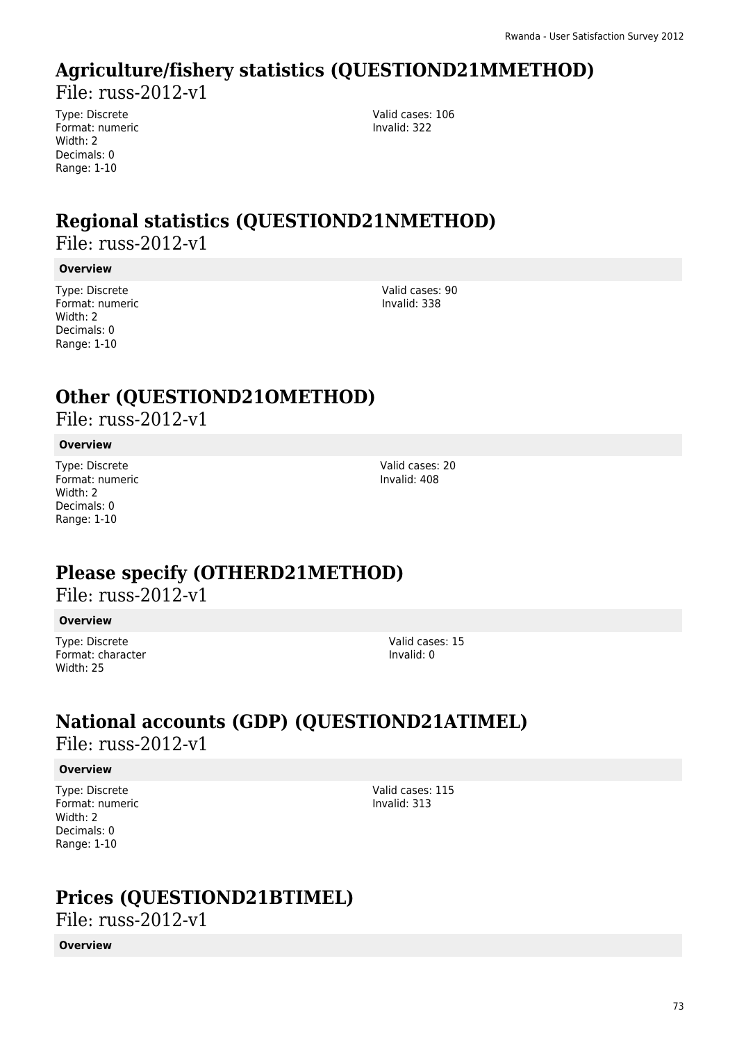## Agriculture/fishery statistics (QUESTIOND21MMETHOD)

File: russ-2012-v1

Type: Discrete
Format: numeric
Width: 2
Decimals: 0
Range: 1-10

Valid cases: 106
Invalid: 322

## Regional statistics (QUESTIOND21NMETHOD)

File: russ-2012-v1

**Overview**

Type: Discrete
Format: numeric
Width: 2
Decimals: 0
Range: 1-10

Valid cases: 90
Invalid: 338

## Other (QUESTIOND21OMETHOD)

File: russ-2012-v1

**Overview**

Type: Discrete
Format: numeric
Width: 2
Decimals: 0
Range: 1-10

Valid cases: 20
Invalid: 408

## Please specify (OTHERD21METHOD)

File: russ-2012-v1

**Overview**

Type: Discrete
Format: character
Width: 25

Valid cases: 15
Invalid: 0

## National accounts (GDP) (QUESTIOND21ATIMEL)

File: russ-2012-v1

**Overview**

Type: Discrete
Format: numeric
Width: 2
Decimals: 0
Range: 1-10

Valid cases: 115
Invalid: 313

## Prices (QUESTIOND21BTIMEL)

File: russ-2012-v1

**Overview**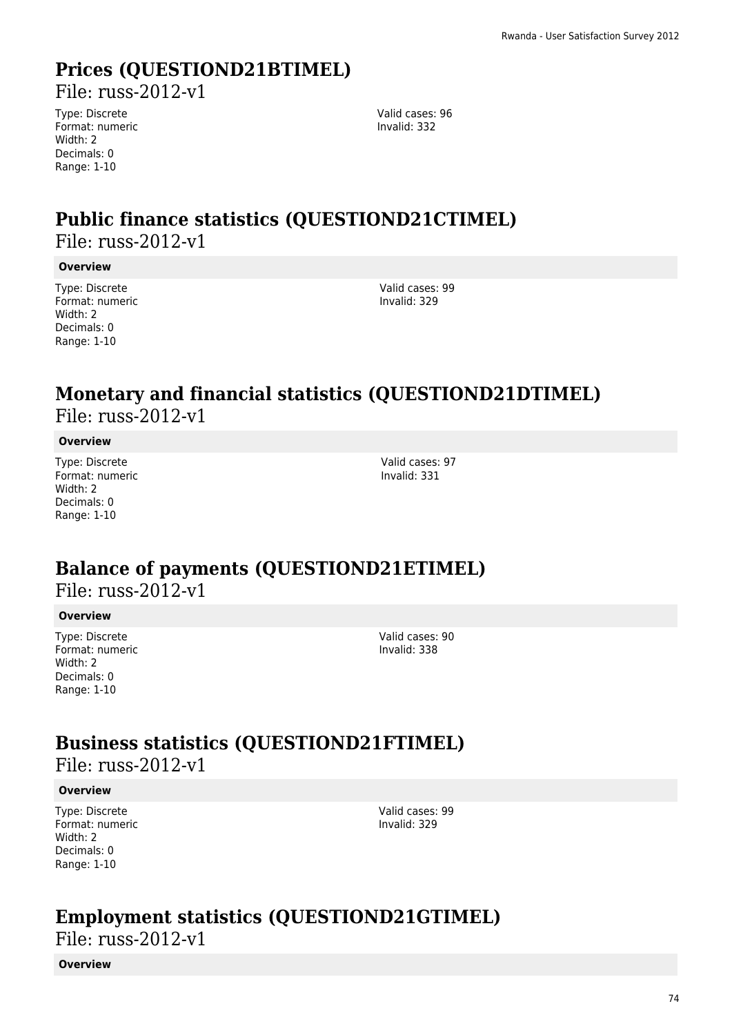## Prices (QUESTIOND21BTIMEL)

File: russ-2012-v1

Type: Discrete
Format: numeric
Width: 2
Decimals: 0
Range: 1-10

Valid cases: 96
Invalid: 332

## Public finance statistics (QUESTIOND21CTIMEL)

File: russ-2012-v1

**Overview**

Type: Discrete
Format: numeric
Width: 2
Decimals: 0
Range: 1-10

Valid cases: 99
Invalid: 329

## Monetary and financial statistics (QUESTIOND21DTIMEL)

File: russ-2012-v1

**Overview**

Type: Discrete
Format: numeric
Width: 2
Decimals: 0
Range: 1-10

Valid cases: 97
Invalid: 331

## Balance of payments (QUESTIOND21ETIMEL)

File: russ-2012-v1

**Overview**

Type: Discrete
Format: numeric
Width: 2
Decimals: 0
Range: 1-10

Valid cases: 90
Invalid: 338

## Business statistics (QUESTIOND21FTIMEL)

File: russ-2012-v1

**Overview**

Type: Discrete
Format: numeric
Width: 2
Decimals: 0
Range: 1-10

Valid cases: 99
Invalid: 329

## Employment statistics (QUESTIOND21GTIMEL)

File: russ-2012-v1

**Overview**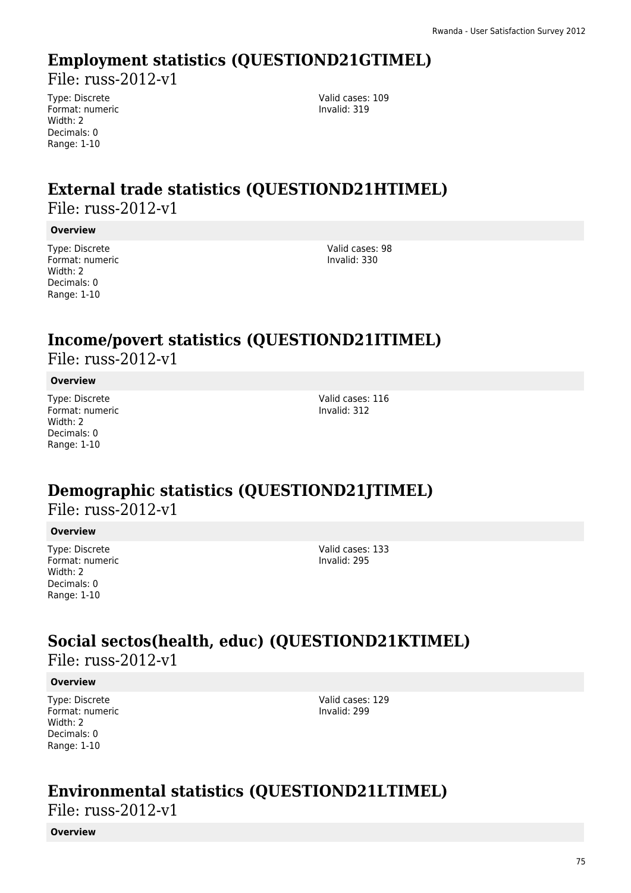## Employment statistics (QUESTIOND21GTIMEL)

File: russ-2012-v1

Type: Discrete
Format: numeric
Width: 2
Decimals: 0
Range: 1-10

Valid cases: 109
Invalid: 319

## External trade statistics (QUESTIOND21HTIMEL)

File: russ-2012-v1

**Overview**

Type: Discrete
Format: numeric
Width: 2
Decimals: 0
Range: 1-10

Valid cases: 98
Invalid: 330

## Income/povert statistics (QUESTIOND21ITIMEL)

File: russ-2012-v1

**Overview**

Type: Discrete
Format: numeric
Width: 2
Decimals: 0
Range: 1-10

Valid cases: 116
Invalid: 312

## Demographic statistics (QUESTIOND21JTIMEL)

File: russ-2012-v1

**Overview**

Type: Discrete
Format: numeric
Width: 2
Decimals: 0
Range: 1-10

Valid cases: 133
Invalid: 295

## Social sectos(health, educ) (QUESTIOND21KTIMEL)

File: russ-2012-v1

**Overview**

Type: Discrete
Format: numeric
Width: 2
Decimals: 0
Range: 1-10

Valid cases: 129
Invalid: 299

## Environmental statistics (QUESTIOND21LTIMEL)

File: russ-2012-v1

**Overview**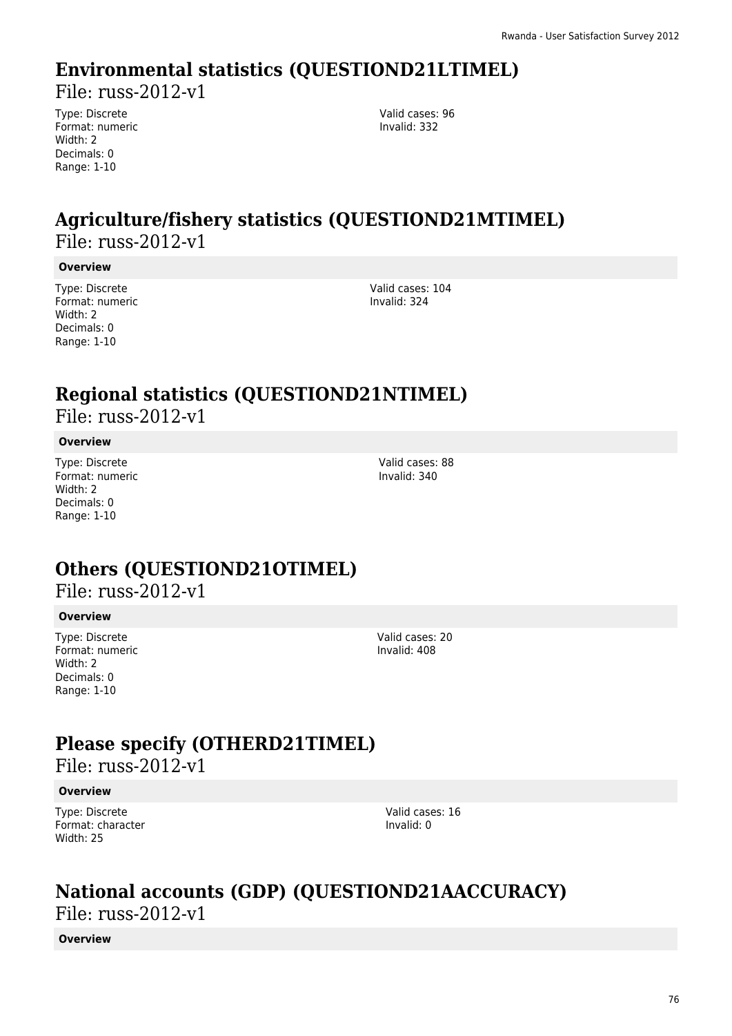## Environmental statistics (QUESTIOND21LTIMEL)

File: russ-2012-v1

Type: Discrete
Format: numeric
Width: 2
Decimals: 0
Range: 1-10

Valid cases: 96
Invalid: 332

## Agriculture/fishery statistics (QUESTIOND21MTIMEL)

File: russ-2012-v1

**Overview**

Type: Discrete
Format: numeric
Width: 2
Decimals: 0
Range: 1-10

Valid cases: 104
Invalid: 324

## Regional statistics (QUESTIOND21NTIMEL)

File: russ-2012-v1

**Overview**

Type: Discrete
Format: numeric
Width: 2
Decimals: 0
Range: 1-10

Valid cases: 88
Invalid: 340

## Others (QUESTIOND21OTIMEL)

File: russ-2012-v1

**Overview**

Type: Discrete
Format: numeric
Width: 2
Decimals: 0
Range: 1-10

Valid cases: 20
Invalid: 408

## Please specify (OTHERD21TIMEL)

File: russ-2012-v1

**Overview**

Type: Discrete
Format: character
Width: 25

Valid cases: 16
Invalid: 0

## National accounts (GDP) (QUESTIOND21AACCURACY)

File: russ-2012-v1

**Overview**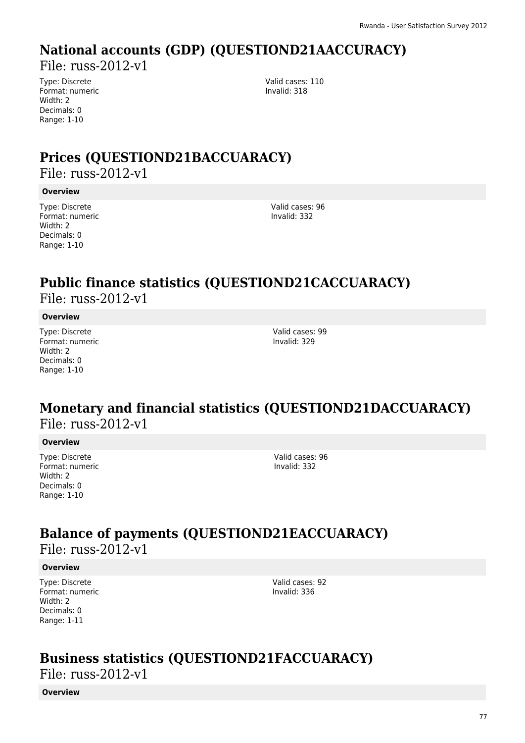## National accounts (GDP) (QUESTIOND21AACCURACY)

File: russ-2012-v1

Type: Discrete
Format: numeric
Width: 2
Decimals: 0
Range: 1-10

Valid cases: 110
Invalid: 318

## Prices (QUESTIOND21BACCUARACY)

File: russ-2012-v1

**Overview**

Type: Discrete
Format: numeric
Width: 2
Decimals: 0
Range: 1-10

Valid cases: 96
Invalid: 332

## Public finance statistics (QUESTIOND21CACCUARACY)

File: russ-2012-v1

**Overview**

Type: Discrete
Format: numeric
Width: 2
Decimals: 0
Range: 1-10

Valid cases: 99
Invalid: 329

## Monetary and financial statistics (QUESTIOND21DACCUARACY)

File: russ-2012-v1

**Overview**

Type: Discrete
Format: numeric
Width: 2
Decimals: 0
Range: 1-10

Valid cases: 96
Invalid: 332

## Balance of payments (QUESTIOND21EACCUARACY)

File: russ-2012-v1

**Overview**

Type: Discrete
Format: numeric
Width: 2
Decimals: 0
Range: 1-11

Valid cases: 92
Invalid: 336

## Business statistics (QUESTIOND21FACCUARACY)

File: russ-2012-v1

**Overview**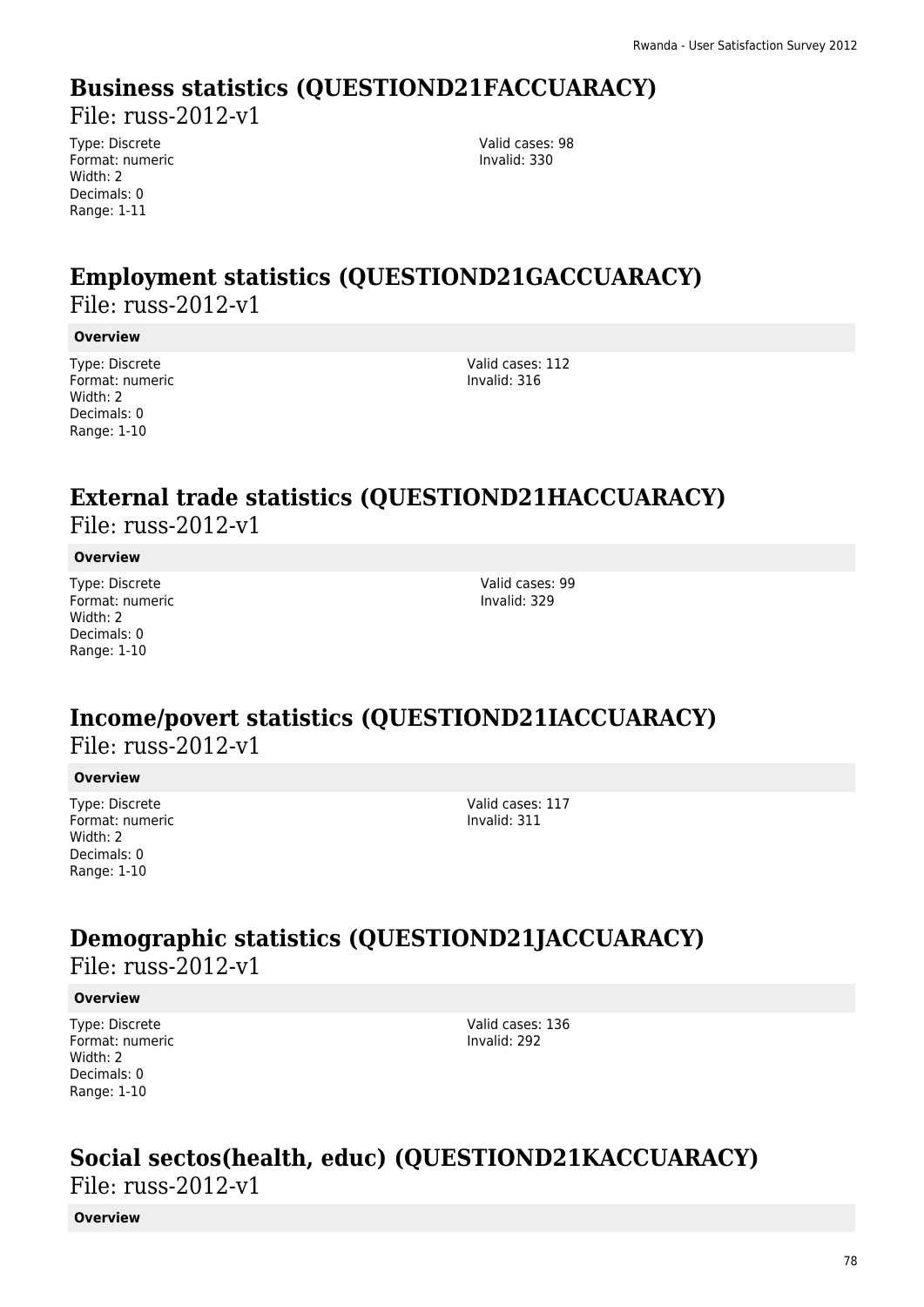## Business statistics (QUESTIOND21FACCUARACY)

File: russ-2012-v1

Type: Discrete
Format: numeric
Width: 2
Decimals: 0
Range: 1-11

Valid cases: 98
Invalid: 330

## Employment statistics (QUESTIOND21GACCUARACY)

File: russ-2012-v1

**Overview**

Type: Discrete
Format: numeric
Width: 2
Decimals: 0
Range: 1-10

Valid cases: 112
Invalid: 316

## External trade statistics (QUESTIOND21HACCUARACY)

File: russ-2012-v1

**Overview**

Type: Discrete
Format: numeric
Width: 2
Decimals: 0
Range: 1-10

Valid cases: 99
Invalid: 329

## Income/povert statistics (QUESTIOND21IACCUARACY)

File: russ-2012-v1

**Overview**

Type: Discrete
Format: numeric
Width: 2
Decimals: 0
Range: 1-10

Valid cases: 117
Invalid: 311

## Demographic statistics (QUESTIOND21JACCUARACY)

File: russ-2012-v1

**Overview**

Type: Discrete
Format: numeric
Width: 2
Decimals: 0
Range: 1-10

Valid cases: 136
Invalid: 292

## Social sectos(health, educ) (QUESTIOND21KACCUARACY)

File: russ-2012-v1

**Overview**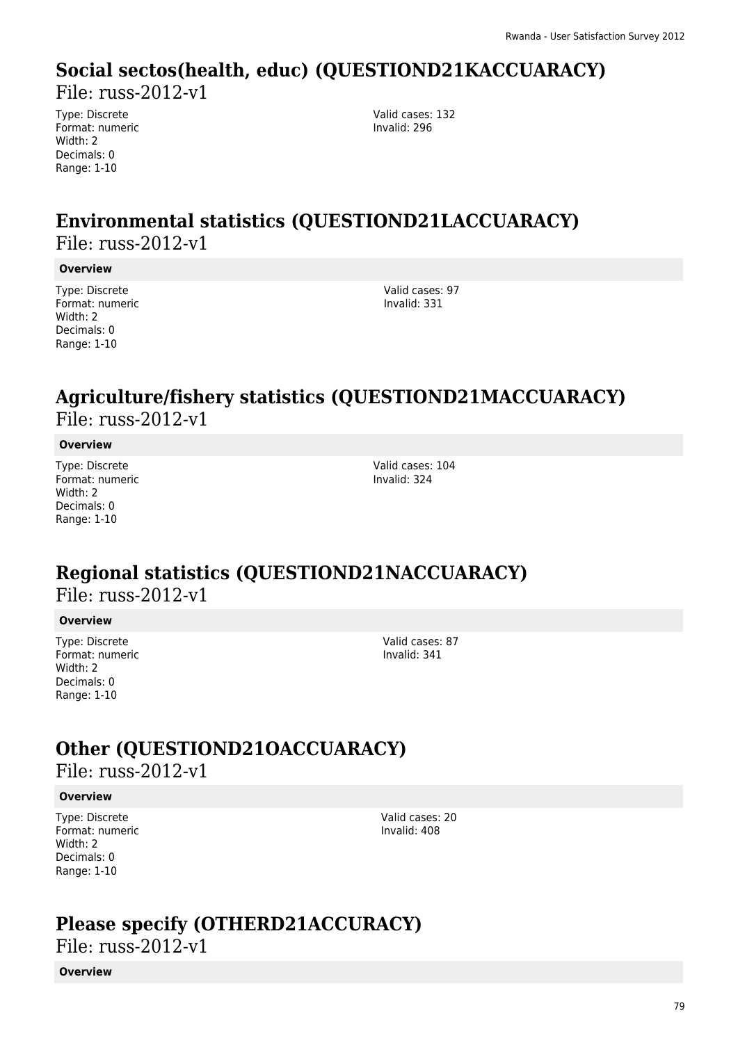## Social sectos(health, educ) (QUESTIOND21KACCUARACY)

File: russ-2012-v1

Type: Discrete
Format: numeric
Width: 2
Decimals: 0
Range: 1-10

Valid cases: 132
Invalid: 296

## Environmental statistics (QUESTIOND21LACCUARACY)

File: russ-2012-v1

**Overview**

Type: Discrete
Format: numeric
Width: 2
Decimals: 0
Range: 1-10

Valid cases: 97
Invalid: 331

## Agriculture/fishery statistics (QUESTIOND21MACCUARACY)

File: russ-2012-v1

**Overview**

Type: Discrete
Format: numeric
Width: 2
Decimals: 0
Range: 1-10

Valid cases: 104
Invalid: 324

## Regional statistics (QUESTIOND21NACCUARACY)

File: russ-2012-v1

**Overview**

Type: Discrete
Format: numeric
Width: 2
Decimals: 0
Range: 1-10

Valid cases: 87
Invalid: 341

## Other (QUESTIOND21OACCUARACY)

File: russ-2012-v1

**Overview**

Type: Discrete
Format: numeric
Width: 2
Decimals: 0
Range: 1-10

Valid cases: 20
Invalid: 408

## Please specify (OTHERD21ACCURACY)

File: russ-2012-v1

**Overview**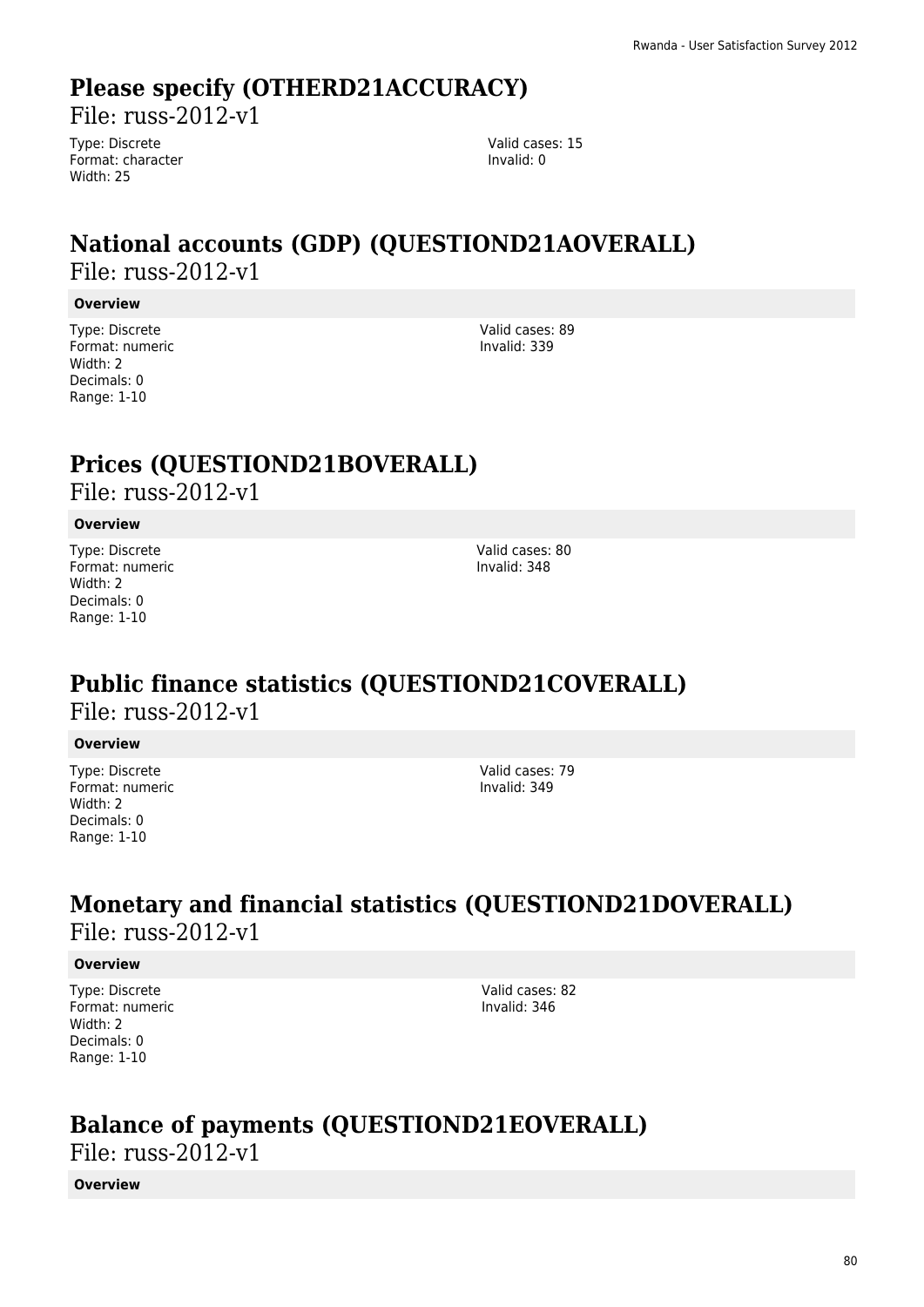## Please specify (OTHERD21ACCURACY)

File: russ-2012-v1

Type: Discrete
Format: character
Width: 25

Valid cases: 15
Invalid: 0

## National accounts (GDP) (QUESTIOND21AOVERALL)

File: russ-2012-v1

**Overview**

Type: Discrete
Format: numeric
Width: 2
Decimals: 0
Range: 1-10

Valid cases: 89
Invalid: 339

## Prices (QUESTIOND21BOVERALL)

File: russ-2012-v1

**Overview**

Type: Discrete
Format: numeric
Width: 2
Decimals: 0
Range: 1-10

Valid cases: 80
Invalid: 348

## Public finance statistics (QUESTIOND21COVERALL)

File: russ-2012-v1

**Overview**

Type: Discrete
Format: numeric
Width: 2
Decimals: 0
Range: 1-10

Valid cases: 79
Invalid: 349

## Monetary and financial statistics (QUESTIOND21DOVERALL)

File: russ-2012-v1

**Overview**

Type: Discrete
Format: numeric
Width: 2
Decimals: 0
Range: 1-10

Valid cases: 82
Invalid: 346

## Balance of payments (QUESTIOND21EOVERALL)

File: russ-2012-v1

**Overview**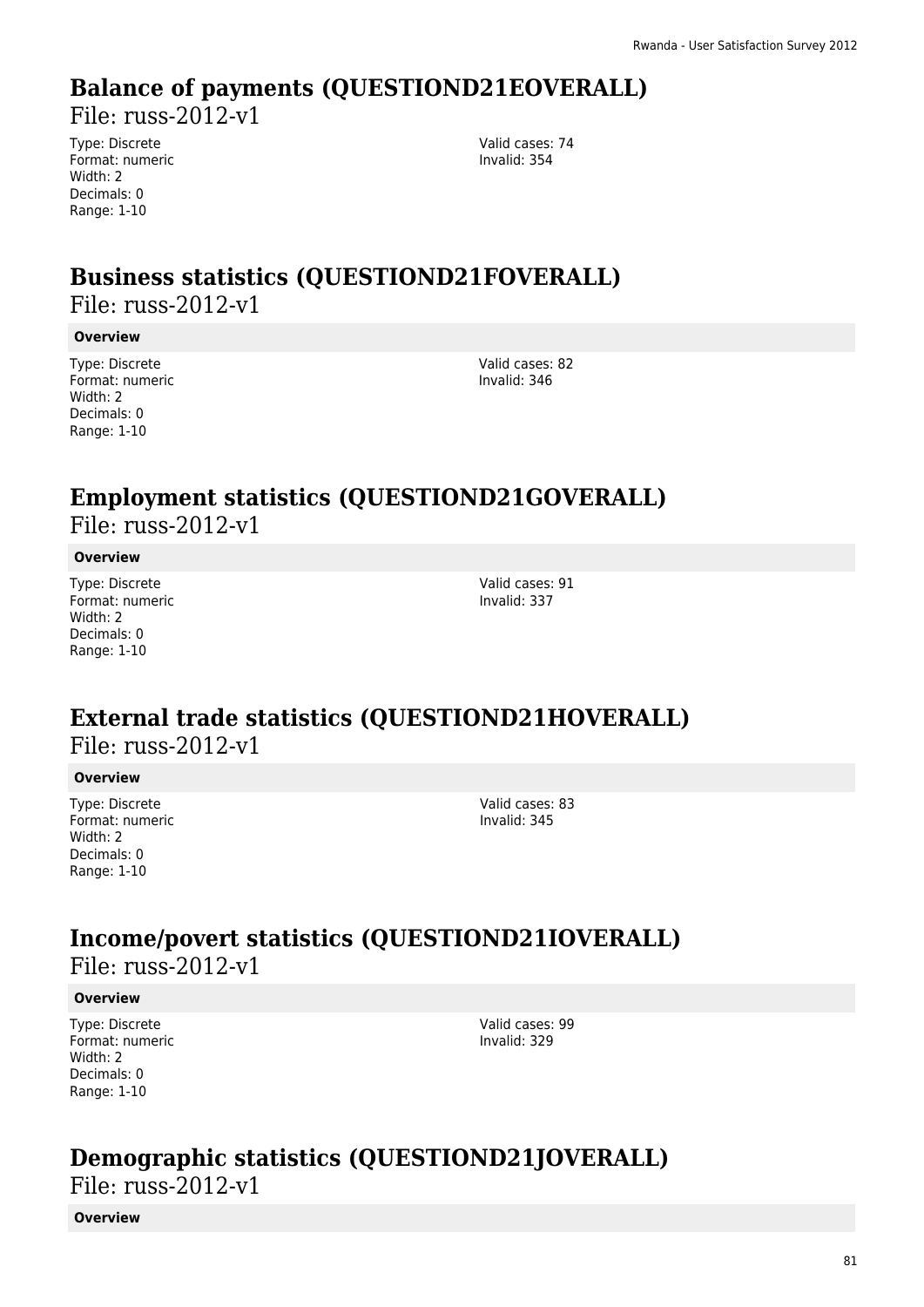## Balance of payments (QUESTIOND21EOVERALL)

File: russ-2012-v1

Type: Discrete
Format: numeric
Width: 2
Decimals: 0
Range: 1-10

Valid cases: 74
Invalid: 354

## Business statistics (QUESTIOND21FOVERALL)

File: russ-2012-v1

**Overview**

Type: Discrete
Format: numeric
Width: 2
Decimals: 0
Range: 1-10

Valid cases: 82
Invalid: 346

## Employment statistics (QUESTIOND21GOVERALL)

File: russ-2012-v1

**Overview**

Type: Discrete
Format: numeric
Width: 2
Decimals: 0
Range: 1-10

Valid cases: 91
Invalid: 337

## External trade statistics (QUESTIOND21HOVERALL)

File: russ-2012-v1

**Overview**

Type: Discrete
Format: numeric
Width: 2
Decimals: 0
Range: 1-10

Valid cases: 83
Invalid: 345

## Income/povert statistics (QUESTIOND21IOVERALL)

File: russ-2012-v1

**Overview**

Type: Discrete
Format: numeric
Width: 2
Decimals: 0
Range: 1-10

Valid cases: 99
Invalid: 329

## Demographic statistics (QUESTIOND21JOVERALL)

File: russ-2012-v1

**Overview**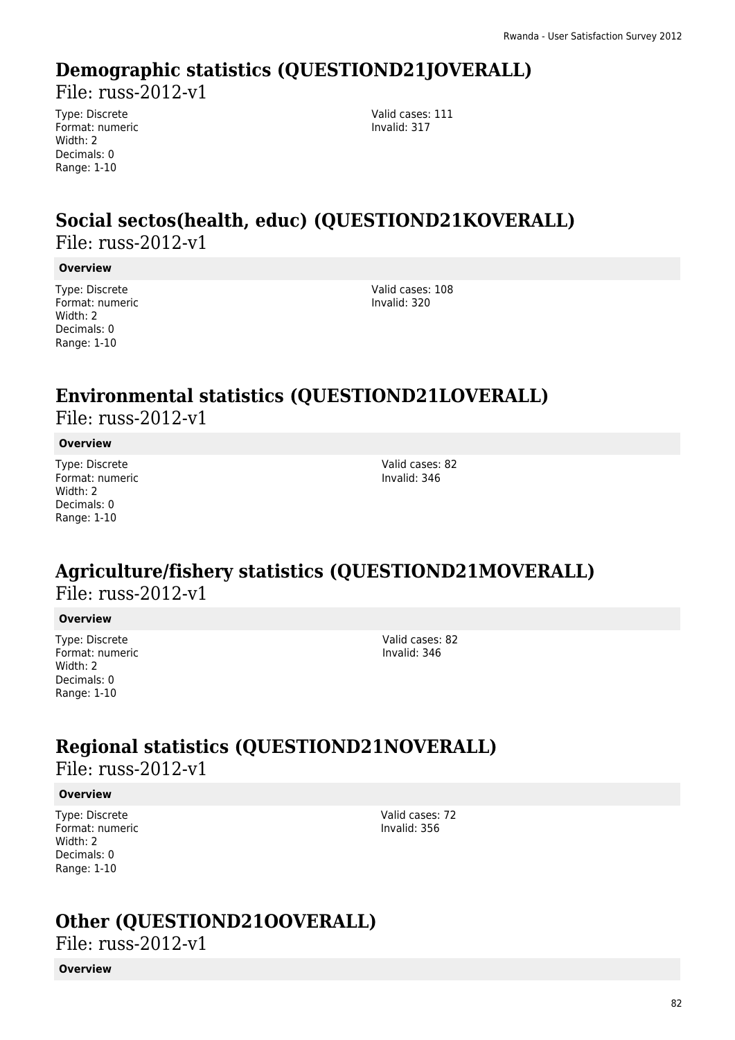## Demographic statistics (QUESTIOND21JOVERALL)

File: russ-2012-v1

Type: Discrete
Format: numeric
Width: 2
Decimals: 0
Range: 1-10

Valid cases: 111
Invalid: 317

## Social sectos(health, educ) (QUESTIOND21KOVERALL)

File: russ-2012-v1

**Overview**

Type: Discrete
Format: numeric
Width: 2
Decimals: 0
Range: 1-10

Valid cases: 108
Invalid: 320

## Environmental statistics (QUESTIOND21LOVERALL)

File: russ-2012-v1

**Overview**

Type: Discrete
Format: numeric
Width: 2
Decimals: 0
Range: 1-10

Valid cases: 82
Invalid: 346

## Agriculture/fishery statistics (QUESTIOND21MOVERALL)

File: russ-2012-v1

**Overview**

Type: Discrete
Format: numeric
Width: 2
Decimals: 0
Range: 1-10

Valid cases: 82
Invalid: 346

## Regional statistics (QUESTIOND21NOVERALL)

File: russ-2012-v1

**Overview**

Type: Discrete
Format: numeric
Width: 2
Decimals: 0
Range: 1-10

Valid cases: 72
Invalid: 356

## Other (QUESTIOND21OOVERALL)

File: russ-2012-v1

**Overview**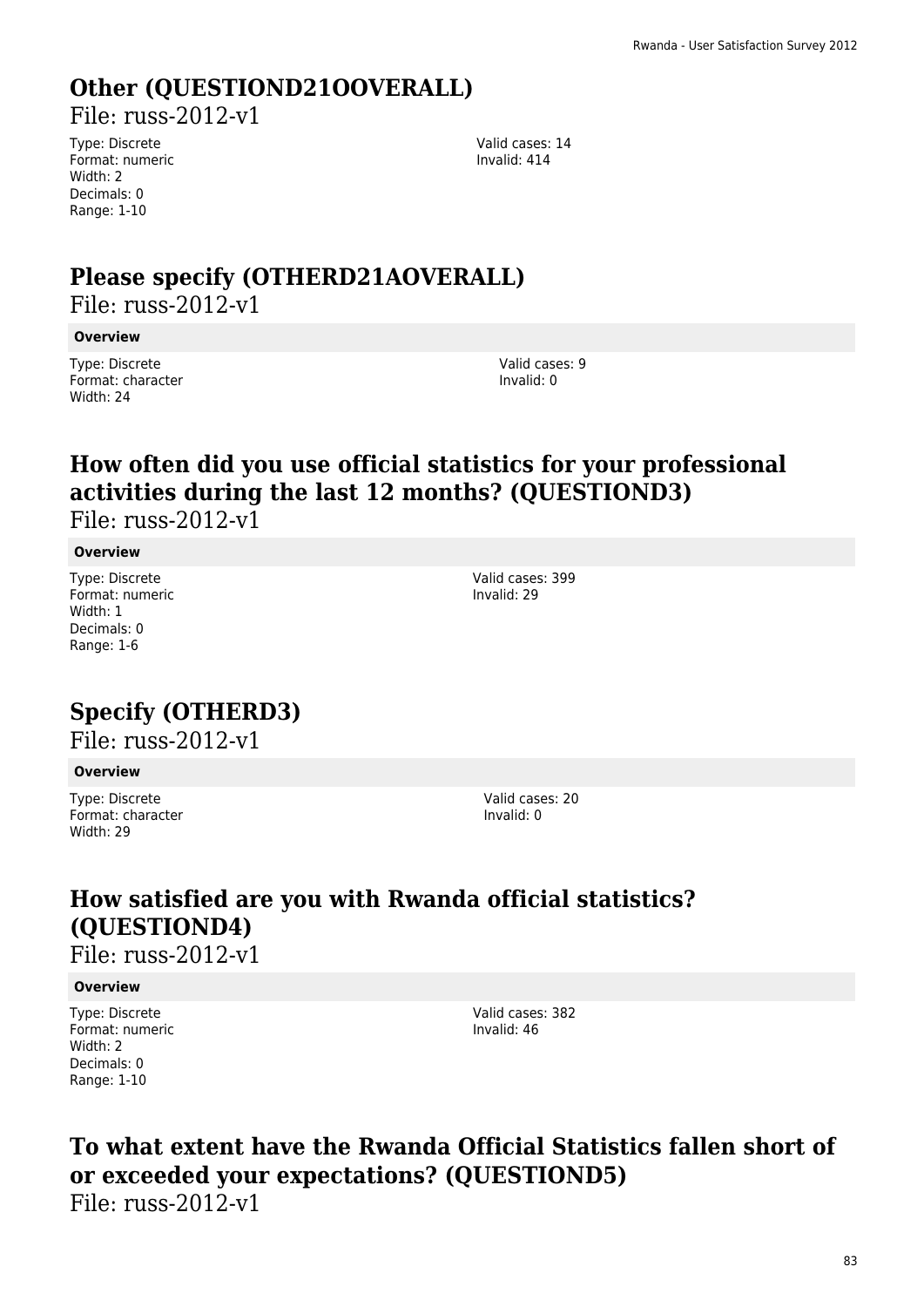## Other (QUESTIOND21OOVERALL)

File: russ-2012-v1

Type: Discrete
Format: numeric
Width: 2
Decimals: 0
Range: 1-10

Valid cases: 14
Invalid: 414

## Please specify (OTHERD21AOVERALL)

File: russ-2012-v1

**Overview**

Type: Discrete
Format: character
Width: 24

Valid cases: 9
Invalid: 0

## How often did you use official statistics for your professional activities during the last 12 months? (QUESTIOND3)

File: russ-2012-v1

**Overview**

Type: Discrete
Format: numeric
Width: 1
Decimals: 0
Range: 1-6

Valid cases: 399
Invalid: 29

## Specify (OTHERD3)

File: russ-2012-v1

**Overview**

Type: Discrete
Format: character
Width: 29

Valid cases: 20
Invalid: 0

## How satisfied are you with Rwanda official statistics? (QUESTIOND4)

File: russ-2012-v1

**Overview**

Type: Discrete
Format: numeric
Width: 2
Decimals: 0
Range: 1-10

Valid cases: 382
Invalid: 46

## To what extent have the Rwanda Official Statistics fallen short of or exceeded your expectations? (QUESTIOND5)

File: russ-2012-v1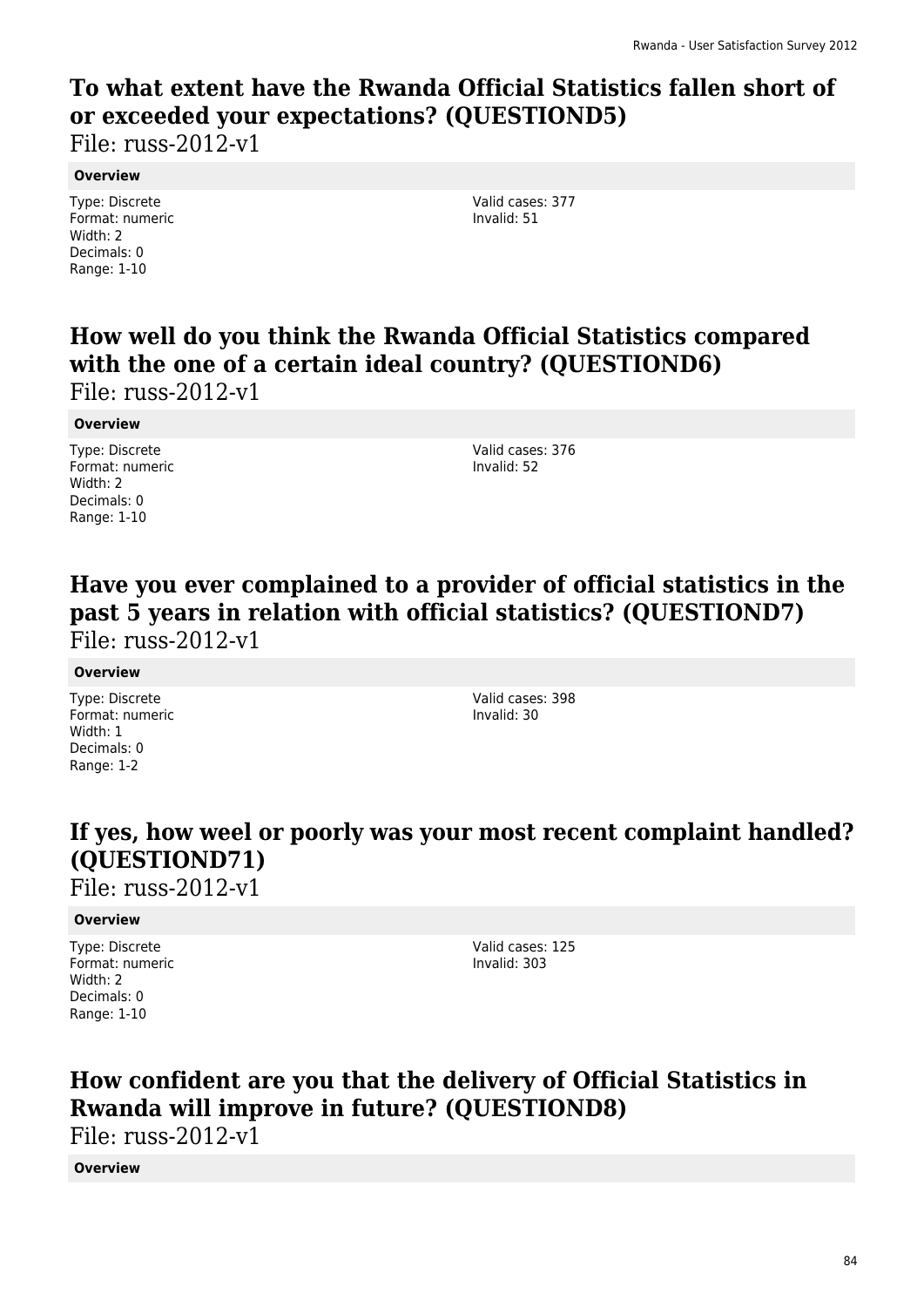## To what extent have the Rwanda Official Statistics fallen short of or exceeded your expectations? (QUESTIOND5)

File: russ-2012-v1

**Overview**

Type: Discrete
Format: numeric
Width: 2
Decimals: 0
Range: 1-10

Valid cases: 377
Invalid: 51

## How well do you think the Rwanda Official Statistics compared with the one of a certain ideal country? (QUESTIOND6)

File: russ-2012-v1

**Overview**

Type: Discrete
Format: numeric
Width: 2
Decimals: 0
Range: 1-10

Valid cases: 376
Invalid: 52

## Have you ever complained to a provider of official statistics in the past 5 years in relation with official statistics? (QUESTIOND7)

File: russ-2012-v1

**Overview**

Type: Discrete
Format: numeric
Width: 1
Decimals: 0
Range: 1-2

Valid cases: 398
Invalid: 30

## If yes, how weel or poorly was your most recent complaint handled? (QUESTIOND71)

File: russ-2012-v1

**Overview**

Type: Discrete
Format: numeric
Width: 2
Decimals: 0
Range: 1-10

Valid cases: 125
Invalid: 303

## How confident are you that the delivery of Official Statistics in Rwanda will improve in future? (QUESTIOND8)

File: russ-2012-v1

**Overview**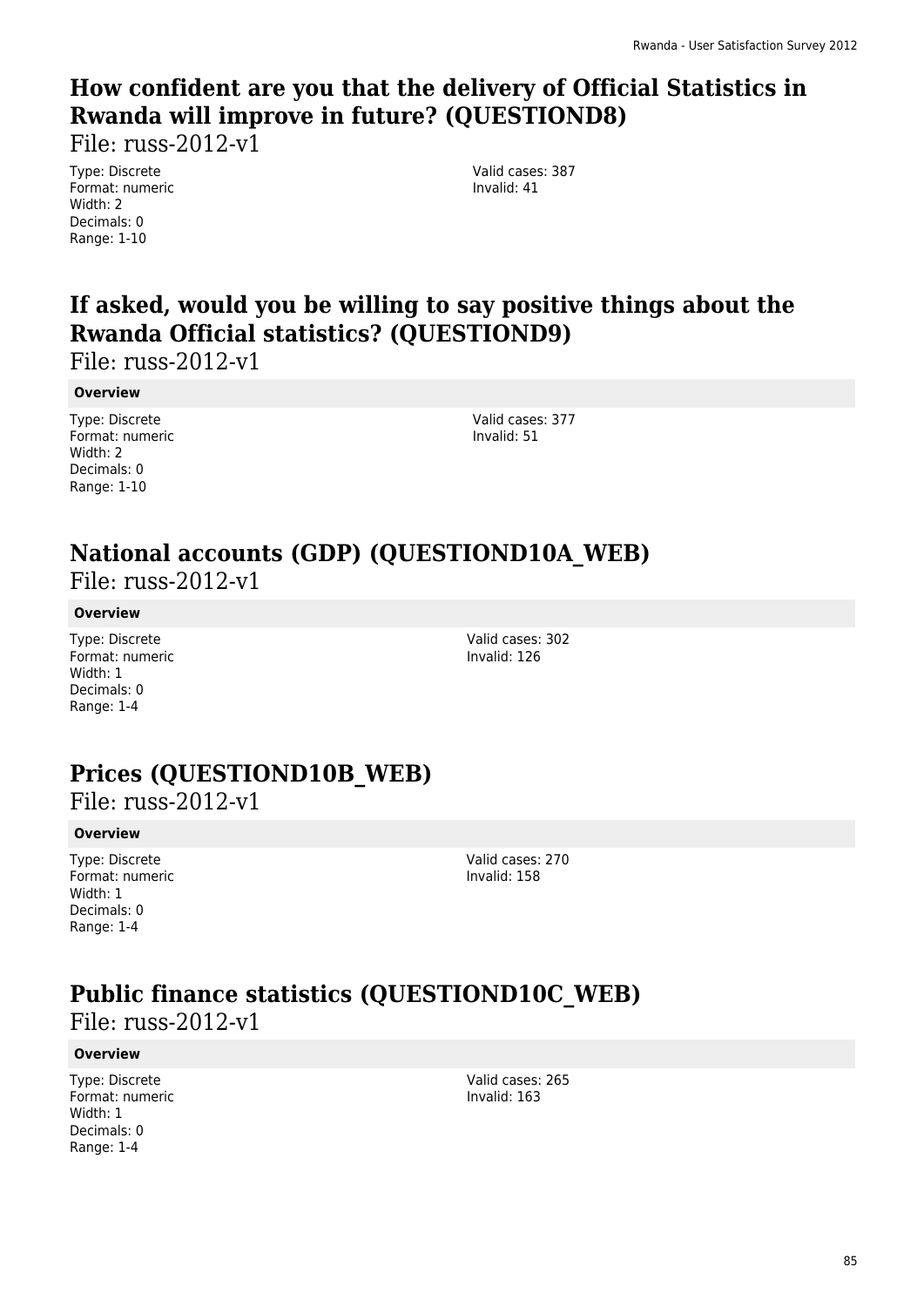## How confident are you that the delivery of Official Statistics in Rwanda will improve in future? (QUESTIOND8)

File: russ-2012-v1

Type: Discrete
Format: numeric
Width: 2
Decimals: 0
Range: 1-10

Valid cases: 387
Invalid: 41

## If asked, would you be willing to say positive things about the Rwanda Official statistics? (QUESTIOND9)

File: russ-2012-v1

**Overview**

Type: Discrete
Format: numeric
Width: 2
Decimals: 0
Range: 1-10

Valid cases: 377
Invalid: 51

## National accounts (GDP) (QUESTIOND10A_WEB)

File: russ-2012-v1

**Overview**

Type: Discrete
Format: numeric
Width: 1
Decimals: 0
Range: 1-4

Valid cases: 302
Invalid: 126

## Prices (QUESTIOND10B_WEB)

File: russ-2012-v1

**Overview**

Type: Discrete
Format: numeric
Width: 1
Decimals: 0
Range: 1-4

Valid cases: 270
Invalid: 158

## Public finance statistics (QUESTIOND10C_WEB)

File: russ-2012-v1

**Overview**

Type: Discrete
Format: numeric
Width: 1
Decimals: 0
Range: 1-4

Valid cases: 265
Invalid: 163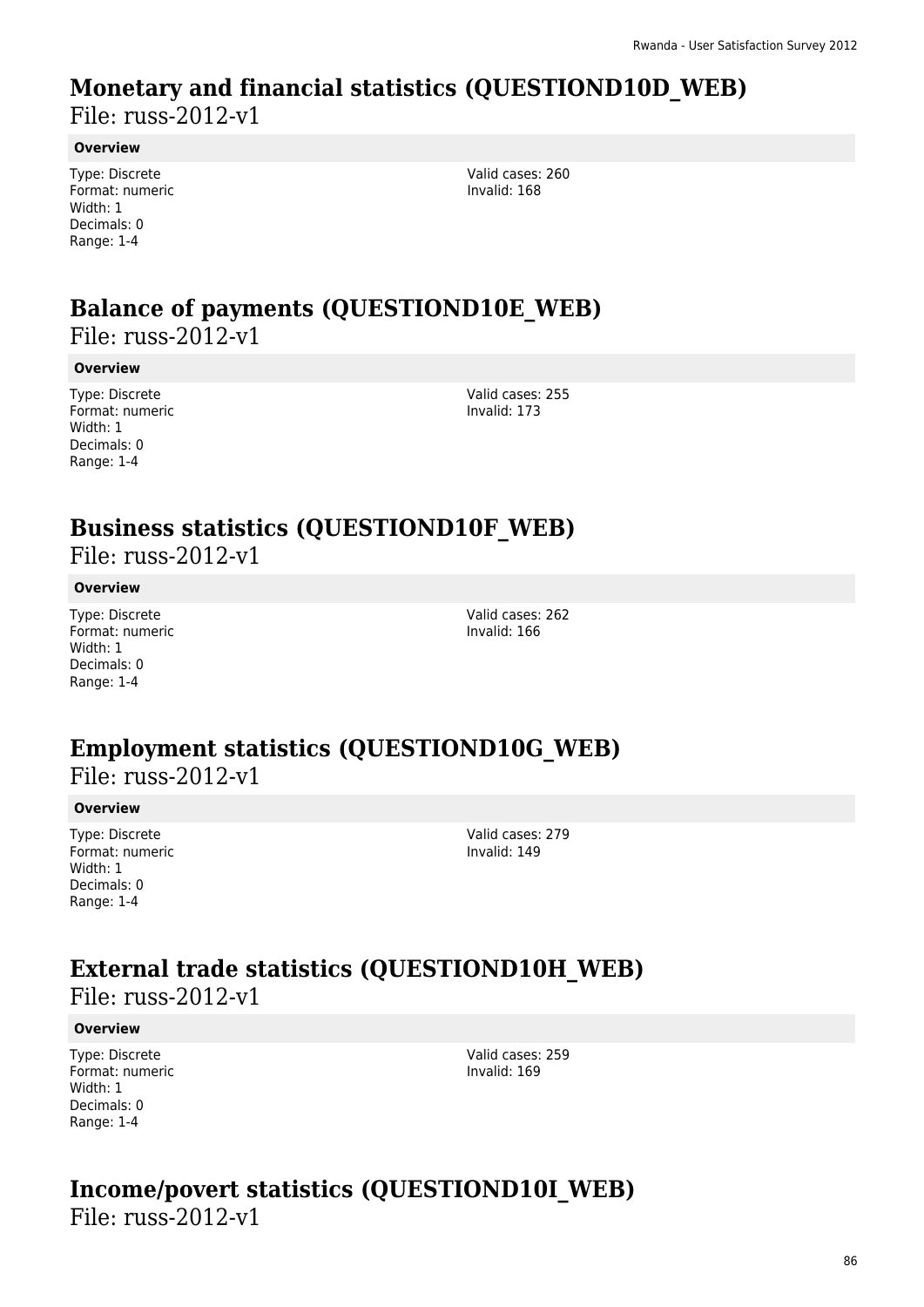## Monetary and financial statistics (QUESTIOND10D_WEB)

File: russ-2012-v1

**Overview**

Type: Discrete
Format: numeric
Width: 1
Decimals: 0
Range: 1-4

Valid cases: 260
Invalid: 168

## Balance of payments (QUESTIOND10E_WEB)

File: russ-2012-v1

**Overview**

Type: Discrete
Format: numeric
Width: 1
Decimals: 0
Range: 1-4

Valid cases: 255
Invalid: 173

## Business statistics (QUESTIOND10F_WEB)

File: russ-2012-v1

**Overview**

Type: Discrete
Format: numeric
Width: 1
Decimals: 0
Range: 1-4

Valid cases: 262
Invalid: 166

## Employment statistics (QUESTIOND10G_WEB)

File: russ-2012-v1

**Overview**

Type: Discrete
Format: numeric
Width: 1
Decimals: 0
Range: 1-4

Valid cases: 279
Invalid: 149

## External trade statistics (QUESTIOND10H_WEB)

File: russ-2012-v1

**Overview**

Type: Discrete
Format: numeric
Width: 1
Decimals: 0
Range: 1-4

Valid cases: 259
Invalid: 169

## Income/povert statistics (QUESTIOND10I_WEB)

File: russ-2012-v1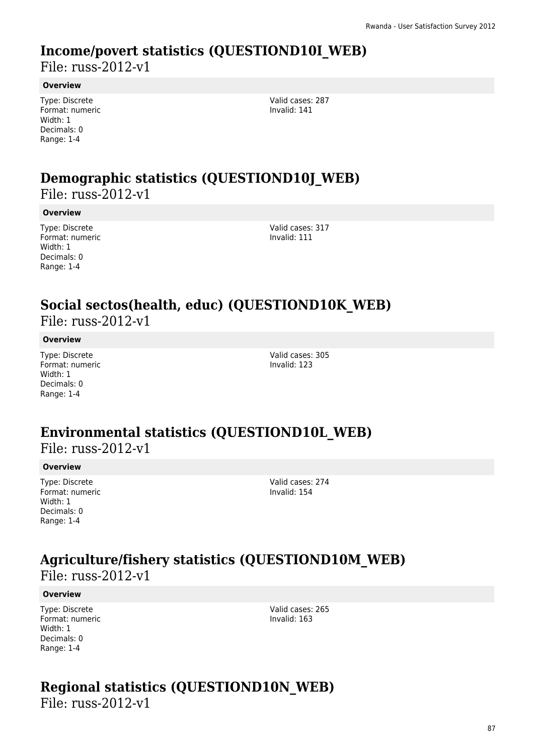# Income/povert statistics (QUESTIOND10I_WEB)

File: russ-2012-v1

**Overview**

Type: Discrete
Format: numeric
Width: 1
Decimals: 0
Range: 1-4

Valid cases: 287
Invalid: 141

# Demographic statistics (QUESTIOND10J_WEB)

File: russ-2012-v1

**Overview**

Type: Discrete
Format: numeric
Width: 1
Decimals: 0
Range: 1-4

Valid cases: 317
Invalid: 111

# Social sectos(health, educ) (QUESTIOND10K_WEB)

File: russ-2012-v1

**Overview**

Type: Discrete
Format: numeric
Width: 1
Decimals: 0
Range: 1-4

Valid cases: 305
Invalid: 123

# Environmental statistics (QUESTIOND10L_WEB)

File: russ-2012-v1

**Overview**

Type: Discrete
Format: numeric
Width: 1
Decimals: 0
Range: 1-4

Valid cases: 274
Invalid: 154

# Agriculture/fishery statistics (QUESTIOND10M_WEB)

File: russ-2012-v1

**Overview**

Type: Discrete
Format: numeric
Width: 1
Decimals: 0
Range: 1-4

Valid cases: 265
Invalid: 163

# Regional statistics (QUESTIOND10N_WEB)

File: russ-2012-v1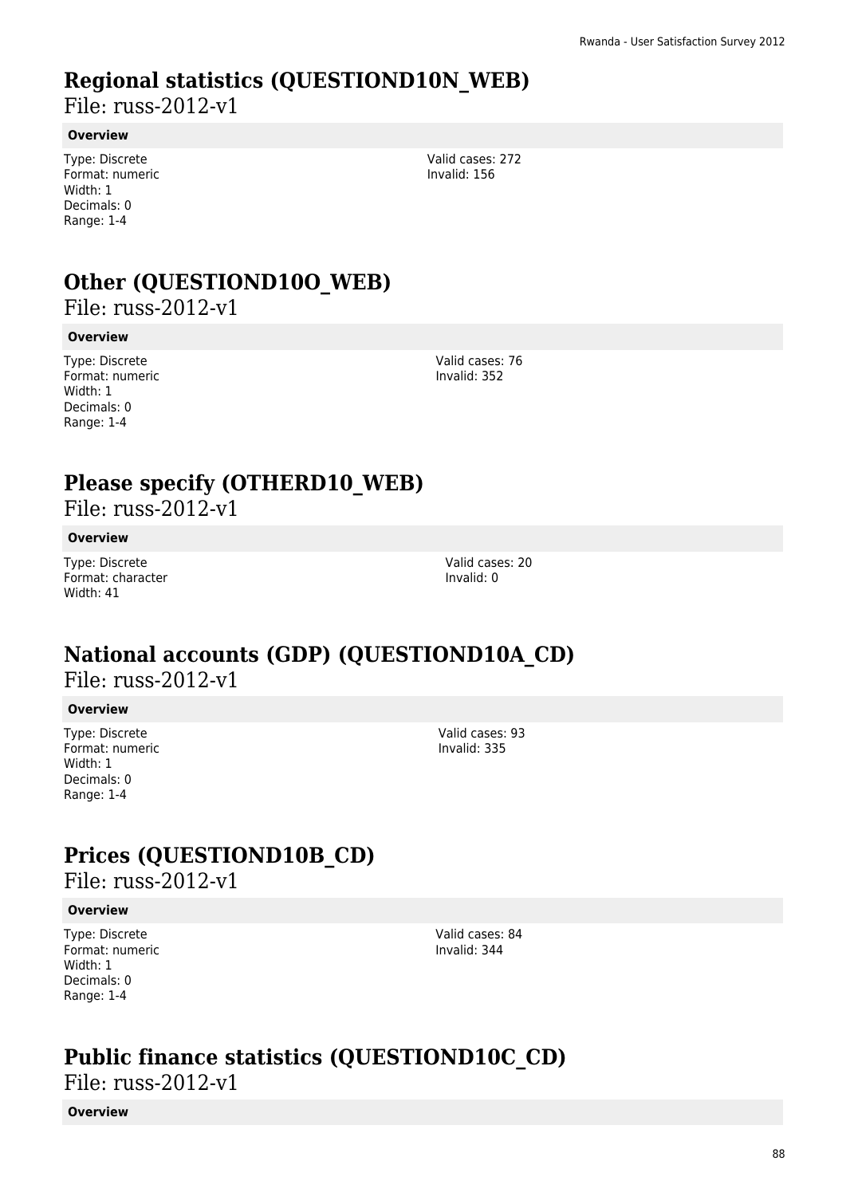## Regional statistics (QUESTIOND10N_WEB)

File: russ-2012-v1

**Overview**

Type: Discrete
Format: numeric
Width: 1
Decimals: 0
Range: 1-4

Valid cases: 272
Invalid: 156

## Other (QUESTIOND10O_WEB)

File: russ-2012-v1

**Overview**

Type: Discrete
Format: numeric
Width: 1
Decimals: 0
Range: 1-4

Valid cases: 76
Invalid: 352

## Please specify (OTHERD10_WEB)

File: russ-2012-v1

**Overview**

Type: Discrete
Format: character
Width: 41

Valid cases: 20
Invalid: 0

## National accounts (GDP) (QUESTIOND10A_CD)

File: russ-2012-v1

**Overview**

Type: Discrete
Format: numeric
Width: 1
Decimals: 0
Range: 1-4

Valid cases: 93
Invalid: 335

## Prices (QUESTIOND10B_CD)

File: russ-2012-v1

**Overview**

Type: Discrete
Format: numeric
Width: 1
Decimals: 0
Range: 1-4

Valid cases: 84
Invalid: 344

## Public finance statistics (QUESTIOND10C_CD)

File: russ-2012-v1

**Overview**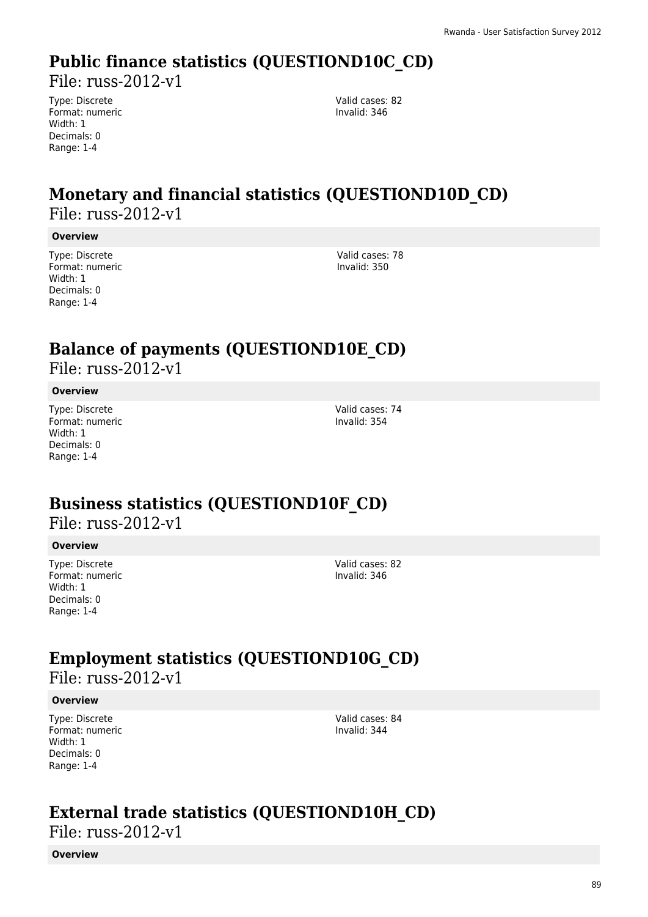## Public finance statistics (QUESTIOND10C_CD)

File: russ-2012-v1

Type: Discrete
Format: numeric
Width: 1
Decimals: 0
Range: 1-4

Valid cases: 82
Invalid: 346

## Monetary and financial statistics (QUESTIOND10D_CD)

File: russ-2012-v1

**Overview**

Type: Discrete
Format: numeric
Width: 1
Decimals: 0
Range: 1-4

Valid cases: 78
Invalid: 350

## Balance of payments (QUESTIOND10E_CD)

File: russ-2012-v1

**Overview**

Type: Discrete
Format: numeric
Width: 1
Decimals: 0
Range: 1-4

Valid cases: 74
Invalid: 354

## Business statistics (QUESTIOND10F_CD)

File: russ-2012-v1

**Overview**

Type: Discrete
Format: numeric
Width: 1
Decimals: 0
Range: 1-4

Valid cases: 82
Invalid: 346

## Employment statistics (QUESTIOND10G_CD)

File: russ-2012-v1

**Overview**

Type: Discrete
Format: numeric
Width: 1
Decimals: 0
Range: 1-4

Valid cases: 84
Invalid: 344

## External trade statistics (QUESTIOND10H_CD)

File: russ-2012-v1

**Overview**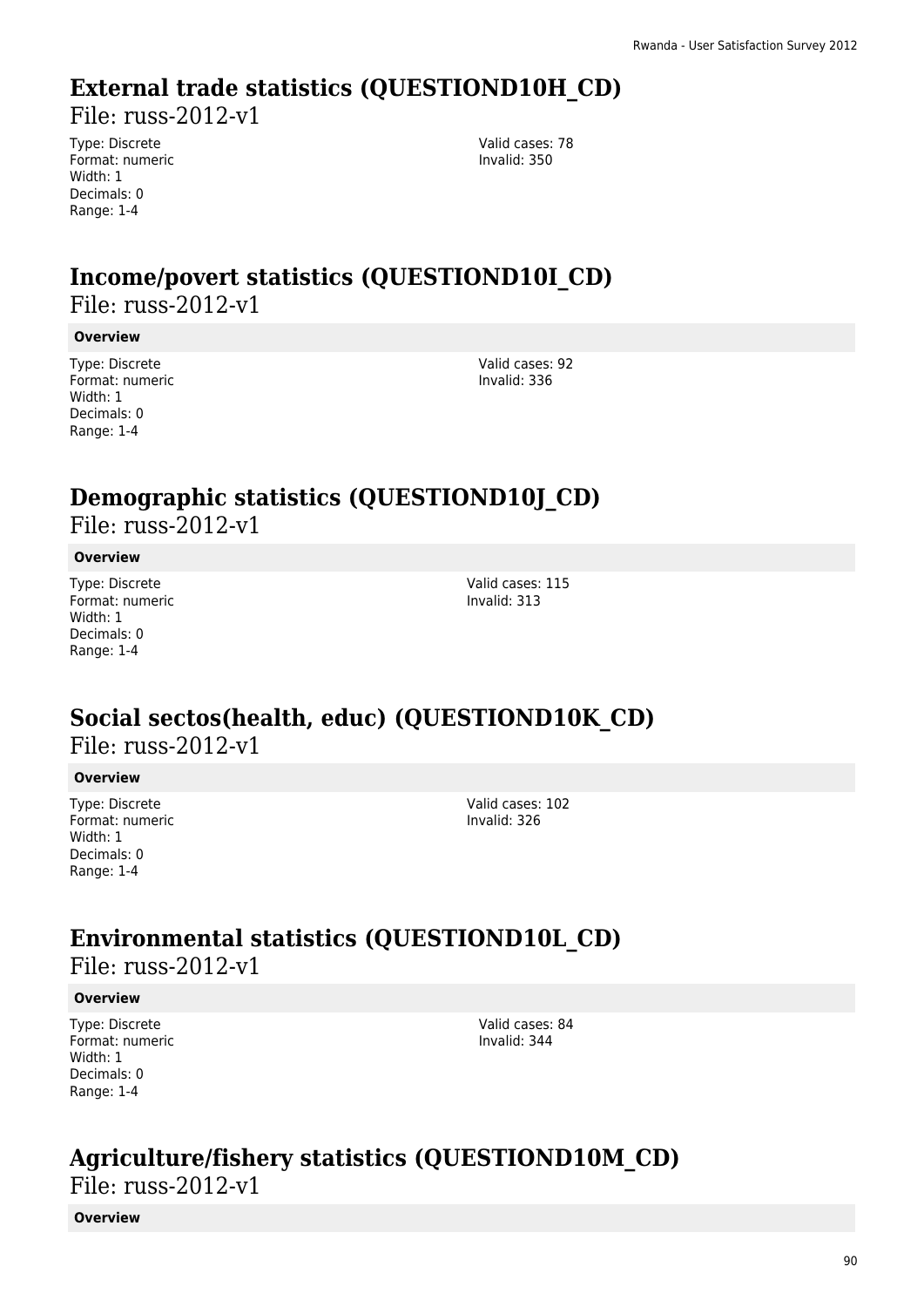## External trade statistics (QUESTIOND10H_CD)

File: russ-2012-v1

Type: Discrete
Format: numeric
Width: 1
Decimals: 0
Range: 1-4

Valid cases: 78
Invalid: 350

## Income/povert statistics (QUESTIOND10I_CD)

File: russ-2012-v1

**Overview**

Type: Discrete
Format: numeric
Width: 1
Decimals: 0
Range: 1-4

Valid cases: 92
Invalid: 336

## Demographic statistics (QUESTIOND10J_CD)

File: russ-2012-v1

**Overview**

Type: Discrete
Format: numeric
Width: 1
Decimals: 0
Range: 1-4

Valid cases: 115
Invalid: 313

## Social sectos(health, educ) (QUESTIOND10K_CD)

File: russ-2012-v1

**Overview**

Type: Discrete
Format: numeric
Width: 1
Decimals: 0
Range: 1-4

Valid cases: 102
Invalid: 326

## Environmental statistics (QUESTIOND10L_CD)

File: russ-2012-v1

**Overview**

Type: Discrete
Format: numeric
Width: 1
Decimals: 0
Range: 1-4

Valid cases: 84
Invalid: 344

## Agriculture/fishery statistics (QUESTIOND10M_CD)

File: russ-2012-v1

**Overview**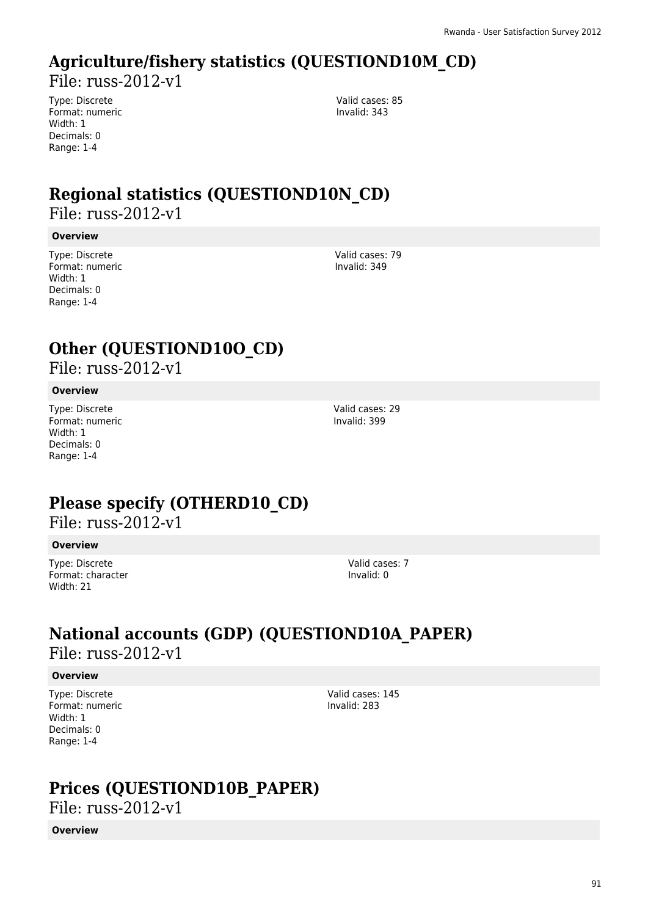## Agriculture/fishery statistics (QUESTIOND10M_CD)

File: russ-2012-v1

Type: Discrete
Format: numeric
Width: 1
Decimals: 0
Range: 1-4

Valid cases: 85
Invalid: 343

## Regional statistics (QUESTIOND10N_CD)

File: russ-2012-v1

**Overview**

Type: Discrete
Format: numeric
Width: 1
Decimals: 0
Range: 1-4

Valid cases: 79
Invalid: 349

## Other (QUESTIOND10O_CD)

File: russ-2012-v1

**Overview**

Type: Discrete
Format: numeric
Width: 1
Decimals: 0
Range: 1-4

Valid cases: 29
Invalid: 399

## Please specify (OTHERD10_CD)

File: russ-2012-v1

**Overview**

Type: Discrete
Format: character
Width: 21

Valid cases: 7
Invalid: 0

## National accounts (GDP) (QUESTIOND10A_PAPER)

File: russ-2012-v1

**Overview**

Type: Discrete
Format: numeric
Width: 1
Decimals: 0
Range: 1-4

Valid cases: 145
Invalid: 283

## Prices (QUESTIOND10B_PAPER)

File: russ-2012-v1

**Overview**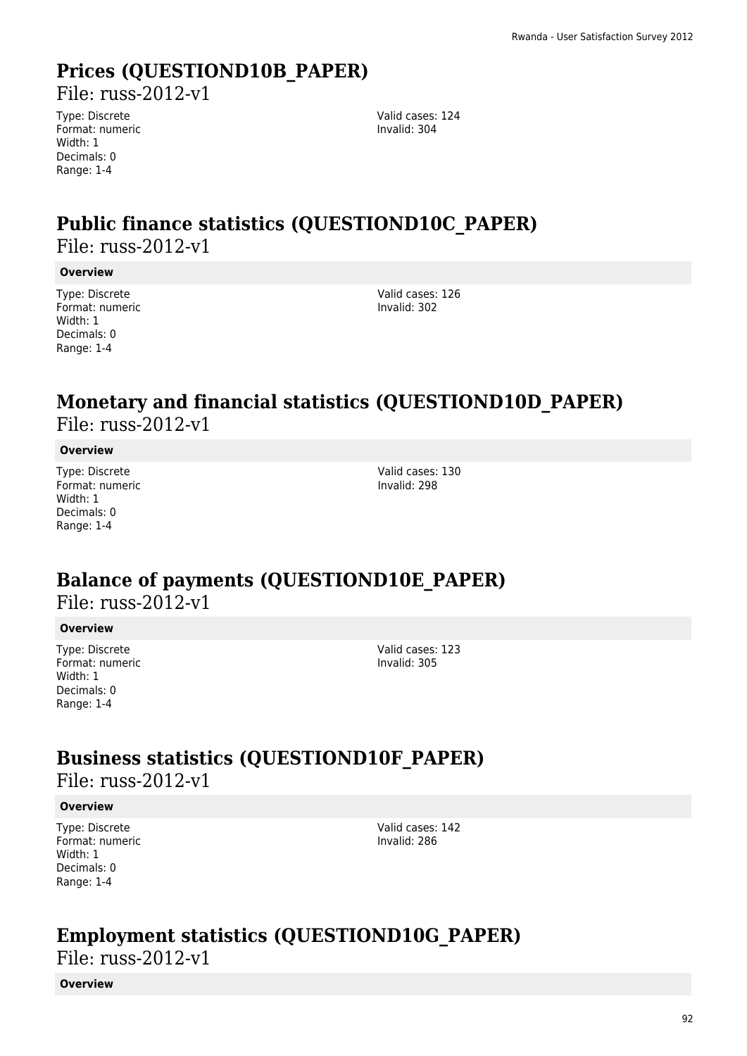## Prices (QUESTIOND10B_PAPER)

File: russ-2012-v1

Type: Discrete
Format: numeric
Width: 1
Decimals: 0
Range: 1-4

Valid cases: 124
Invalid: 304

## Public finance statistics (QUESTIOND10C_PAPER)

File: russ-2012-v1

**Overview**

Type: Discrete
Format: numeric
Width: 1
Decimals: 0
Range: 1-4

Valid cases: 126
Invalid: 302

## Monetary and financial statistics (QUESTIOND10D_PAPER)

File: russ-2012-v1

**Overview**

Type: Discrete
Format: numeric
Width: 1
Decimals: 0
Range: 1-4

Valid cases: 130
Invalid: 298

## Balance of payments (QUESTIOND10E_PAPER)

File: russ-2012-v1

**Overview**

Type: Discrete
Format: numeric
Width: 1
Decimals: 0
Range: 1-4

Valid cases: 123
Invalid: 305

## Business statistics (QUESTIOND10F_PAPER)

File: russ-2012-v1

**Overview**

Type: Discrete
Format: numeric
Width: 1
Decimals: 0
Range: 1-4

Valid cases: 142
Invalid: 286

## Employment statistics (QUESTIOND10G_PAPER)

File: russ-2012-v1

**Overview**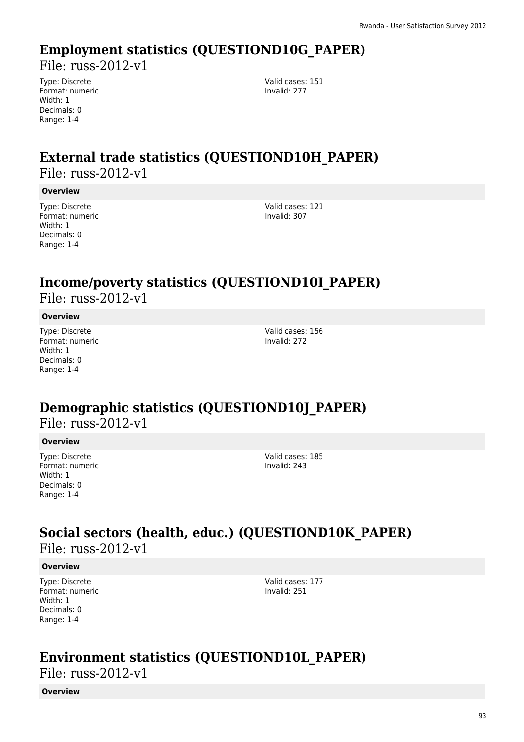## Employment statistics (QUESTIOND10G_PAPER)

File: russ-2012-v1

Type: Discrete
Format: numeric
Width: 1
Decimals: 0
Range: 1-4

Valid cases: 151
Invalid: 277

## External trade statistics (QUESTIOND10H_PAPER)

File: russ-2012-v1

**Overview**

Type: Discrete
Format: numeric
Width: 1
Decimals: 0
Range: 1-4

Valid cases: 121
Invalid: 307

## Income/poverty statistics (QUESTIOND10I_PAPER)

File: russ-2012-v1

**Overview**

Type: Discrete
Format: numeric
Width: 1
Decimals: 0
Range: 1-4

Valid cases: 156
Invalid: 272

## Demographic statistics (QUESTIOND10J_PAPER)

File: russ-2012-v1

**Overview**

Type: Discrete
Format: numeric
Width: 1
Decimals: 0
Range: 1-4

Valid cases: 185
Invalid: 243

## Social sectors (health, educ.) (QUESTIOND10K_PAPER)

File: russ-2012-v1

**Overview**

Type: Discrete
Format: numeric
Width: 1
Decimals: 0
Range: 1-4

Valid cases: 177
Invalid: 251

## Environment statistics (QUESTIOND10L_PAPER)

File: russ-2012-v1

**Overview**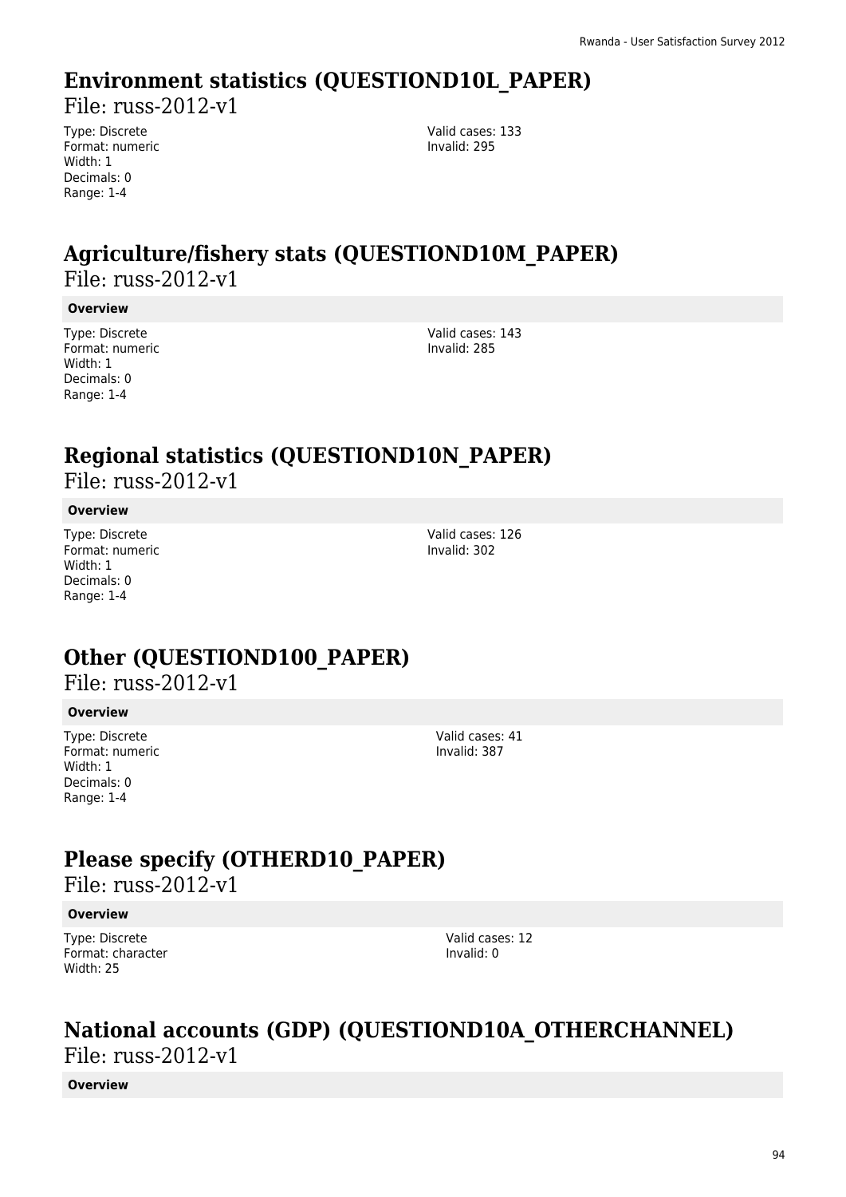## Environment statistics (QUESTIOND10L_PAPER)

File: russ-2012-v1

Type: Discrete
Format: numeric
Width: 1
Decimals: 0
Range: 1-4

Valid cases: 133
Invalid: 295

## Agriculture/fishery stats (QUESTIOND10M_PAPER)

File: russ-2012-v1

**Overview**

Type: Discrete
Format: numeric
Width: 1
Decimals: 0
Range: 1-4

Valid cases: 143
Invalid: 285

## Regional statistics (QUESTIOND10N_PAPER)

File: russ-2012-v1

**Overview**

Type: Discrete
Format: numeric
Width: 1
Decimals: 0
Range: 1-4

Valid cases: 126
Invalid: 302

## Other (QUESTIOND100_PAPER)

File: russ-2012-v1

**Overview**

Type: Discrete
Format: numeric
Width: 1
Decimals: 0
Range: 1-4

Valid cases: 41
Invalid: 387

## Please specify (OTHERD10_PAPER)

File: russ-2012-v1

**Overview**

Type: Discrete
Format: character
Width: 25

Valid cases: 12
Invalid: 0

## National accounts (GDP) (QUESTIOND10A_OTHERCHANNEL)

File: russ-2012-v1

**Overview**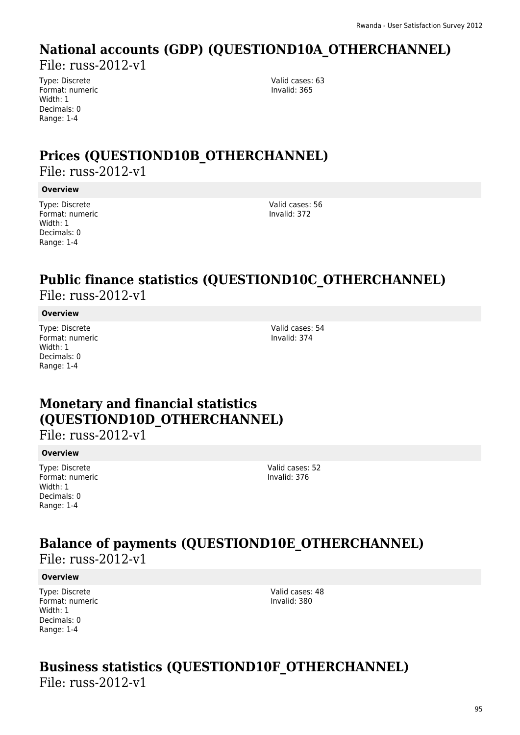## National accounts (GDP) (QUESTIOND10A_OTHERCHANNEL)

File: russ-2012-v1

Type: Discrete
Format: numeric
Width: 1
Decimals: 0
Range: 1-4

Valid cases: 63
Invalid: 365

## Prices (QUESTIOND10B_OTHERCHANNEL)

File: russ-2012-v1

**Overview**

Type: Discrete
Format: numeric
Width: 1
Decimals: 0
Range: 1-4

Valid cases: 56
Invalid: 372

## Public finance statistics (QUESTIOND10C_OTHERCHANNEL)

File: russ-2012-v1

**Overview**

Type: Discrete
Format: numeric
Width: 1
Decimals: 0
Range: 1-4

Valid cases: 54
Invalid: 374

## Monetary and financial statistics (QUESTIOND10D_OTHERCHANNEL)

File: russ-2012-v1

**Overview**

Type: Discrete
Format: numeric
Width: 1
Decimals: 0
Range: 1-4

Valid cases: 52
Invalid: 376

## Balance of payments (QUESTIOND10E_OTHERCHANNEL)

File: russ-2012-v1

**Overview**

Type: Discrete
Format: numeric
Width: 1
Decimals: 0
Range: 1-4

Valid cases: 48
Invalid: 380

## Business statistics (QUESTIOND10F_OTHERCHANNEL)

File: russ-2012-v1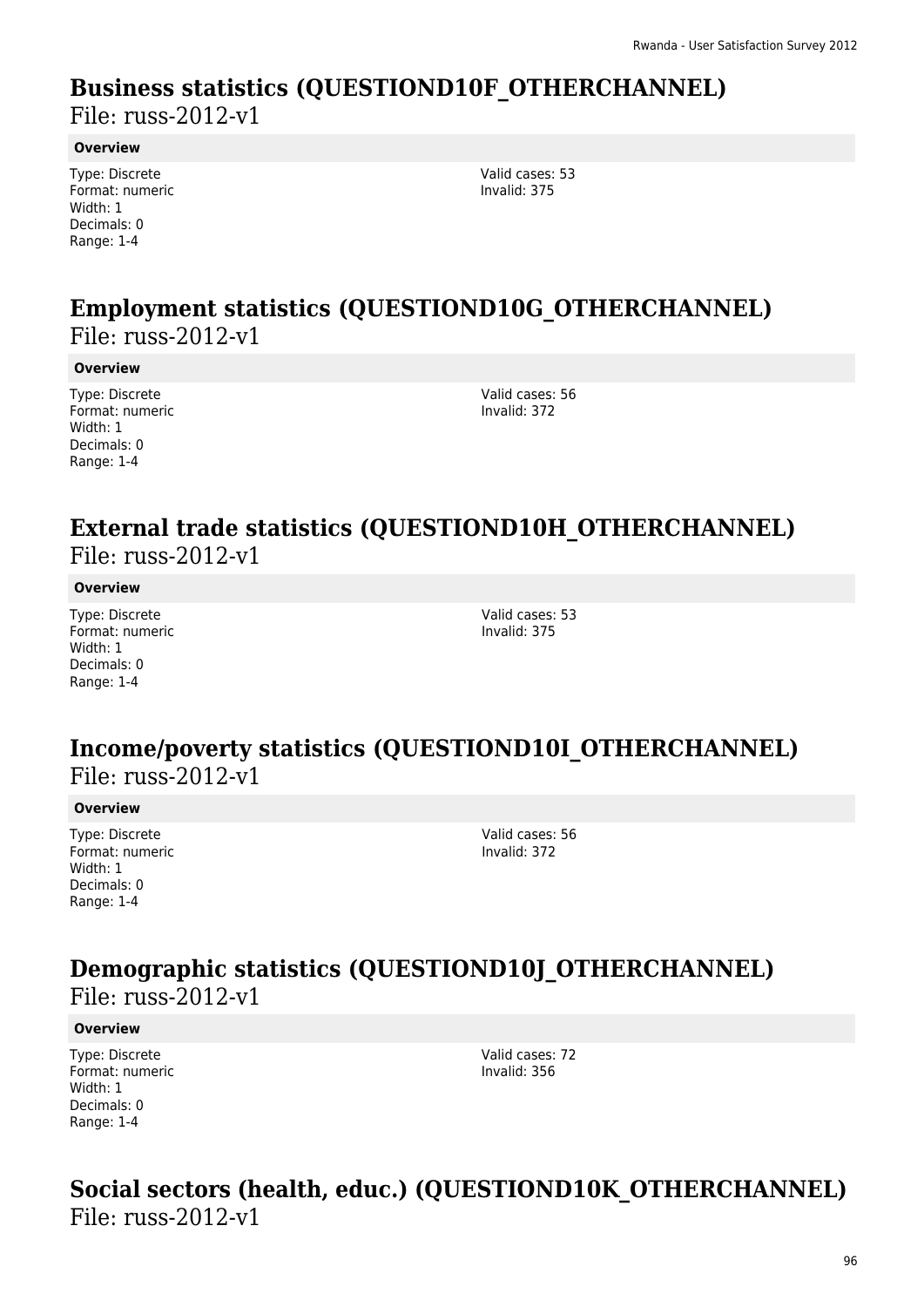## Business statistics (QUESTIOND10F_OTHERCHANNEL)

File: russ-2012-v1

**Overview**

Type: Discrete
Format: numeric
Width: 1
Decimals: 0
Range: 1-4

Valid cases: 53
Invalid: 375

## Employment statistics (QUESTIOND10G_OTHERCHANNEL)

File: russ-2012-v1

**Overview**

Type: Discrete
Format: numeric
Width: 1
Decimals: 0
Range: 1-4

Valid cases: 56
Invalid: 372

## External trade statistics (QUESTIOND10H_OTHERCHANNEL)

File: russ-2012-v1

**Overview**

Type: Discrete
Format: numeric
Width: 1
Decimals: 0
Range: 1-4

Valid cases: 53
Invalid: 375

## Income/poverty statistics (QUESTIOND10I_OTHERCHANNEL)

File: russ-2012-v1

**Overview**

Type: Discrete
Format: numeric
Width: 1
Decimals: 0
Range: 1-4

Valid cases: 56
Invalid: 372

## Demographic statistics (QUESTIOND10J_OTHERCHANNEL)

File: russ-2012-v1

**Overview**

Type: Discrete
Format: numeric
Width: 1
Decimals: 0
Range: 1-4

Valid cases: 72
Invalid: 356

## Social sectors (health, educ.) (QUESTIOND10K_OTHERCHANNEL)

File: russ-2012-v1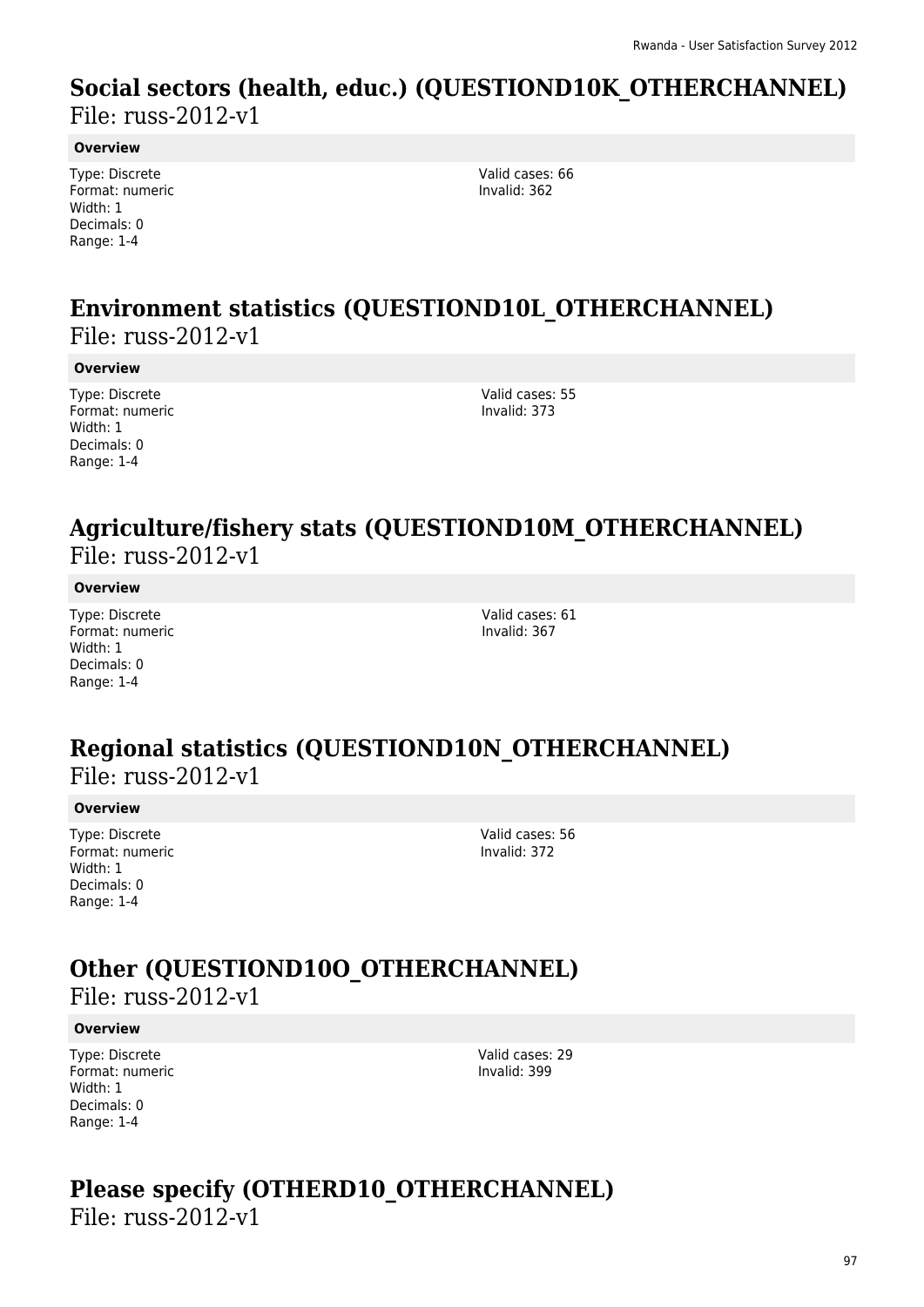## Social sectors (health, educ.) (QUESTIOND10K_OTHERCHANNEL)

File: russ-2012-v1

**Overview**

Type: Discrete
Format: numeric
Width: 1
Decimals: 0
Range: 1-4

Valid cases: 66
Invalid: 362

## Environment statistics (QUESTIOND10L_OTHERCHANNEL)

File: russ-2012-v1

**Overview**

Type: Discrete
Format: numeric
Width: 1
Decimals: 0
Range: 1-4

Valid cases: 55
Invalid: 373

## Agriculture/fishery stats (QUESTIOND10M_OTHERCHANNEL)

File: russ-2012-v1

**Overview**

Type: Discrete
Format: numeric
Width: 1
Decimals: 0
Range: 1-4

Valid cases: 61
Invalid: 367

## Regional statistics (QUESTIOND10N_OTHERCHANNEL)

File: russ-2012-v1

**Overview**

Type: Discrete
Format: numeric
Width: 1
Decimals: 0
Range: 1-4

Valid cases: 56
Invalid: 372

## Other (QUESTIOND10O_OTHERCHANNEL)

File: russ-2012-v1

**Overview**

Type: Discrete
Format: numeric
Width: 1
Decimals: 0
Range: 1-4

Valid cases: 29
Invalid: 399

## Please specify (OTHERD10_OTHERCHANNEL)

File: russ-2012-v1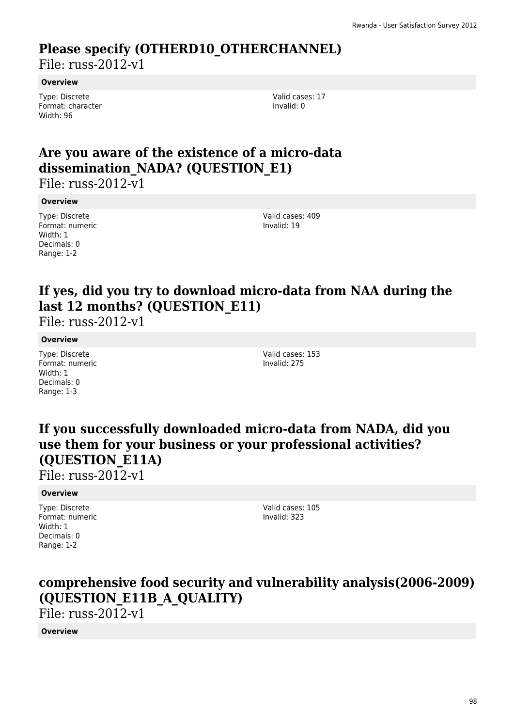# Please specify (OTHERD10_OTHERCHANNEL)

File: russ-2012-v1

**Overview**

Type: Discrete
Format: character
Width: 96

Valid cases: 17
Invalid: 0

# Are you aware of the existence of a micro-data dissemination_NADA? (QUESTION_E1)

File: russ-2012-v1

**Overview**

Type: Discrete
Format: numeric
Width: 1
Decimals: 0
Range: 1-2

Valid cases: 409
Invalid: 19

# If yes, did you try to download micro-data from NAA during the last 12 months? (QUESTION_E11)

File: russ-2012-v1

**Overview**

Type: Discrete
Format: numeric
Width: 1
Decimals: 0
Range: 1-3

Valid cases: 153
Invalid: 275

# If you successfully downloaded micro-data from NADA, did you use them for your business or your professional activities? (QUESTION_E11A)

File: russ-2012-v1

**Overview**

Type: Discrete
Format: numeric
Width: 1
Decimals: 0
Range: 1-2

Valid cases: 105
Invalid: 323

# comprehensive food security and vulnerability analysis(2006-2009) (QUESTION_E11B_A_QUALITY)

File: russ-2012-v1

**Overview**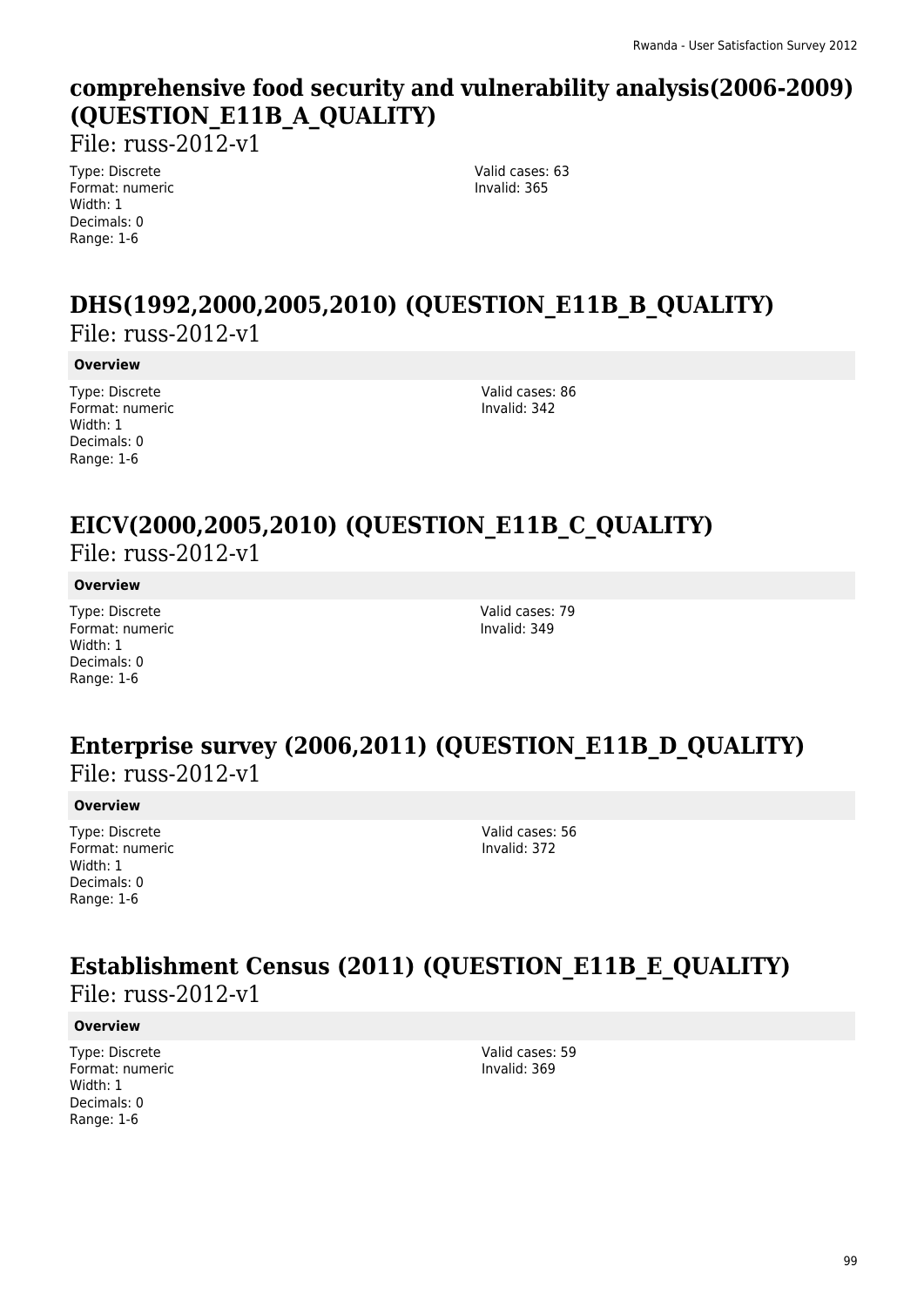## comprehensive food security and vulnerability analysis(2006-2009) (QUESTION_E11B_A_QUALITY)

File: russ-2012-v1

Type: Discrete
Format: numeric
Width: 1
Decimals: 0
Range: 1-6

Valid cases: 63
Invalid: 365

## DHS(1992,2000,2005,2010) (QUESTION_E11B_B_QUALITY)

File: russ-2012-v1

**Overview**

Type: Discrete
Format: numeric
Width: 1
Decimals: 0
Range: 1-6

Valid cases: 86
Invalid: 342

## EICV(2000,2005,2010) (QUESTION_E11B_C_QUALITY)

File: russ-2012-v1

**Overview**

Type: Discrete
Format: numeric
Width: 1
Decimals: 0
Range: 1-6

Valid cases: 79
Invalid: 349

## Enterprise survey (2006,2011) (QUESTION_E11B_D_QUALITY)

File: russ-2012-v1

**Overview**

Type: Discrete
Format: numeric
Width: 1
Decimals: 0
Range: 1-6

Valid cases: 56
Invalid: 372

## Establishment Census (2011) (QUESTION_E11B_E_QUALITY)

File: russ-2012-v1

**Overview**

Type: Discrete
Format: numeric
Width: 1
Decimals: 0
Range: 1-6

Valid cases: 59
Invalid: 369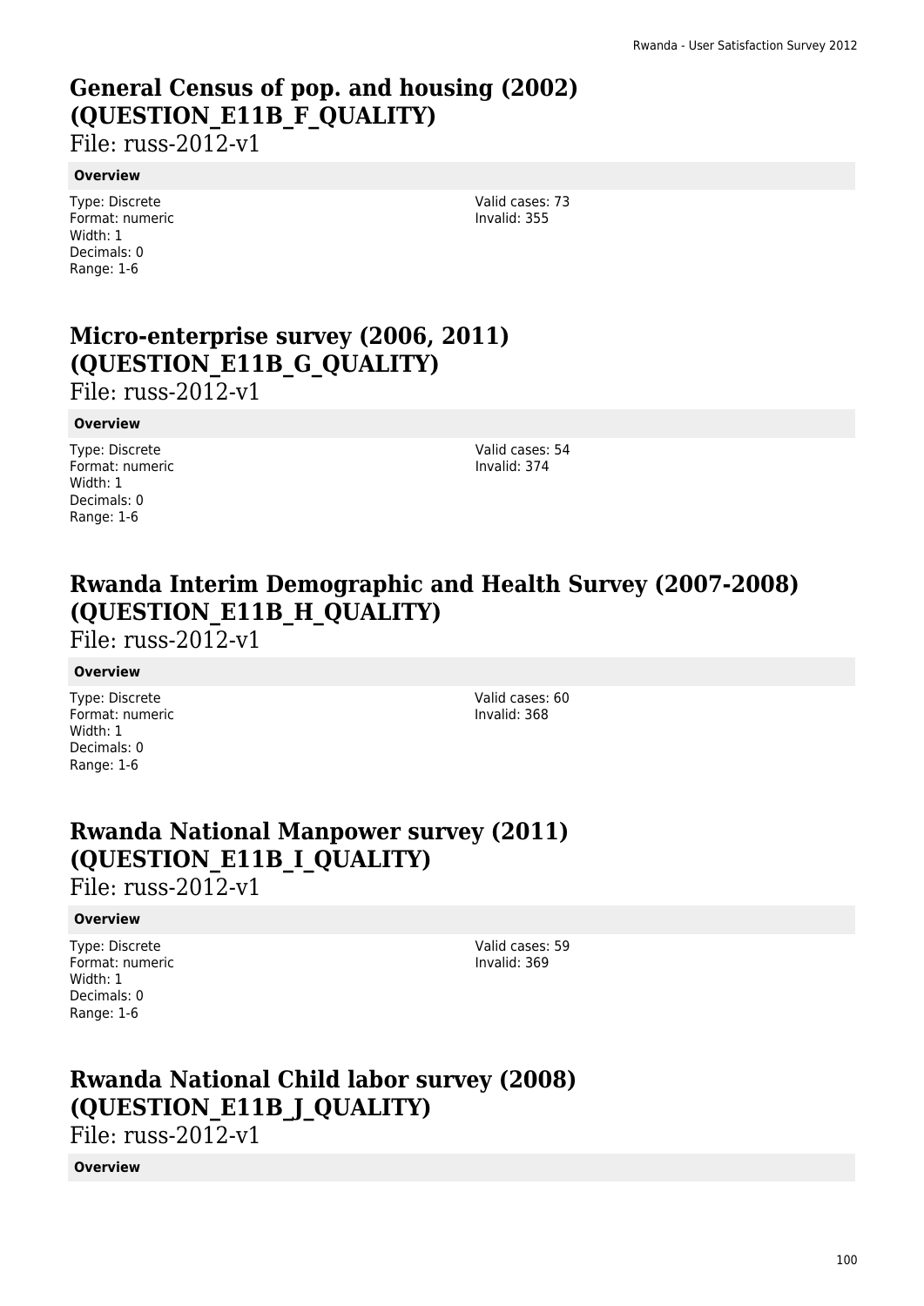# General Census of pop. and housing (2002) (QUESTION_E11B_F_QUALITY)

File: russ-2012-v1

**Overview**

Type: Discrete
Format: numeric
Width: 1
Decimals: 0
Range: 1-6

Valid cases: 73
Invalid: 355

# Micro-enterprise survey (2006, 2011) (QUESTION_E11B_G_QUALITY)

File: russ-2012-v1

**Overview**

Type: Discrete
Format: numeric
Width: 1
Decimals: 0
Range: 1-6

Valid cases: 54
Invalid: 374

# Rwanda Interim Demographic and Health Survey (2007-2008) (QUESTION_E11B_H_QUALITY)

File: russ-2012-v1

**Overview**

Type: Discrete
Format: numeric
Width: 1
Decimals: 0
Range: 1-6

Valid cases: 60
Invalid: 368

# Rwanda National Manpower survey (2011) (QUESTION_E11B_I_QUALITY)

File: russ-2012-v1

**Overview**

Type: Discrete
Format: numeric
Width: 1
Decimals: 0
Range: 1-6

Valid cases: 59
Invalid: 369

# Rwanda National Child labor survey (2008) (QUESTION_E11B_J_QUALITY)

File: russ-2012-v1

**Overview**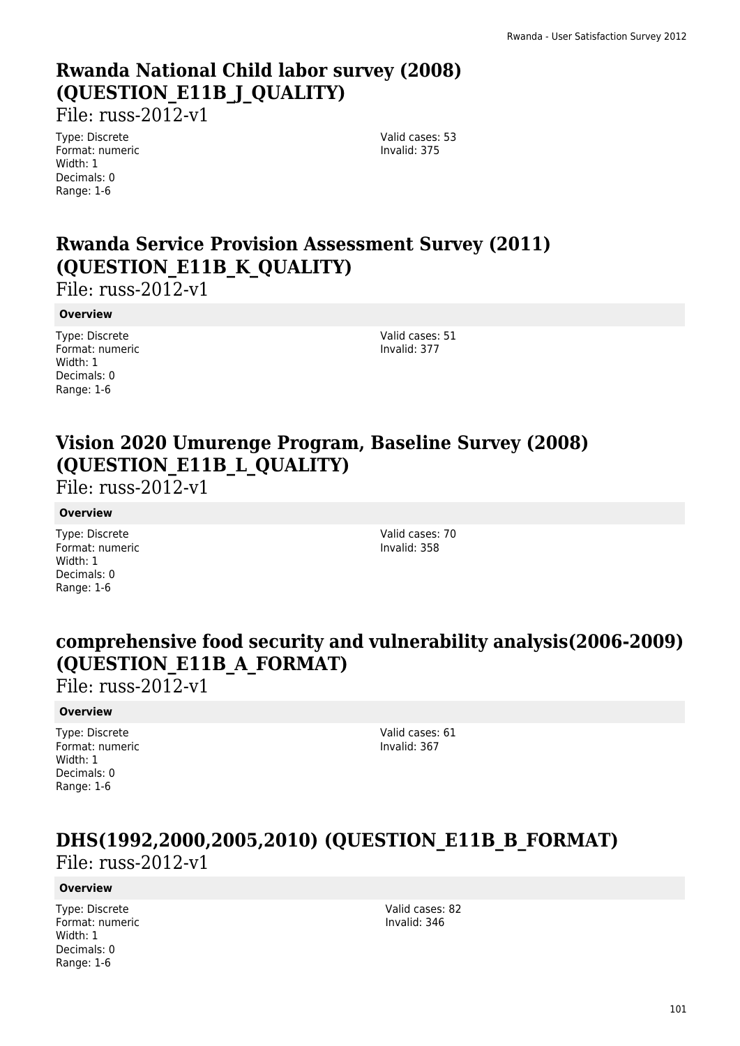## Rwanda National Child labor survey (2008) (QUESTION_E11B_J_QUALITY)

File: russ-2012-v1

Type: Discrete
Format: numeric
Width: 1
Decimals: 0
Range: 1-6

Valid cases: 53
Invalid: 375

## Rwanda Service Provision Assessment Survey (2011) (QUESTION_E11B_K_QUALITY)

File: russ-2012-v1

**Overview**

Type: Discrete
Format: numeric
Width: 1
Decimals: 0
Range: 1-6

Valid cases: 51
Invalid: 377

## Vision 2020 Umurenge Program, Baseline Survey (2008) (QUESTION_E11B_L_QUALITY)

File: russ-2012-v1

**Overview**

Type: Discrete
Format: numeric
Width: 1
Decimals: 0
Range: 1-6

Valid cases: 70
Invalid: 358

## comprehensive food security and vulnerability analysis(2006-2009) (QUESTION_E11B_A_FORMAT)

File: russ-2012-v1

**Overview**

Type: Discrete
Format: numeric
Width: 1
Decimals: 0
Range: 1-6

Valid cases: 61
Invalid: 367

## DHS(1992,2000,2005,2010) (QUESTION_E11B_B_FORMAT)

File: russ-2012-v1

**Overview**

Type: Discrete
Format: numeric
Width: 1
Decimals: 0
Range: 1-6

Valid cases: 82
Invalid: 346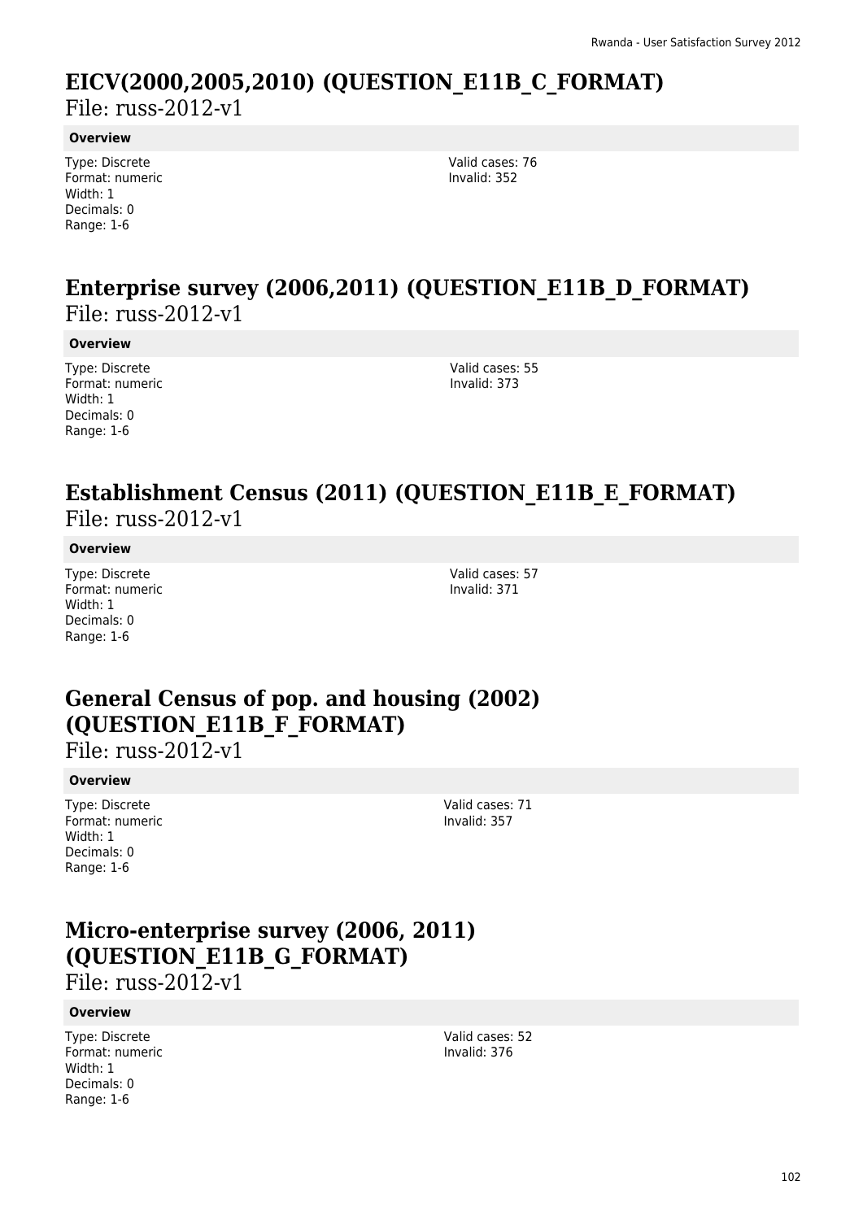# EICV(2000,2005,2010) (QUESTION_E11B_C_FORMAT)

File: russ-2012-v1

**Overview**

Type: Discrete
Format: numeric
Width: 1
Decimals: 0
Range: 1-6

Valid cases: 76
Invalid: 352

# Enterprise survey (2006,2011) (QUESTION_E11B_D_FORMAT)

File: russ-2012-v1

**Overview**

Type: Discrete
Format: numeric
Width: 1
Decimals: 0
Range: 1-6

Valid cases: 55
Invalid: 373

# Establishment Census (2011) (QUESTION_E11B_E_FORMAT)

File: russ-2012-v1

**Overview**

Type: Discrete
Format: numeric
Width: 1
Decimals: 0
Range: 1-6

Valid cases: 57
Invalid: 371

# General Census of pop. and housing (2002) (QUESTION_E11B_F_FORMAT)

File: russ-2012-v1

**Overview**

Type: Discrete
Format: numeric
Width: 1
Decimals: 0
Range: 1-6

Valid cases: 71
Invalid: 357

# Micro-enterprise survey (2006, 2011) (QUESTION_E11B_G_FORMAT)

File: russ-2012-v1

**Overview**

Type: Discrete
Format: numeric
Width: 1
Decimals: 0
Range: 1-6

Valid cases: 52
Invalid: 376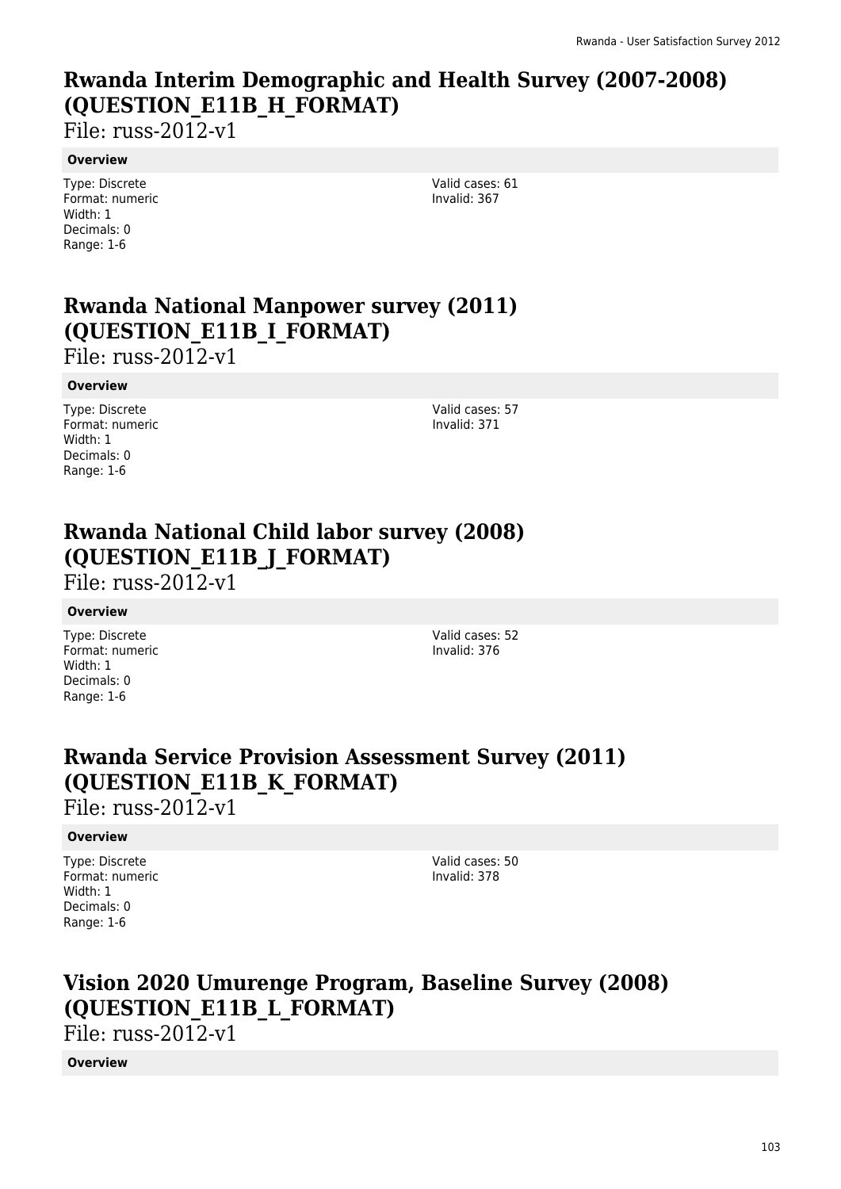# Rwanda Interim Demographic and Health Survey (2007-2008) (QUESTION_E11B_H_FORMAT)

File: russ-2012-v1

### Overview

Type: Discrete
Format: numeric
Width: 1
Decimals: 0
Range: 1-6

Valid cases: 61
Invalid: 367

# Rwanda National Manpower survey (2011) (QUESTION_E11B_I_FORMAT)

File: russ-2012-v1

### Overview

Type: Discrete
Format: numeric
Width: 1
Decimals: 0
Range: 1-6

Valid cases: 57
Invalid: 371

# Rwanda National Child labor survey (2008) (QUESTION_E11B_J_FORMAT)

File: russ-2012-v1

### Overview

Type: Discrete
Format: numeric
Width: 1
Decimals: 0
Range: 1-6

Valid cases: 52
Invalid: 376

# Rwanda Service Provision Assessment Survey (2011) (QUESTION_E11B_K_FORMAT)

File: russ-2012-v1

### Overview

Type: Discrete
Format: numeric
Width: 1
Decimals: 0
Range: 1-6

Valid cases: 50
Invalid: 378

# Vision 2020 Umurenge Program, Baseline Survey (2008) (QUESTION_E11B_L_FORMAT)

File: russ-2012-v1

### Overview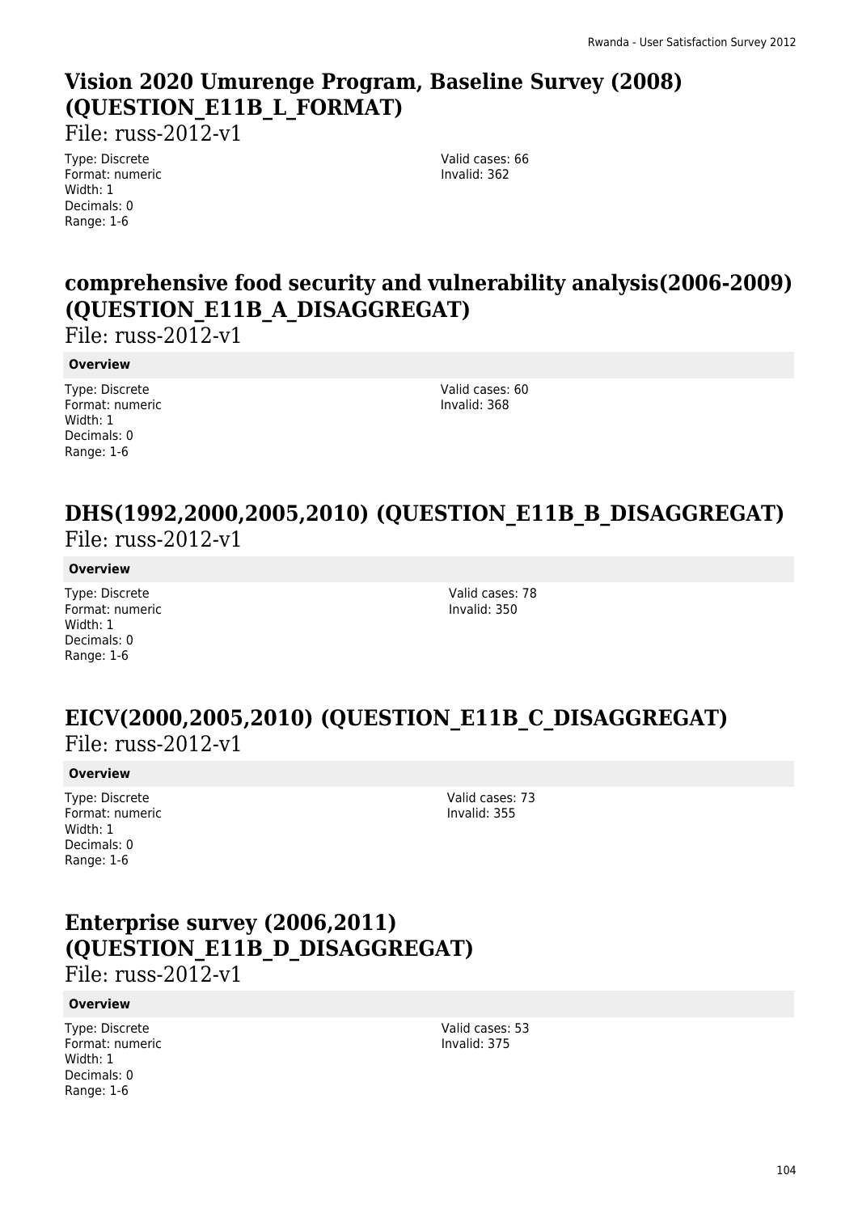## Vision 2020 Umurenge Program, Baseline Survey (2008) (QUESTION_E11B_L_FORMAT)

File: russ-2012-v1

Type: Discrete
Format: numeric
Width: 1
Decimals: 0
Range: 1-6

Valid cases: 66
Invalid: 362

## comprehensive food security and vulnerability analysis(2006-2009) (QUESTION_E11B_A_DISAGGREGAT)

File: russ-2012-v1

**Overview**

Type: Discrete
Format: numeric
Width: 1
Decimals: 0
Range: 1-6

Valid cases: 60
Invalid: 368

## DHS(1992,2000,2005,2010) (QUESTION_E11B_B_DISAGGREGAT)

File: russ-2012-v1

**Overview**

Type: Discrete
Format: numeric
Width: 1
Decimals: 0
Range: 1-6

Valid cases: 78
Invalid: 350

## EICV(2000,2005,2010) (QUESTION_E11B_C_DISAGGREGAT)

File: russ-2012-v1

**Overview**

Type: Discrete
Format: numeric
Width: 1
Decimals: 0
Range: 1-6

Valid cases: 73
Invalid: 355

## Enterprise survey (2006,2011) (QUESTION_E11B_D_DISAGGREGAT)

File: russ-2012-v1

**Overview**

Type: Discrete
Format: numeric
Width: 1
Decimals: 0
Range: 1-6

Valid cases: 53
Invalid: 375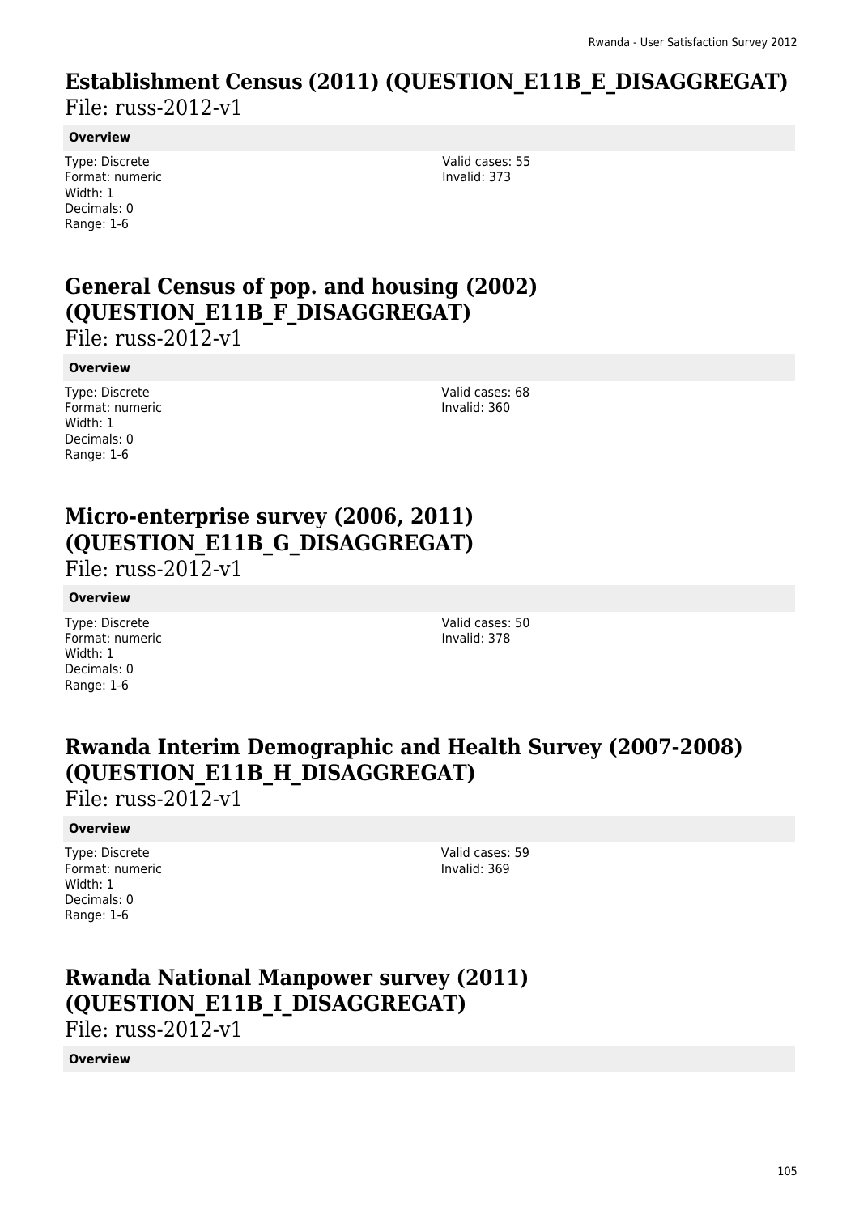# Establishment Census (2011) (QUESTION_E11B_E_DISAGGREGAT)

File: russ-2012-v1

#### Overview

Type: Discrete
Format: numeric
Width: 1
Decimals: 0
Range: 1-6

Valid cases: 55
Invalid: 373

# General Census of pop. and housing (2002) (QUESTION_E11B_F_DISAGGREGAT)

File: russ-2012-v1

#### Overview

Type: Discrete
Format: numeric
Width: 1
Decimals: 0
Range: 1-6

Valid cases: 68
Invalid: 360

# Micro-enterprise survey (2006, 2011) (QUESTION_E11B_G_DISAGGREGAT)

File: russ-2012-v1

#### Overview

Type: Discrete
Format: numeric
Width: 1
Decimals: 0
Range: 1-6

Valid cases: 50
Invalid: 378

# Rwanda Interim Demographic and Health Survey (2007-2008) (QUESTION_E11B_H_DISAGGREGAT)

File: russ-2012-v1

#### Overview

Type: Discrete
Format: numeric
Width: 1
Decimals: 0
Range: 1-6

Valid cases: 59
Invalid: 369

# Rwanda National Manpower survey (2011) (QUESTION_E11B_I_DISAGGREGAT)

File: russ-2012-v1

#### Overview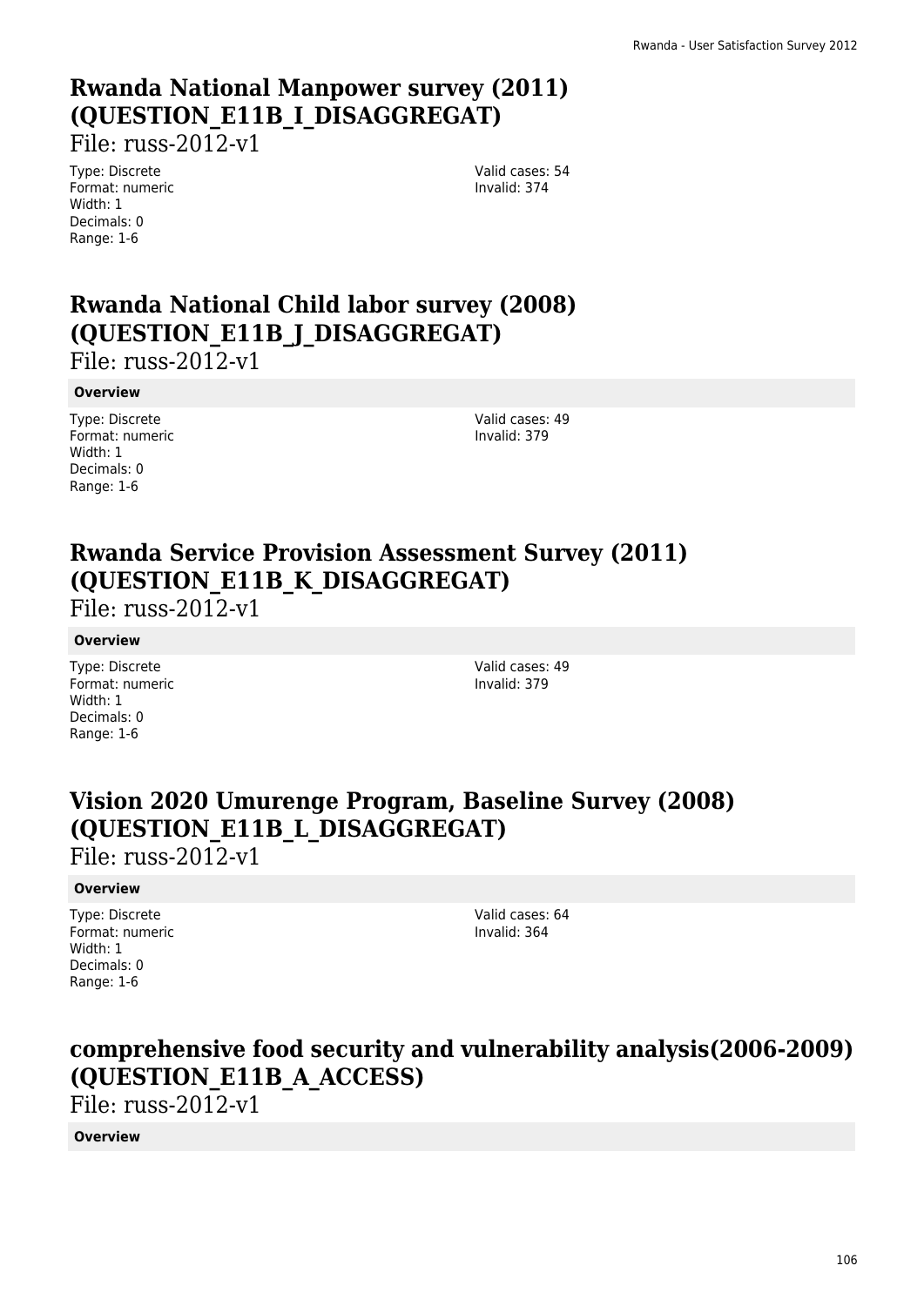# Rwanda National Manpower survey (2011) (QUESTION_E11B_I_DISAGGREGAT)

File: russ-2012-v1

Type: Discrete
Format: numeric
Width: 1
Decimals: 0
Range: 1-6

Valid cases: 54
Invalid: 374

# Rwanda National Child labor survey (2008) (QUESTION_E11B_J_DISAGGREGAT)

File: russ-2012-v1

**Overview**

Type: Discrete
Format: numeric
Width: 1
Decimals: 0
Range: 1-6

Valid cases: 49
Invalid: 379

# Rwanda Service Provision Assessment Survey (2011) (QUESTION_E11B_K_DISAGGREGAT)

File: russ-2012-v1

**Overview**

Type: Discrete
Format: numeric
Width: 1
Decimals: 0
Range: 1-6

Valid cases: 49
Invalid: 379

# Vision 2020 Umurenge Program, Baseline Survey (2008) (QUESTION_E11B_L_DISAGGREGAT)

File: russ-2012-v1

**Overview**

Type: Discrete
Format: numeric
Width: 1
Decimals: 0
Range: 1-6

Valid cases: 64
Invalid: 364

# comprehensive food security and vulnerability analysis(2006-2009) (QUESTION_E11B_A_ACCESS)

File: russ-2012-v1

**Overview**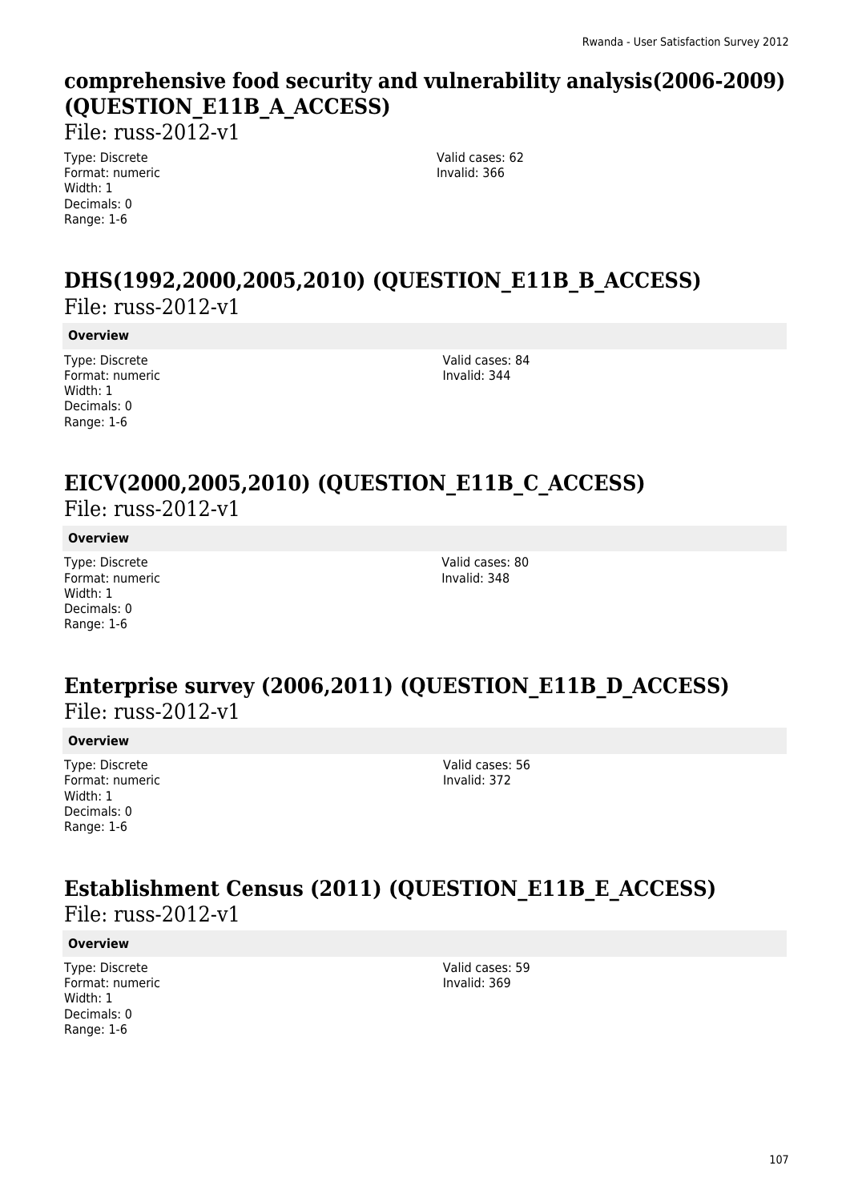## comprehensive food security and vulnerability analysis(2006-2009) (QUESTION_E11B_A_ACCESS)

File: russ-2012-v1

Type: Discrete
Format: numeric
Width: 1
Decimals: 0
Range: 1-6

Valid cases: 62
Invalid: 366

## DHS(1992,2000,2005,2010) (QUESTION_E11B_B_ACCESS)

File: russ-2012-v1

**Overview**

Type: Discrete
Format: numeric
Width: 1
Decimals: 0
Range: 1-6

Valid cases: 84
Invalid: 344

## EICV(2000,2005,2010) (QUESTION_E11B_C_ACCESS)

File: russ-2012-v1

**Overview**

Type: Discrete
Format: numeric
Width: 1
Decimals: 0
Range: 1-6

Valid cases: 80
Invalid: 348

## Enterprise survey (2006,2011) (QUESTION_E11B_D_ACCESS)

File: russ-2012-v1

**Overview**

Type: Discrete
Format: numeric
Width: 1
Decimals: 0
Range: 1-6

Valid cases: 56
Invalid: 372

## Establishment Census (2011) (QUESTION_E11B_E_ACCESS)

File: russ-2012-v1

**Overview**

Type: Discrete
Format: numeric
Width: 1
Decimals: 0
Range: 1-6

Valid cases: 59
Invalid: 369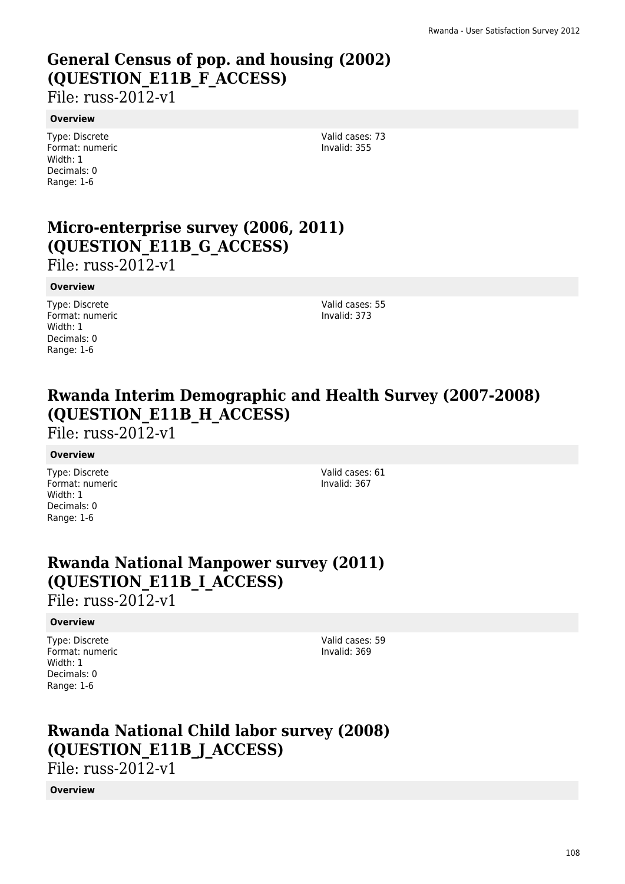# General Census of pop. and housing (2002) (QUESTION_E11B_F_ACCESS)

File: russ-2012-v1

**Overview**

Type: Discrete
Format: numeric
Width: 1
Decimals: 0
Range: 1-6

Valid cases: 73
Invalid: 355

# Micro-enterprise survey (2006, 2011) (QUESTION_E11B_G_ACCESS)

File: russ-2012-v1

**Overview**

Type: Discrete
Format: numeric
Width: 1
Decimals: 0
Range: 1-6

Valid cases: 55
Invalid: 373

# Rwanda Interim Demographic and Health Survey (2007-2008) (QUESTION_E11B_H_ACCESS)

File: russ-2012-v1

**Overview**

Type: Discrete
Format: numeric
Width: 1
Decimals: 0
Range: 1-6

Valid cases: 61
Invalid: 367

# Rwanda National Manpower survey (2011) (QUESTION_E11B_I_ACCESS)

File: russ-2012-v1

**Overview**

Type: Discrete
Format: numeric
Width: 1
Decimals: 0
Range: 1-6

Valid cases: 59
Invalid: 369

# Rwanda National Child labor survey (2008) (QUESTION_E11B_J_ACCESS)

File: russ-2012-v1

**Overview**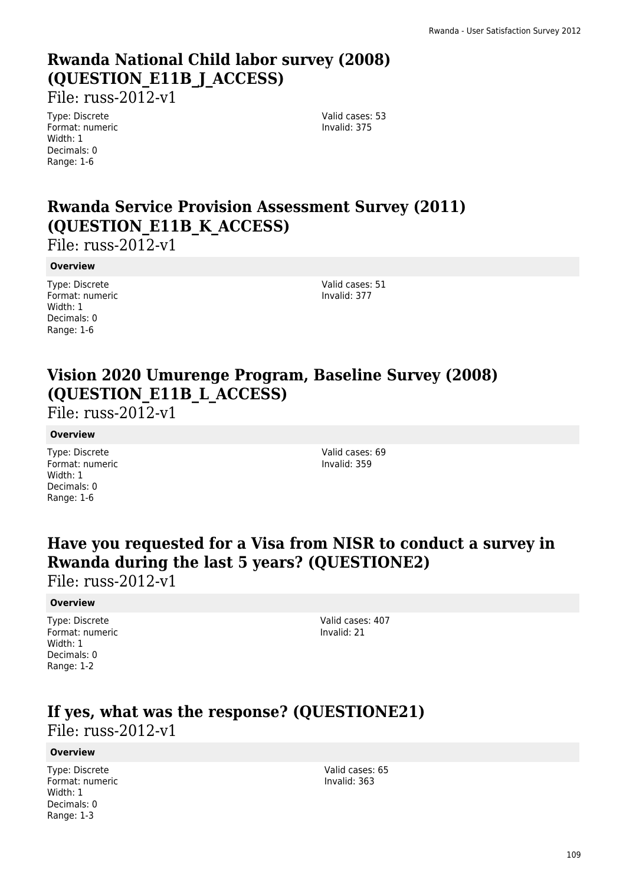# Rwanda National Child labor survey (2008) (QUESTION_E11B_J_ACCESS)

File: russ-2012-v1

Type: Discrete
Format: numeric
Width: 1
Decimals: 0
Range: 1-6

Valid cases: 53
Invalid: 375

# Rwanda Service Provision Assessment Survey (2011) (QUESTION_E11B_K_ACCESS)

File: russ-2012-v1

**Overview**

Type: Discrete
Format: numeric
Width: 1
Decimals: 0
Range: 1-6

Valid cases: 51
Invalid: 377

# Vision 2020 Umurenge Program, Baseline Survey (2008) (QUESTION_E11B_L_ACCESS)

File: russ-2012-v1

**Overview**

Type: Discrete
Format: numeric
Width: 1
Decimals: 0
Range: 1-6

Valid cases: 69
Invalid: 359

# Have you requested for a Visa from NISR to conduct a survey in Rwanda during the last 5 years? (QUESTIONE2)

File: russ-2012-v1

**Overview**

Type: Discrete
Format: numeric
Width: 1
Decimals: 0
Range: 1-2

Valid cases: 407
Invalid: 21

# If yes, what was the response? (QUESTIONE21)

File: russ-2012-v1

**Overview**

Type: Discrete
Format: numeric
Width: 1
Decimals: 0
Range: 1-3

Valid cases: 65
Invalid: 363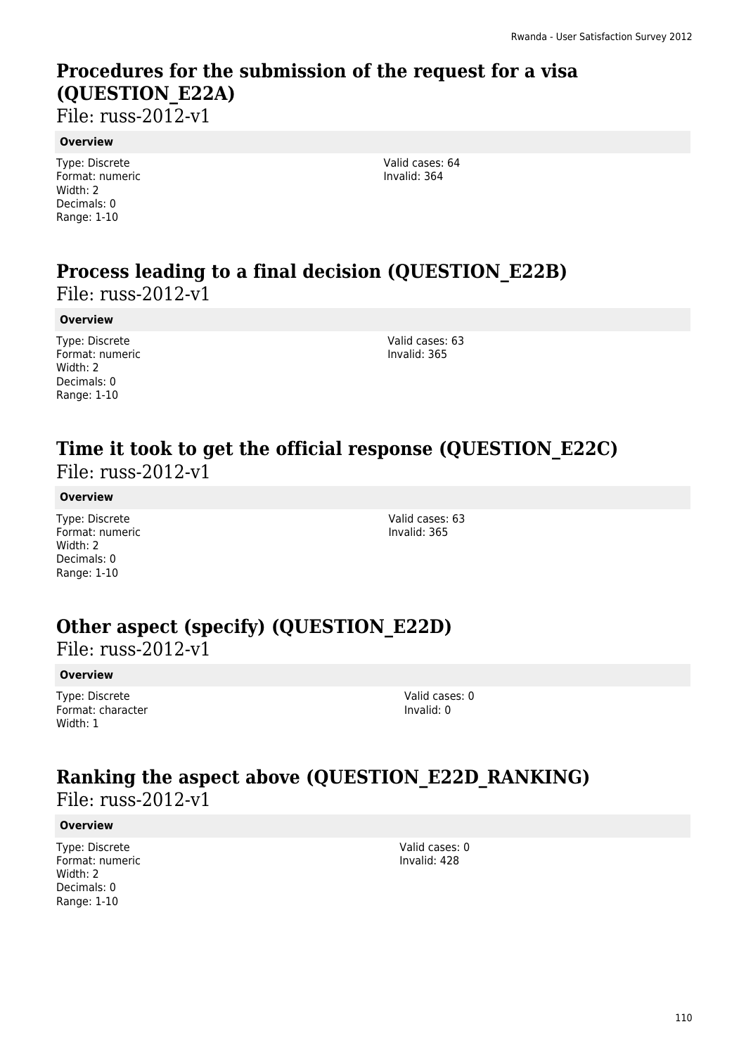# Procedures for the submission of the request for a visa (QUESTION_E22A)

File: russ-2012-v1

### Overview

Type: Discrete
Format: numeric
Width: 2
Decimals: 0
Range: 1-10

Valid cases: 64
Invalid: 364

# Process leading to a final decision (QUESTION_E22B)

File: russ-2012-v1

### Overview

Type: Discrete
Format: numeric
Width: 2
Decimals: 0
Range: 1-10

Valid cases: 63
Invalid: 365

# Time it took to get the official response (QUESTION_E22C)

File: russ-2012-v1

### Overview

Type: Discrete
Format: numeric
Width: 2
Decimals: 0
Range: 1-10

Valid cases: 63
Invalid: 365

# Other aspect (specify) (QUESTION_E22D)

File: russ-2012-v1

### Overview

Type: Discrete
Format: character
Width: 1

Valid cases: 0
Invalid: 0

# Ranking the aspect above (QUESTION_E22D_RANKING)

File: russ-2012-v1

### Overview

Type: Discrete
Format: numeric
Width: 2
Decimals: 0
Range: 1-10

Valid cases: 0
Invalid: 428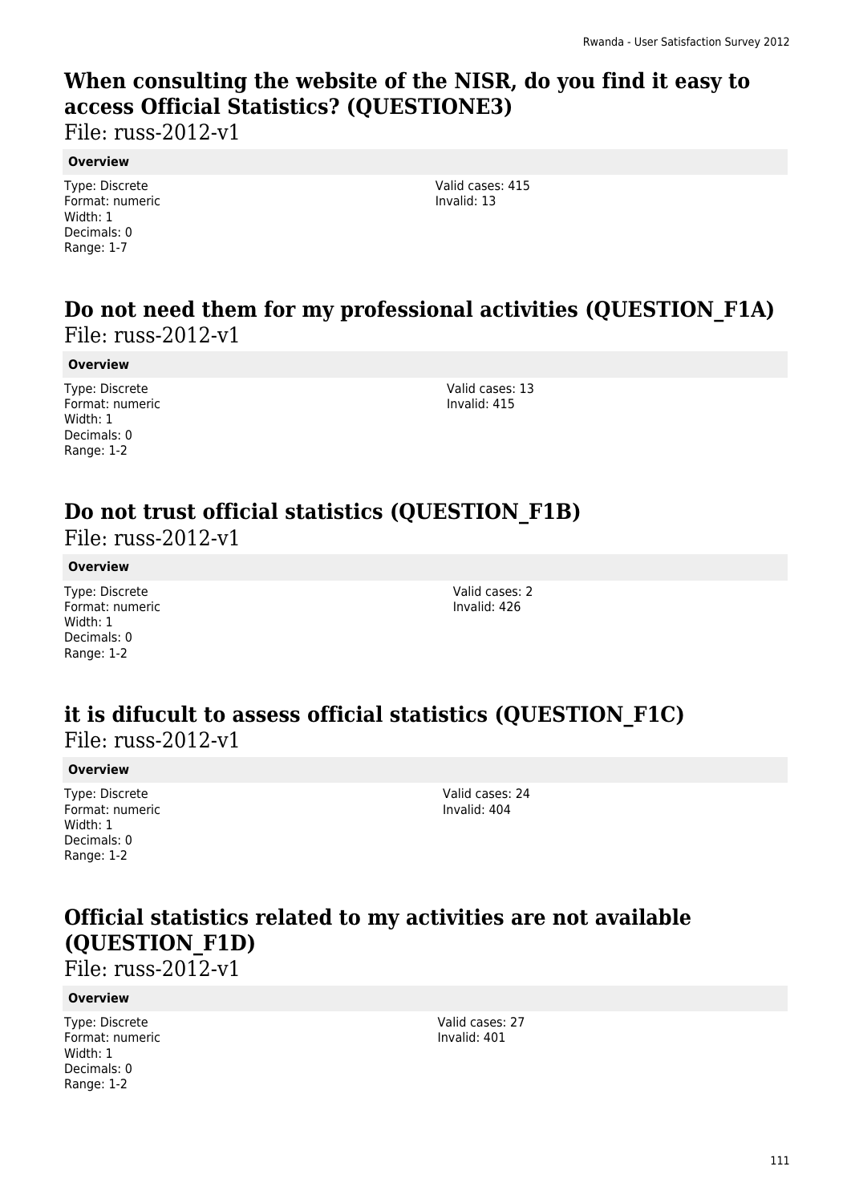## When consulting the website of the NISR, do you find it easy to access Official Statistics? (QUESTIONE3)

File: russ-2012-v1

**Overview**

Type: Discrete
Format: numeric
Width: 1
Decimals: 0
Range: 1-7

Valid cases: 415
Invalid: 13

## Do not need them for my professional activities (QUESTION_F1A)

File: russ-2012-v1

**Overview**

Type: Discrete
Format: numeric
Width: 1
Decimals: 0
Range: 1-2

Valid cases: 13
Invalid: 415

## Do not trust official statistics (QUESTION_F1B)

File: russ-2012-v1

**Overview**

Type: Discrete
Format: numeric
Width: 1
Decimals: 0
Range: 1-2

Valid cases: 2
Invalid: 426

## it is difucult to assess official statistics (QUESTION_F1C)

File: russ-2012-v1

**Overview**

Type: Discrete
Format: numeric
Width: 1
Decimals: 0
Range: 1-2

Valid cases: 24
Invalid: 404

## Official statistics related to my activities are not available (QUESTION_F1D)

File: russ-2012-v1

**Overview**

Type: Discrete
Format: numeric
Width: 1
Decimals: 0
Range: 1-2

Valid cases: 27
Invalid: 401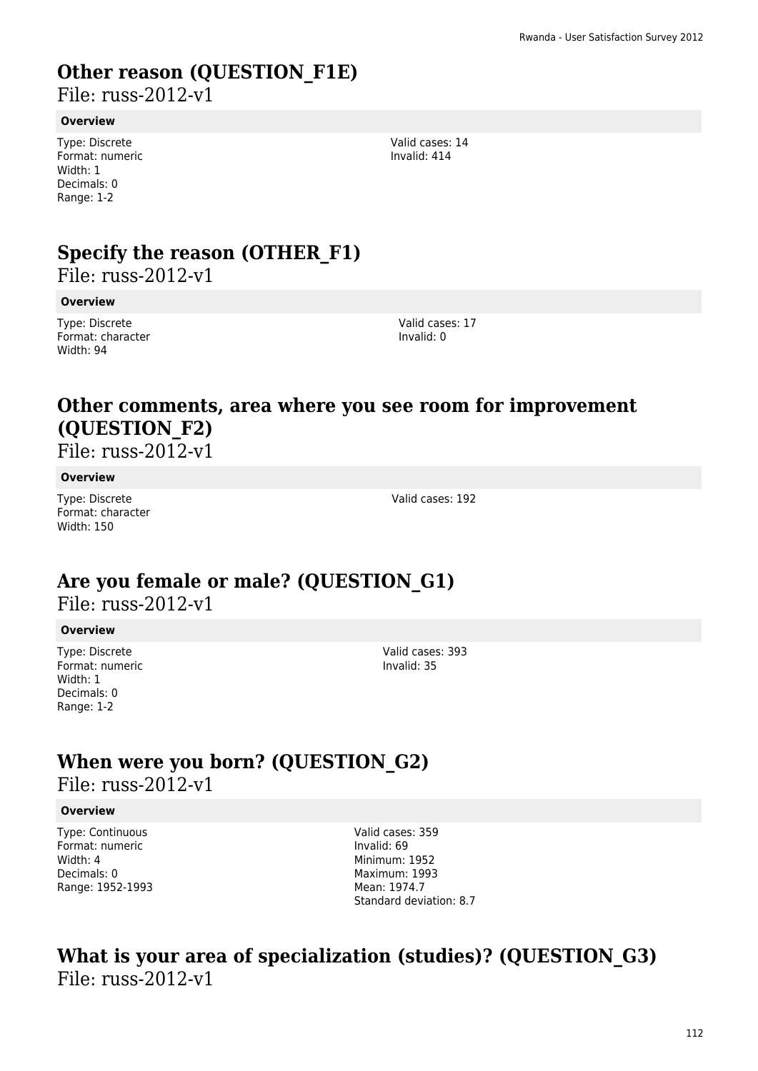## Other reason (QUESTION_F1E)

File: russ-2012-v1

**Overview**

Type: Discrete
Format: numeric
Width: 1
Decimals: 0
Range: 1-2

Valid cases: 14
Invalid: 414

## Specify the reason (OTHER_F1)

File: russ-2012-v1

**Overview**

Type: Discrete
Format: character
Width: 94

Valid cases: 17
Invalid: 0

## Other comments, area where you see room for improvement (QUESTION_F2)

File: russ-2012-v1

**Overview**

Type: Discrete
Format: character
Width: 150

Valid cases: 192

## Are you female or male? (QUESTION_G1)

File: russ-2012-v1

**Overview**

Type: Discrete
Format: numeric
Width: 1
Decimals: 0
Range: 1-2

Valid cases: 393
Invalid: 35

## When were you born? (QUESTION_G2)

File: russ-2012-v1

**Overview**

Type: Continuous
Format: numeric
Width: 4
Decimals: 0
Range: 1952-1993

Valid cases: 359
Invalid: 69
Minimum: 1952
Maximum: 1993
Mean: 1974.7
Standard deviation: 8.7

## What is your area of specialization (studies)? (QUESTION_G3)

File: russ-2012-v1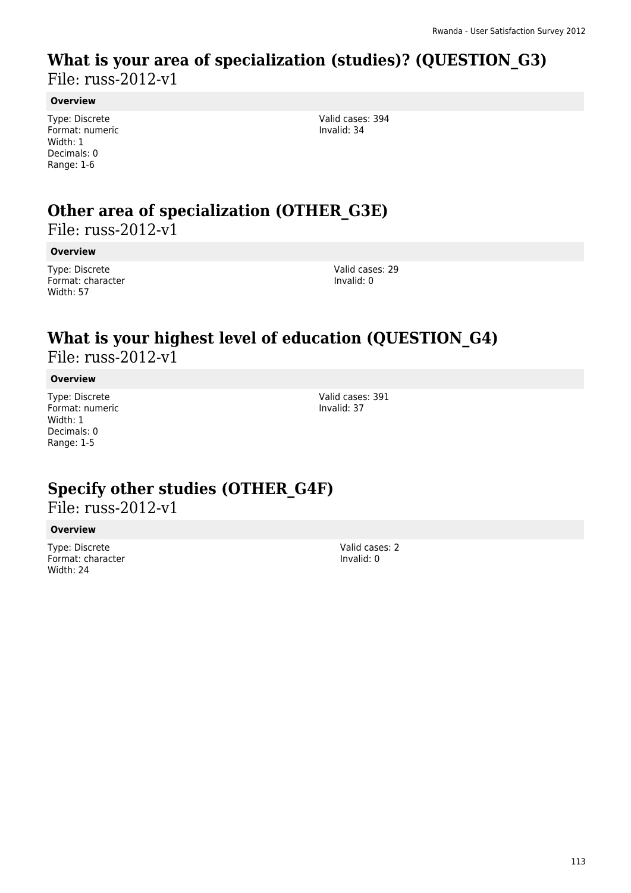## What is your area of specialization (studies)? (QUESTION_G3)

File: russ-2012-v1

**Overview**

Type: Discrete
Format: numeric
Width: 1
Decimals: 0
Range: 1-6

Valid cases: 394
Invalid: 34

## Other area of specialization (OTHER_G3E)

File: russ-2012-v1

**Overview**

Type: Discrete
Format: character
Width: 57

Valid cases: 29
Invalid: 0

## What is your highest level of education (QUESTION_G4)

File: russ-2012-v1

**Overview**

Type: Discrete
Format: numeric
Width: 1
Decimals: 0
Range: 1-5

Valid cases: 391
Invalid: 37

## Specify other studies (OTHER_G4F)

File: russ-2012-v1

**Overview**

Type: Discrete
Format: character
Width: 24

Valid cases: 2
Invalid: 0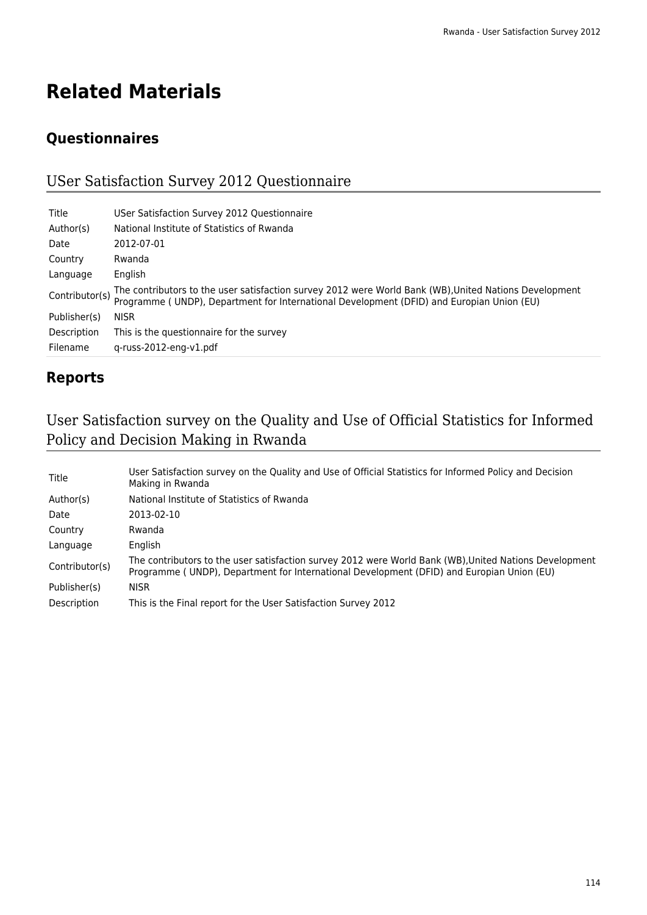# Related Materials

## Questionnaires

### USer Satisfaction Survey 2012 Questionnaire

| | |
|---|---|
| Title | USer Satisfaction Survey 2012 Questionnaire |
| Author(s) | National Institute of Statistics of Rwanda |
| Date | 2012-07-01 |
| Country | Rwanda |
| Language | English |
| Contributor(s) | The contributors to the user satisfaction survey 2012 were World Bank (WB),United Nations Development Programme ( UNDP), Department for International Development (DFID) and Europian Union (EU) |
| Publisher(s) | NISR |
| Description | This is the questionnaire for the survey |
| Filename | q-russ-2012-eng-v1.pdf |

## Reports

### User Satisfaction survey on the Quality and Use of Official Statistics for Informed Policy and Decision Making in Rwanda

| | |
|---|---|
| Title | User Satisfaction survey on the Quality and Use of Official Statistics for Informed Policy and Decision Making in Rwanda |
| Author(s) | National Institute of Statistics of Rwanda |
| Date | 2013-02-10 |
| Country | Rwanda |
| Language | English |
| Contributor(s) | The contributors to the user satisfaction survey 2012 were World Bank (WB),United Nations Development Programme ( UNDP), Department for International Development (DFID) and Europian Union (EU) |
| Publisher(s) | NISR |
| Description | This is the Final report for the User Satisfaction Survey 2012 |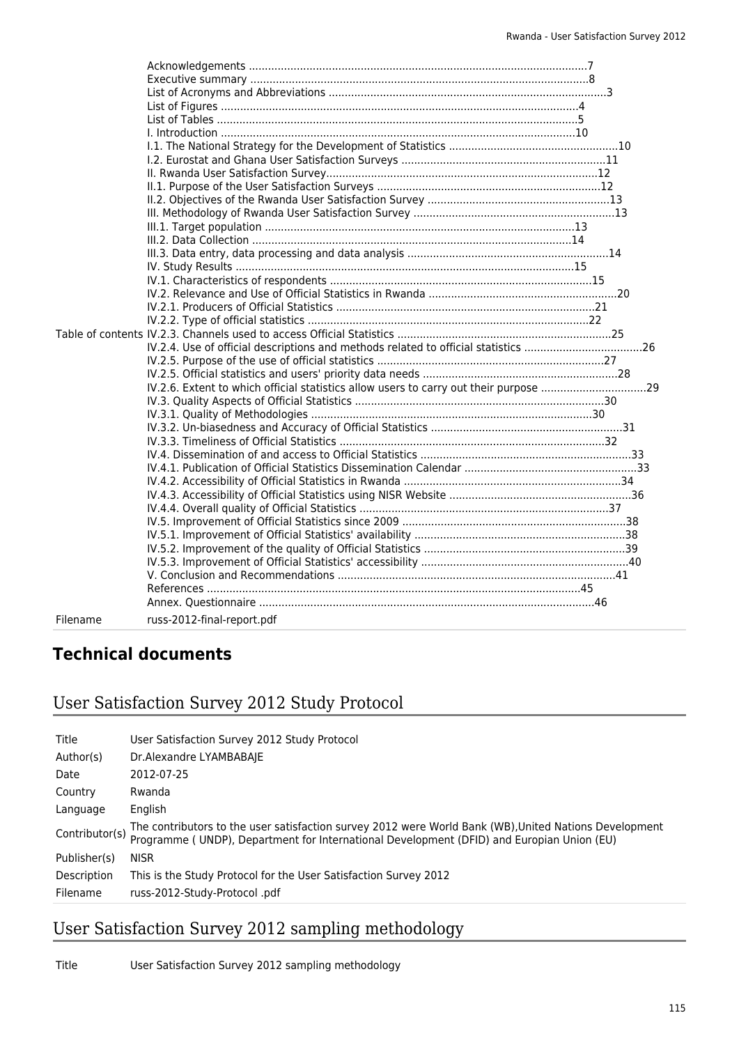| | |
|---|---|
| Table of contents | Acknowledgements ........................................................................................................7<br>Executive summary .........................................................................................................8<br>List of Acronyms and Abbreviations .......................................................................................3<br>List of Figures ...............................................................................................................4<br>List of Tables ................................................................................................................5<br>I. Introduction ..............................................................................................................10<br>I.1. The National Strategy for the Development of Statistics .....................................................10<br>I.2. Eurostat and Ghana User Satisfaction Surveys ................................................................11<br>II. Rwanda User Satisfaction Survey.....................................................................................12<br>II.1. Purpose of the User Satisfaction Surveys .....................................................................12<br>II.2. Objectives of the Rwanda User Satisfaction Survey .........................................................13<br>III. Methodology of Rwanda User Satisfaction Survey ...............................................................13<br>III.1. Target population .................................................................................................13<br>III.2. Data Collection ....................................................................................................14<br>III.3. Data entry, data processing and data analysis ...............................................................14<br>IV. Study Results ..........................................................................................................15<br>IV.1. Characteristics of respondents ..................................................................................15<br>IV.2. Relevance and Use of Official Statistics in Rwanda ...........................................................20<br>IV.2.1. Producers of Official Statistics .................................................................................21<br>IV.2.2. Type of official statistics .......................................................................................22<br>IV.2.3. Channels used to access Official Statistics ..................................................................25<br>IV.2.4. Use of official descriptions and methods related to official statistics ....................................26<br>IV.2.5. Purpose of the use of official statistics ......................................................................27<br>IV.2.5. Official statistics and users' priority data needs ............................................................28<br>IV.2.6. Extent to which official statistics allow users to carry out their purpose .................................29<br>IV.3. Quality Aspects of Official Statistics .............................................................................30<br>IV.3.1. Quality of Methodologies .......................................................................................30<br>IV.3.2. Un-biasedness and Accuracy of Official Statistics ...........................................................31<br>IV.3.3. Timeliness of Official Statistics ..................................................................................32<br>IV.4. Dissemination of and access to Official Statistics ..............................................................33<br>IV.4.1. Publication of Official Statistics Dissemination Calendar ...................................................33<br>IV.4.2. Accessibility of Official Statistics in Rwanda ..................................................................34<br>IV.4.3. Accessibility of Official Statistics using NISR Website .......................................................36<br>IV.4.4. Overall quality of Official Statistics .............................................................................37<br>IV.5. Improvement of Official Statistics since 2009 ....................................................................38<br>IV.5.1. Improvement of Official Statistics' availability ................................................................38<br>IV.5.2. Improvement of the quality of Official Statistics ..............................................................39<br>IV.5.3. Improvement of Official Statistics' accessibility ...............................................................40<br>V. Conclusion and Recommendations ......................................................................................41<br>References ....................................................................................................................45<br>Annex. Questionnaire .......................................................................................................46 |
| Filename | russ-2012-final-report.pdf |

## Technical documents

### User Satisfaction Survey 2012 Study Protocol

| | |
|---|---|
| Title | User Satisfaction Survey 2012 Study Protocol |
| Author(s) | Dr.Alexandre LYAMBABAJE |
| Date | 2012-07-25 |
| Country | Rwanda |
| Language | English |
| Contributor(s) | The contributors to the user satisfaction survey 2012 were World Bank (WB),United Nations Development Programme ( UNDP), Department for International Development (DFID) and Europian Union (EU) |
| Publisher(s) | NISR |
| Description | This is the Study Protocol for the User Satisfaction Survey 2012 |
| Filename | russ-2012-Study-Protocol .pdf |

### User Satisfaction Survey 2012 sampling methodology

| | |
|---|---|
| Title | User Satisfaction Survey 2012 sampling methodology |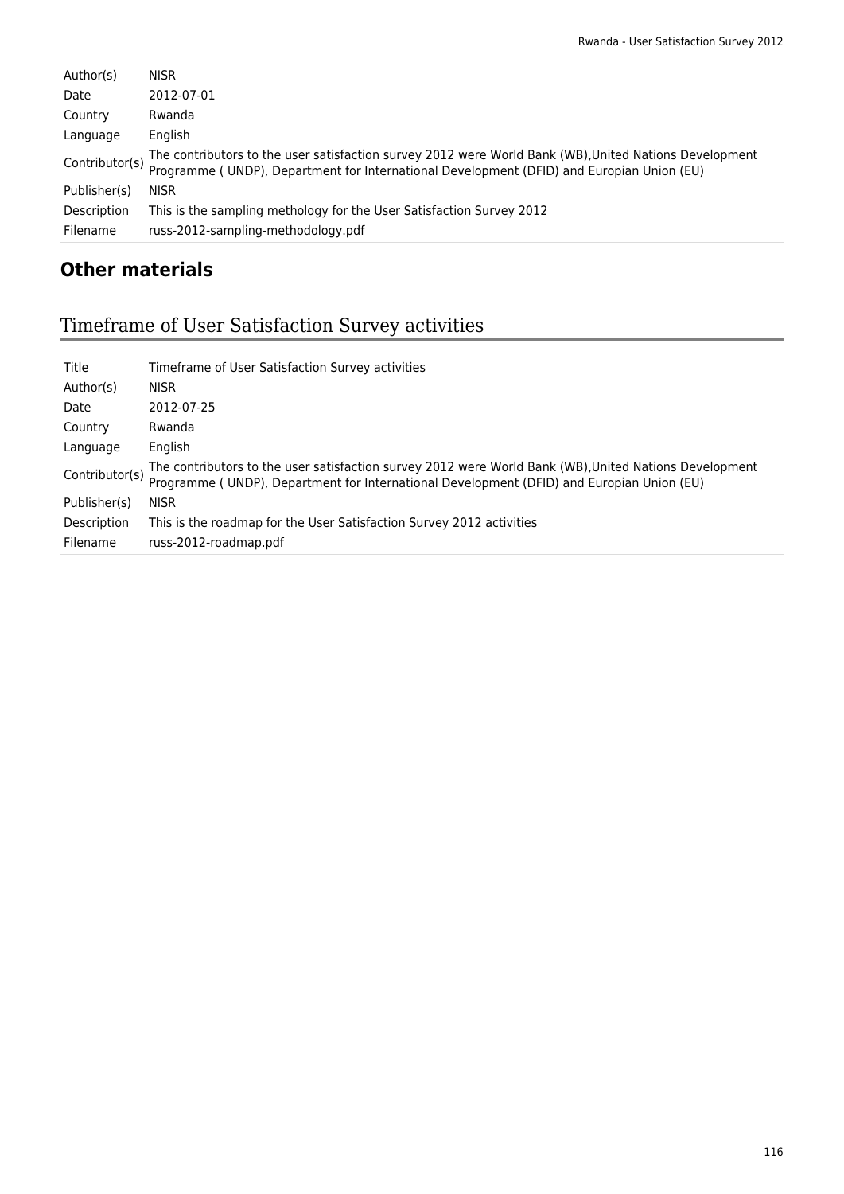| | |
|---|---|
| Author(s) | NISR |
| Date | 2012-07-01 |
| Country | Rwanda |
| Language | English |
| Contributor(s) | The contributors to the user satisfaction survey 2012 were World Bank (WB),United Nations Development Programme ( UNDP), Department for International Development (DFID) and Europian Union (EU) |
| Publisher(s) | NISR |
| Description | This is the sampling methology for the User Satisfaction Survey 2012 |
| Filename | russ-2012-sampling-methodology.pdf |

## Other materials

### Timeframe of User Satisfaction Survey activities

| | |
|---|---|
| Title | Timeframe of User Satisfaction Survey activities |
| Author(s) | NISR |
| Date | 2012-07-25 |
| Country | Rwanda |
| Language | English |
| Contributor(s) | The contributors to the user satisfaction survey 2012 were World Bank (WB),United Nations Development Programme ( UNDP), Department for International Development (DFID) and Europian Union (EU) |
| Publisher(s) | NISR |
| Description | This is the roadmap for the User Satisfaction Survey 2012 activities |
| Filename | russ-2012-roadmap.pdf |